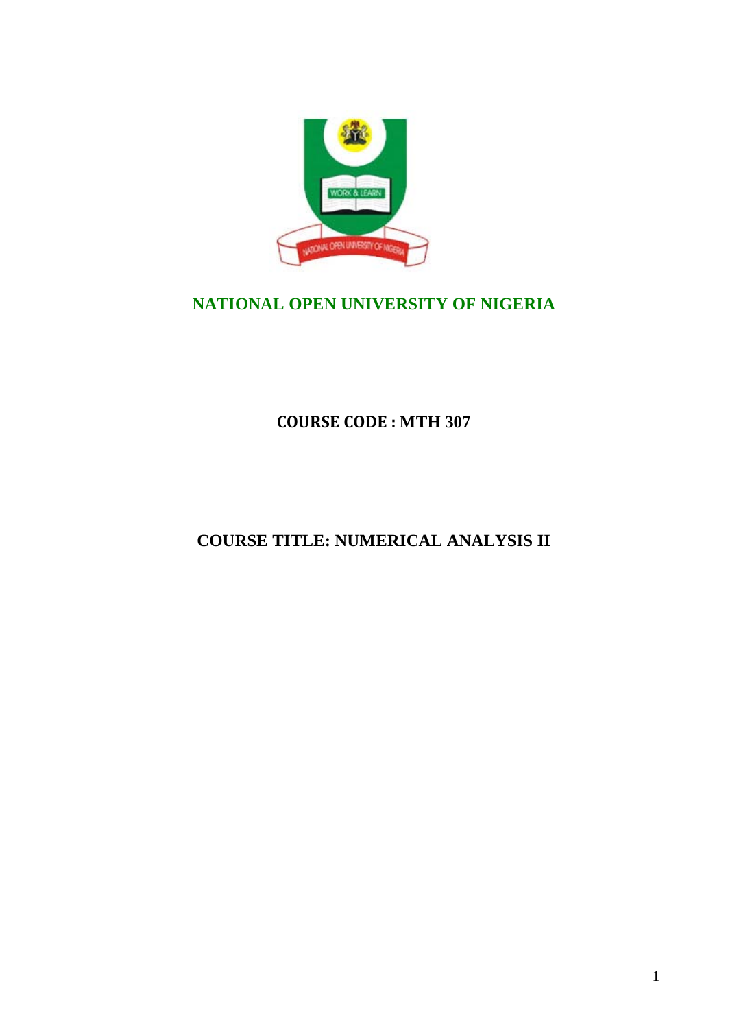# NATIONAL OPEN UNIVERSITY OF NIGERIA

**COURSE CODE : MTH 307**

**COURSE TITLE: NUMERICAL ANALYSIS II**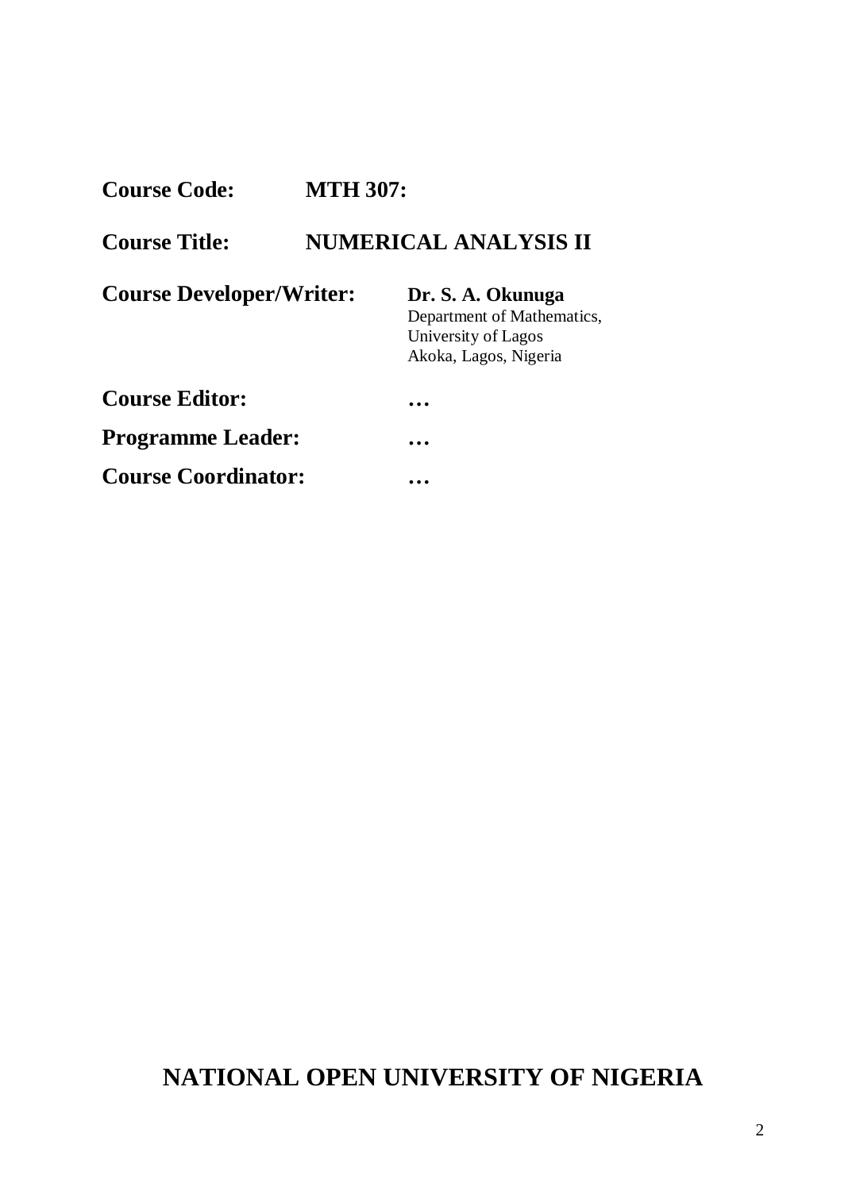**Course Code:** **MTH 307:**

**Course Title:** **NUMERICAL ANALYSIS II**

**Course Developer/Writer:** **Dr. S. A. Okunuga**
Department of Mathematics,
University of Lagos
Akoka, Lagos, Nigeria

**Course Editor:** **…**

**Programme Leader:** **…**

**Course Coordinator:** **…**

## NATIONAL OPEN UNIVERSITY OF NIGERIA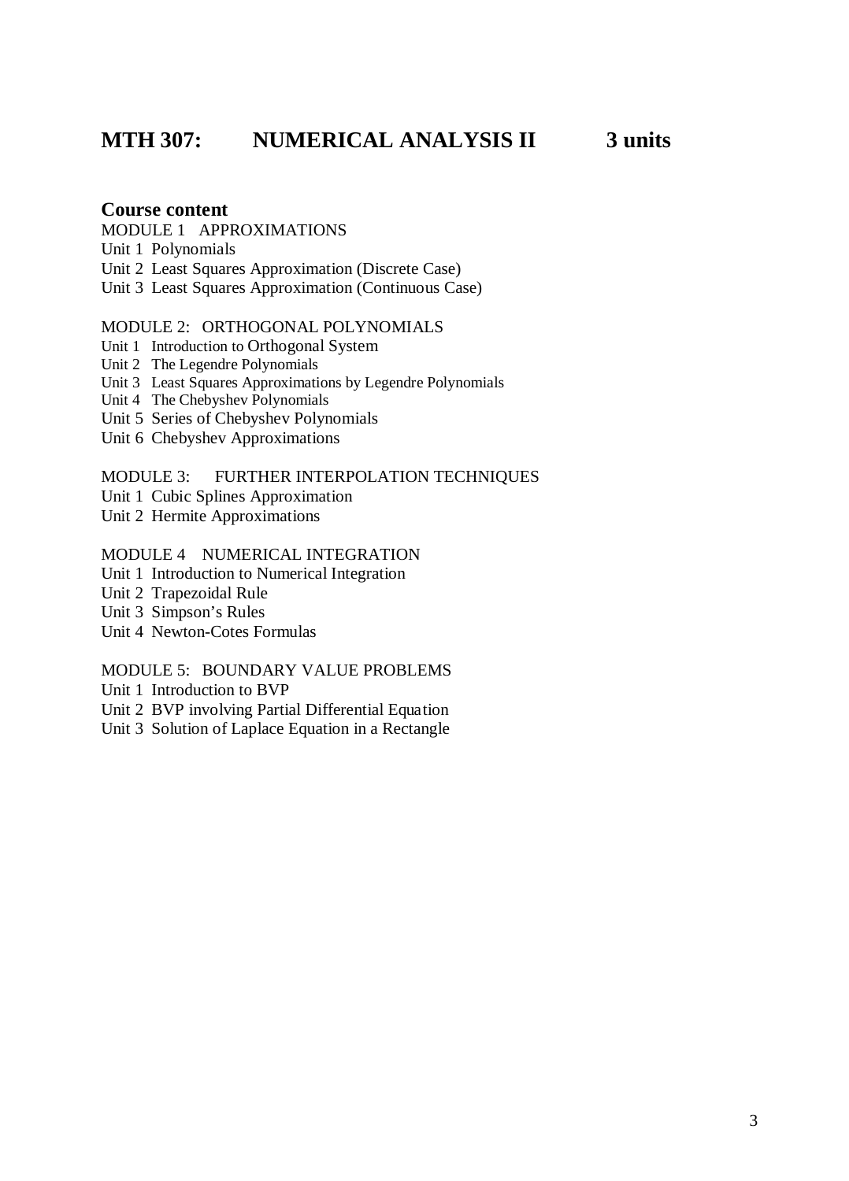# MTH 307: NUMERICAL ANALYSIS II 3 units

## Course content

MODULE 1 APPROXIMATIONS

Unit 1 Polynomials

Unit 2 Least Squares Approximation (Discrete Case)

Unit 3 Least Squares Approximation (Continuous Case)

MODULE 2: ORTHOGONAL POLYNOMIALS

Unit 1 Introduction to Orthogonal System

Unit 2 The Legendre Polynomials

Unit 3 Least Squares Approximations by Legendre Polynomials

Unit 4 The Chebyshev Polynomials

Unit 5 Series of Chebyshev Polynomials

Unit 6 Chebyshev Approximations

MODULE 3: FURTHER INTERPOLATION TECHNIQUES

Unit 1 Cubic Splines Approximation

Unit 2 Hermite Approximations

MODULE 4 NUMERICAL INTEGRATION

Unit 1 Introduction to Numerical Integration

Unit 2 Trapezoidal Rule

Unit 3 Simpson's Rules

Unit 4 Newton-Cotes Formulas

MODULE 5: BOUNDARY VALUE PROBLEMS

Unit 1 Introduction to BVP

Unit 2 BVP involving Partial Differential Equation

Unit 3 Solution of Laplace Equation in a Rectangle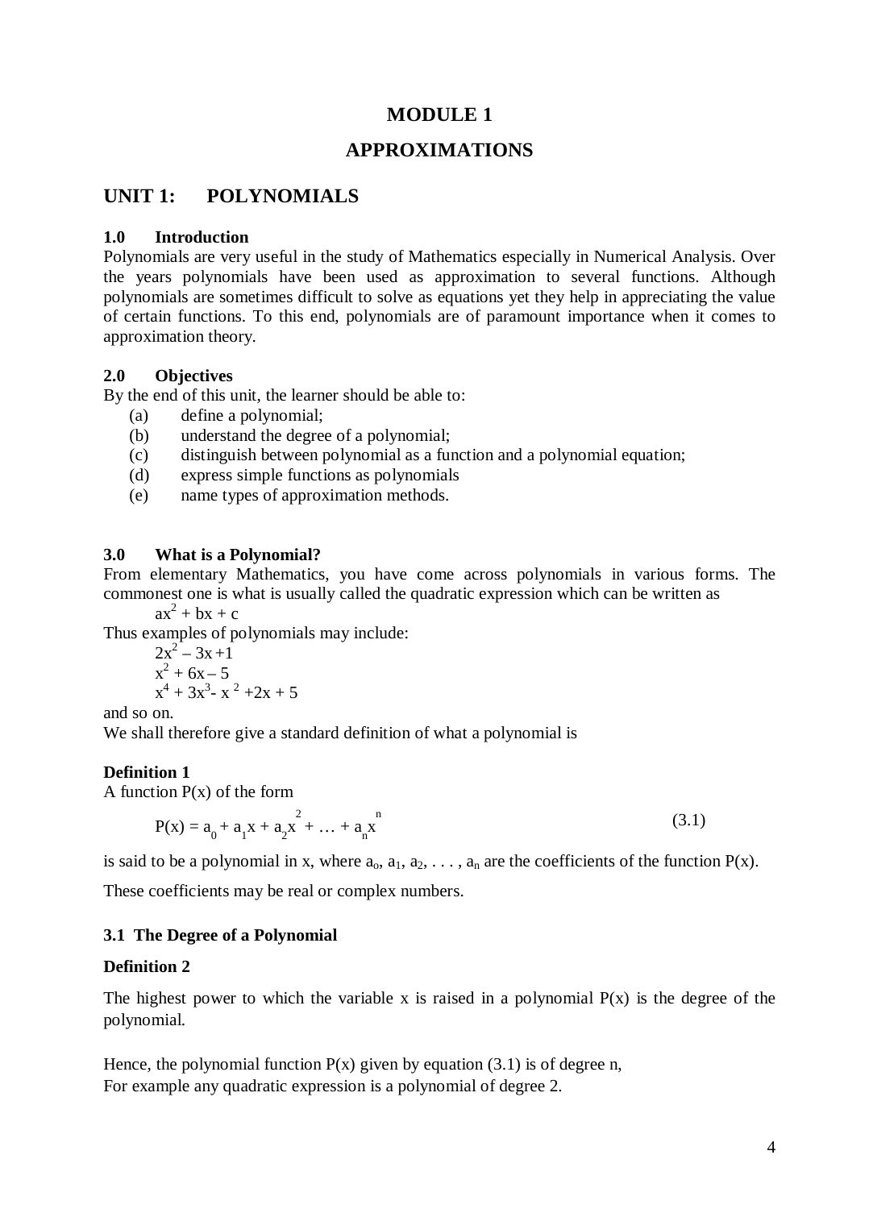# MODULE 1

# APPROXIMATIONS

## UNIT 1: POLYNOMIALS

### 1.0 Introduction

Polynomials are very useful in the study of Mathematics especially in Numerical Analysis. Over the years polynomials have been used as approximation to several functions. Although polynomials are sometimes difficult to solve as equations yet they help in appreciating the value of certain functions. To this end, polynomials are of paramount importance when it comes to approximation theory.

### 2.0 Objectives

By the end of this unit, the learner should be able to:

(a) define a polynomial;

(b) understand the degree of a polynomial;

(c) distinguish between polynomial as a function and a polynomial equation;

(d) express simple functions as polynomials

(e) name types of approximation methods.

### 3.0 What is a Polynomial?

From elementary Mathematics, you have come across polynomials in various forms. The commonest one is what is usually called the quadratic expression which can be written as

$ax^2 + bx + c$

Thus examples of polynomials may include:

$2x^2 – 3x + 1$

$x^2 + 6x – 5$

$x^4 + 3x^3 - x^2 + 2x + 5$

and so on.

We shall therefore give a standard definition of what a polynomial is

**Definition 1**

A function P(x) of the form

$$P(x) = a_0 + a_1x + a_2x^2 + \ldots + a_nx^n \tag{3.1}$$

is said to be a polynomial in x, where $a_o, a_1, a_2, \ldots, a_n$ are the coefficients of the function P(x).

These coefficients may be real or complex numbers.

### 3.1 The Degree of a Polynomial

**Definition 2**

The highest power to which the variable x is raised in a polynomial P(x) is the degree of the polynomial.

Hence, the polynomial function P(x) given by equation (3.1) is of degree n,

For example any quadratic expression is a polynomial of degree 2.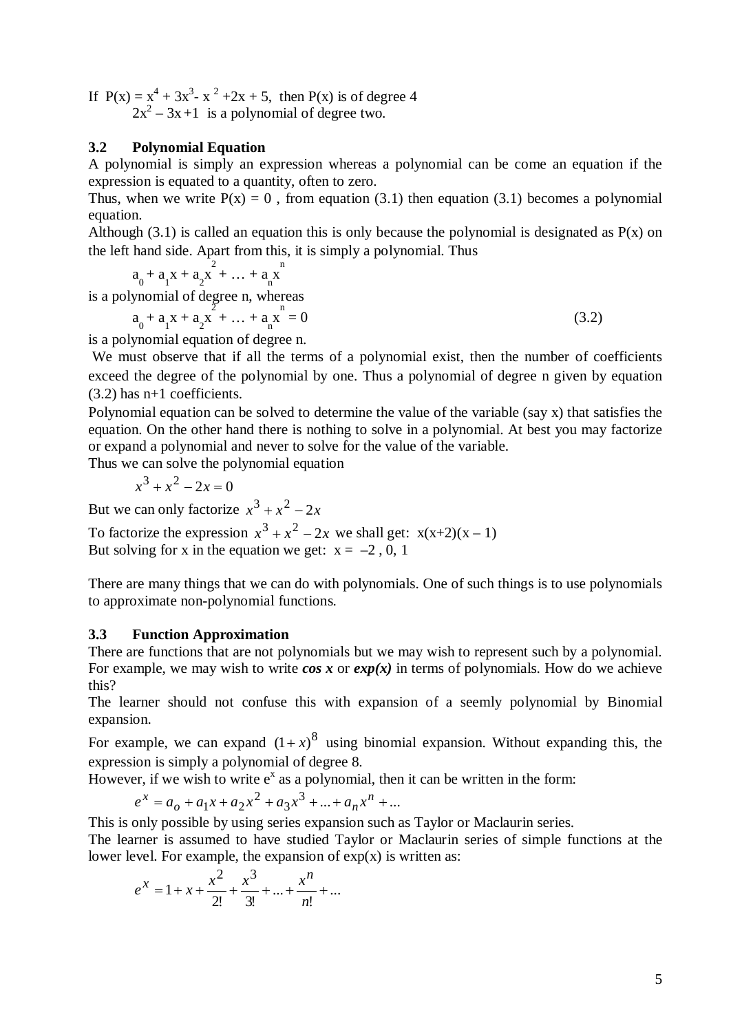If $P(x) = x^4 + 3x^3 - x^2 + 2x + 5$, then P(x) is of degree 4

$2x^2 - 3x + 1$ is a polynomial of degree two.

### 3.2 Polynomial Equation

A polynomial is simply an expression whereas a polynomial can be come an equation if the expression is equated to a quantity, often to zero.

Thus, when we write $P(x) = 0$ , from equation (3.1) then equation (3.1) becomes a polynomial equation.

Although (3.1) is called an equation this is only because the polynomial is designated as P(x) on the left hand side. Apart from this, it is simply a polynomial. Thus

$$a_0 + a_1x + a_2x^2 + \dots + a_nx^n$$

is a polynomial of degree n, whereas

$$a_0 + a_1x + a_2x^2 + \dots + a_nx^n = 0 \qquad (3.2)$$

is a polynomial equation of degree n.

We must observe that if all the terms of a polynomial exist, then the number of coefficients exceed the degree of the polynomial by one. Thus a polynomial of degree n given by equation (3.2) has n+1 coefficients.

Polynomial equation can be solved to determine the value of the variable (say x) that satisfies the equation. On the other hand there is nothing to solve in a polynomial. At best you may factorize or expand a polynomial and never to solve for the value of the variable.

Thus we can solve the polynomial equation

$$x^3 + x^2 - 2x = 0$$

But we can only factorize $x^3 + x^2 - 2x$

To factorize the expression $x^3 + x^2 - 2x$ we shall get: $x(x+2)(x - 1)$

But solving for x in the equation we get: $x = -2 , 0, 1$

There are many things that we can do with polynomials. One of such things is to use polynomials to approximate non-polynomial functions.

### 3.3 Function Approximation

There are functions that are not polynomials but we may wish to represent such by a polynomial. For example, we may wish to write ***cos x*** or ***exp(x)*** in terms of polynomials. How do we achieve this?

The learner should not confuse this with expansion of a seemly polynomial by Binomial expansion.

For example, we can expand $(1+x)^8$ using binomial expansion. Without expanding this, the expression is simply a polynomial of degree 8.

However, if we wish to write $e^x$ as a polynomial, then it can be written in the form:

$$e^x = a_o + a_1x + a_2x^2 + a_3x^3 + \dots + a_nx^n + \dots$$

This is only possible by using series expansion such as Taylor or Maclaurin series.

The learner is assumed to have studied Taylor or Maclaurin series of simple functions at the lower level. For example, the expansion of exp(x) is written as:

$$e^x = 1 + x + \frac{x^2}{2!} + \frac{x^3}{3!} + \dots + \frac{x^n}{n!} + \dots$$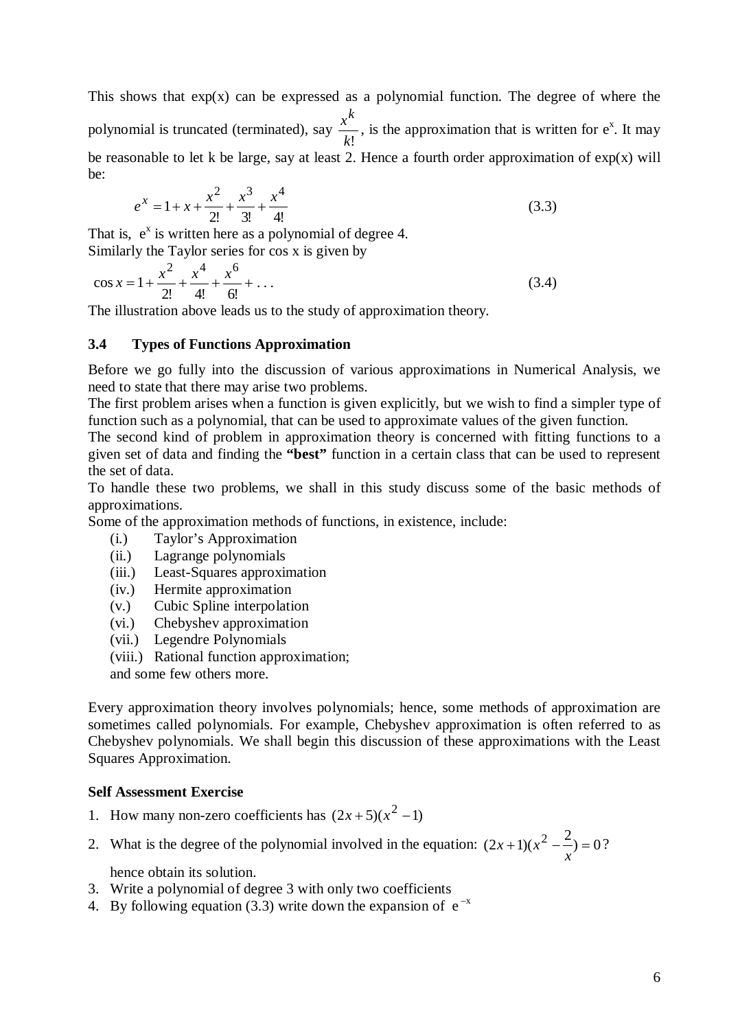This shows that exp(x) can be expressed as a polynomial function. The degree of where the polynomial is truncated (terminated), say $\frac{x^k}{k!}$, is the approximation that is written for $e^x$. It may be reasonable to let k be large, say at least 2. Hence a fourth order approximation of exp(x) will be:

$$e^x = 1 + x + \frac{x^2}{2!} + \frac{x^3}{3!} + \frac{x^4}{4!} \tag{3.3}$$

That is, $e^x$ is written here as a polynomial of degree 4.
Similarly the Taylor series for cos x is given by

$$\cos x = 1 + \frac{x^2}{2!} + \frac{x^4}{4!} + \frac{x^6}{6!} + \ldots \tag{3.4}$$

The illustration above leads us to the study of approximation theory.

### 3.4 Types of Functions Approximation

Before we go fully into the discussion of various approximations in Numerical Analysis, we need to state that there may arise two problems.
The first problem arises when a function is given explicitly, but we wish to find a simpler type of function such as a polynomial, that can be used to approximate values of the given function.
The second kind of problem in approximation theory is concerned with fitting functions to a given set of data and finding the **"best"** function in a certain class that can be used to represent the set of data.
To handle these two problems, we shall in this study discuss some of the basic methods of approximations.
Some of the approximation methods of functions, in existence, include:

(i.) Taylor's Approximation
(ii.) Lagrange polynomials
(iii.) Least-Squares approximation
(iv.) Hermite approximation
(v.) Cubic Spline interpolation
(vi.) Chebyshev approximation
(vii.) Legendre Polynomials
(viii.) Rational function approximation;
and some few others more.

Every approximation theory involves polynomials; hence, some methods of approximation are sometimes called polynomials. For example, Chebyshev approximation is often referred to as Chebyshev polynomials. We shall begin this discussion of these approximations with the Least Squares Approximation.

**Self Assessment Exercise**

1. How many non-zero coefficients has $(2x+5)(x^2-1)$
2. What is the degree of the polynomial involved in the equation: $(2x+1)(x^2 - \frac{2}{x}) = 0$? hence obtain its solution.
3. Write a polynomial of degree 3 with only two coefficients
4. By following equation (3.3) write down the expansion of $e^{-x}$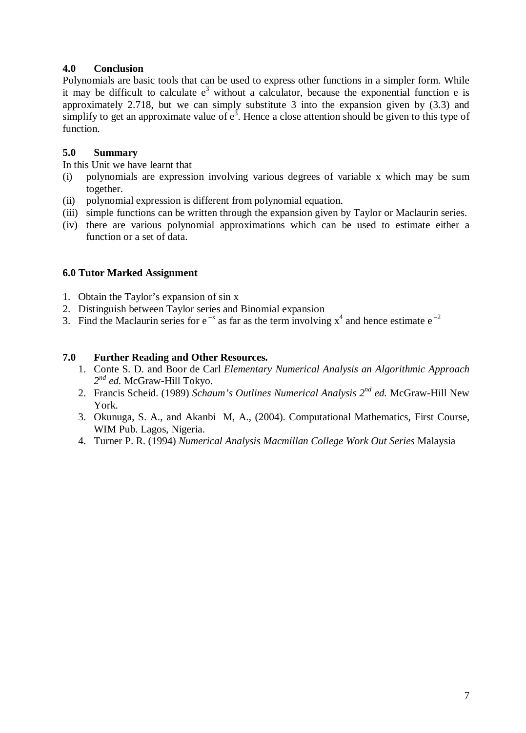## 4.0 Conclusion

Polynomials are basic tools that can be used to express other functions in a simpler form. While it may be difficult to calculate $e^3$ without a calculator, because the exponential function e is approximately 2.718, but we can simply substitute 3 into the expansion given by (3.3) and simplify to get an approximate value of $e^3$. Hence a close attention should be given to this type of function.

## 5.0 Summary

In this Unit we have learnt that

(i) polynomials are expression involving various degrees of variable x which may be sum together.

(ii) polynomial expression is different from polynomial equation.

(iii) simple functions can be written through the expansion given by Taylor or Maclaurin series.

(iv) there are various polynomial approximations which can be used to estimate either a function or a set of data.

## 6.0 Tutor Marked Assignment

1. Obtain the Taylor's expansion of sin x
2. Distinguish between Taylor series and Binomial expansion
3. Find the Maclaurin series for $e^{-x}$ as far as the term involving $x^4$ and hence estimate $e^{-2}$

## 7.0 Further Reading and Other Resources.

1. Conte S. D. and Boor de Carl *Elementary Numerical Analysis an Algorithmic Approach 2nd ed.* McGraw-Hill Tokyo.
2. Francis Scheid. (1989) *Schaum's Outlines Numerical Analysis 2nd ed.* McGraw-Hill New York.
3. Okunuga, S. A., and Akanbi M, A., (2004). Computational Mathematics, First Course, WIM Pub. Lagos, Nigeria.
4. Turner P. R. (1994) *Numerical Analysis Macmillan College Work Out Series* Malaysia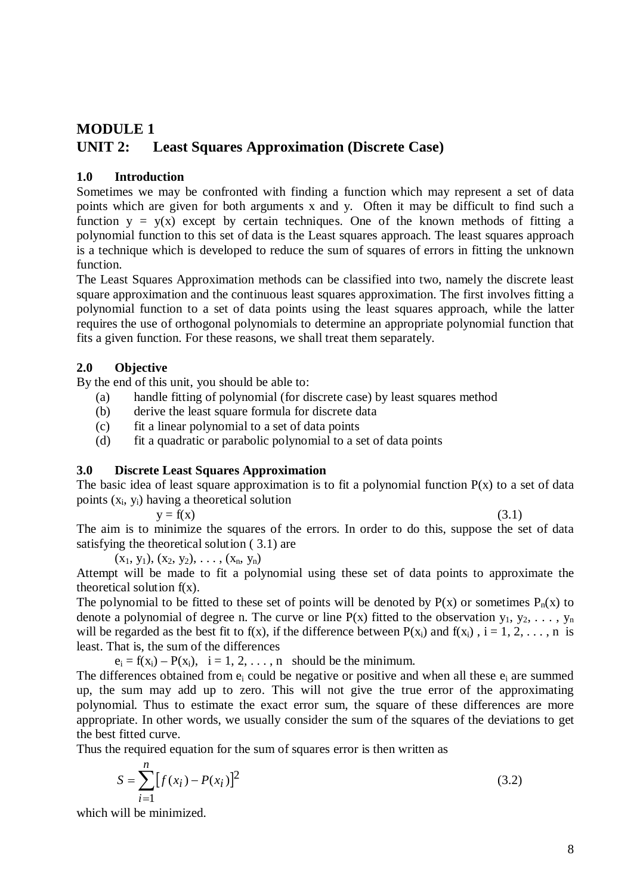# MODULE 1

## UNIT 2: Least Squares Approximation (Discrete Case)

### 1.0 Introduction

Sometimes we may be confronted with finding a function which may represent a set of data points which are given for both arguments x and y. Often it may be difficult to find such a function $y = y(x)$ except by certain techniques. One of the known methods of fitting a polynomial function to this set of data is the Least squares approach. The least squares approach is a technique which is developed to reduce the sum of squares of errors in fitting the unknown function.

The Least Squares Approximation methods can be classified into two, namely the discrete least square approximation and the continuous least squares approximation. The first involves fitting a polynomial function to a set of data points using the least squares approach, while the latter requires the use of orthogonal polynomials to determine an appropriate polynomial function that fits a given function. For these reasons, we shall treat them separately.

### 2.0 Objective

By the end of this unit, you should be able to:

(a) handle fitting of polynomial (for discrete case) by least squares method
(b) derive the least square formula for discrete data
(c) fit a linear polynomial to a set of data points
(d) fit a quadratic or parabolic polynomial to a set of data points

### 3.0 Discrete Least Squares Approximation

The basic idea of least square approximation is to fit a polynomial function P(x) to a set of data points $(x_i, y_i)$ having a theoretical solution

$$y = f(x) \tag{3.1}$$

The aim is to minimize the squares of the errors. In order to do this, suppose the set of data satisfying the theoretical solution ( 3.1) are

$$(x_1, y_1), (x_2, y_2), \ldots, (x_n, y_n)$$

Attempt will be made to fit a polynomial using these set of data points to approximate the theoretical solution f(x).

The polynomial to be fitted to these set of points will be denoted by P(x) or sometimes $P_n(x)$ to denote a polynomial of degree n. The curve or line P(x) fitted to the observation $y_1, y_2, \ldots, y_n$ will be regarded as the best fit to f(x), if the difference between $P(x_i)$ and $f(x_i)$ , $i = 1, 2, \ldots, n$ is least. That is, the sum of the differences

$$e_i = f(x_i) - P(x_i), \quad i = 1, 2, \ldots, n \quad \text{should be the minimum.}$$

The differences obtained from $e_i$ could be negative or positive and when all these $e_i$ are summed up, the sum may add up to zero. This will not give the true error of the approximating polynomial. Thus to estimate the exact error sum, the square of these differences are more appropriate. In other words, we usually consider the sum of the squares of the deviations to get the best fitted curve.

Thus the required equation for the sum of squares error is then written as

$$S = \sum_{i=1}^{n} \left[ f(x_i) - P(x_i) \right]^2 \tag{3.2}$$

which will be minimized.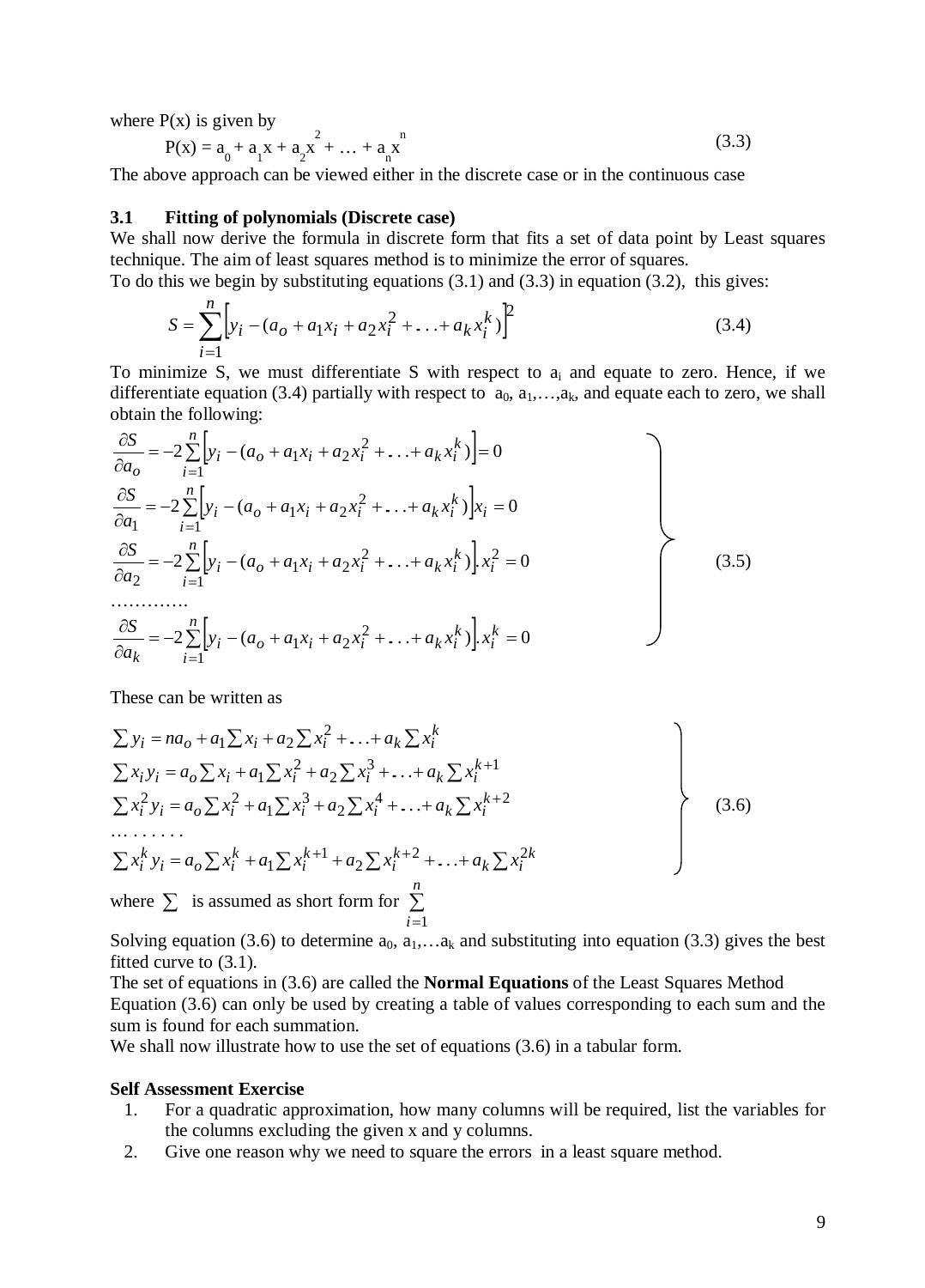where P(x) is given by

$$P(x) = a_0 + a_1 x + a_2 x^2 + \ldots + a_n x^n \tag{3.3}$$

The above approach can be viewed either in the discrete case or in the continuous case

### 3.1 Fitting of polynomials (Discrete case)

We shall now derive the formula in discrete form that fits a set of data point by Least squares technique. The aim of least squares method is to minimize the error of squares.

To do this we begin by substituting equations (3.1) and (3.3) in equation (3.2), this gives:

$$S = \sum_{i=1}^{n} \left[ y_i - (a_o + a_1 x_i + a_2 x_i^2 + \ldots + a_k x_i^k) \right]^2 \tag{3.4}$$

To minimize S, we must differentiate S with respect to $a_i$ and equate to zero. Hence, if we differentiate equation (3.4) partially with respect to $a_0, a_1, \ldots, a_k$, and equate each to zero, we shall obtain the following:

$$\left.\begin{aligned}
\frac{\partial S}{\partial a_o} &= -2\sum_{i=1}^{n} \left[ y_i - (a_o + a_1 x_i + a_2 x_i^2 + \ldots + a_k x_i^k) \right] = 0 \\
\frac{\partial S}{\partial a_1} &= -2\sum_{i=1}^{n} \left[ y_i - (a_o + a_1 x_i + a_2 x_i^2 + \ldots + a_k x_i^k) \right] x_i = 0 \\
\frac{\partial S}{\partial a_2} &= -2\sum_{i=1}^{n} \left[ y_i - (a_o + a_1 x_i + a_2 x_i^2 + \ldots + a_k x_i^k) \right] . x_i^2 = 0 \\
&\ldots\ldots\ldots\ldots \\
\frac{\partial S}{\partial a_k} &= -2\sum_{i=1}^{n} \left[ y_i - (a_o + a_1 x_i + a_2 x_i^2 + \ldots + a_k x_i^k) \right] . x_i^k = 0
\end{aligned}\right\} \tag{3.5}$$

These can be written as

$$\left.\begin{aligned}
\sum y_i &= n a_o + a_1 \sum x_i + a_2 \sum x_i^2 + \ldots + a_k \sum x_i^k \\
\sum x_i y_i &= a_o \sum x_i + a_1 \sum x_i^2 + a_2 \sum x_i^3 + \ldots + a_k \sum x_i^{k+1} \\
\sum x_i^2 y_i &= a_o \sum x_i^2 + a_1 \sum x_i^3 + a_2 \sum x_i^4 + \ldots + a_k \sum x_i^{k+2} \\
&\ldots\ldots\ldots \\
\sum x_i^k y_i &= a_o \sum x_i^k + a_1 \sum x_i^{k+1} + a_2 \sum x_i^{k+2} + \ldots + a_k \sum x_i^{2k}
\end{aligned}\right\} \tag{3.6}$$

where $\sum$ is assumed as short form for $\sum_{i=1}^{n}$

Solving equation (3.6) to determine $a_0, a_1, \ldots a_k$ and substituting into equation (3.3) gives the best fitted curve to (3.1).

The set of equations in (3.6) are called the **Normal Equations** of the Least Squares Method

Equation (3.6) can only be used by creating a table of values corresponding to each sum and the sum is found for each summation.

We shall now illustrate how to use the set of equations (3.6) in a tabular form.

**Self Assessment Exercise**

1. For a quadratic approximation, how many columns will be required, list the variables for the columns excluding the given x and y columns.
2. Give one reason why we need to square the errors in a least square method.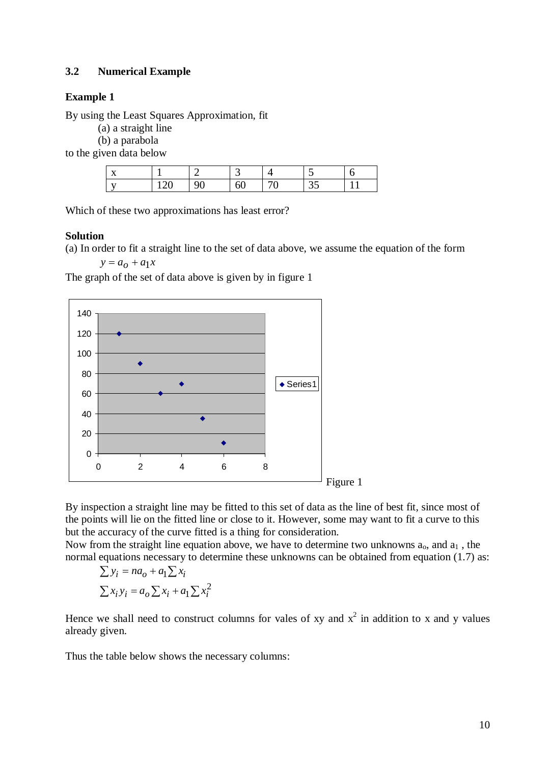### 3.2 Numerical Example

**Example 1**

By using the Least Squares Approximation, fit

(a) a straight line

(b) a parabola

to the given data below

| | | | | | | |
|---|---|---|---|---|---|---|
| x | 1 | 2 | 3 | 4 | 5 | 6 |
| y | 120 | 90 | 60 | 70 | 35 | 11 |

Which of these two approximations has least error?

**Solution**

(a) In order to fit a straight line to the set of data above, we assume the equation of the form

$$y = a_o + a_1 x$$

The graph of the set of data above is given by in figure 1

140
120
100
80
60
40
20
0
0 2 4 6 8
Series1

Figure 1

By inspection a straight line may be fitted to this set of data as the line of best fit, since most of the points will lie on the fitted line or close to it. However, some may want to fit a curve to this but the accuracy of the curve fitted is a thing for consideration.

Now from the straight line equation above, we have to determine two unknowns $a_o$, and $a_1$ , the normal equations necessary to determine these unknowns can be obtained from equation (1.7) as:

$$\sum y_i = na_o + a_1 \sum x_i$$

$$\sum x_i y_i = a_o \sum x_i + a_1 \sum x_i^2$$

Hence we shall need to construct columns for vales of xy and $x^2$ in addition to x and y values already given.

Thus the table below shows the necessary columns: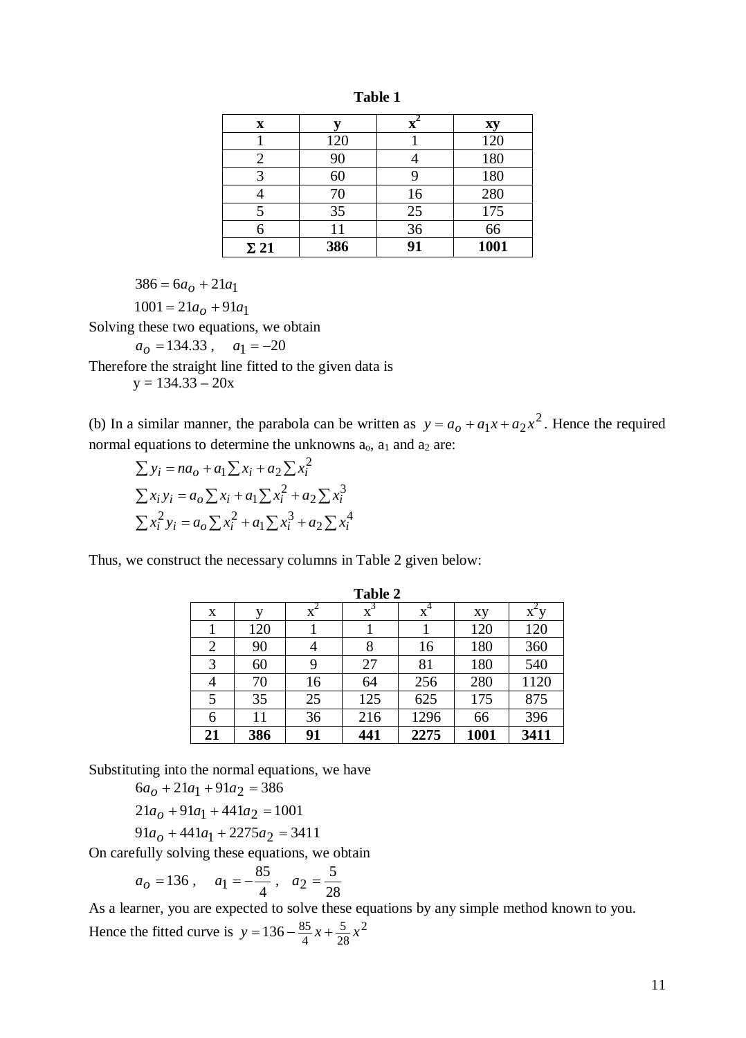**Table 1**

| x | y | $x^2$ | xy |
|---|---|---|---|
| 1 | 120 | 1 | 120 |
| 2 | 90 | 4 | 180 |
| 3 | 60 | 9 | 180 |
| 4 | 70 | 16 | 280 |
| 5 | 35 | 25 | 175 |
| 6 | 11 | 36 | 66 |
| **Σ 21** | **386** | **91** | **1001** |

$$386 = 6a_o + 21a_1$$

$$1001 = 21a_o + 91a_1$$

Solving these two equations, we obtain

$$a_o = 134.33\ , \quad a_1 = -20$$

Therefore the straight line fitted to the given data is

$$y = 134.33 - 20x$$

(b) In a similar manner, the parabola can be written as $y = a_o + a_1 x + a_2 x^2$. Hence the required normal equations to determine the unknowns $a_o$, $a_1$ and $a_2$ are:

$$\sum y_i = na_o + a_1 \sum x_i + a_2 \sum x_i^2$$

$$\sum x_i y_i = a_o \sum x_i + a_1 \sum x_i^2 + a_2 \sum x_i^3$$

$$\sum x_i^2 y_i = a_o \sum x_i^2 + a_1 \sum x_i^3 + a_2 \sum x_i^4$$

Thus, we construct the necessary columns in Table 2 given below:

**Table 2**

| x | y | $x^2$ | $x^3$ | $x^4$ | xy | $x^2y$ |
|---|---|---|---|---|---|---|
| 1 | 120 | 1 | 1 | 1 | 120 | 120 |
| 2 | 90 | 4 | 8 | 16 | 180 | 360 |
| 3 | 60 | 9 | 27 | 81 | 180 | 540 |
| 4 | 70 | 16 | 64 | 256 | 280 | 1120 |
| 5 | 35 | 25 | 125 | 625 | 175 | 875 |
| 6 | 11 | 36 | 216 | 1296 | 66 | 396 |
| **21** | **386** | **91** | **441** | **2275** | **1001** | **3411** |

Substituting into the normal equations, we have

$$6a_o + 21a_1 + 91a_2 = 386$$

$$21a_o + 91a_1 + 441a_2 = 1001$$

$$91a_o + 441a_1 + 2275a_2 = 3411$$

On carefully solving these equations, we obtain

$$a_o = 136\ , \quad a_1 = -\frac{85}{4}\ , \quad a_2 = \frac{5}{28}$$

As a learner, you are expected to solve these equations by any simple method known to you.

Hence the fitted curve is $y = 136 - \frac{85}{4}x + \frac{5}{28}x^2$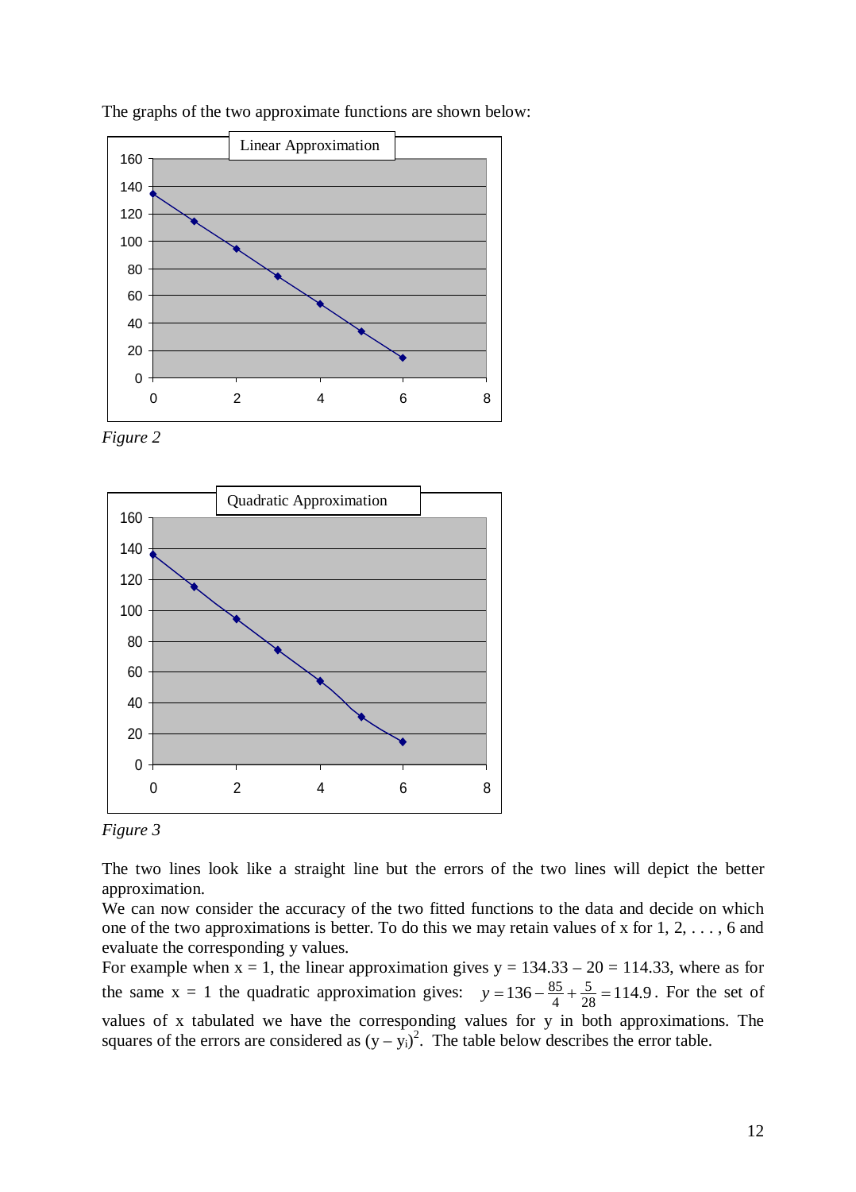The graphs of the two approximate functions are shown below:

Linear Approximation

160
140
120
100
80
60
40
20
0

0 2 4 6 8

*Figure 2*

Quadratic Approximation

160
140
120
100
80
60
40
20
0

0 2 4 6 8

*Figure 3*

The two lines look like a straight line but the errors of the two lines will depict the better approximation.

We can now consider the accuracy of the two fitted functions to the data and decide on which one of the two approximations is better. To do this we may retain values of x for 1, 2, . . . , 6 and evaluate the corresponding y values.

For example when x = 1, the linear approximation gives y = 134.33 – 20 = 114.33, where as for the same x = 1 the quadratic approximation gives: $y = 136 - \frac{85}{4} + \frac{5}{28} = 114.9$. For the set of values of x tabulated we have the corresponding values for y in both approximations. The squares of the errors are considered as $(y - y_i)^2$. The table below describes the error table.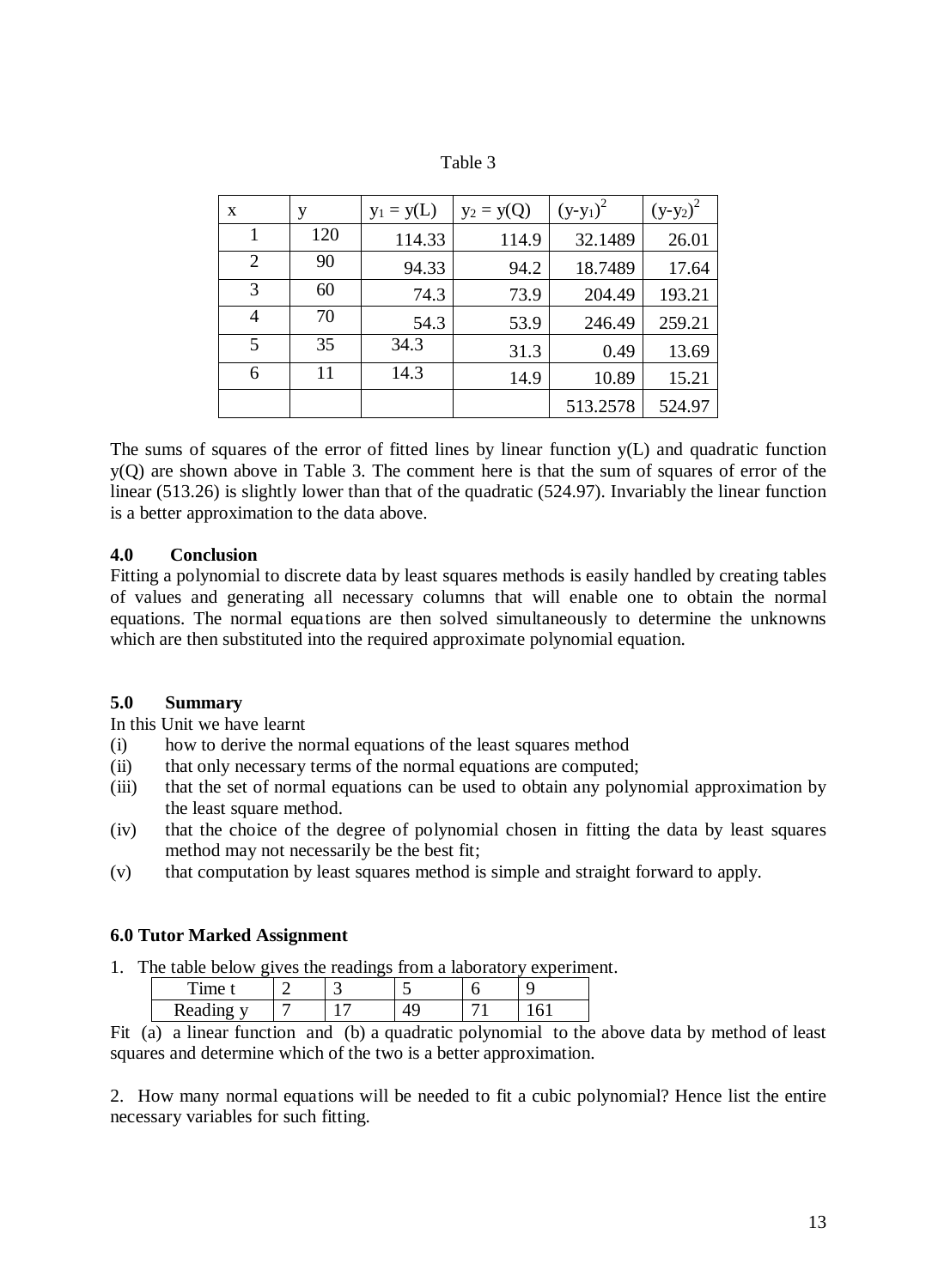Table 3

| x | y | $y_1 = y(L)$ | $y_2 = y(Q)$ | $(y-y_1)^2$ | $(y-y_2)^2$ |
|---|---|---|---|---|---|
| 1 | 120 | 114.33 | 114.9 | 32.1489 | 26.01 |
| 2 | 90 | 94.33 | 94.2 | 18.7489 | 17.64 |
| 3 | 60 | 74.3 | 73.9 | 204.49 | 193.21 |
| 4 | 70 | 54.3 | 53.9 | 246.49 | 259.21 |
| 5 | 35 | 34.3 | 31.3 | 0.49 | 13.69 |
| 6 | 11 | 14.3 | 14.9 | 10.89 | 15.21 |
| | | | | 513.2578 | 524.97 |

The sums of squares of the error of fitted lines by linear function y(L) and quadratic function y(Q) are shown above in Table 3. The comment here is that the sum of squares of error of the linear (513.26) is slightly lower than that of the quadratic (524.97). Invariably the linear function is a better approximation to the data above.

## 4.0 Conclusion

Fitting a polynomial to discrete data by least squares methods is easily handled by creating tables of values and generating all necessary columns that will enable one to obtain the normal equations. The normal equations are then solved simultaneously to determine the unknowns which are then substituted into the required approximate polynomial equation.

## 5.0 Summary

In this Unit we have learnt

(i) how to derive the normal equations of the least squares method

(ii) that only necessary terms of the normal equations are computed;

(iii) that the set of normal equations can be used to obtain any polynomial approximation by the least square method.

(iv) that the choice of the degree of polynomial chosen in fitting the data by least squares method may not necessarily be the best fit;

(v) that computation by least squares method is simple and straight forward to apply.

## 6.0 Tutor Marked Assignment

1. The table below gives the readings from a laboratory experiment.

| | | | | | |
|---|---|---|---|---|---|
| Time t | 2 | 3 | 5 | 6 | 9 |
| Reading y | 7 | 17 | 49 | 71 | 161 |

Fit (a) a linear function and (b) a quadratic polynomial to the above data by method of least squares and determine which of the two is a better approximation.

2. How many normal equations will be needed to fit a cubic polynomial? Hence list the entire necessary variables for such fitting.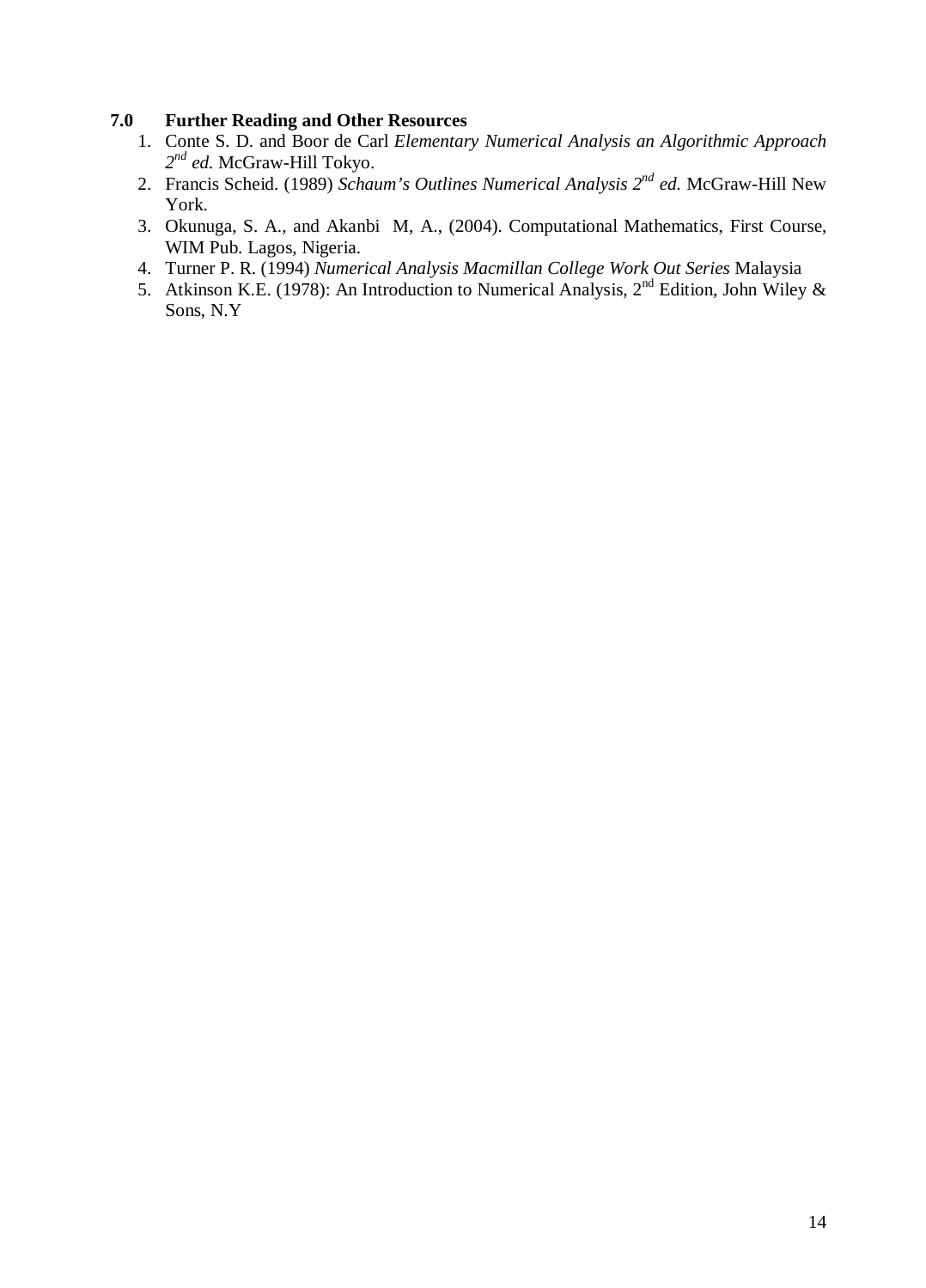## 7.0 Further Reading and Other Resources

1. Conte S. D. and Boor de Carl *Elementary Numerical Analysis an Algorithmic Approach 2nd ed.* McGraw-Hill Tokyo.
2. Francis Scheid. (1989) *Schaum's Outlines Numerical Analysis 2nd ed.* McGraw-Hill New York.
3. Okunuga, S. A., and Akanbi M, A., (2004). Computational Mathematics, First Course, WIM Pub. Lagos, Nigeria.
4. Turner P. R. (1994) *Numerical Analysis Macmillan College Work Out Series* Malaysia
5. Atkinson K.E. (1978): An Introduction to Numerical Analysis, 2nd Edition, John Wiley & Sons, N.Y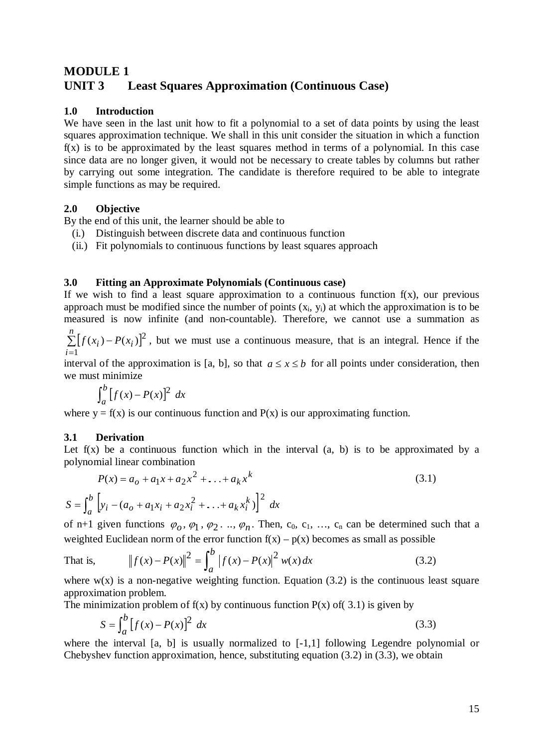# MODULE 1

## UNIT 3 Least Squares Approximation (Continuous Case)

### 1.0 Introduction

We have seen in the last unit how to fit a polynomial to a set of data points by using the least squares approximation technique. We shall in this unit consider the situation in which a function f(x) is to be approximated by the least squares method in terms of a polynomial. In this case since data are no longer given, it would not be necessary to create tables by columns but rather by carrying out some integration. The candidate is therefore required to be able to integrate simple functions as may be required.

### 2.0 Objective

By the end of this unit, the learner should be able to

(i.) Distinguish between discrete data and continuous function

(ii.) Fit polynomials to continuous functions by least squares approach

### 3.0 Fitting an Approximate Polynomials (Continuous case)

If we wish to find a least square approximation to a continuous function f(x), our previous approach must be modified since the number of points $(x_i, y_i)$ at which the approximation is to be measured is now infinite (and non-countable). Therefore, we cannot use a summation as $\sum_{i=1}^{n}\left[f(x_i) - P(x_i)\right]^2$, but we must use a continuous measure, that is an integral. Hence if the interval of the approximation is [a, b], so that $a \le x \le b$ for all points under consideration, then we must minimize

$$\int_a^b \left[f(x) - P(x)\right]^2 \, dx$$

where y = f(x) is our continuous function and P(x) is our approximating function.

### 3.1 Derivation

Let f(x) be a continuous function which in the interval (a, b) is to be approximated by a polynomial linear combination

$$P(x) = a_o + a_1 x + a_2 x^2 + \ldots + a_k x^k \qquad (3.1)$$

$$S = \int_a^b \left[y_i - (a_o + a_1 x_i + a_2 x_i^2 + \ldots + a_k x_i^k)\right]^2 \, dx$$

of n+1 given functions $\varphi_o, \varphi_1, \varphi_2 \ldots, \varphi_n$. Then, $c_0, c_1, \ldots, c_n$ can be determined such that a weighted Euclidean norm of the error function f(x) – p(x) becomes as small as possible

That is,
$$\left\| f(x) - P(x) \right\|^2 = \int_a^b \left| f(x) - P(x) \right|^2 w(x)\, dx \qquad (3.2)$$

where w(x) is a non-negative weighting function. Equation (3.2) is the continuous least square approximation problem.

The minimization problem of f(x) by continuous function P(x) of( 3.1) is given by

$$S = \int_a^b \left[f(x) - P(x)\right]^2 \, dx \qquad (3.3)$$

where the interval [a, b] is usually normalized to [-1,1] following Legendre polynomial or Chebyshev function approximation, hence, substituting equation (3.2) in (3.3), we obtain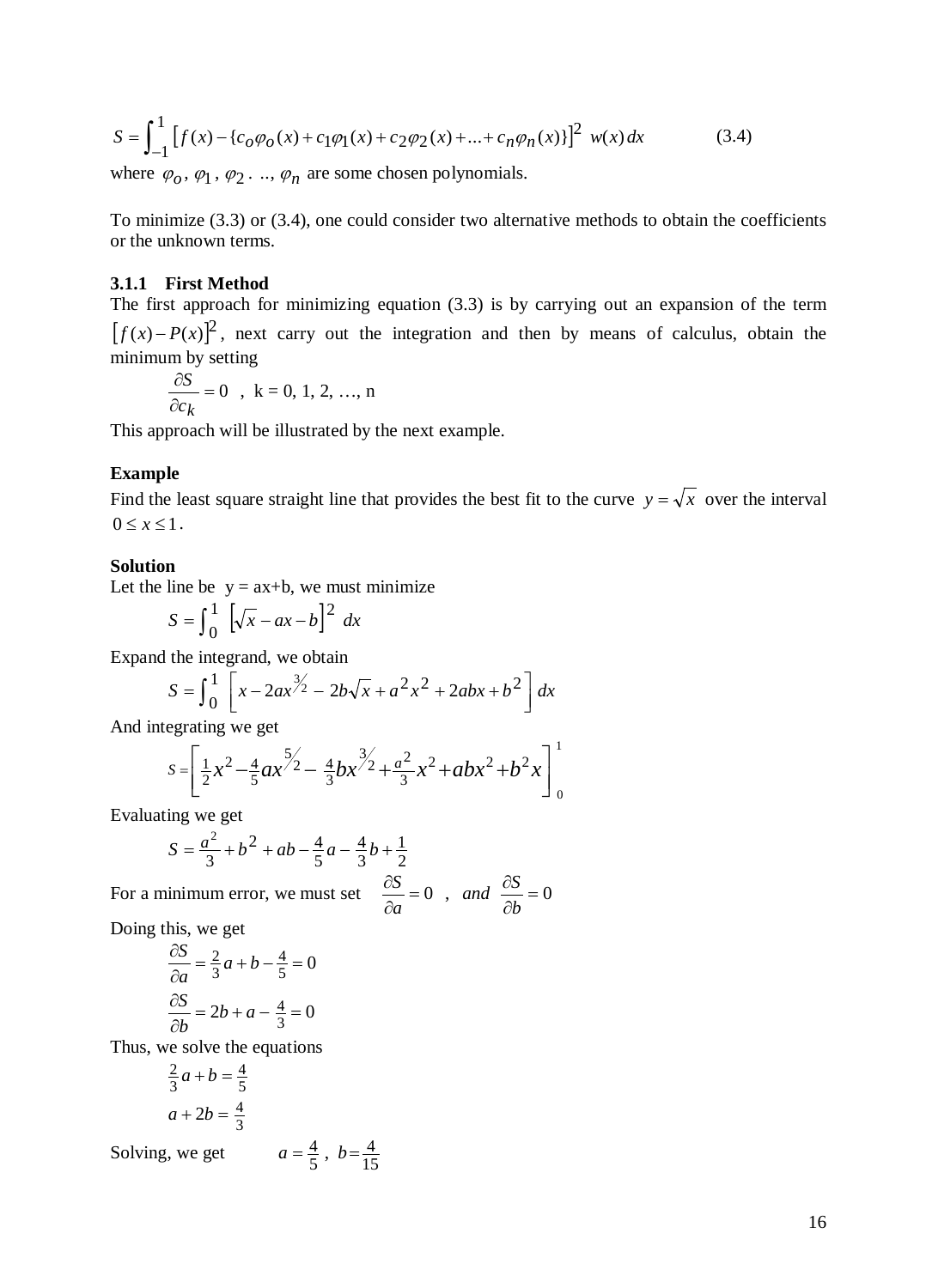$$S = \int_{-1}^{1} \left[ f(x) - \{c_o \varphi_o(x) + c_1 \varphi_1(x) + c_2 \varphi_2(x) + ... + c_n \varphi_n(x)\} \right]^2 \; w(x)\, dx \tag{3.4}$$

where $\varphi_o, \varphi_1, \varphi_2 \, .. ., \varphi_n$ are some chosen polynomials.

To minimize (3.3) or (3.4), one could consider two alternative methods to obtain the coefficients or the unknown terms.

### 3.1.1 First Method

The first approach for minimizing equation (3.3) is by carrying out an expansion of the term $\left[ f(x) - P(x) \right]^2$, next carry out the integration and then by means of calculus, obtain the minimum by setting

$$\frac{\partial S}{\partial c_k} = 0 \quad , \; k = 0, 1, 2, \ldots, n$$

This approach will be illustrated by the next example.

**Example**

Find the least square straight line that provides the best fit to the curve $y = \sqrt{x}$ over the interval $0 \le x \le 1$.

**Solution**

Let the line be $y = ax+b$, we must minimize

$$S = \int_0^1 \left[ \sqrt{x} - ax - b \right]^2 \; dx$$

Expand the integrand, we obtain

$$S = \int_0^1 \left[ x - 2ax^{3/2} - 2b\sqrt{x} + a^2x^2 + 2abx + b^2 \right] dx$$

And integrating we get

$$S = \left[ \tfrac{1}{2}x^2 - \tfrac{4}{5}ax^{5/2} - \tfrac{4}{3}bx^{3/2} + \tfrac{a^2}{3}x^2 + abx^2 + b^2x \right]_0^1$$

Evaluating we get

$$S = \frac{a^2}{3} + b^2 + ab - \frac{4}{5}a - \frac{4}{3}b + \frac{1}{2}$$

For a minimum error, we must set $\quad \dfrac{\partial S}{\partial a} = 0 \quad , \; and \; \dfrac{\partial S}{\partial b} = 0$

Doing this, we get

$$\frac{\partial S}{\partial a} = \tfrac{2}{3}a + b - \tfrac{4}{5} = 0$$

$$\frac{\partial S}{\partial b} = 2b + a - \tfrac{4}{3} = 0$$

Thus, we solve the equations

$$\tfrac{2}{3}a + b = \tfrac{4}{5}$$

$$a + 2b = \tfrac{4}{3}$$

Solving, we get $\qquad a = \frac{4}{5}\,, \; b = \frac{4}{15}$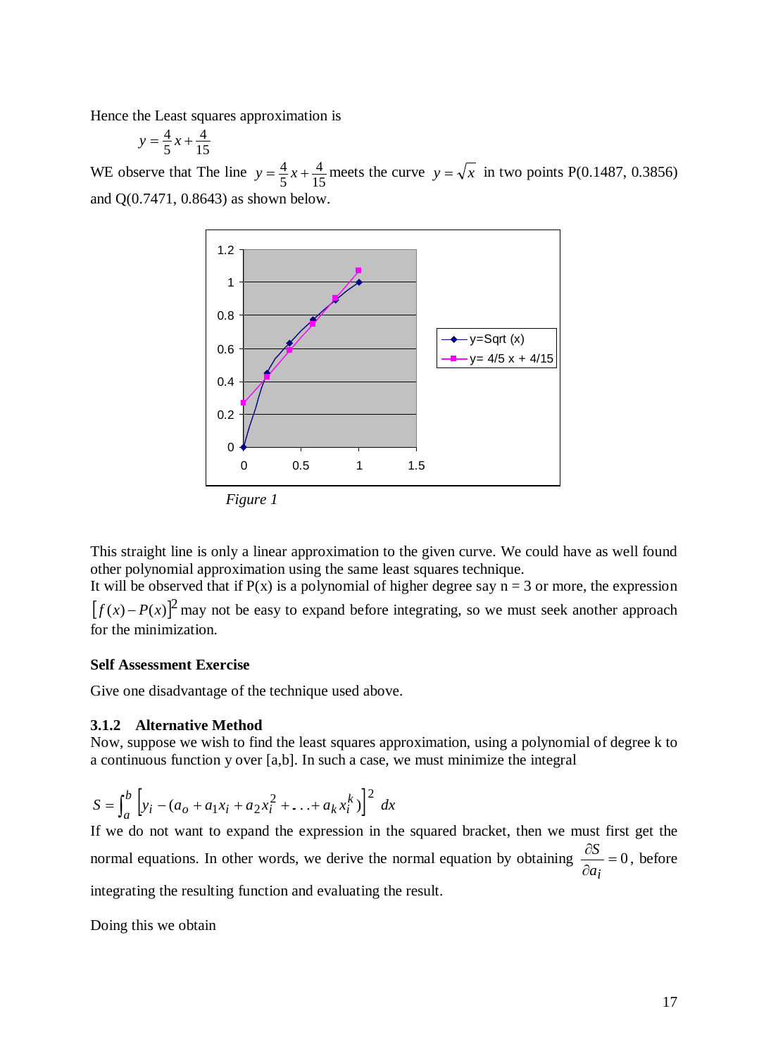Hence the Least squares approximation is

$$y = \frac{4}{5}x + \frac{4}{15}$$

WE observe that The line $y = \frac{4}{5}x + \frac{4}{15}$ meets the curve $y = \sqrt{x}$ in two points P(0.1487, 0.3856) and Q(0.7471, 0.8643) as shown below.

1.2
1
0.8
0.6
0.4
0.2
0
0 0.5 1 1.5
y=Sqrt (x)
y= 4/5 x + 4/15

*Figure 1*

This straight line is only a linear approximation to the given curve. We could have as well found other polynomial approximation using the same least squares technique.

It will be observed that if P(x) is a polynomial of higher degree say n = 3 or more, the expression $[f(x) - P(x)]^2$ may not be easy to expand before integrating, so we must seek another approach for the minimization.

**Self Assessment Exercise**

Give one disadvantage of the technique used above.

### 3.1.2 Alternative Method

Now, suppose we wish to find the least squares approximation, using a polynomial of degree k to a continuous function y over [a,b]. In such a case, we must minimize the integral

$$S = \int_a^b \left[ y_i - (a_o + a_1 x_i + a_2 x_i^2 + \ldots + a_k x_i^k) \right]^2 \, dx$$

If we do not want to expand the expression in the squared bracket, then we must first get the normal equations. In other words, we derive the normal equation by obtaining $\frac{\partial S}{\partial a_i} = 0$, before integrating the resulting function and evaluating the result.

Doing this we obtain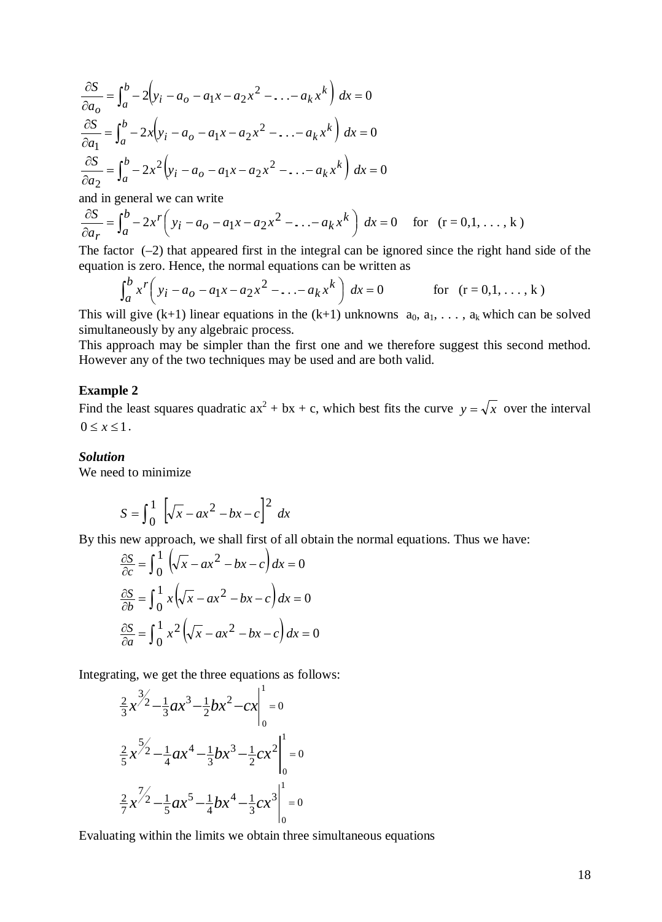$$\frac{\partial S}{\partial a_o} = \int_a^b -2\left(y_i - a_o - a_1 x - a_2 x^2 - \ldots - a_k x^k\right)\, dx = 0$$

$$\frac{\partial S}{\partial a_1} = \int_a^b -2x\left(y_i - a_o - a_1 x - a_2 x^2 - \ldots - a_k x^k\right)\, dx = 0$$

$$\frac{\partial S}{\partial a_2} = \int_a^b -2x^2\left(y_i - a_o - a_1 x - a_2 x^2 - \ldots - a_k x^k\right)\, dx = 0$$

and in general we can write

$$\frac{\partial S}{\partial a_r} = \int_a^b -2x^r\left(y_i - a_o - a_1 x - a_2 x^2 - \ldots - a_k x^k\right)\, dx = 0 \quad \text{for} \quad (r = 0,1, \ldots, k)$$

The factor (–2) that appeared first in the integral can be ignored since the right hand side of the equation is zero. Hence, the normal equations can be written as

$$\int_a^b x^r\left(y_i - a_o - a_1 x - a_2 x^2 - \ldots - a_k x^k\right)\, dx = 0 \qquad \text{for} \quad (r = 0,1, \ldots, k)$$

This will give (k+1) linear equations in the (k+1) unknowns $a_0, a_1, \ldots, a_k$ which can be solved simultaneously by any algebraic process.

This approach may be simpler than the first one and we therefore suggest this second method. However any of the two techniques may be used and are both valid.

**Example 2**

Find the least squares quadratic $ax^2 + bx + c$, which best fits the curve $y = \sqrt{x}$ over the interval $0 \le x \le 1$.

***Solution***

We need to minimize

$$S = \int_0^1 \left[\sqrt{x} - ax^2 - bx - c\right]^2\, dx$$

By this new approach, we shall first of all obtain the normal equations. Thus we have:

$$\frac{\partial S}{\partial c} = \int_0^1 \left(\sqrt{x} - ax^2 - bx - c\right) dx = 0$$

$$\frac{\partial S}{\partial b} = \int_0^1 x\left(\sqrt{x} - ax^2 - bx - c\right) dx = 0$$

$$\frac{\partial S}{\partial a} = \int_0^1 x^2\left(\sqrt{x} - ax^2 - bx - c\right) dx = 0$$

Integrating, we get the three equations as follows:

$$\left.\tfrac{2}{3}x^{3/2} - \tfrac{1}{3}ax^3 - \tfrac{1}{2}bx^2 - cx\right|_0^1 = 0$$

$$\left.\tfrac{2}{5}x^{5/2} - \tfrac{1}{4}ax^4 - \tfrac{1}{3}bx^3 - \tfrac{1}{2}cx^2\right|_0^1 = 0$$

$$\left.\tfrac{2}{7}x^{7/2} - \tfrac{1}{5}ax^5 - \tfrac{1}{4}bx^4 - \tfrac{1}{3}cx^3\right|_0^1 = 0$$

Evaluating within the limits we obtain three simultaneous equations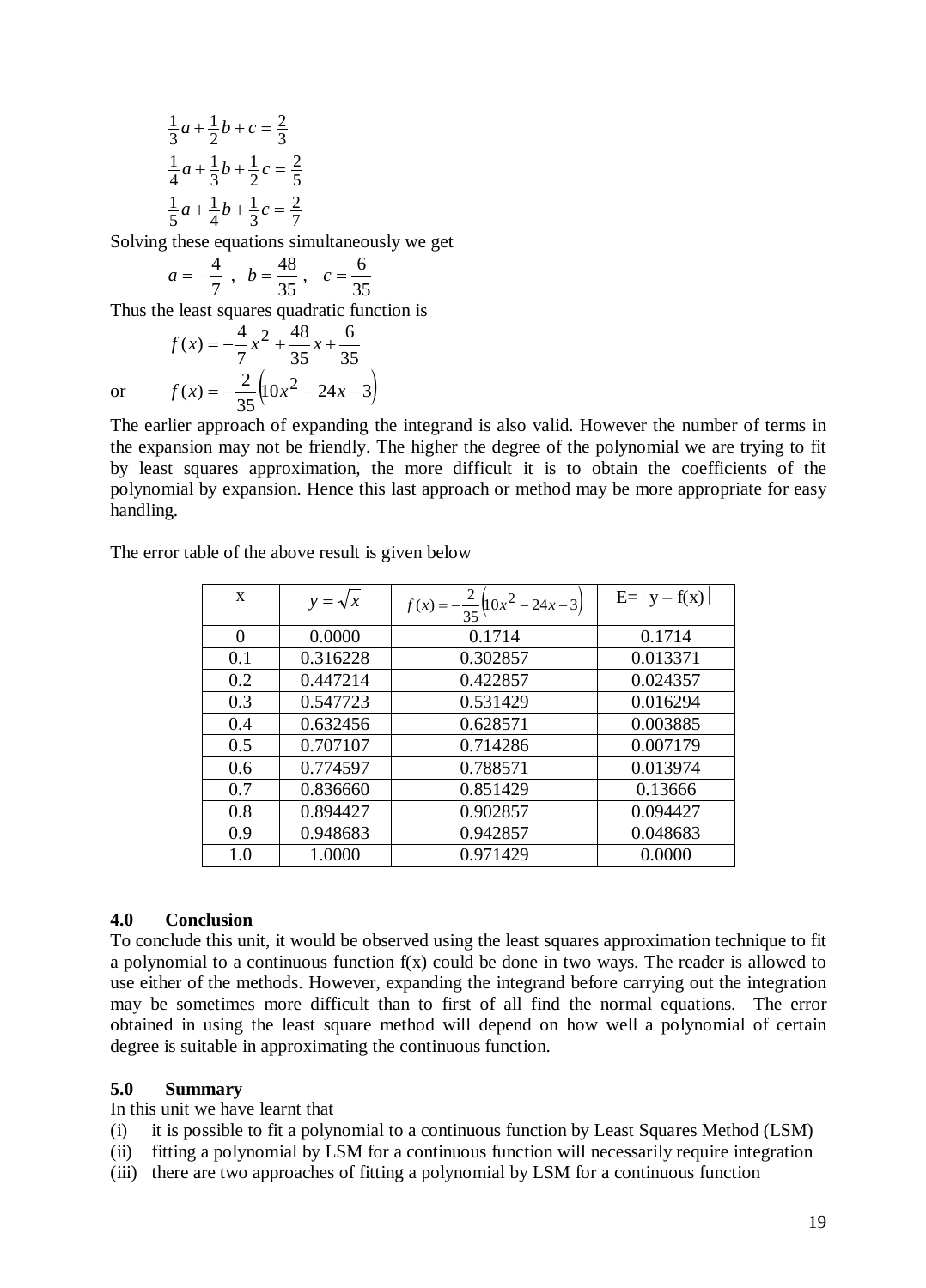$$\frac{1}{3}a + \frac{1}{2}b + c = \frac{2}{3}$$

$$\frac{1}{4}a + \frac{1}{3}b + \frac{1}{2}c = \frac{2}{5}$$

$$\frac{1}{5}a + \frac{1}{4}b + \frac{1}{3}c = \frac{2}{7}$$

Solving these equations simultaneously we get

$$a = -\frac{4}{7}\ ,\quad b = \frac{48}{35}\ ,\quad c = \frac{6}{35}$$

Thus the least squares quadratic function is

$$f(x) = -\frac{4}{7}x^2 + \frac{48}{35}x + \frac{6}{35}$$

or

$$f(x) = -\frac{2}{35}\left(10x^2 - 24x - 3\right)$$

The earlier approach of expanding the integrand is also valid. However the number of terms in the expansion may not be friendly. The higher the degree of the polynomial we are trying to fit by least squares approximation, the more difficult it is to obtain the coefficients of the polynomial by expansion. Hence this last approach or method may be more appropriate for easy handling.

The error table of the above result is given below

| x | $y = \sqrt{x}$ | $f(x) = -\frac{2}{35}\left(10x^2 - 24x - 3\right)$ | $E = \mid y - f(x) \mid$ |
|---|---|---|---|
| 0 | 0.0000 | 0.1714 | 0.1714 |
| 0.1 | 0.316228 | 0.302857 | 0.013371 |
| 0.2 | 0.447214 | 0.422857 | 0.024357 |
| 0.3 | 0.547723 | 0.531429 | 0.016294 |
| 0.4 | 0.632456 | 0.628571 | 0.003885 |
| 0.5 | 0.707107 | 0.714286 | 0.007179 |
| 0.6 | 0.774597 | 0.788571 | 0.013974 |
| 0.7 | 0.836660 | 0.851429 | 0.13666 |
| 0.8 | 0.894427 | 0.902857 | 0.094427 |
| 0.9 | 0.948683 | 0.942857 | 0.048683 |
| 1.0 | 1.0000 | 0.971429 | 0.0000 |

## 4.0 Conclusion

To conclude this unit, it would be observed using the least squares approximation technique to fit a polynomial to a continuous function f(x) could be done in two ways. The reader is allowed to use either of the methods. However, expanding the integrand before carrying out the integration may be sometimes more difficult than to first of all find the normal equations. The error obtained in using the least square method will depend on how well a polynomial of certain degree is suitable in approximating the continuous function.

## 5.0 Summary

In this unit we have learnt that

(i) it is possible to fit a polynomial to a continuous function by Least Squares Method (LSM)
(ii) fitting a polynomial by LSM for a continuous function will necessarily require integration
(iii) there are two approaches of fitting a polynomial by LSM for a continuous function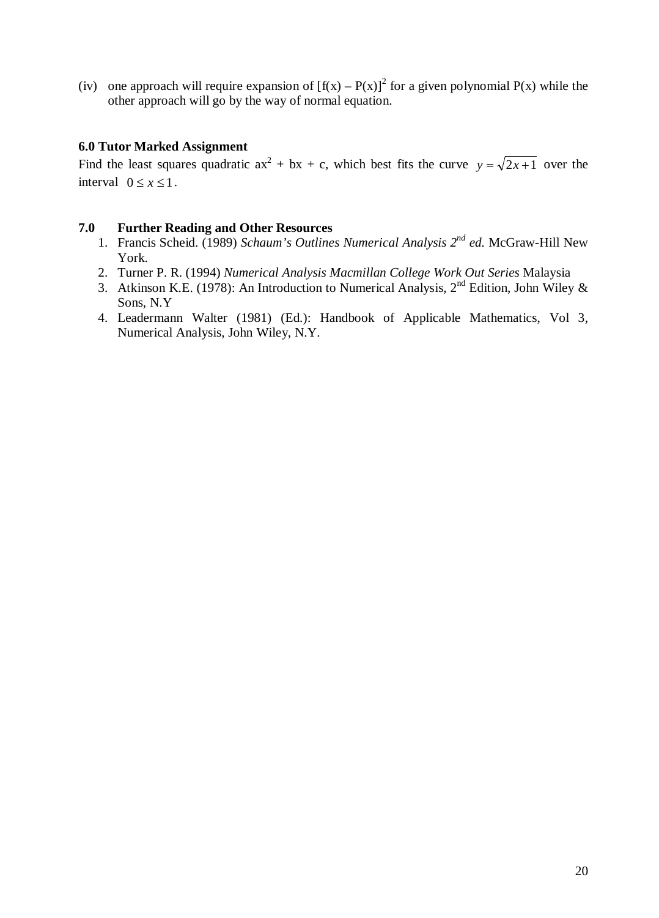(iv) one approach will require expansion of $[f(x) – P(x)]^2$ for a given polynomial P(x) while the other approach will go by the way of normal equation.

### 6.0 Tutor Marked Assignment

Find the least squares quadratic $ax^2 + bx + c$, which best fits the curve $y = \sqrt{2x+1}$ over the interval $0 \le x \le 1$.

### 7.0 Further Reading and Other Resources

1. Francis Scheid. (1989) *Schaum's Outlines Numerical Analysis 2nd ed.* McGraw-Hill New York.
2. Turner P. R. (1994) *Numerical Analysis Macmillan College Work Out Series* Malaysia
3. Atkinson K.E. (1978): An Introduction to Numerical Analysis, 2nd Edition, John Wiley & Sons, N.Y
4. Leadermann Walter (1981) (Ed.): Handbook of Applicable Mathematics, Vol 3, Numerical Analysis, John Wiley, N.Y.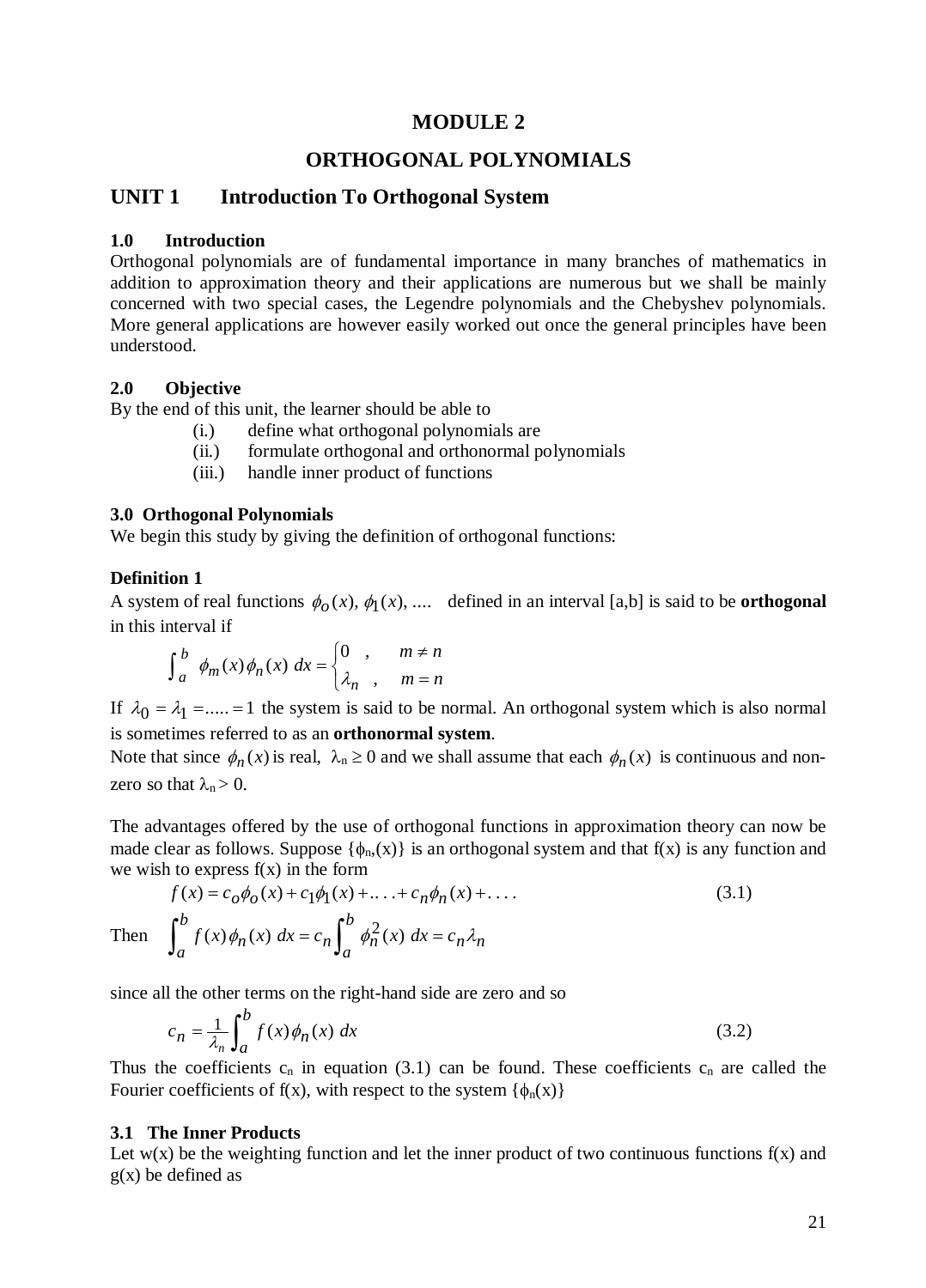# MODULE 2

## ORTHOGONAL POLYNOMIALS

## UNIT 1 Introduction To Orthogonal System

### 1.0 Introduction

Orthogonal polynomials are of fundamental importance in many branches of mathematics in addition to approximation theory and their applications are numerous but we shall be mainly concerned with two special cases, the Legendre polynomials and the Chebyshev polynomials. More general applications are however easily worked out once the general principles have been understood.

### 2.0 Objective

By the end of this unit, the learner should be able to

- (i.) define what orthogonal polynomials are
- (ii.) formulate orthogonal and orthonormal polynomials
- (iii.) handle inner product of functions

### 3.0 Orthogonal Polynomials

We begin this study by giving the definition of orthogonal functions:

**Definition 1**

A system of real functions $\phi_o(x), \phi_1(x), ....$ defined in an interval [a,b] is said to be **orthogonal** in this interval if

$$\int_a^b \phi_m(x)\phi_n(x)\, dx = \begin{cases} 0 \quad , & m \neq n \\ \lambda_n \quad , & m = n \end{cases}$$

If $\lambda_0 = \lambda_1 = ..... = 1$ the system is said to be normal. An orthogonal system which is also normal is sometimes referred to as an **orthonormal system**.

Note that since $\phi_n(x)$ is real, $\lambda_n \geq 0$ and we shall assume that each $\phi_n(x)$ is continuous and non-zero so that $\lambda_n > 0$.

The advantages offered by the use of orthogonal functions in approximation theory can now be made clear as follows. Suppose $\{\phi_n(x)\}$ is an orthogonal system and that f(x) is any function and we wish to express f(x) in the form

$$f(x) = c_o\phi_o(x) + c_1\phi_1(x) + .... + c_n\phi_n(x) + .... \tag{3.1}$$

Then $$\int_a^b f(x)\phi_n(x)\, dx = c_n\int_a^b \phi_n^2(x)\, dx = c_n\lambda_n$$

since all the other terms on the right-hand side are zero and so

$$c_n = \frac{1}{\lambda_n}\int_a^b f(x)\phi_n(x)\, dx \tag{3.2}$$

Thus the coefficients $c_n$ in equation (3.1) can be found. These coefficients $c_n$ are called the Fourier coefficients of f(x), with respect to the system $\{\phi_n(x)\}$

### 3.1 The Inner Products

Let w(x) be the weighting function and let the inner product of two continuous functions f(x) and g(x) be defined as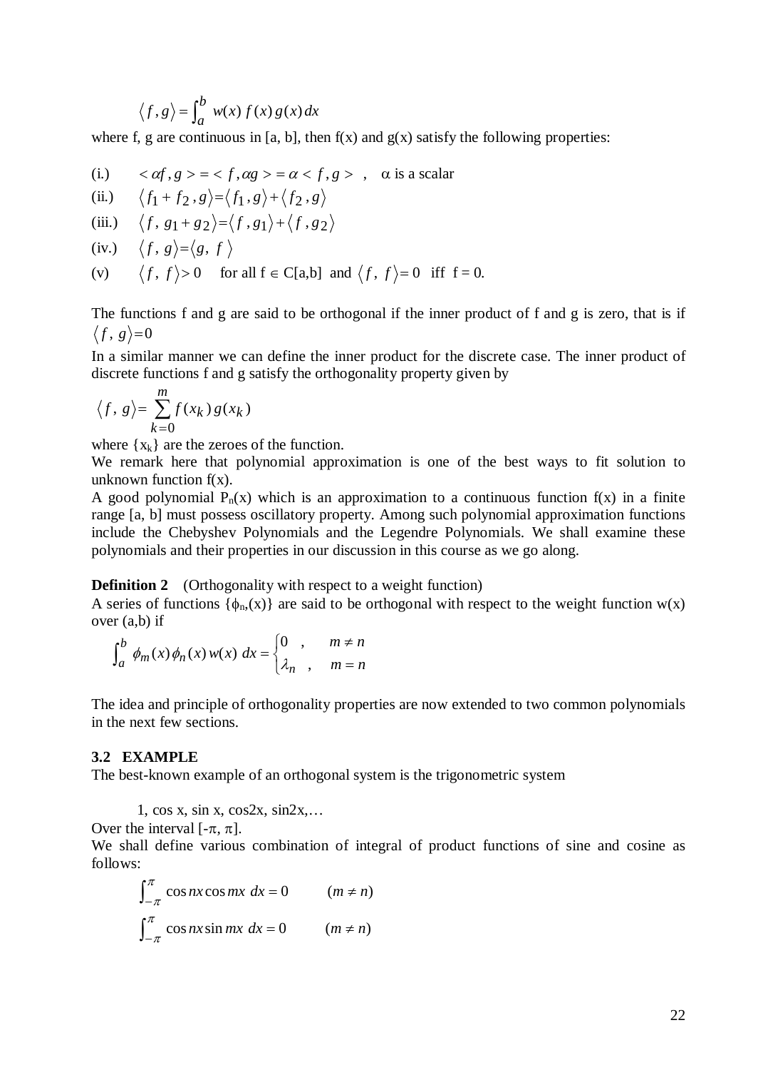$$\langle f, g \rangle = \int_a^b w(x)\, f(x)\, g(x)\, dx$$

where f, g are continuous in [a, b], then f(x) and g(x) satisfy the following properties:

(i.) $< \alpha f, g > = < f, \alpha g > = \alpha < f, g >$ , $\alpha$ is a scalar

(ii.) $\langle f_1 + f_2, g \rangle = \langle f_1, g \rangle + \langle f_2, g \rangle$

(iii.) $\langle f, g_1 + g_2 \rangle = \langle f, g_1 \rangle + \langle f, g_2 \rangle$

(iv.) $\langle f, g \rangle = \langle g, f \rangle$

(v) $\langle f, f \rangle > 0$ for all $f \in C[a,b]$ and $\langle f, f \rangle = 0$ iff $f = 0$.

The functions f and g are said to be orthogonal if the inner product of f and g is zero, that is if $\langle f, g \rangle = 0$

In a similar manner we can define the inner product for the discrete case. The inner product of discrete functions f and g satisfy the orthogonality property given by

$$\langle f, g \rangle = \sum_{k=0}^{m} f(x_k)\, g(x_k)$$

where $\{x_k\}$ are the zeroes of the function.

We remark here that polynomial approximation is one of the best ways to fit solution to unknown function f(x).

A good polynomial $P_n(x)$ which is an approximation to a continuous function f(x) in a finite range [a, b] must possess oscillatory property. Among such polynomial approximation functions include the Chebyshev Polynomials and the Legendre Polynomials. We shall examine these polynomials and their properties in our discussion in this course as we go along.

**Definition 2** (Orthogonality with respect to a weight function)

A series of functions $\{\phi_n(x)\}$ are said to be orthogonal with respect to the weight function w(x) over (a,b) if

$$\int_a^b \phi_m(x)\, \phi_n(x)\, w(x)\, dx = \begin{cases} 0 & , \quad m \neq n \\ \lambda_n & , \quad m = n \end{cases}$$

The idea and principle of orthogonality properties are now extended to two common polynomials in the next few sections.

### 3.2 EXAMPLE

The best-known example of an orthogonal system is the trigonometric system

1, cos x, sin x, cos2x, sin2x,…

Over the interval $[-\pi, \pi]$.

We shall define various combination of integral of product functions of sine and cosine as follows:

$$\int_{-\pi}^{\pi} \cos nx \cos mx \; dx = 0 \qquad (m \neq n)$$

$$\int_{-\pi}^{\pi} \cos nx \sin mx \; dx = 0 \qquad (m \neq n)$$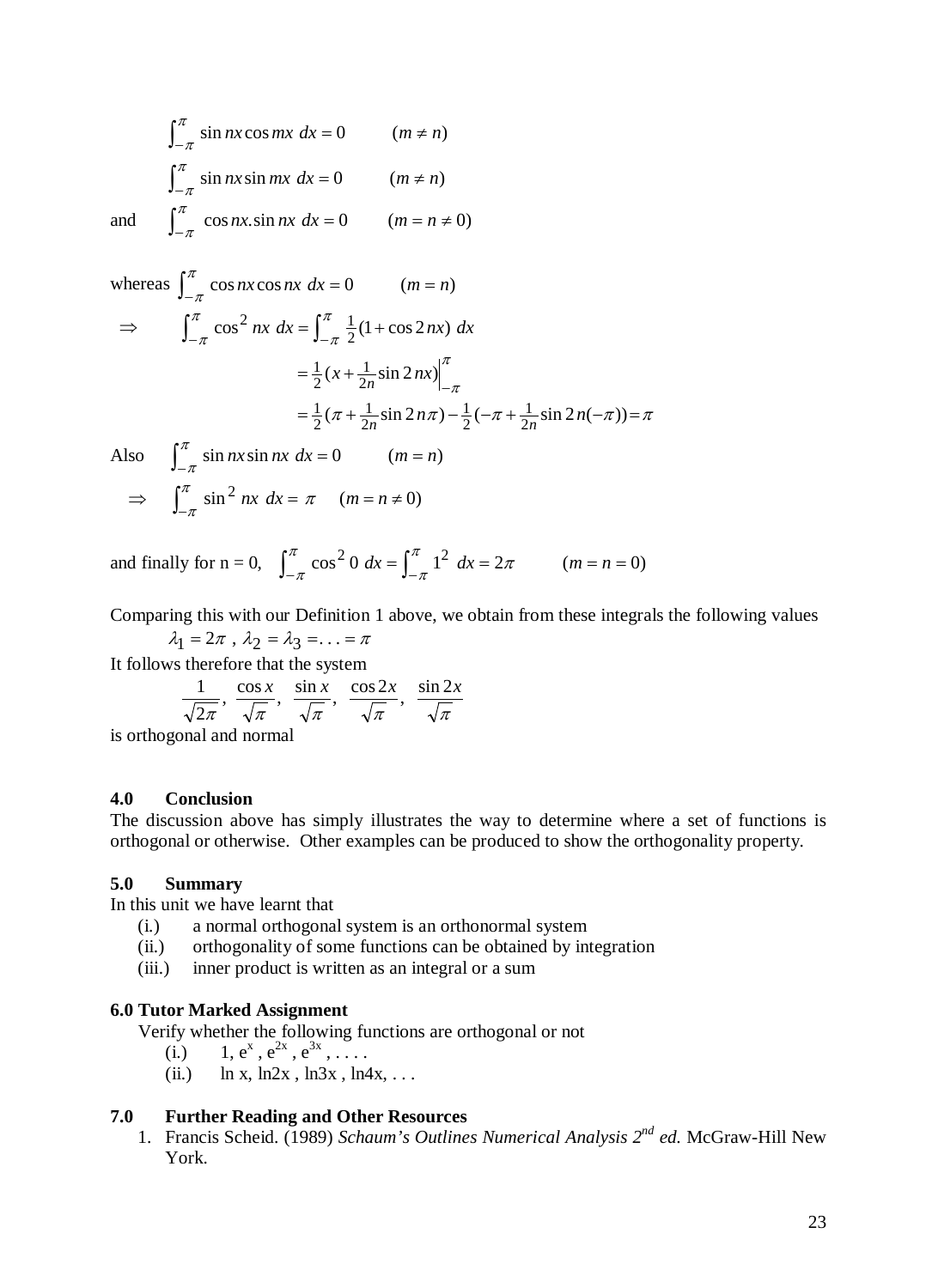$$\int_{-\pi}^{\pi} \sin nx \cos mx \; dx = 0 \qquad (m \neq n)$$

$$\int_{-\pi}^{\pi} \sin nx \sin mx \; dx = 0 \qquad (m \neq n)$$

and $\displaystyle\int_{-\pi}^{\pi} \cos nx . \sin nx \; dx = 0 \qquad (m = n \neq 0)$

whereas $\displaystyle\int_{-\pi}^{\pi} \cos nx \cos nx \; dx = 0 \qquad (m = n)$

$$\Rightarrow \qquad \int_{-\pi}^{\pi} \cos^2 nx \; dx = \int_{-\pi}^{\pi} \tfrac{1}{2}(1 + \cos 2nx) \; dx$$

$$= \tfrac{1}{2}(x + \tfrac{1}{2n}\sin 2nx)\Big|_{-\pi}^{\pi}$$

$$= \tfrac{1}{2}(\pi + \tfrac{1}{2n}\sin 2n\pi) - \tfrac{1}{2}(-\pi + \tfrac{1}{2n}\sin 2n(-\pi)) = \pi$$

Also $\displaystyle\int_{-\pi}^{\pi} \sin nx \sin nx \; dx = 0 \qquad (m = n)$

$$\Rightarrow \qquad \int_{-\pi}^{\pi} \sin^2 nx \; dx = \pi \qquad (m = n \neq 0)$$

and finally for n = 0, $\displaystyle\int_{-\pi}^{\pi} \cos^2 0 \; dx = \int_{-\pi}^{\pi} 1^2 \; dx = 2\pi \qquad (m = n = 0)$

Comparing this with our Definition 1 above, we obtain from these integrals the following values

$$\lambda_1 = 2\pi \; , \; \lambda_2 = \lambda_3 = \ldots = \pi$$

It follows therefore that the system

$$\frac{1}{\sqrt{2\pi}}, \; \frac{\cos x}{\sqrt{\pi}}, \; \frac{\sin x}{\sqrt{\pi}}, \; \frac{\cos 2x}{\sqrt{\pi}}, \; \frac{\sin 2x}{\sqrt{\pi}}$$

is orthogonal and normal

## 4.0 Conclusion

The discussion above has simply illustrates the way to determine where a set of functions is orthogonal or otherwise. Other examples can be produced to show the orthogonality property.

## 5.0 Summary

In this unit we have learnt that

(i.) a normal orthogonal system is an orthonormal system
(ii.) orthogonality of some functions can be obtained by integration
(iii.) inner product is written as an integral or a sum

## 6.0 Tutor Marked Assignment

Verify whether the following functions are orthogonal or not

(i.) $1, e^x, e^{2x}, e^{3x}, \ldots$
(ii.) $\ln x, \ln 2x, \ln 3x, \ln 4x, \ldots$

## 7.0 Further Reading and Other Resources

1. Francis Scheid. (1989) *Schaum's Outlines Numerical Analysis 2nd ed.* McGraw-Hill New York.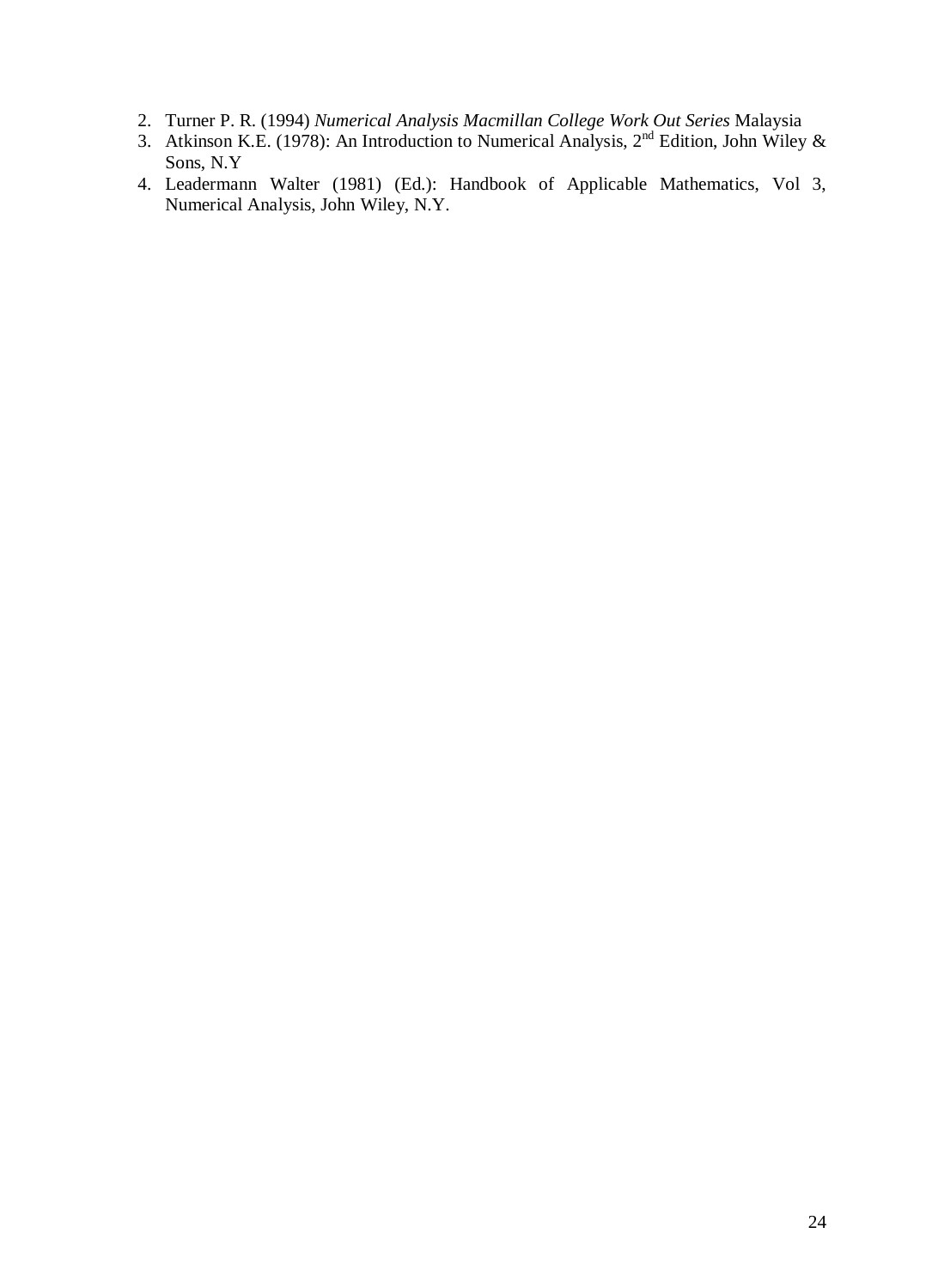2. Turner P. R. (1994) *Numerical Analysis Macmillan College Work Out Series* Malaysia
3. Atkinson K.E. (1978): An Introduction to Numerical Analysis, 2nd Edition, John Wiley & Sons, N.Y
4. Leadermann Walter (1981) (Ed.): Handbook of Applicable Mathematics, Vol 3, Numerical Analysis, John Wiley, N.Y.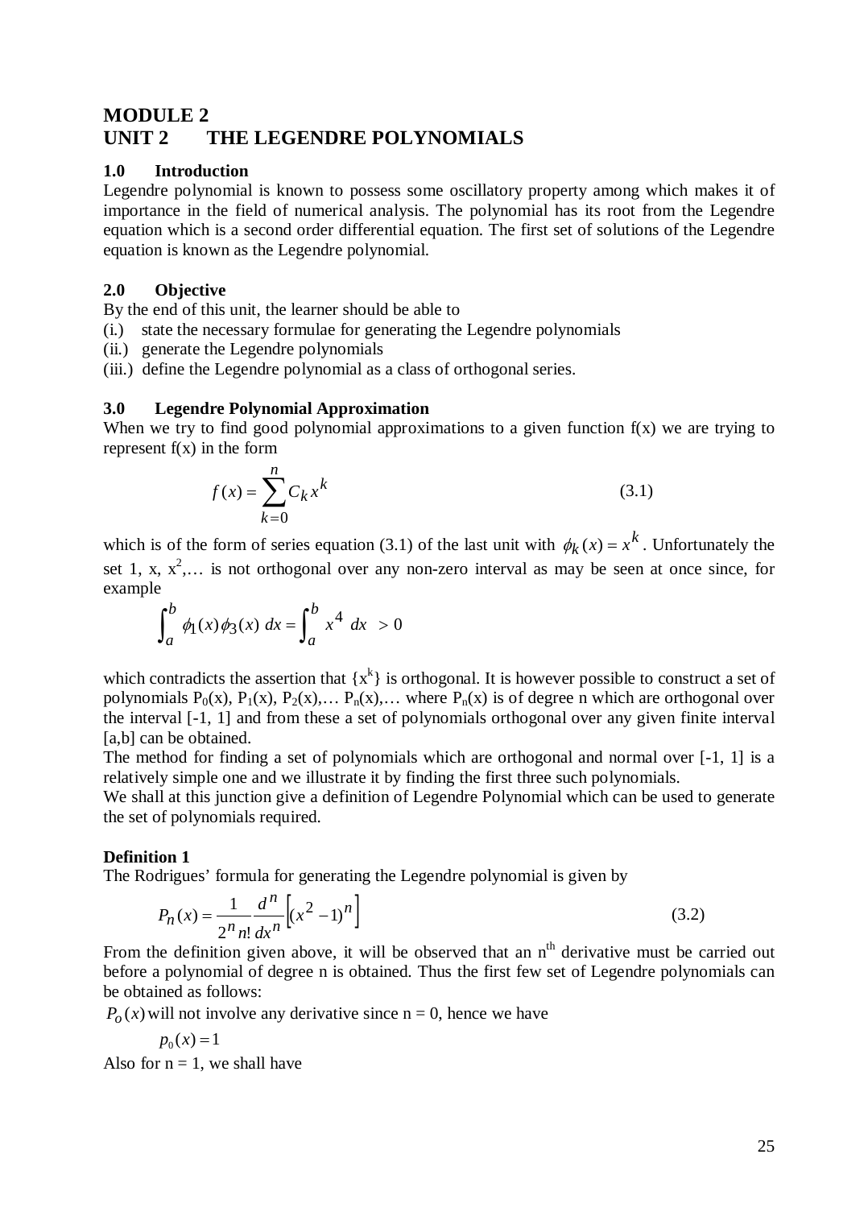# MODULE 2

## UNIT 2 THE LEGENDRE POLYNOMIALS

### 1.0 Introduction

Legendre polynomial is known to possess some oscillatory property among which makes it of importance in the field of numerical analysis. The polynomial has its root from the Legendre equation which is a second order differential equation. The first set of solutions of the Legendre equation is known as the Legendre polynomial.

### 2.0 Objective

By the end of this unit, the learner should be able to

(i.) state the necessary formulae for generating the Legendre polynomials

(ii.) generate the Legendre polynomials

(iii.) define the Legendre polynomial as a class of orthogonal series.

### 3.0 Legendre Polynomial Approximation

When we try to find good polynomial approximations to a given function f(x) we are trying to represent f(x) in the form

$$f(x) = \sum_{k=0}^{n} C_k x^k \tag{3.1}$$

which is of the form of series equation (3.1) of the last unit with $\phi_k(x) = x^k$. Unfortunately the set 1, x, $x^2$,… is not orthogonal over any non-zero interval as may be seen at once since, for example

$$\int_a^b \phi_1(x)\phi_3(x)\ dx = \int_a^b x^4\ dx \ > 0$$

which contradicts the assertion that $\{x^k\}$ is orthogonal. It is however possible to construct a set of polynomials $P_0(x)$, $P_1(x)$, $P_2(x)$,… $P_n(x)$,… where $P_n(x)$ is of degree n which are orthogonal over the interval [-1, 1] and from these a set of polynomials orthogonal over any given finite interval [a,b] can be obtained.

The method for finding a set of polynomials which are orthogonal and normal over [-1, 1] is a relatively simple one and we illustrate it by finding the first three such polynomials.

We shall at this junction give a definition of Legendre Polynomial which can be used to generate the set of polynomials required.

**Definition 1**

The Rodrigues' formula for generating the Legendre polynomial is given by

$$P_n(x) = \frac{1}{2^n n!} \frac{d^n}{dx^n}\left[(x^2 - 1)^n\right] \tag{3.2}$$

From the definition given above, it will be observed that an $n^{th}$ derivative must be carried out before a polynomial of degree n is obtained. Thus the first few set of Legendre polynomials can be obtained as follows:

$P_o(x)$ will not involve any derivative since n = 0, hence we have

$$p_0(x) = 1$$

Also for n = 1, we shall have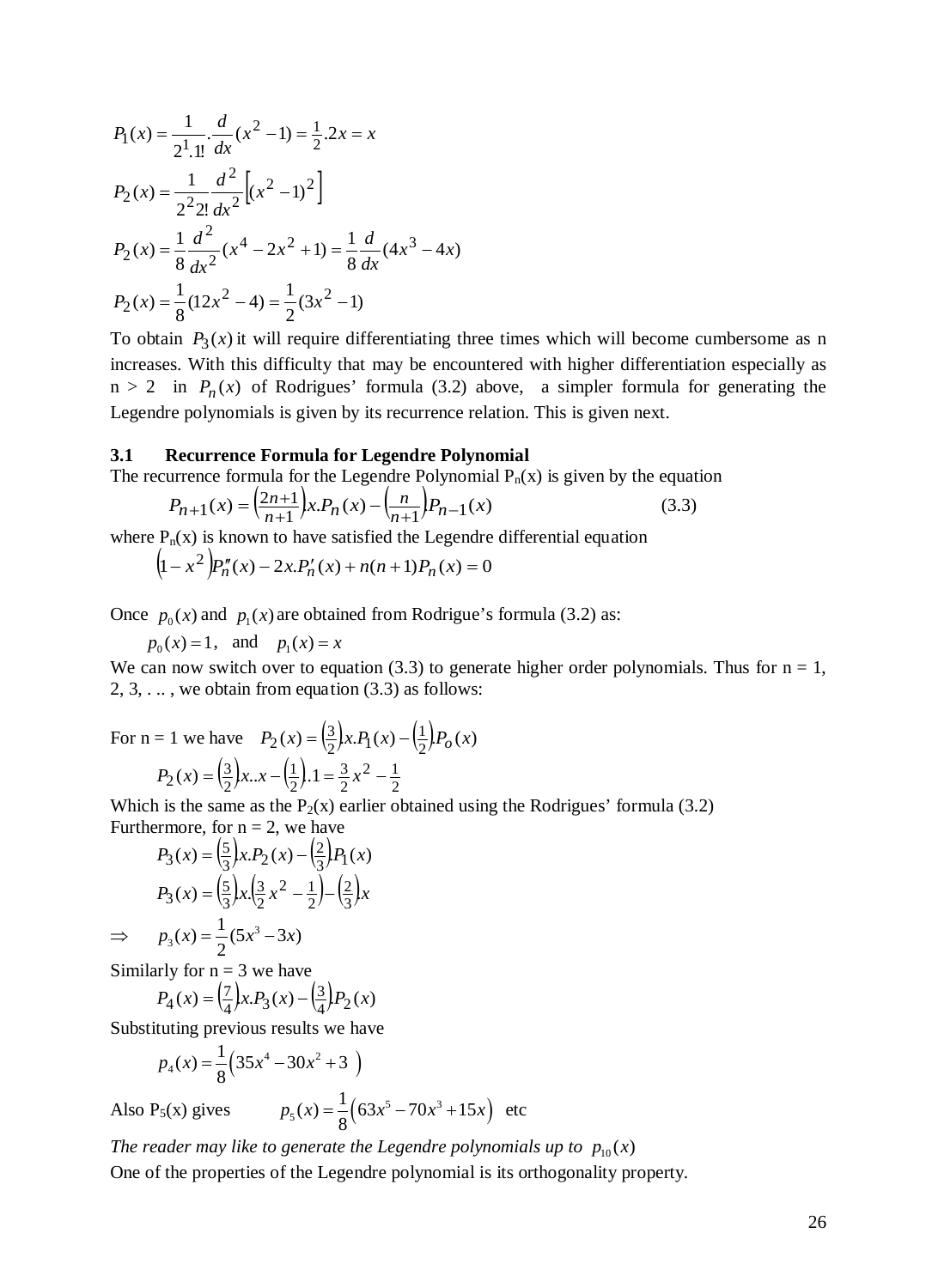$$P_1(x) = \frac{1}{2^1.1!}.\frac{d}{dx}(x^2 - 1) = \tfrac{1}{2}.2x = x$$

$$P_2(x) = \frac{1}{2^2 2!}\frac{d^2}{dx^2}\left[(x^2 - 1)^2\right]$$

$$P_2(x) = \frac{1}{8}\frac{d^2}{dx^2}(x^4 - 2x^2 + 1) = \frac{1}{8}\frac{d}{dx}(4x^3 - 4x)$$

$$P_2(x) = \frac{1}{8}(12x^2 - 4) = \frac{1}{2}(3x^2 - 1)$$

To obtain $P_3(x)$ it will require differentiating three times which will become cumbersome as n increases. With this difficulty that may be encountered with higher differentiation especially as $n > 2$ in $P_n(x)$ of Rodrigues' formula (3.2) above, a simpler formula for generating the Legendre polynomials is given by its recurrence relation. This is given next.

### 3.1 Recurrence Formula for Legendre Polynomial

The recurrence formula for the Legendre Polynomial $P_n(x)$ is given by the equation

$$P_{n+1}(x) = \left(\tfrac{2n+1}{n+1}\right)x.P_n(x) - \left(\tfrac{n}{n+1}\right)P_{n-1}(x) \qquad (3.3)$$

where $P_n(x)$ is known to have satisfied the Legendre differential equation

$$\left(1 - x^2\right)P_n''(x) - 2x.P_n'(x) + n(n+1)P_n(x) = 0$$

Once $p_0(x)$ and $p_1(x)$ are obtained from Rodrigue's formula (3.2) as:

$$p_0(x) = 1, \quad \text{and} \quad p_1(x) = x$$

We can now switch over to equation (3.3) to generate higher order polynomials. Thus for n = 1, 2, 3, . .. , we obtain from equation (3.3) as follows:

For n = 1 we have $P_2(x) = \left(\tfrac{3}{2}\right)x.P_1(x) - \left(\tfrac{1}{2}\right)P_o(x)$

$$P_2(x) = \left(\tfrac{3}{2}\right)x..x - \left(\tfrac{1}{2}\right).1 = \tfrac{3}{2}x^2 - \tfrac{1}{2}$$

Which is the same as the $P_2(x)$ earlier obtained using the Rodrigues' formula (3.2)

Furthermore, for n = 2, we have

$$P_3(x) = \left(\tfrac{5}{3}\right)x.P_2(x) - \left(\tfrac{2}{3}\right)P_1(x)$$

$$P_3(x) = \left(\tfrac{5}{3}\right)x.\left(\tfrac{3}{2}x^2 - \tfrac{1}{2}\right) - \left(\tfrac{2}{3}\right)x$$

$$\Rightarrow \quad p_3(x) = \frac{1}{2}(5x^3 - 3x)$$

Similarly for n = 3 we have

$$P_4(x) = \left(\tfrac{7}{4}\right)x.P_3(x) - \left(\tfrac{3}{4}\right)P_2(x)$$

Substituting previous results we have

$$p_4(x) = \frac{1}{8}\left(35x^4 - 30x^2 + 3\right)$$

Also $P_5(x)$ gives $\quad p_5(x) = \frac{1}{8}\left(63x^5 - 70x^3 + 15x\right)$ etc

*The reader may like to generate the Legendre polynomials up to* $p_{10}(x)$

One of the properties of the Legendre polynomial is its orthogonality property.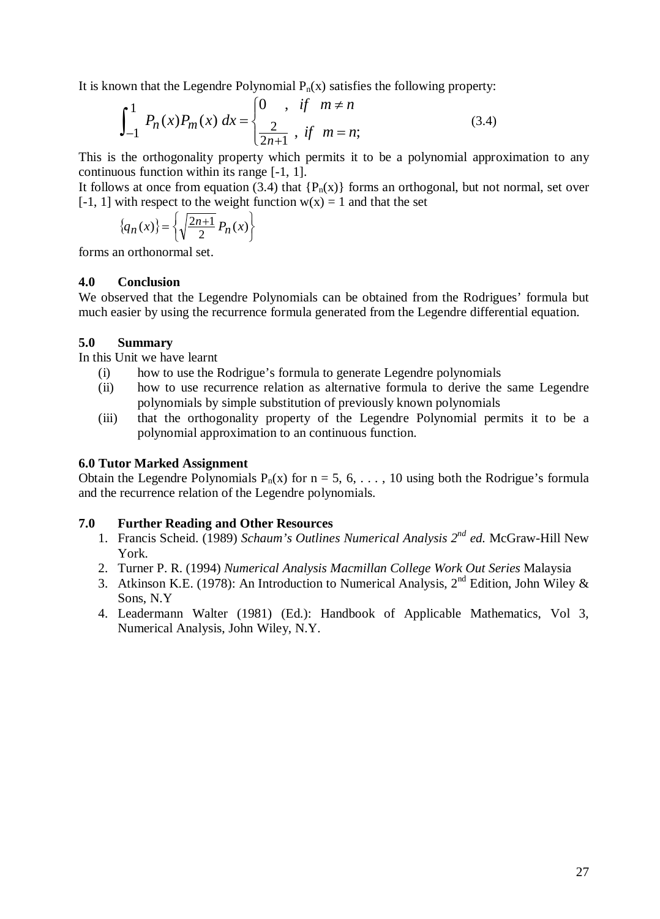It is known that the Legendre Polynomial $P_n(x)$ satisfies the following property:

$$\int_{-1}^{1} P_n(x)P_m(x)\, dx = \begin{cases} 0 \quad , & if \quad m \neq n \\ \frac{2}{2n+1} \ , & if \quad m = n; \end{cases} \tag{3.4}$$

This is the orthogonality property which permits it to be a polynomial approximation to any continuous function within its range [-1, 1].

It follows at once from equation (3.4) that $\{P_n(x)\}$ forms an orthogonal, but not normal, set over [-1, 1] with respect to the weight function $w(x) = 1$ and that the set

$$\{q_n(x)\} = \left\{ \sqrt{\tfrac{2n+1}{2}}\, P_n(x) \right\}$$

forms an orthonormal set.

## 4.0 Conclusion

We observed that the Legendre Polynomials can be obtained from the Rodrigues' formula but much easier by using the recurrence formula generated from the Legendre differential equation.

## 5.0 Summary

In this Unit we have learnt

(i) how to use the Rodrigue's formula to generate Legendre polynomials

(ii) how to use recurrence relation as alternative formula to derive the same Legendre polynomials by simple substitution of previously known polynomials

(iii) that the orthogonality property of the Legendre Polynomial permits it to be a polynomial approximation to an continuous function.

## 6.0 Tutor Marked Assignment

Obtain the Legendre Polynomials $P_n(x)$ for n = 5, 6, . . . , 10 using both the Rodrigue's formula and the recurrence relation of the Legendre polynomials.

## 7.0 Further Reading and Other Resources

1. Francis Scheid. (1989) *Schaum's Outlines Numerical Analysis 2nd ed.* McGraw-Hill New York.
2. Turner P. R. (1994) *Numerical Analysis Macmillan College Work Out Series* Malaysia
3. Atkinson K.E. (1978): An Introduction to Numerical Analysis, 2nd Edition, John Wiley & Sons, N.Y
4. Leadermann Walter (1981) (Ed.): Handbook of Applicable Mathematics, Vol 3, Numerical Analysis, John Wiley, N.Y.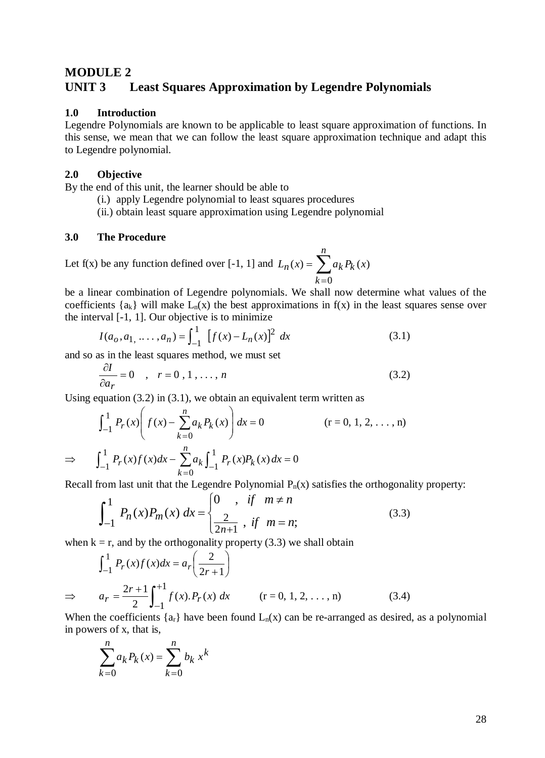# MODULE 2

## UNIT 3 Least Squares Approximation by Legendre Polynomials

### 1.0 Introduction

Legendre Polynomials are known to be applicable to least square approximation of functions. In this sense, we mean that we can follow the least square approximation technique and adapt this to Legendre polynomial.

### 2.0 Objective

By the end of this unit, the learner should be able to

(i.) apply Legendre polynomial to least squares procedures

(ii.) obtain least square approximation using Legendre polynomial

### 3.0 The Procedure

Let f(x) be any function defined over [-1, 1] and $L_n(x) = \sum_{k=0}^{n} a_k P_k(x)$

be a linear combination of Legendre polynomials. We shall now determine what values of the coefficients $\{a_k\}$ will make $L_n(x)$ the best approximations in f(x) in the least squares sense over the interval [-1, 1]. Our objective is to minimize

$$I(a_o, a_1, \ldots, a_n) = \int_{-1}^{1} \left[ f(x) - L_n(x) \right]^2 \, dx \qquad (3.1)$$

and so as in the least squares method, we must set

$$\frac{\partial I}{\partial a_r} = 0 \quad , \quad r = 0, 1, \ldots, n \qquad (3.2)$$

Using equation (3.2) in (3.1), we obtain an equivalent term written as

$$\int_{-1}^{1} P_r(x) \left( f(x) - \sum_{k=0}^{n} a_k P_k(x) \right) dx = 0 \qquad (r = 0, 1, 2, \ldots, n)$$

$$\Rightarrow \quad \int_{-1}^{1} P_r(x) f(x) dx - \sum_{k=0}^{n} a_k \int_{-1}^{1} P_r(x) P_k(x) \, dx = 0$$

Recall from last unit that the Legendre Polynomial $P_n(x)$ satisfies the orthogonality property:

$$\int_{-1}^{1} P_n(x) P_m(x) \, dx = \begin{cases} 0 & , \; if \quad m \neq n \\ \frac{2}{2n+1} & , \; if \quad m = n; \end{cases} \qquad (3.3)$$

when k = r, and by the orthogonality property (3.3) we shall obtain

$$\int_{-1}^{1} P_r(x) f(x) dx = a_r \left( \frac{2}{2r+1} \right)$$

$$\Rightarrow \quad a_r = \frac{2r+1}{2} \int_{-1}^{+1} f(x).P_r(x) \, dx \qquad (r = 0, 1, 2, \ldots, n) \qquad (3.4)$$

When the coefficients $\{a_r\}$ have been found $L_n(x)$ can be re-arranged as desired, as a polynomial in powers of x, that is,

$$\sum_{k=0}^{n} a_k P_k(x) = \sum_{k=0}^{n} b_k \, x^k$$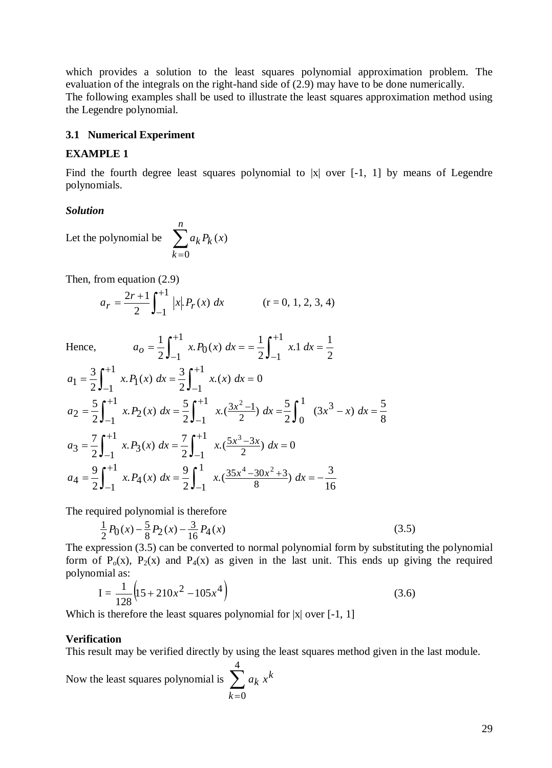which provides a solution to the least squares polynomial approximation problem. The evaluation of the integrals on the right-hand side of (2.9) may have to be done numerically.
The following examples shall be used to illustrate the least squares approximation method using the Legendre polynomial.

### 3.1 Numerical Experiment

**EXAMPLE 1**

Find the fourth degree least squares polynomial to |x| over [-1, 1] by means of Legendre polynomials.

***Solution***

Let the polynomial be $\sum_{k=0}^{n} a_k P_k(x)$

Then, from equation (2.9)

$$a_r = \frac{2r+1}{2}\int_{-1}^{+1} |x|.P_r(x)\, dx \qquad (r = 0, 1, 2, 3, 4)$$

Hence, $a_o = \frac{1}{2}\int_{-1}^{+1} x.P_0(x)\, dx = = \frac{1}{2}\int_{-1}^{+1} x.1\, dx = \frac{1}{2}$

$$a_1 = \frac{3}{2}\int_{-1}^{+1} x.P_1(x)\, dx = \frac{3}{2}\int_{-1}^{+1} x.(x)\, dx = 0$$

$$a_2 = \frac{5}{2}\int_{-1}^{+1} x.P_2(x)\, dx = \frac{5}{2}\int_{-1}^{+1} x.(\tfrac{3x^2-1}{2})\, dx = \frac{5}{2}\int_{0}^{1} (3x^3 - x)\, dx = \frac{5}{8}$$

$$a_3 = \frac{7}{2}\int_{-1}^{+1} x.P_3(x)\, dx = \frac{7}{2}\int_{-1}^{+1} x.(\tfrac{5x^3-3x}{2})\, dx = 0$$

$$a_4 = \frac{9}{2}\int_{-1}^{+1} x.P_4(x)\, dx = \frac{9}{2}\int_{-1}^{1} x.(\tfrac{35x^4-30x^2+3}{8})\, dx = -\frac{3}{16}$$

The required polynomial is therefore

$$\tfrac{1}{2}P_0(x) - \tfrac{5}{8}P_2(x) - \tfrac{3}{16}P_4(x) \qquad (3.5)$$

The expression (3.5) can be converted to normal polynomial form by substituting the polynomial form of $P_o(x)$, $P_2(x)$ and $P_4(x)$ as given in the last unit. This ends up giving the required polynomial as:

$$\text{I} = \frac{1}{128}\left(15 + 210x^2 - 105x^4\right) \qquad (3.6)$$

Which is therefore the least squares polynomial for |x| over [-1, 1]

**Verification**

This result may be verified directly by using the least squares method given in the last module.

Now the least squares polynomial is $\sum_{k=0}^{4} a_k\, x^k$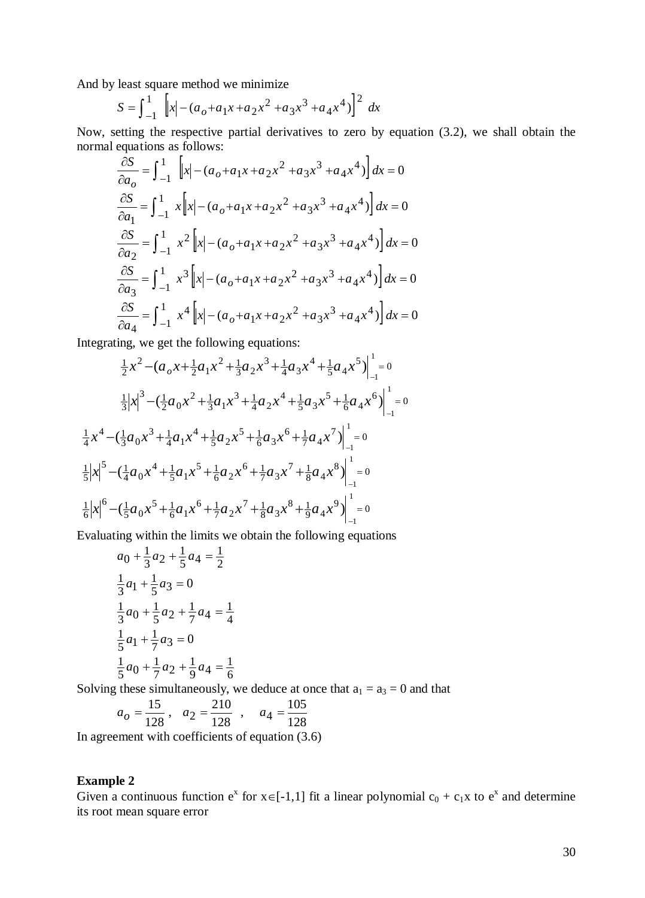And by least square method we minimize

$$S = \int_{-1}^{1} \left[|x| - (a_o + a_1 x + a_2 x^2 + a_3 x^3 + a_4 x^4)\right]^2 \, dx$$

Now, setting the respective partial derivatives to zero by equation (3.2), we shall obtain the normal equations as follows:

$$\frac{\partial S}{\partial a_o} = \int_{-1}^{1} \left[|x| - (a_o + a_1 x + a_2 x^2 + a_3 x^3 + a_4 x^4)\right] dx = 0$$

$$\frac{\partial S}{\partial a_1} = \int_{-1}^{1} x\left[|x| - (a_o + a_1 x + a_2 x^2 + a_3 x^3 + a_4 x^4)\right] dx = 0$$

$$\frac{\partial S}{\partial a_2} = \int_{-1}^{1} x^2\left[|x| - (a_o + a_1 x + a_2 x^2 + a_3 x^3 + a_4 x^4)\right] dx = 0$$

$$\frac{\partial S}{\partial a_3} = \int_{-1}^{1} x^3\left[|x| - (a_o + a_1 x + a_2 x^2 + a_3 x^3 + a_4 x^4)\right] dx = 0$$

$$\frac{\partial S}{\partial a_4} = \int_{-1}^{1} x^4\left[|x| - (a_o + a_1 x + a_2 x^2 + a_3 x^3 + a_4 x^4)\right] dx = 0$$

Integrating, we get the following equations:

$$\tfrac{1}{2}x^2 - (a_o x + \tfrac{1}{2}a_1 x^2 + \tfrac{1}{3}a_2 x^3 + \tfrac{1}{4}a_3 x^4 + \tfrac{1}{5}a_4 x^5)\Big|_{-1}^{1} = 0$$

$$\tfrac{1}{3}|x|^3 - (\tfrac{1}{2}a_0 x^2 + \tfrac{1}{3}a_1 x^3 + \tfrac{1}{4}a_2 x^4 + \tfrac{1}{5}a_3 x^5 + \tfrac{1}{6}a_4 x^6)\Big|_{-1}^{1} = 0$$

$$\tfrac{1}{4}x^4 - (\tfrac{1}{3}a_0 x^3 + \tfrac{1}{4}a_1 x^4 + \tfrac{1}{5}a_2 x^5 + \tfrac{1}{6}a_3 x^6 + \tfrac{1}{7}a_4 x^7)\Big|_{-1}^{1} = 0$$

$$\tfrac{1}{5}|x|^5 - (\tfrac{1}{4}a_0 x^4 + \tfrac{1}{5}a_1 x^5 + \tfrac{1}{6}a_2 x^6 + \tfrac{1}{7}a_3 x^7 + \tfrac{1}{8}a_4 x^8)\Big|_{-1}^{1} = 0$$

$$\tfrac{1}{6}|x|^6 - (\tfrac{1}{5}a_0 x^5 + \tfrac{1}{6}a_1 x^6 + \tfrac{1}{7}a_2 x^7 + \tfrac{1}{8}a_3 x^8 + \tfrac{1}{9}a_4 x^9)\Big|_{-1}^{1} = 0$$

Evaluating within the limits we obtain the following equations

$$a_0 + \frac{1}{3}a_2 + \frac{1}{5}a_4 = \frac{1}{2}$$

$$\frac{1}{3}a_1 + \frac{1}{5}a_3 = 0$$

$$\frac{1}{3}a_0 + \frac{1}{5}a_2 + \frac{1}{7}a_4 = \frac{1}{4}$$

$$\frac{1}{5}a_1 + \frac{1}{7}a_3 = 0$$

$$\frac{1}{5}a_0 + \frac{1}{7}a_2 + \frac{1}{9}a_4 = \frac{1}{6}$$

Solving these simultaneously, we deduce at once that $a_1 = a_3 = 0$ and that

$$a_o = \frac{15}{128}, \quad a_2 = \frac{210}{128}, \quad a_4 = \frac{105}{128}$$

In agreement with coefficients of equation (3.6)

**Example 2**

Given a continuous function $e^x$ for $x \in [-1,1]$ fit a linear polynomial $c_0 + c_1 x$ to $e^x$ and determine its root mean square error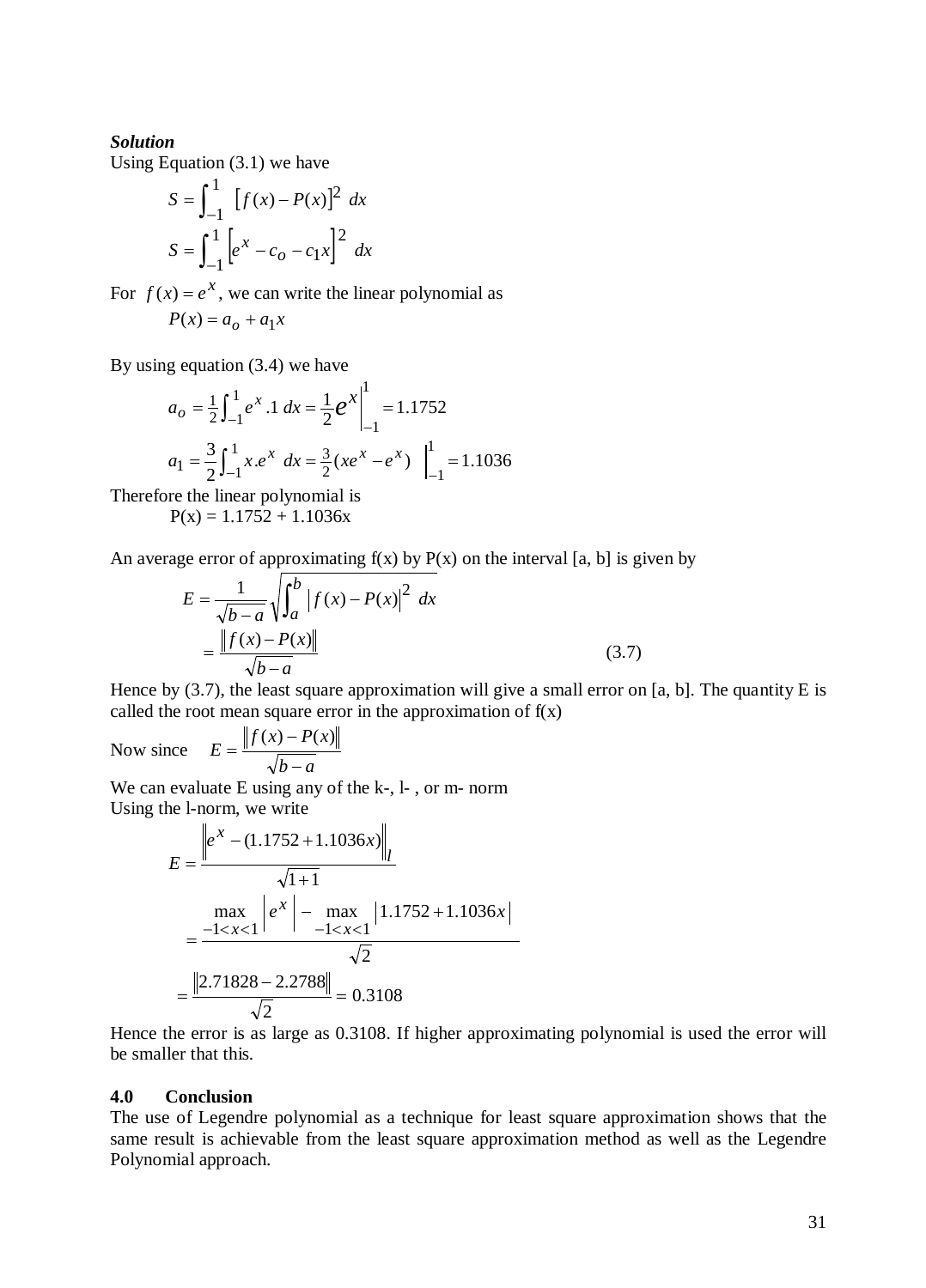***Solution***

Using Equation (3.1) we have

$$S = \int_{-1}^{1} \left[f(x) - P(x)\right]^2 \; dx$$

$$S = \int_{-1}^{1} \left[e^x - c_o - c_1 x\right]^2 \; dx$$

For $f(x) = e^x$, we can write the linear polynomial as

$$P(x) = a_o + a_1 x$$

By using equation (3.4) we have

$$a_o = \tfrac{1}{2}\int_{-1}^{1} e^x .1 \; dx = \frac{1}{2} e^x \Big|_{-1}^{1} = 1.1752$$

$$a_1 = \frac{3}{2}\int_{-1}^{1} x.e^x \; dx = \tfrac{3}{2}(xe^x - e^x) \; \Big|_{-1}^{1} = 1.1036$$

Therefore the linear polynomial is

P(x) = 1.1752 + 1.1036x

An average error of approximating f(x) by P(x) on the interval [a, b] is given by

$$E = \frac{1}{\sqrt{b-a}}\sqrt{\int_a^b \left| f(x) - P(x)\right|^2 \; dx}$$

$$= \frac{\left\| f(x) - P(x) \right\|}{\sqrt{b-a}} \qquad (3.7)$$

Hence by (3.7), the least square approximation will give a small error on [a, b]. The quantity E is called the root mean square error in the approximation of f(x)

Now since $E = \dfrac{\left\| f(x) - P(x) \right\|}{\sqrt{b-a}}$

We can evaluate E using any of the k-, l- , or m- norm

Using the l-norm, we write

$$E = \frac{\left\| e^x - (1.1752 + 1.1036x) \right\|_l}{\sqrt{1+1}}$$

$$= \frac{\max\limits_{-1<x<1} \left| e^x \right| - \max\limits_{-1<x<1} \left| 1.1752 + 1.1036x \right|}{\sqrt{2}}$$

$$= \frac{\left\| 2.71828 - 2.2788 \right\|}{\sqrt{2}} = 0.3108$$

Hence the error is as large as 0.3108. If higher approximating polynomial is used the error will be smaller that this.

## 4.0 Conclusion

The use of Legendre polynomial as a technique for least square approximation shows that the same result is achievable from the least square approximation method as well as the Legendre Polynomial approach.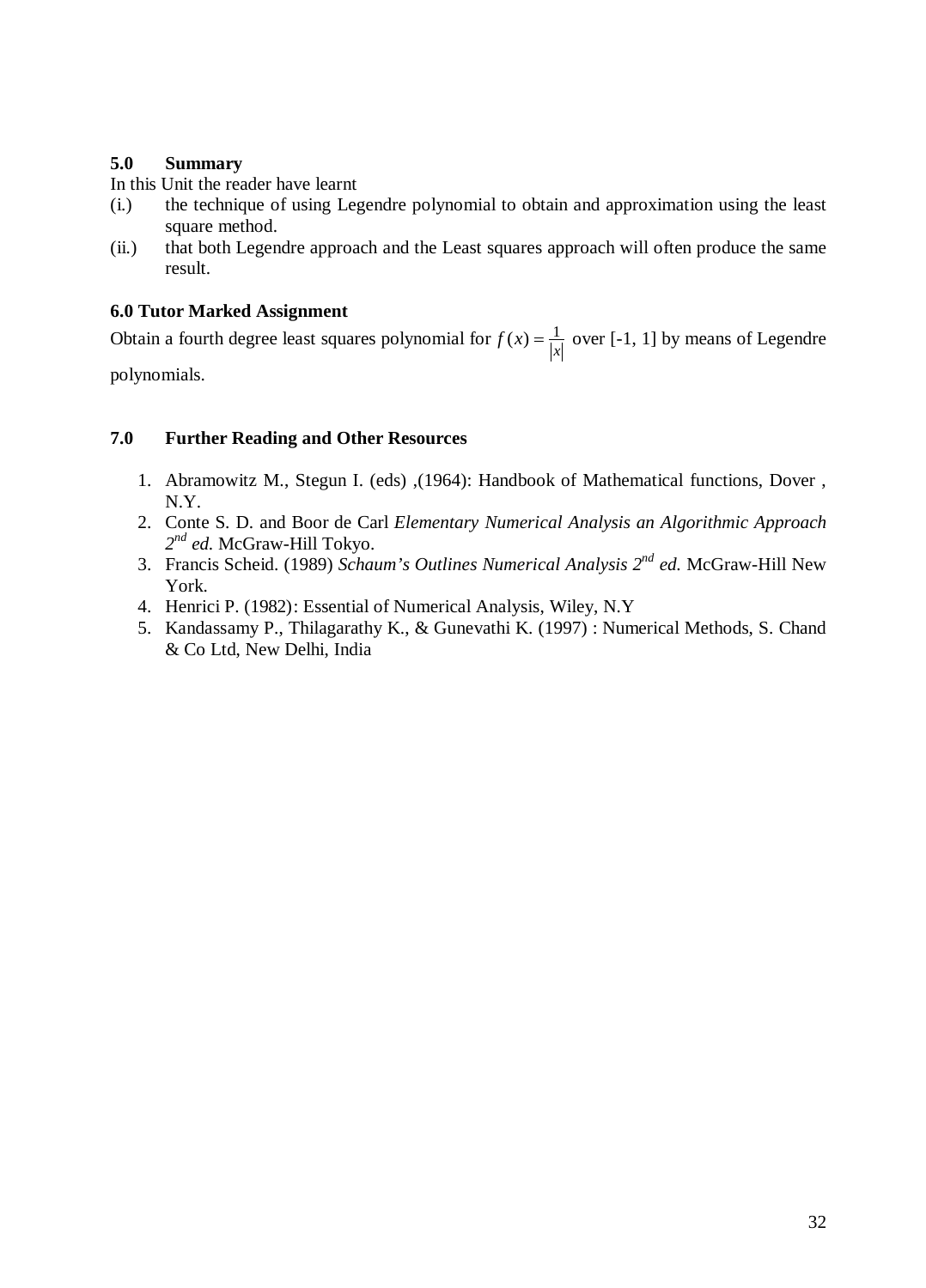## 5.0 Summary

In this Unit the reader have learnt

(i.) the technique of using Legendre polynomial to obtain and approximation using the least square method.

(ii.) that both Legendre approach and the Least squares approach will often produce the same result.

## 6.0 Tutor Marked Assignment

Obtain a fourth degree least squares polynomial for $f(x) = \frac{1}{|x|}$ over [-1, 1] by means of Legendre polynomials.

## 7.0 Further Reading and Other Resources

1. Abramowitz M., Stegun I. (eds) ,(1964): Handbook of Mathematical functions, Dover , N.Y.
2. Conte S. D. and Boor de Carl *Elementary Numerical Analysis an Algorithmic Approach 2nd ed.* McGraw-Hill Tokyo.
3. Francis Scheid. (1989) *Schaum's Outlines Numerical Analysis 2nd ed.* McGraw-Hill New York.
4. Henrici P. (1982): Essential of Numerical Analysis, Wiley, N.Y
5. Kandassamy P., Thilagarathy K., & Gunevathi K. (1997) : Numerical Methods, S. Chand & Co Ltd, New Delhi, India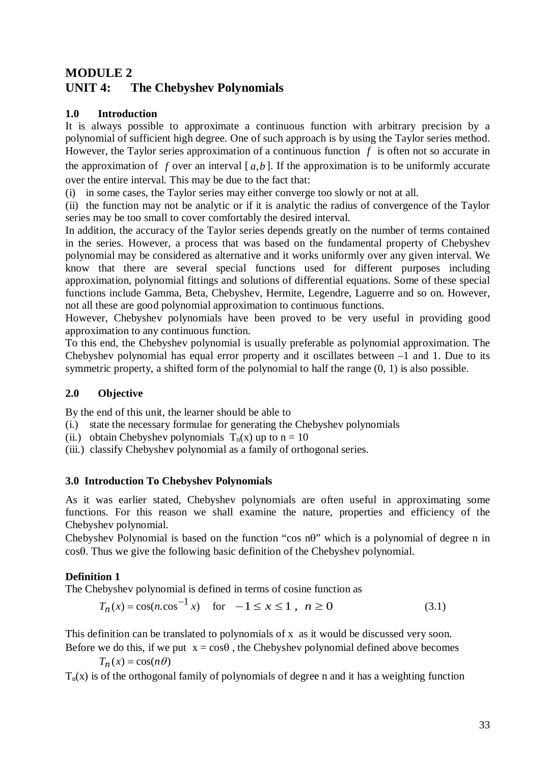# MODULE 2
# UNIT 4: The Chebyshev Polynomials

## 1.0 Introduction

It is always possible to approximate a continuous function with arbitrary precision by a polynomial of sufficient high degree. One of such approach is by using the Taylor series method. However, the Taylor series approximation of a continuous function $f$ is often not so accurate in the approximation of $f$ over an interval $[a,b]$. If the approximation is to be uniformly accurate over the entire interval. This may be due to the fact that:

(i) in some cases, the Taylor series may either converge too slowly or not at all.

(ii) the function may not be analytic or if it is analytic the radius of convergence of the Taylor series may be too small to cover comfortably the desired interval.

In addition, the accuracy of the Taylor series depends greatly on the number of terms contained in the series. However, a process that was based on the fundamental property of Chebyshev polynomial may be considered as alternative and it works uniformly over any given interval. We know that there are several special functions used for different purposes including approximation, polynomial fittings and solutions of differential equations. Some of these special functions include Gamma, Beta, Chebyshev, Hermite, Legendre, Laguerre and so on. However, not all these are good polynomial approximation to continuous functions.

However, Chebyshev polynomials have been proved to be very useful in providing good approximation to any continuous function.

To this end, the Chebyshev polynomial is usually preferable as polynomial approximation. The Chebyshev polynomial has equal error property and it oscillates between –1 and 1. Due to its symmetric property, a shifted form of the polynomial to half the range (0, 1) is also possible.

## 2.0 Objective

By the end of this unit, the learner should be able to

(i.) state the necessary formulae for generating the Chebyshev polynomials

(ii.) obtain Chebyshev polynomials $T_n(x)$ up to n = 10

(iii.) classify Chebyshev polynomial as a family of orthogonal series.

## 3.0 Introduction To Chebyshev Polynomials

As it was earlier stated, Chebyshev polynomials are often useful in approximating some functions. For this reason we shall examine the nature, properties and efficiency of the Chebyshev polynomial.

Chebyshev Polynomial is based on the function "cos nθ" which is a polynomial of degree n in cosθ. Thus we give the following basic definition of the Chebyshev polynomial.

**Definition 1**

The Chebyshev polynomial is defined in terms of cosine function as

$$T_n(x) = \cos(n.\cos^{-1} x) \quad \text{for} \quad -1 \le x \le 1\,,\ \ n \ge 0 \tag{3.1}$$

This definition can be translated to polynomials of x as it would be discussed very soon.

Before we do this, if we put $x = \cos\theta$ , the Chebyshev polynomial defined above becomes

$$T_n(x) = \cos(n\theta)$$

$T_n(x)$ is of the orthogonal family of polynomials of degree n and it has a weighting function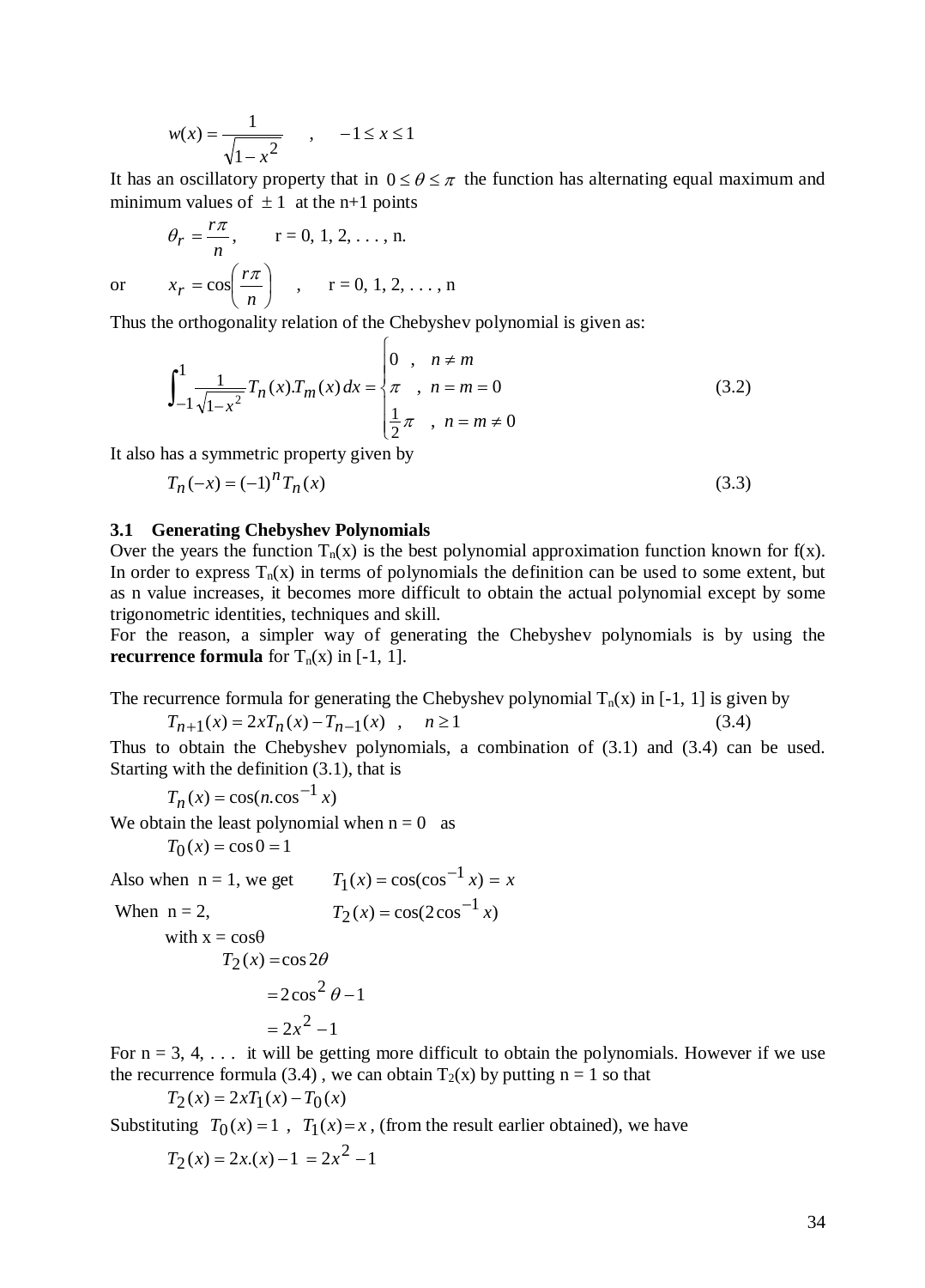$$w(x) = \frac{1}{\sqrt{1-x^2}} \quad , \quad -1 \le x \le 1$$

It has an oscillatory property that in $0 \le \theta \le \pi$ the function has alternating equal maximum and minimum values of $\pm 1$ at the n+1 points

$$\theta_r = \frac{r\pi}{n}, \qquad r = 0, 1, 2, \ldots, n.$$

or

$$x_r = \cos\left(\frac{r\pi}{n}\right) \quad , \quad r = 0, 1, 2, \ldots, n$$

Thus the orthogonality relation of the Chebyshev polynomial is given as:

$$\int_{-1}^{1} \frac{1}{\sqrt{1-x^2}} T_n(x).T_m(x)\,dx = \begin{cases} 0 & , \quad n \ne m \\ \pi & , \quad n = m = 0 \\ \frac{1}{2}\pi & , \quad n = m \ne 0 \end{cases} \tag{3.2}$$

It also has a symmetric property given by

$$T_n(-x) = (-1)^n T_n(x) \tag{3.3}$$

### 3.1 Generating Chebyshev Polynomials

Over the years the function $T_n(x)$ is the best polynomial approximation function known for f(x). In order to express $T_n(x)$ in terms of polynomials the definition can be used to some extent, but as n value increases, it becomes more difficult to obtain the actual polynomial except by some trigonometric identities, techniques and skill.

For the reason, a simpler way of generating the Chebyshev polynomials is by using the **recurrence formula** for $T_n(x)$ in [-1, 1].

The recurrence formula for generating the Chebyshev polynomial $T_n(x)$ in [-1, 1] is given by

$$T_{n+1}(x) = 2xT_n(x) - T_{n-1}(x) \quad , \quad n \ge 1 \tag{3.4}$$

Thus to obtain the Chebyshev polynomials, a combination of (3.1) and (3.4) can be used. Starting with the definition (3.1), that is

$$T_n(x) = \cos(n.\cos^{-1} x)$$

We obtain the least polynomial when n = 0 as

$$T_0(x) = \cos 0 = 1$$

Also when n = 1, we get $\quad T_1(x) = \cos(\cos^{-1} x) = x$

When n = 2, $\quad T_2(x) = \cos(2\cos^{-1} x)$

with $x = \cos\theta$

$$\begin{aligned} T_2(x) &= \cos 2\theta \\ &= 2\cos^2\theta - 1 \\ &= 2x^2 - 1 \end{aligned}$$

For n = 3, 4, . . . it will be getting more difficult to obtain the polynomials. However if we use the recurrence formula (3.4) , we can obtain $T_2(x)$ by putting n = 1 so that

$$T_2(x) = 2xT_1(x) - T_0(x)$$

Substituting $T_0(x) = 1$ , $T_1(x) = x$ , (from the result earlier obtained), we have

$$T_2(x) = 2x.(x) - 1 = 2x^2 - 1$$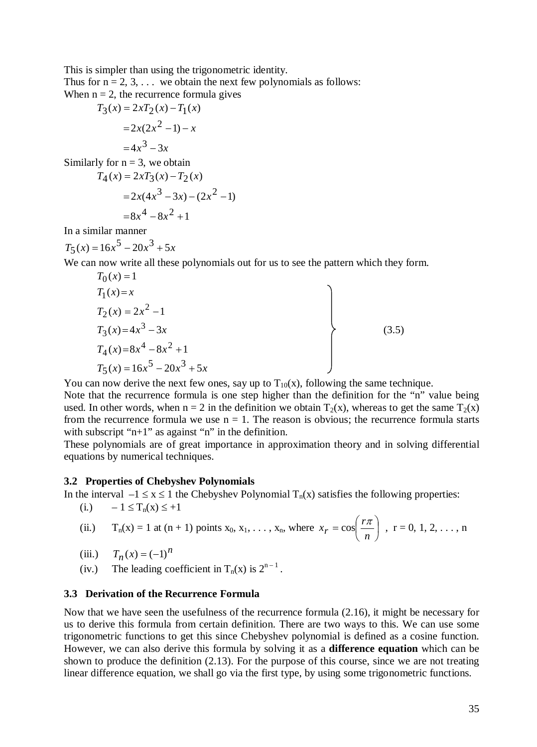This is simpler than using the trigonometric identity.

Thus for n = 2, 3, . . . we obtain the next few polynomials as follows:

When n = 2, the recurrence formula gives

$$
\begin{aligned}
T_3(x) &= 2xT_2(x) - T_1(x) \\
&= 2x(2x^2 - 1) - x \\
&= 4x^3 - 3x
\end{aligned}
$$

Similarly for n = 3, we obtain

$$
\begin{aligned}
T_4(x) &= 2xT_3(x) - T_2(x) \\
&= 2x(4x^3 - 3x) - (2x^2 - 1) \\
&= 8x^4 - 8x^2 + 1
\end{aligned}
$$

In a similar manner

$$T_5(x) = 16x^5 - 20x^3 + 5x$$

We can now write all these polynomials out for us to see the pattern which they form.

$$
\left.
\begin{aligned}
T_0(x) &= 1 \\
T_1(x) &= x \\
T_2(x) &= 2x^2 - 1 \\
T_3(x) &= 4x^3 - 3x \\
T_4(x) &= 8x^4 - 8x^2 + 1 \\
T_5(x) &= 16x^5 - 20x^3 + 5x
\end{aligned}
\right\} \qquad (3.5)
$$

You can now derive the next few ones, say up to $T_{10}(x)$, following the same technique.

Note that the recurrence formula is one step higher than the definition for the "n" value being used. In other words, when n = 2 in the definition we obtain $T_2(x)$, whereas to get the same $T_2(x)$ from the recurrence formula we use n = 1. The reason is obvious; the recurrence formula starts with subscript "n+1" as against "n" in the definition.

These polynomials are of great importance in approximation theory and in solving differential equations by numerical techniques.

### 3.2 Properties of Chebyshev Polynomials

In the interval $-1 \le x \le 1$ the Chebyshev Polynomial $T_n(x)$ satisfies the following properties:

(i.) $-1 \le T_n(x) \le +1$

(ii.) $T_n(x) = 1$ at (n + 1) points $x_0, x_1, \ldots, x_n$, where $x_r = \cos\left(\frac{r\pi}{n}\right)$ , r = 0, 1, 2, . . . , n

(iii.) $T_n(x) = (-1)^n$

(iv.) The leading coefficient in $T_n(x)$ is $2^{n-1}$.

### 3.3 Derivation of the Recurrence Formula

Now that we have seen the usefulness of the recurrence formula (2.16), it might be necessary for us to derive this formula from certain definition. There are two ways to this. We can use some trigonometric functions to get this since Chebyshev polynomial is defined as a cosine function. However, we can also derive this formula by solving it as a **difference equation** which can be shown to produce the definition (2.13). For the purpose of this course, since we are not treating linear difference equation, we shall go via the first type, by using some trigonometric functions.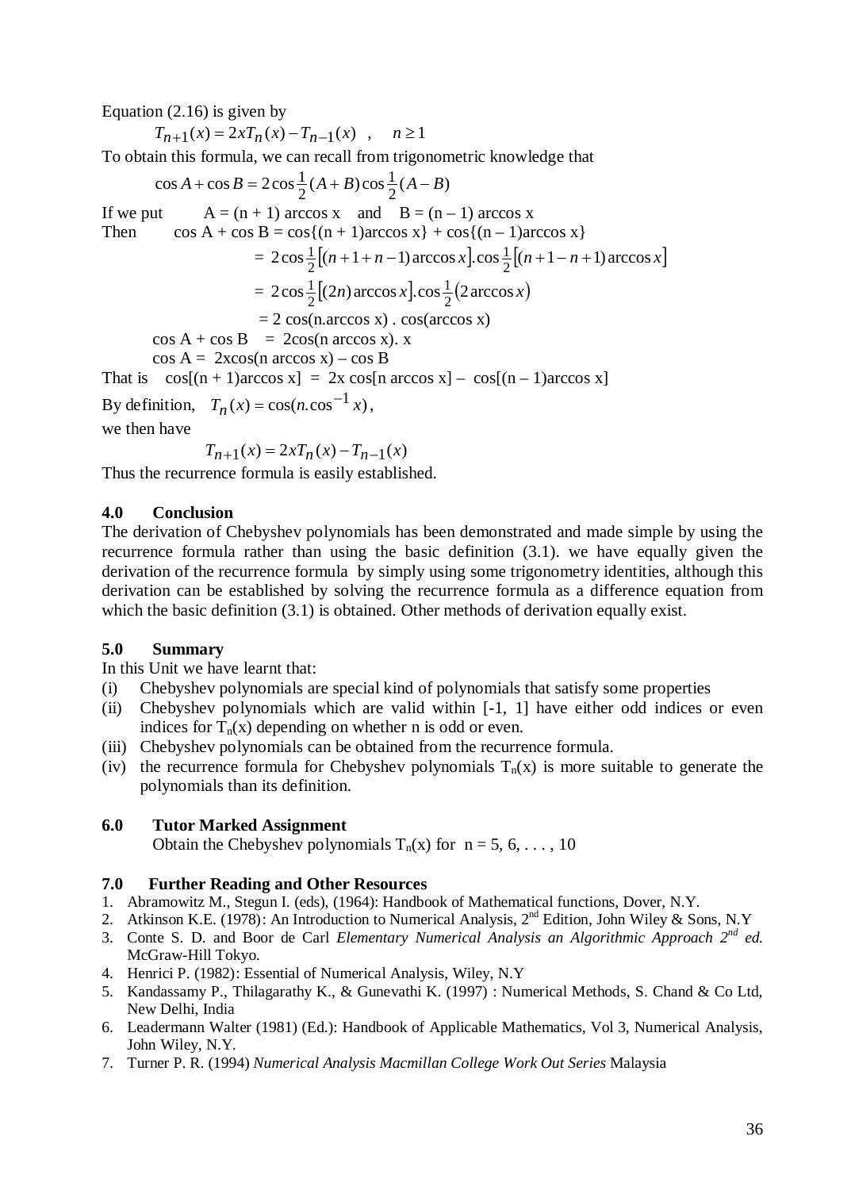Equation (2.16) is given by

$$T_{n+1}(x) = 2xT_n(x) - T_{n-1}(x) \quad , \quad n \geq 1$$

To obtain this formula, we can recall from trigonometric knowledge that

$$\cos A + \cos B = 2\cos\frac{1}{2}(A+B)\cos\frac{1}{2}(A-B)$$

If we put $\quad A = (n + 1) \arccos x \quad$ and $\quad B = (n - 1) \arccos x$

Then $\quad \cos A + \cos B = \cos\{(n + 1)\arccos x\} + \cos\{(n - 1)\arccos x\}$

$$= 2\cos\frac{1}{2}\left[(n+1+n-1)\arccos x\right].\cos\frac{1}{2}\left[(n+1-n+1)\arccos x\right]$$

$$= 2\cos\frac{1}{2}\left[(2n)\arccos x\right].\cos\frac{1}{2}\left(2\arccos x\right)$$

$$= 2 \cos(n.\arccos x) . \cos(\arccos x)$$

$$\cos A + \cos B = 2\cos(n \arccos x).\ x$$

$$\cos A = 2x\cos(n \arccos x) - \cos B$$

That is $\quad \cos[(n + 1)\arccos x] = 2x \cos[n \arccos x] - \cos[(n - 1)\arccos x]$

By definition, $\quad T_n(x) = \cos(n.\cos^{-1} x)$,

we then have

$$T_{n+1}(x) = 2xT_n(x) - T_{n-1}(x)$$

Thus the recurrence formula is easily established.

## 4.0 Conclusion

The derivation of Chebyshev polynomials has been demonstrated and made simple by using the recurrence formula rather than using the basic definition (3.1). we have equally given the derivation of the recurrence formula by simply using some trigonometry identities, although this derivation can be established by solving the recurrence formula as a difference equation from which the basic definition (3.1) is obtained. Other methods of derivation equally exist.

## 5.0 Summary

In this Unit we have learnt that:

(i) Chebyshev polynomials are special kind of polynomials that satisfy some properties

(ii) Chebyshev polynomials which are valid within [-1, 1] have either odd indices or even indices for $T_n(x)$ depending on whether n is odd or even.

(iii) Chebyshev polynomials can be obtained from the recurrence formula.

(iv) the recurrence formula for Chebyshev polynomials $T_n(x)$ is more suitable to generate the polynomials than its definition.

## 6.0 Tutor Marked Assignment

Obtain the Chebyshev polynomials $T_n(x)$ for $n = 5, 6, \ldots, 10$

## 7.0 Further Reading and Other Resources

1. Abramowitz M., Stegun I. (eds), (1964): Handbook of Mathematical functions, Dover, N.Y.
2. Atkinson K.E. (1978): An Introduction to Numerical Analysis, 2nd Edition, John Wiley & Sons, N.Y
3. Conte S. D. and Boor de Carl *Elementary Numerical Analysis an Algorithmic Approach 2nd ed.* McGraw-Hill Tokyo.
4. Henrici P. (1982): Essential of Numerical Analysis, Wiley, N.Y
5. Kandassamy P., Thilagarathy K., & Gunevathi K. (1997) : Numerical Methods, S. Chand & Co Ltd, New Delhi, India
6. Leadermann Walter (1981) (Ed.): Handbook of Applicable Mathematics, Vol 3, Numerical Analysis, John Wiley, N.Y.
7. Turner P. R. (1994) *Numerical Analysis Macmillan College Work Out Series* Malaysia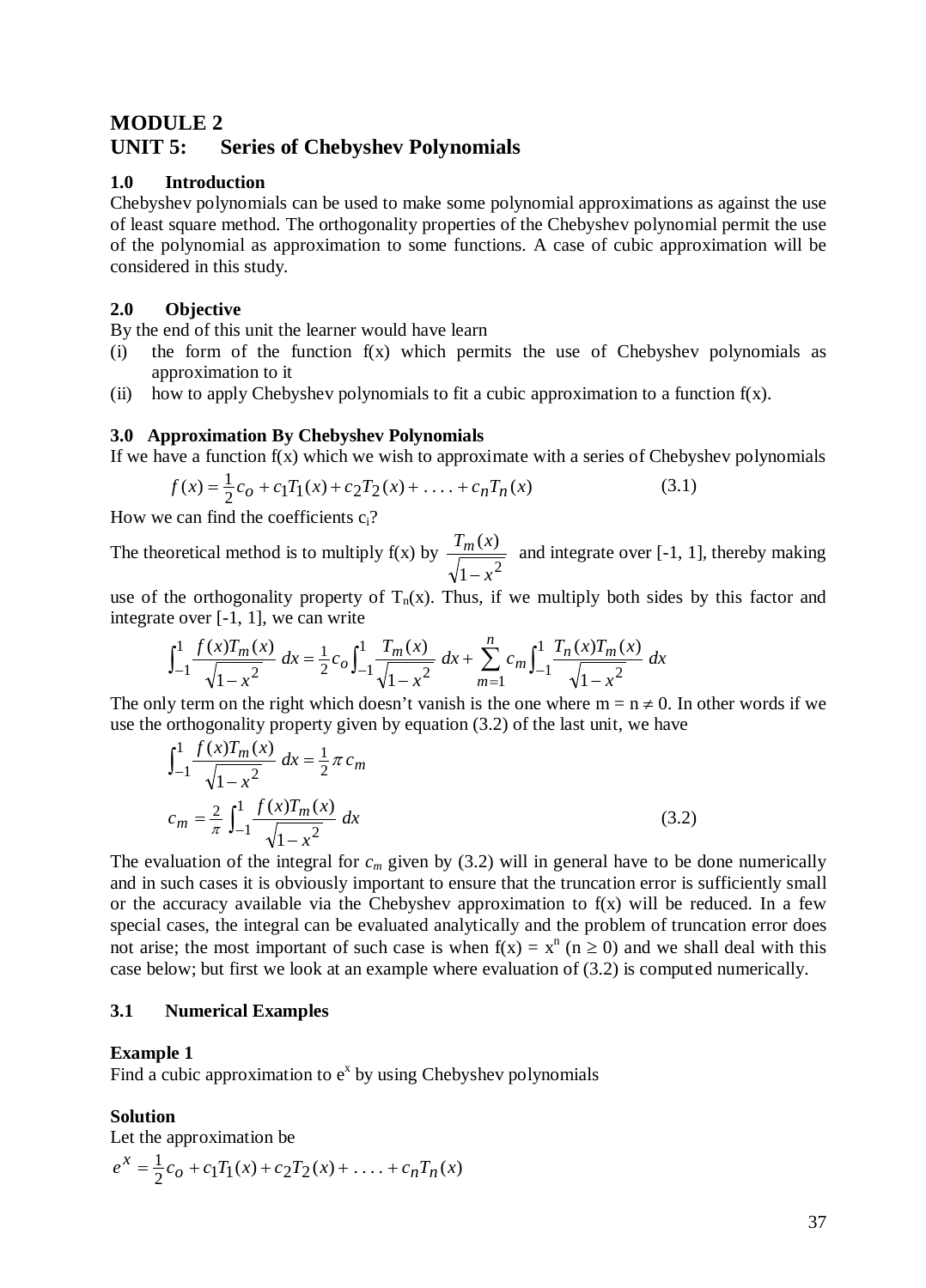# MODULE 2
## UNIT 5: Series of Chebyshev Polynomials

### 1.0 Introduction

Chebyshev polynomials can be used to make some polynomial approximations as against the use of least square method. The orthogonality properties of the Chebyshev polynomial permit the use of the polynomial as approximation to some functions. A case of cubic approximation will be considered in this study.

### 2.0 Objective

By the end of this unit the learner would have learn

(i) the form of the function f(x) which permits the use of Chebyshev polynomials as approximation to it

(ii) how to apply Chebyshev polynomials to fit a cubic approximation to a function f(x).

### 3.0 Approximation By Chebyshev Polynomials

If we have a function f(x) which we wish to approximate with a series of Chebyshev polynomials

$$f(x) = \tfrac{1}{2}c_o + c_1T_1(x) + c_2T_2(x) + \ldots + c_nT_n(x) \qquad (3.1)$$

How we can find the coefficients $c_i$?

The theoretical method is to multiply f(x) by $\dfrac{T_m(x)}{\sqrt{1-x^2}}$ and integrate over [-1, 1], thereby making use of the orthogonality property of $T_n(x)$. Thus, if we multiply both sides by this factor and integrate over [-1, 1], we can write

$$\int_{-1}^{1} \frac{f(x)T_m(x)}{\sqrt{1-x^2}}\,dx = \tfrac{1}{2}c_o\int_{-1}^{1}\frac{T_m(x)}{\sqrt{1-x^2}}\,dx + \sum_{m=1}^{n} c_m\int_{-1}^{1}\frac{T_n(x)T_m(x)}{\sqrt{1-x^2}}\,dx$$

The only term on the right which doesn't vanish is the one where $m = n \neq 0$. In other words if we use the orthogonality property given by equation (3.2) of the last unit, we have

$$\int_{-1}^{1} \frac{f(x)T_m(x)}{\sqrt{1-x^2}}\,dx = \tfrac{1}{2}\pi c_m$$

$$c_m = \tfrac{2}{\pi}\int_{-1}^{1} \frac{f(x)T_m(x)}{\sqrt{1-x^2}}\,dx \qquad (3.2)$$

The evaluation of the integral for $c_m$ given by (3.2) will in general have to be done numerically and in such cases it is obviously important to ensure that the truncation error is sufficiently small or the accuracy available via the Chebyshev approximation to f(x) will be reduced. In a few special cases, the integral can be evaluated analytically and the problem of truncation error does not arise; the most important of such case is when $f(x) = x^n$ $(n \geq 0)$ and we shall deal with this case below; but first we look at an example where evaluation of (3.2) is computed numerically.

### 3.1 Numerical Examples

**Example 1**

Find a cubic approximation to $e^x$ by using Chebyshev polynomials

**Solution**

Let the approximation be

$$e^x = \tfrac{1}{2}c_o + c_1T_1(x) + c_2T_2(x) + \ldots + c_nT_n(x)$$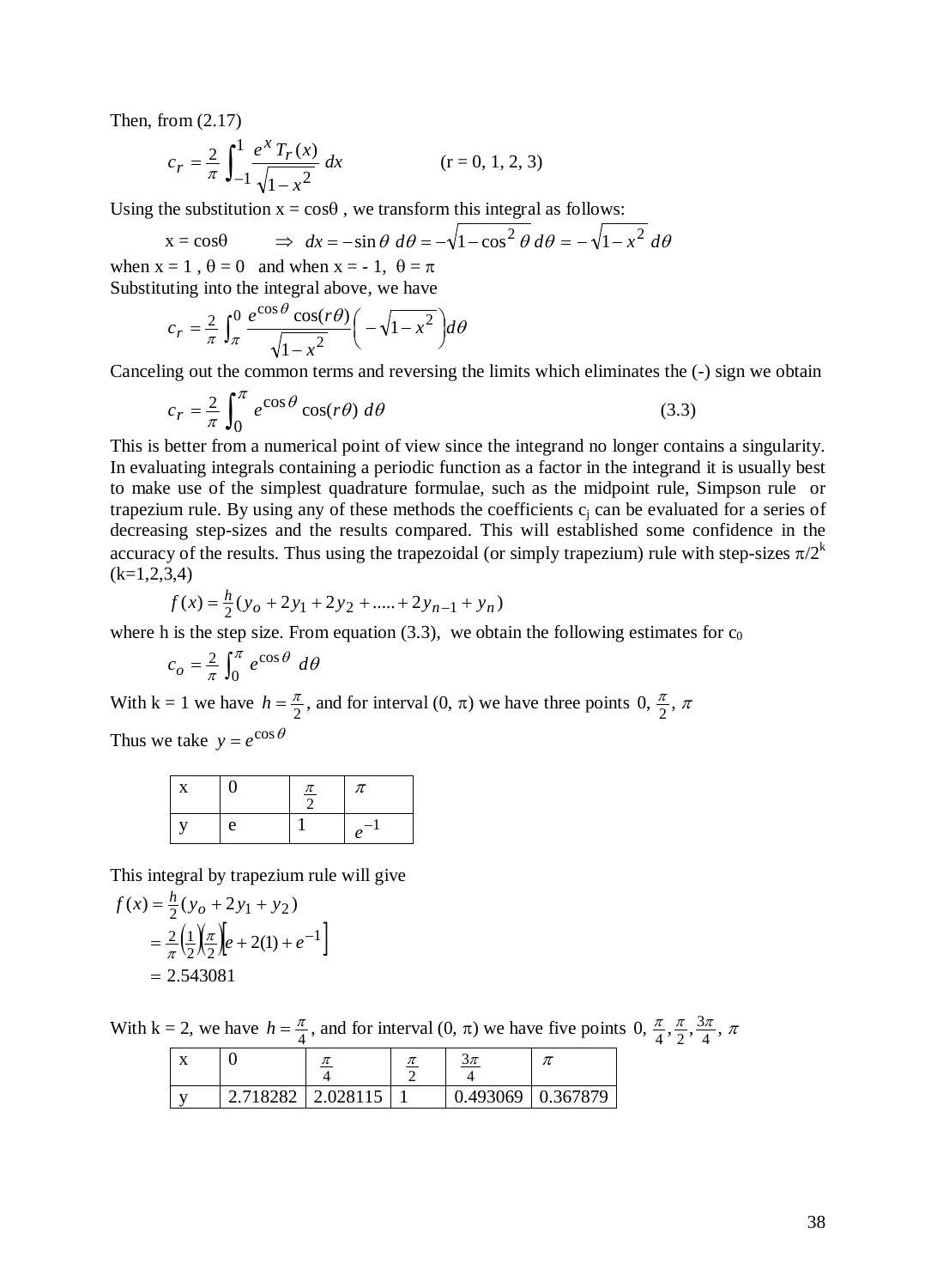Then, from (2.17)

$$c_r = \frac{2}{\pi}\int_{-1}^{1} \frac{e^x T_r(x)}{\sqrt{1-x^2}}\, dx \qquad\qquad (r = 0, 1, 2, 3)$$

Using the substitution x = cosθ , we transform this integral as follows:

$$x = \cos\theta \qquad \Rightarrow \; dx = -\sin\theta \; d\theta = -\sqrt{1-\cos^2\theta}\, d\theta = -\sqrt{1-x^2}\; d\theta$$

when x = 1 , θ = 0 and when x = - 1, θ = π

Substituting into the integral above, we have

$$c_r = \frac{2}{\pi}\int_{\pi}^{0} \frac{e^{\cos\theta}\cos(r\theta)}{\sqrt{1-x^2}}\left(-\sqrt{1-x^2}\right) d\theta$$

Canceling out the common terms and reversing the limits which eliminates the (-) sign we obtain

$$c_r = \frac{2}{\pi}\int_{0}^{\pi} e^{\cos\theta}\cos(r\theta)\; d\theta \qquad\qquad (3.3)$$

This is better from a numerical point of view since the integrand no longer contains a singularity. In evaluating integrals containing a periodic function as a factor in the integrand it is usually best to make use of the simplest quadrature formulae, such as the midpoint rule, Simpson rule or trapezium rule. By using any of these methods the coefficients $c_j$ can be evaluated for a series of decreasing step-sizes and the results compared. This will established some confidence in the accuracy of the results. Thus using the trapezoidal (or simply trapezium) rule with step-sizes $\pi/2^k$ (k=1,2,3,4)

$$f(x) = \frac{h}{2}(y_o + 2y_1 + 2y_2 + \ldots\ldots + 2y_{n-1} + y_n)$$

where h is the step size. From equation (3.3), we obtain the following estimates for $c_0$

$$c_o = \frac{2}{\pi}\int_{0}^{\pi} e^{\cos\theta}\; d\theta$$

With k = 1 we have $h = \frac{\pi}{2}$, and for interval (0, π) we have three points $0, \frac{\pi}{2}, \pi$

Thus we take $y = e^{\cos\theta}$

| | | | |
|---|---|---|---|
| x | 0 | $\frac{\pi}{2}$ | $\pi$ |
| y | e | 1 | $e^{-1}$ |

This integral by trapezium rule will give

$$\begin{aligned} f(x) &= \frac{h}{2}(y_o + 2y_1 + y_2) \\ &= \frac{2}{\pi}\left(\frac{1}{2}\right)\left(\frac{\pi}{2}\right)\left[e + 2(1) + e^{-1}\right] \\ &= 2.543081 \end{aligned}$$

With k = 2, we have $h = \frac{\pi}{4}$, and for interval (0, π) we have five points $0, \frac{\pi}{4}, \frac{\pi}{2}, \frac{3\pi}{4}, \pi$

| | | | | | |
|---|---|---|---|---|---|
| x | 0 | $\frac{\pi}{4}$ | $\frac{\pi}{2}$ | $\frac{3\pi}{4}$ | $\pi$ |
| y | 2.718282 | 2.028115 | 1 | 0.493069 | 0.367879 |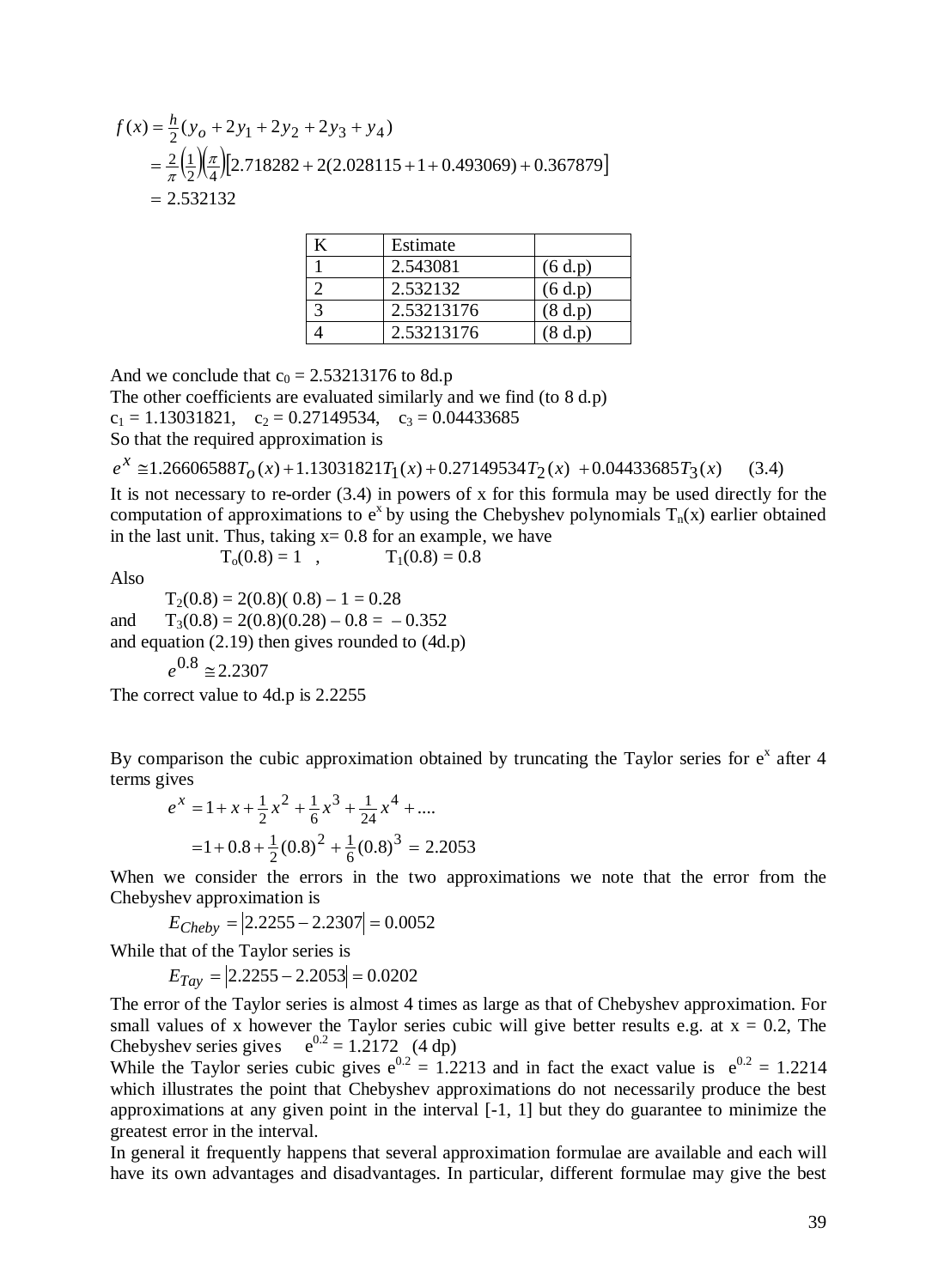$$
\begin{aligned}
f(x) &= \tfrac{h}{2}(y_o + 2y_1 + 2y_2 + 2y_3 + y_4) \\
&= \tfrac{2}{\pi}\left(\tfrac{1}{2}\right)\left(\tfrac{\pi}{4}\right)[2.718282 + 2(2.028115 + 1 + 0.493069) + 0.367879] \\
&= 2.532132
\end{aligned}
$$

| K | Estimate | |
|---|---|---|
| 1 | 2.543081 | (6 d.p) |
| 2 | 2.532132 | (6 d.p) |
| 3 | 2.53213176 | (8 d.p) |
| 4 | 2.53213176 | (8 d.p) |

And we conclude that $c_0 = 2.53213176$ to 8d.p

The other coefficients are evaluated similarly and we find (to 8 d.p)

$c_1 = 1.13031821$, $c_2 = 0.27149534$, $c_3 = 0.04433685$

So that the required approximation is

$$e^x \cong 1.26606588T_o(x) + 1.13031821T_1(x) + 0.27149534T_2(x) + 0.04433685T_3(x) \qquad (3.4)$$

It is not necessary to re-order (3.4) in powers of x for this formula may be used directly for the computation of approximations to $e^x$ by using the Chebyshev polynomials $T_n(x)$ earlier obtained in the last unit. Thus, taking $x = 0.8$ for an example, we have

$T_o(0.8) = 1$ , $T_1(0.8) = 0.8$

Also

$T_2(0.8) = 2(0.8)(0.8) - 1 = 0.28$

and $T_3(0.8) = 2(0.8)(0.28) - 0.8 = -0.352$

and equation (2.19) then gives rounded to (4d.p)

$e^{0.8} \cong 2.2307$

The correct value to 4d.p is 2.2255

By comparison the cubic approximation obtained by truncating the Taylor series for $e^x$ after 4 terms gives

$$
\begin{aligned}
e^x &= 1 + x + \tfrac{1}{2}x^2 + \tfrac{1}{6}x^3 + \tfrac{1}{24}x^4 + \ldots. \\
&= 1 + 0.8 + \tfrac{1}{2}(0.8)^2 + \tfrac{1}{6}(0.8)^3 = 2.2053
\end{aligned}
$$

When we consider the errors in the two approximations we note that the error from the Chebyshev approximation is

$$E_{Cheby} = |2.2255 - 2.2307| = 0.0052$$

While that of the Taylor series is

$$E_{Tay} = |2.2255 - 2.2053| = 0.0202$$

The error of the Taylor series is almost 4 times as large as that of Chebyshev approximation. For small values of x however the Taylor series cubic will give better results e.g. at $x = 0.2$, The Chebyshev series gives $e^{0.2} = 1.2172$ (4 dp)

While the Taylor series cubic gives $e^{0.2} = 1.2213$ and in fact the exact value is $e^{0.2} = 1.2214$ which illustrates the point that Chebyshev approximations do not necessarily produce the best approximations at any given point in the interval [-1, 1] but they do guarantee to minimize the greatest error in the interval.

In general it frequently happens that several approximation formulae are available and each will have its own advantages and disadvantages. In particular, different formulae may give the best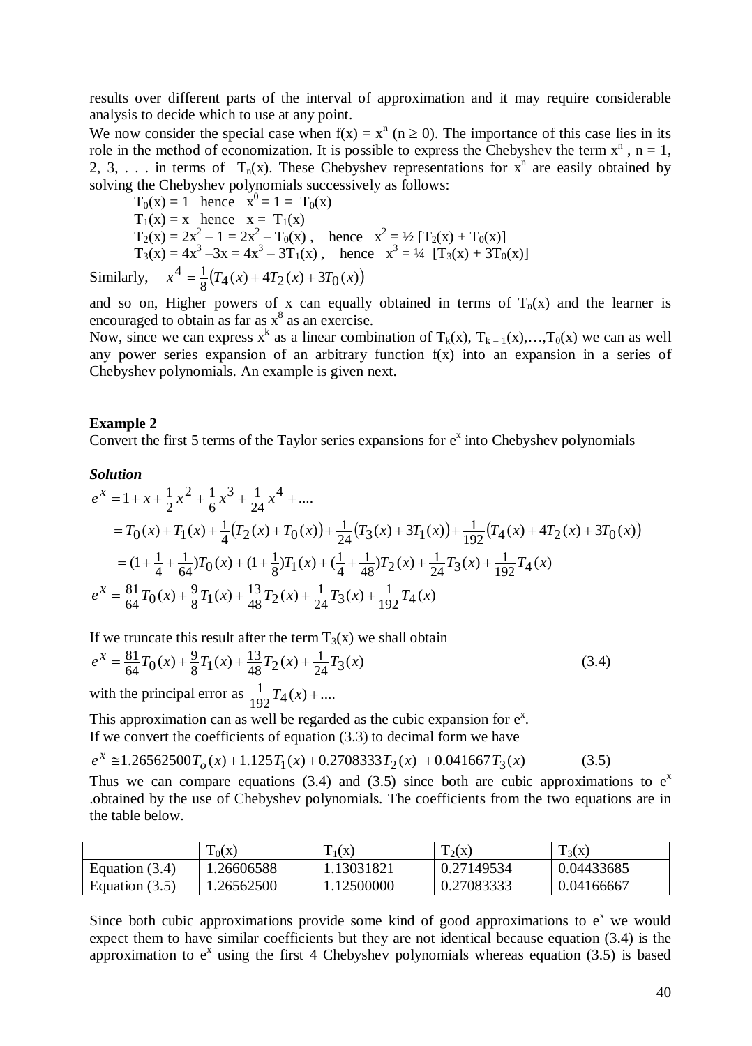results over different parts of the interval of approximation and it may require considerable analysis to decide which to use at any point.

We now consider the special case when $f(x) = x^n$ ($n \geq 0$). The importance of this case lies in its role in the method of economization. It is possible to express the Chebyshev the term $x^n$ , $n = 1, 2, 3, \ldots$ in terms of $T_n(x)$. These Chebyshev representations for $x^n$ are easily obtained by solving the Chebyshev polynomials successively as follows:

$T_0(x) = 1$ hence $x^0 = 1 = T_0(x)$

$T_1(x) = x$ hence $x = T_1(x)$

$T_2(x) = 2x^2 - 1 = 2x^2 - T_0(x)$ , hence $x^2 = ½ [T_2(x) + T_0(x)]$

$T_3(x) = 4x^3 - 3x = 4x^3 - 3T_1(x)$ , hence $x^3 = ¼ [T_3(x) + 3T_0(x)]$

Similarly, $x^4 = \frac{1}{8}\left(T_4(x) + 4T_2(x) + 3T_0(x)\right)$

and so on, Higher powers of x can equally obtained in terms of $T_n(x)$ and the learner is encouraged to obtain as far as $x^8$ as an exercise.

Now, since we can express $x^k$ as a linear combination of $T_k(x), T_{k-1}(x), \ldots, T_0(x)$ we can as well any power series expansion of an arbitrary function $f(x)$ into an expansion in a series of Chebyshev polynomials. An example is given next.

**Example 2**

Convert the first 5 terms of the Taylor series expansions for $e^x$ into Chebyshev polynomials

***Solution***

$$e^x = 1 + x + \frac{1}{2}x^2 + \frac{1}{6}x^3 + \frac{1}{24}x^4 + \ldots.$$

$$= T_0(x) + T_1(x) + \frac{1}{4}\left(T_2(x) + T_0(x)\right) + \frac{1}{24}\left(T_3(x) + 3T_1(x)\right) + \frac{1}{192}\left(T_4(x) + 4T_2(x) + 3T_0(x)\right)$$

$$= (1 + \frac{1}{4} + \frac{1}{64})T_0(x) + (1 + \frac{1}{8})T_1(x) + (\frac{1}{4} + \frac{1}{48})T_2(x) + \frac{1}{24}T_3(x) + \frac{1}{192}T_4(x)$$

$$e^x = \frac{81}{64}T_0(x) + \frac{9}{8}T_1(x) + \frac{13}{48}T_2(x) + \frac{1}{24}T_3(x) + \frac{1}{192}T_4(x)$$

If we truncate this result after the term $T_3(x)$ we shall obtain

$$e^x = \frac{81}{64}T_0(x) + \frac{9}{8}T_1(x) + \frac{13}{48}T_2(x) + \frac{1}{24}T_3(x) \tag{3.4}$$

with the principal error as $\frac{1}{192}T_4(x) + \ldots.$

This approximation can as well be regarded as the cubic expansion for $e^x$.

If we convert the coefficients of equation (3.3) to decimal form we have

$$e^x \cong 1.26562500T_o(x) + 1.125T_1(x) + 0.2708333T_2(x) + 0.041667T_3(x) \tag{3.5}$$

Thus we can compare equations (3.4) and (3.5) since both are cubic approximations to $e^x$ .obtained by the use of Chebyshev polynomials. The coefficients from the two equations are in the table below.

| | $T_0(x)$ | $T_1(x)$ | $T_2(x)$ | $T_3(x)$ |
|---|---|---|---|---|
| Equation (3.4) | 1.26606588 | 1.13031821 | 0.27149534 | 0.04433685 |
| Equation (3.5) | 1.26562500 | 1.12500000 | 0.27083333 | 0.04166667 |

Since both cubic approximations provide some kind of good approximations to $e^x$ we would expect them to have similar coefficients but they are not identical because equation (3.4) is the approximation to $e^x$ using the first 4 Chebyshev polynomials whereas equation (3.5) is based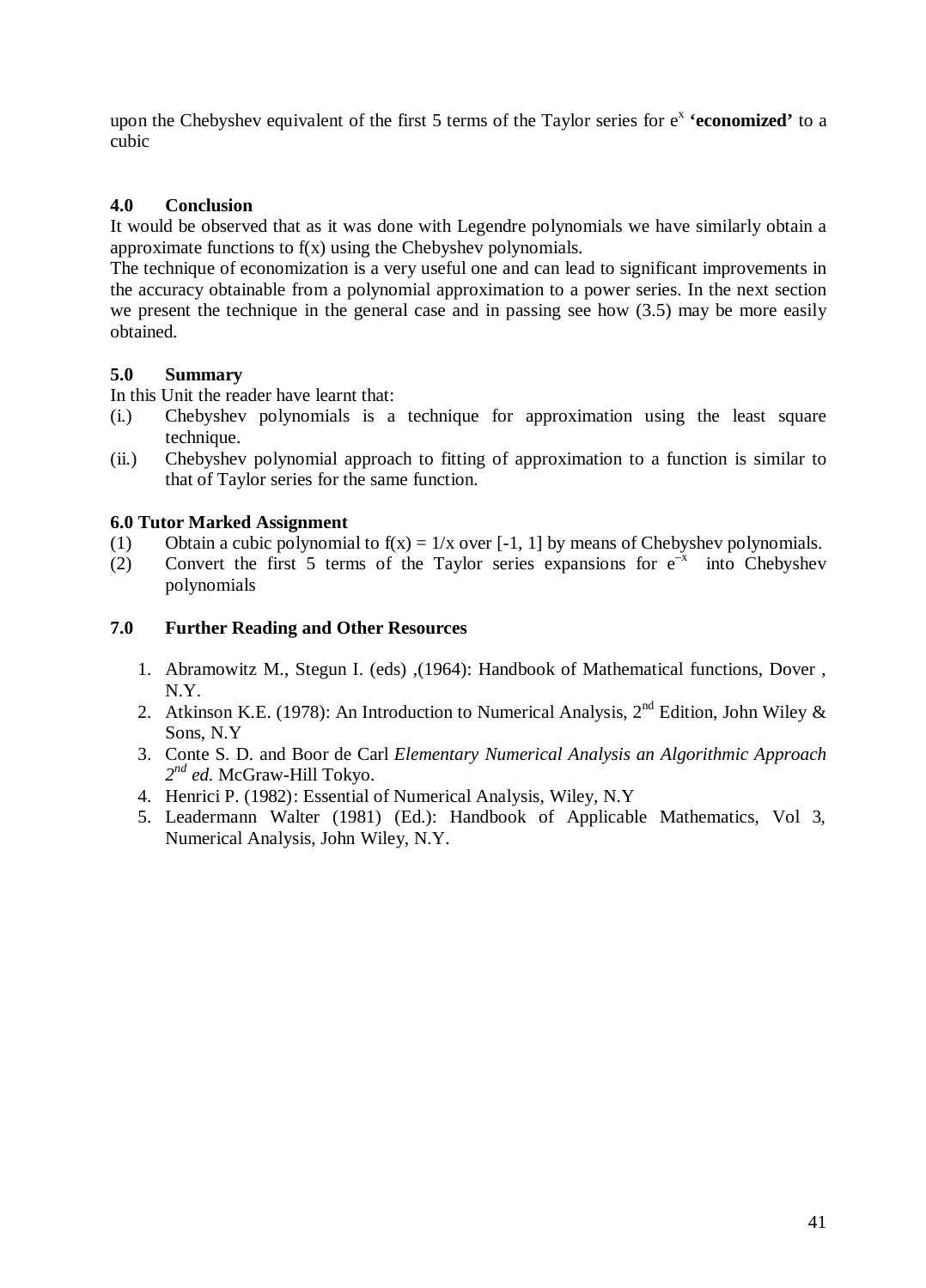upon the Chebyshev equivalent of the first 5 terms of the Taylor series for $e^x$ **'economized'** to a cubic

## 4.0 Conclusion

It would be observed that as it was done with Legendre polynomials we have similarly obtain a approximate functions to f(x) using the Chebyshev polynomials.
The technique of economization is a very useful one and can lead to significant improvements in the accuracy obtainable from a polynomial approximation to a power series. In the next section we present the technique in the general case and in passing see how (3.5) may be more easily obtained.

## 5.0 Summary

In this Unit the reader have learnt that:

(i.) Chebyshev polynomials is a technique for approximation using the least square technique.

(ii.) Chebyshev polynomial approach to fitting of approximation to a function is similar to that of Taylor series for the same function.

## 6.0 Tutor Marked Assignment

(1) Obtain a cubic polynomial to $f(x) = 1/x$ over [-1, 1] by means of Chebyshev polynomials.

(2) Convert the first 5 terms of the Taylor series expansions for $e^{-x}$ into Chebyshev polynomials

## 7.0 Further Reading and Other Resources

1. Abramowitz M., Stegun I. (eds) ,(1964): Handbook of Mathematical functions, Dover , N.Y.
2. Atkinson K.E. (1978): An Introduction to Numerical Analysis, 2nd Edition, John Wiley & Sons, N.Y
3. Conte S. D. and Boor de Carl *Elementary Numerical Analysis an Algorithmic Approach 2nd ed.* McGraw-Hill Tokyo.
4. Henrici P. (1982): Essential of Numerical Analysis, Wiley, N.Y
5. Leadermann Walter (1981) (Ed.): Handbook of Applicable Mathematics, Vol 3, Numerical Analysis, John Wiley, N.Y.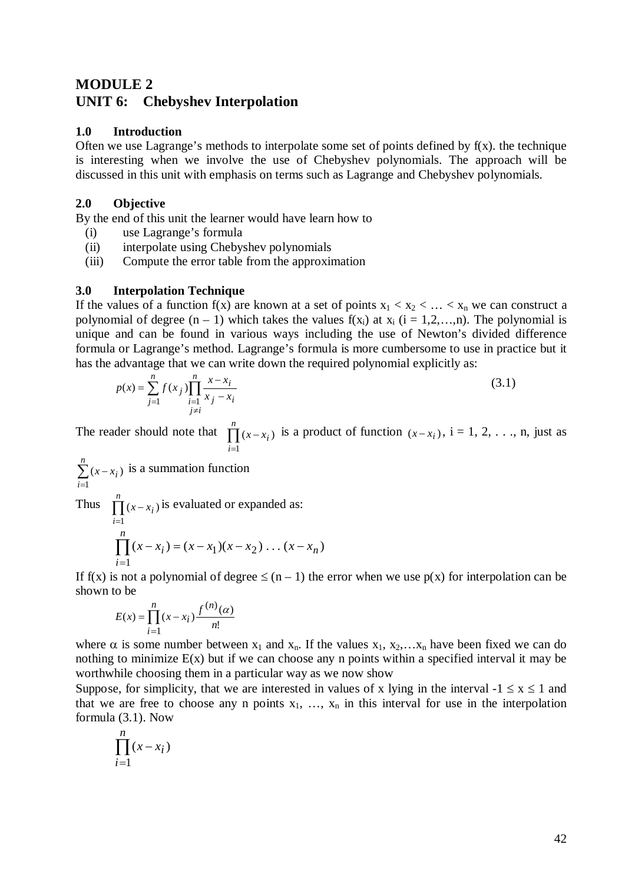# MODULE 2
## UNIT 6: Chebyshev Interpolation

### 1.0 Introduction

Often we use Lagrange's methods to interpolate some set of points defined by f(x). the technique is interesting when we involve the use of Chebyshev polynomials. The approach will be discussed in this unit with emphasis on terms such as Lagrange and Chebyshev polynomials.

### 2.0 Objective

By the end of this unit the learner would have learn how to

(i) use Lagrange's formula
(ii) interpolate using Chebyshev polynomials
(iii) Compute the error table from the approximation

### 3.0 Interpolation Technique

If the values of a function f(x) are known at a set of points $x_1 < x_2 < \ldots < x_n$ we can construct a polynomial of degree (n – 1) which takes the values $f(x_i)$ at $x_i$ (i = 1,2,…,n). The polynomial is unique and can be found in various ways including the use of Newton's divided difference formula or Lagrange's method. Lagrange's formula is more cumbersome to use in practice but it has the advantage that we can write down the required polynomial explicitly as:

$$p(x) = \sum_{j=1}^{n} f(x_j) \prod_{\substack{i=1 \\ j \neq i}}^{n} \frac{x - x_i}{x_j - x_i} \tag{3.1}$$

The reader should note that $\prod_{i=1}^{n}(x - x_i)$ is a product of function $(x - x_i)$, i = 1, 2, . . ., n, just as $\sum_{i=1}^{n}(x - x_i)$ is a summation function

Thus $\prod_{i=1}^{n}(x - x_i)$ is evaluated or expanded as:

$$\prod_{i=1}^{n}(x - x_i) = (x - x_1)(x - x_2) \ldots (x - x_n)$$

If f(x) is not a polynomial of degree ≤ (n – 1) the error when we use p(x) for interpolation can be shown to be

$$E(x) = \prod_{i=1}^{n}(x - x_i) \frac{f^{(n)}(\alpha)}{n!}$$

where $\alpha$ is some number between $x_1$ and $x_n$. If the values $x_1, x_2, \ldots x_n$ have been fixed we can do nothing to minimize E(x) but if we can choose any n points within a specified interval it may be worthwhile choosing them in a particular way as we now show

Suppose, for simplicity, that we are interested in values of x lying in the interval $-1 \leq x \leq 1$ and that we are free to choose any n points $x_1, \ldots, x_n$ in this interval for use in the interpolation formula (3.1). Now

$$\prod_{i=1}^{n}(x - x_i)$$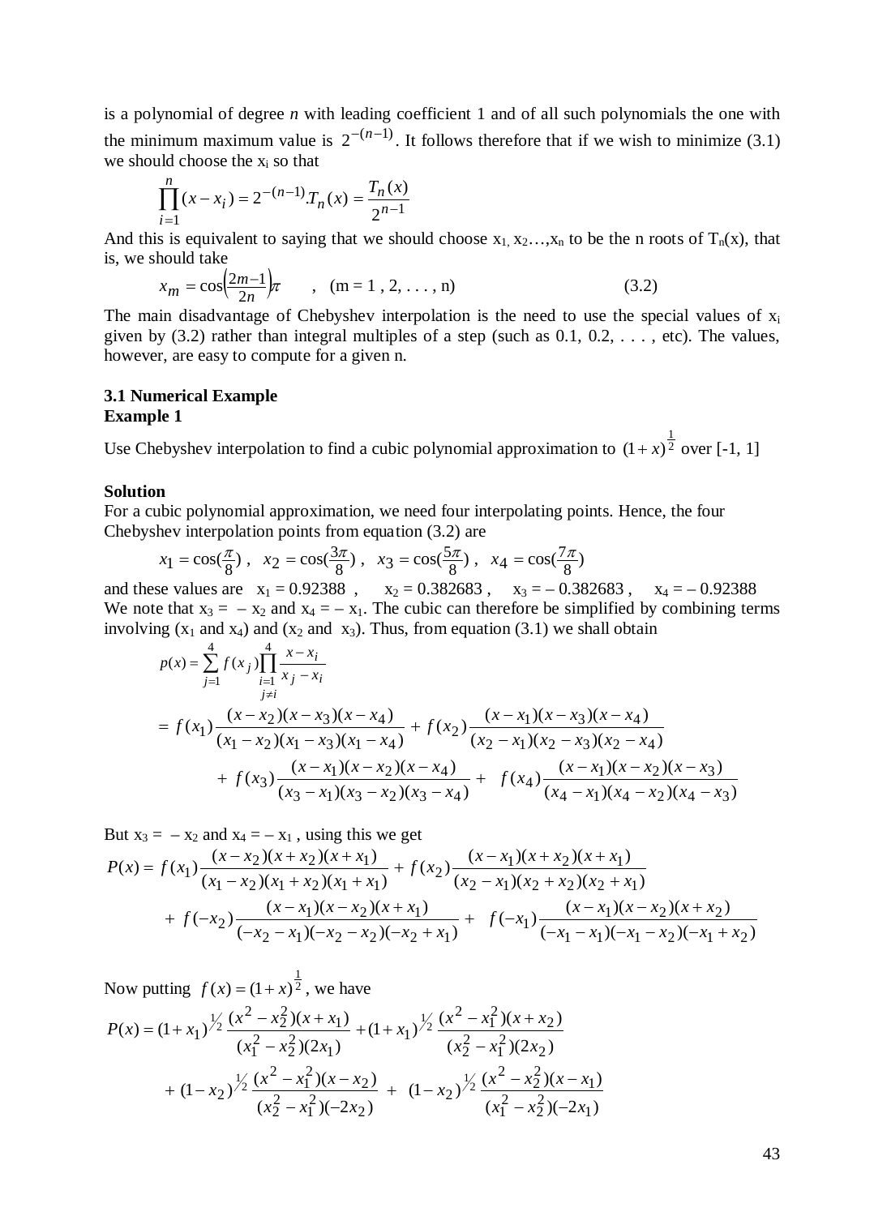is a polynomial of degree *n* with leading coefficient 1 and of all such polynomials the one with the minimum maximum value is $2^{-(n-1)}$. It follows therefore that if we wish to minimize (3.1) we should choose the $x_i$ so that

$$\prod_{i=1}^{n}(x-x_i) = 2^{-(n-1)}.T_n(x) = \frac{T_n(x)}{2^{n-1}}$$

And this is equivalent to saying that we should choose $x_1, x_2 \ldots, x_n$ to be the n roots of $T_n(x)$, that is, we should take

$$x_m = \cos\left(\frac{2m-1}{2n}\right)\pi \quad , \quad (m = 1, 2, \ldots, n) \tag{3.2}$$

The main disadvantage of Chebyshev interpolation is the need to use the special values of $x_i$ given by (3.2) rather than integral multiples of a step (such as 0.1, 0.2, . . . , etc). The values, however, are easy to compute for a given n.

### 3.1 Numerical Example

**Example 1**

Use Chebyshev interpolation to find a cubic polynomial approximation to $(1+x)^{\frac{1}{2}}$ over [-1, 1]

**Solution**

For a cubic polynomial approximation, we need four interpolating points. Hence, the four Chebyshev interpolation points from equation (3.2) are

$$x_1 = \cos(\tfrac{\pi}{8})\ ,\quad x_2 = \cos(\tfrac{3\pi}{8})\ ,\quad x_3 = \cos(\tfrac{5\pi}{8})\ ,\quad x_4 = \cos(\tfrac{7\pi}{8})$$

and these values are $x_1 = 0.92388$ , $x_2 = 0.382683$ , $x_3 = -0.382683$ , $x_4 = -0.92388$

We note that $x_3 = -x_2$ and $x_4 = -x_1$. The cubic can therefore be simplified by combining terms involving ($x_1$ and $x_4$) and ($x_2$ and $x_3$). Thus, from equation (3.1) we shall obtain

$$p(x) = \sum_{j=1}^{4} f(x_j) \prod_{\substack{i=1 \\ j\neq i}}^{4} \frac{x-x_i}{x_j-x_i}$$

$$= f(x_1)\frac{(x-x_2)(x-x_3)(x-x_4)}{(x_1-x_2)(x_1-x_3)(x_1-x_4)} + f(x_2)\frac{(x-x_1)(x-x_3)(x-x_4)}{(x_2-x_1)(x_2-x_3)(x_2-x_4)}$$

$$+ f(x_3)\frac{(x-x_1)(x-x_2)(x-x_4)}{(x_3-x_1)(x_3-x_2)(x_3-x_4)} + f(x_4)\frac{(x-x_1)(x-x_2)(x-x_3)}{(x_4-x_1)(x_4-x_2)(x_4-x_3)}$$

But $x_3 = -x_2$ and $x_4 = -x_1$ , using this we get

$$P(x) = f(x_1)\frac{(x-x_2)(x+x_2)(x+x_1)}{(x_1-x_2)(x_1+x_2)(x_1+x_1)} + f(x_2)\frac{(x-x_1)(x+x_2)(x+x_1)}{(x_2-x_1)(x_2+x_2)(x_2+x_1)}$$

$$+ f(-x_2)\frac{(x-x_1)(x-x_2)(x+x_1)}{(-x_2-x_1)(-x_2-x_2)(-x_2+x_1)} + f(-x_1)\frac{(x-x_1)(x-x_2)(x+x_2)}{(-x_1-x_1)(-x_1-x_2)(-x_1+x_2)}$$

Now putting $f(x) = (1+x)^{\frac{1}{2}}$, we have

$$P(x) = (1+x_1)^{1/2}\frac{(x^2-x_2^2)(x+x_1)}{(x_1^2-x_2^2)(2x_1)} + (1+x_1)^{1/2}\frac{(x^2-x_1^2)(x+x_2)}{(x_2^2-x_1^2)(2x_2)}$$

$$+ (1-x_2)^{1/2}\frac{(x^2-x_1^2)(x-x_2)}{(x_2^2-x_1^2)(-2x_2)} + (1-x_2)^{1/2}\frac{(x^2-x_2^2)(x-x_1)}{(x_1^2-x_2^2)(-2x_1)}$$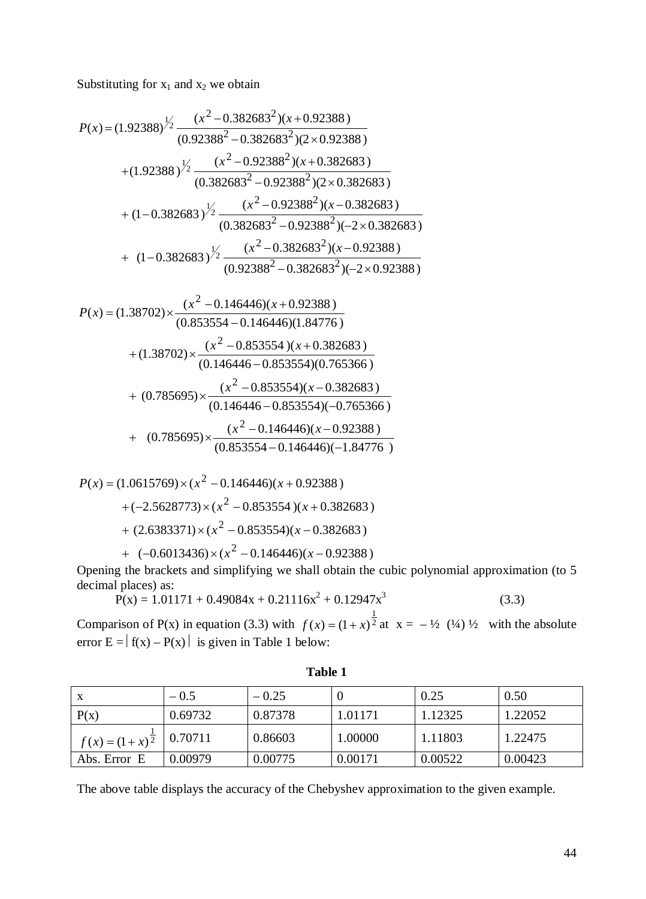Substituting for $x_1$ and $x_2$ we obtain

$$
\begin{aligned}
P(x) = (1.92388)^{1/2} & \frac{(x^2 - 0.382683^2)(x + 0.92388)}{(0.92388^2 - 0.382683^2)(2 \times 0.92388)} \\
& + (1.92388)^{1/2} \frac{(x^2 - 0.92388^2)(x + 0.382683)}{(0.382683^2 - 0.92388^2)(2 \times 0.382683)} \\
& + (1 - 0.382683)^{1/2} \frac{(x^2 - 0.92388^2)(x - 0.382683)}{(0.382683^2 - 0.92388^2)(-2 \times 0.382683)} \\
& + (1 - 0.382683)^{1/2} \frac{(x^2 - 0.382683^2)(x - 0.92388)}{(0.92388^2 - 0.382683^2)(-2 \times 0.92388)}
\end{aligned}
$$

$$
\begin{aligned}
P(x) = (1.38702) \times & \frac{(x^2 - 0.146446)(x + 0.92388)}{(0.853554 - 0.146446)(1.84776)} \\
& + (1.38702) \times \frac{(x^2 - 0.853554)(x + 0.382683)}{(0.146446 - 0.853554)(0.765366)} \\
& + (0.785695) \times \frac{(x^2 - 0.853554)(x - 0.382683)}{(0.146446 - 0.853554)(-0.765366)} \\
& + (0.785695) \times \frac{(x^2 - 0.146446)(x - 0.92388)}{(0.853554 - 0.146446)(-1.84776)}
\end{aligned}
$$

$$
\begin{aligned}
P(x) = (1.0615769) & \times (x^2 - 0.146446)(x + 0.92388) \\
& + (-2.5628773) \times (x^2 - 0.853554)(x + 0.382683) \\
& + (2.6383371) \times (x^2 - 0.853554)(x - 0.382683) \\
& + (-0.6013436) \times (x^2 - 0.146446)(x - 0.92388)
\end{aligned}
$$

Opening the brackets and simplifying we shall obtain the cubic polynomial approximation (to 5 decimal places) as:

$$
P(x) = 1.01171 + 0.49084x + 0.21116x^2 + 0.12947x^3 \qquad (3.3)
$$

Comparison of P(x) in equation (3.3) with $f(x) = (1+x)^{\frac{1}{2}}$ at x = – ½ (¼) ½ with the absolute error E = | f(x) – P(x) | is given in Table 1 below:

**Table 1**

| x | – 0.5 | – 0.25 | 0 | 0.25 | 0.50 |
|---|---|---|---|---|---|
| P(x) | 0.69732 | 0.87378 | 1.01171 | 1.12325 | 1.22052 |
| $f(x) = (1+x)^{\frac{1}{2}}$ | 0.70711 | 0.86603 | 1.00000 | 1.11803 | 1.22475 |
| Abs. Error E | 0.00979 | 0.00775 | 0.00171 | 0.00522 | 0.00423 |

The above table displays the accuracy of the Chebyshev approximation to the given example.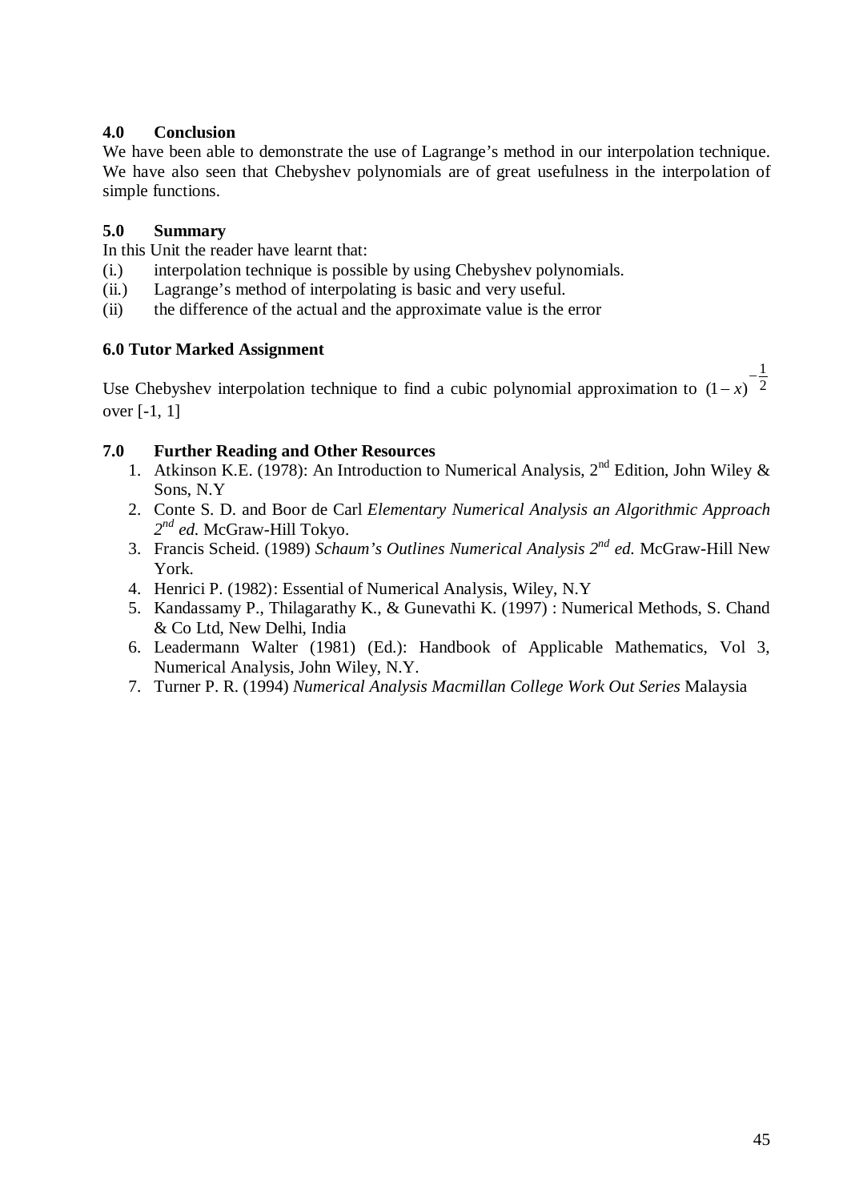## 4.0 Conclusion

We have been able to demonstrate the use of Lagrange's method in our interpolation technique. We have also seen that Chebyshev polynomials are of great usefulness in the interpolation of simple functions.

## 5.0 Summary

In this Unit the reader have learnt that:

(i.) interpolation technique is possible by using Chebyshev polynomials.
(ii.) Lagrange's method of interpolating is basic and very useful.
(ii) the difference of the actual and the approximate value is the error

## 6.0 Tutor Marked Assignment

Use Chebyshev interpolation technique to find a cubic polynomial approximation to $(1-x)^{-\frac{1}{2}}$ over [-1, 1]

## 7.0 Further Reading and Other Resources

1. Atkinson K.E. (1978): An Introduction to Numerical Analysis, 2nd Edition, John Wiley & Sons, N.Y
2. Conte S. D. and Boor de Carl *Elementary Numerical Analysis an Algorithmic Approach 2nd ed.* McGraw-Hill Tokyo.
3. Francis Scheid. (1989) *Schaum's Outlines Numerical Analysis 2nd ed.* McGraw-Hill New York.
4. Henrici P. (1982): Essential of Numerical Analysis, Wiley, N.Y
5. Kandassamy P., Thilagarathy K., & Gunevathi K. (1997) : Numerical Methods, S. Chand & Co Ltd, New Delhi, India
6. Leadermann Walter (1981) (Ed.): Handbook of Applicable Mathematics, Vol 3, Numerical Analysis, John Wiley, N.Y.
7. Turner P. R. (1994) *Numerical Analysis Macmillan College Work Out Series* Malaysia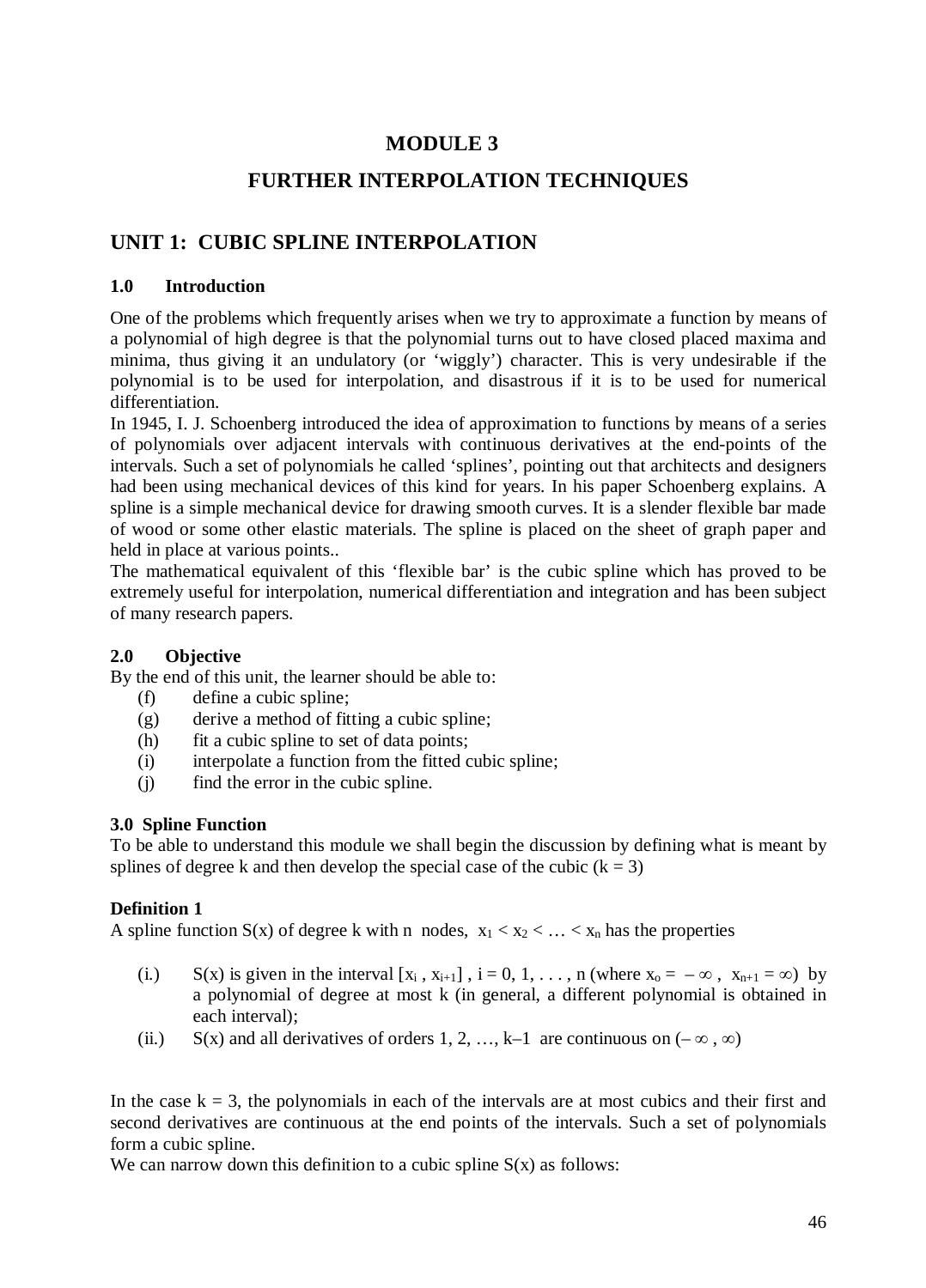# MODULE 3

## FURTHER INTERPOLATION TECHNIQUES

## UNIT 1: CUBIC SPLINE INTERPOLATION

### 1.0 Introduction

One of the problems which frequently arises when we try to approximate a function by means of a polynomial of high degree is that the polynomial turns out to have closed placed maxima and minima, thus giving it an undulatory (or 'wiggly') character. This is very undesirable if the polynomial is to be used for interpolation, and disastrous if it is to be used for numerical differentiation.

In 1945, I. J. Schoenberg introduced the idea of approximation to functions by means of a series of polynomials over adjacent intervals with continuous derivatives at the end-points of the intervals. Such a set of polynomials he called 'splines', pointing out that architects and designers had been using mechanical devices of this kind for years. In his paper Schoenberg explains. A spline is a simple mechanical device for drawing smooth curves. It is a slender flexible bar made of wood or some other elastic materials. The spline is placed on the sheet of graph paper and held in place at various points..

The mathematical equivalent of this 'flexible bar' is the cubic spline which has proved to be extremely useful for interpolation, numerical differentiation and integration and has been subject of many research papers.

### 2.0 Objective

By the end of this unit, the learner should be able to:

(f) define a cubic spline;

(g) derive a method of fitting a cubic spline;

(h) fit a cubic spline to set of data points;

(i) interpolate a function from the fitted cubic spline;

(j) find the error in the cubic spline.

### 3.0 Spline Function

To be able to understand this module we shall begin the discussion by defining what is meant by splines of degree k and then develop the special case of the cubic ($k = 3$)

**Definition 1**

A spline function $S(x)$ of degree k with n nodes, $x_1 < x_2 < \ldots < x_n$ has the properties

(i.) $S(x)$ is given in the interval $[x_i , x_{i+1}]$ , $i = 0, 1, \ldots , n$ (where $x_o = -\infty$ , $x_{n+1} = \infty$) by a polynomial of degree at most k (in general, a different polynomial is obtained in each interval);

(ii.) $S(x)$ and all derivatives of orders $1, 2, \ldots, k-1$ are continuous on $(-\infty , \infty)$

In the case $k = 3$, the polynomials in each of the intervals are at most cubics and their first and second derivatives are continuous at the end points of the intervals. Such a set of polynomials form a cubic spline.

We can narrow down this definition to a cubic spline $S(x)$ as follows: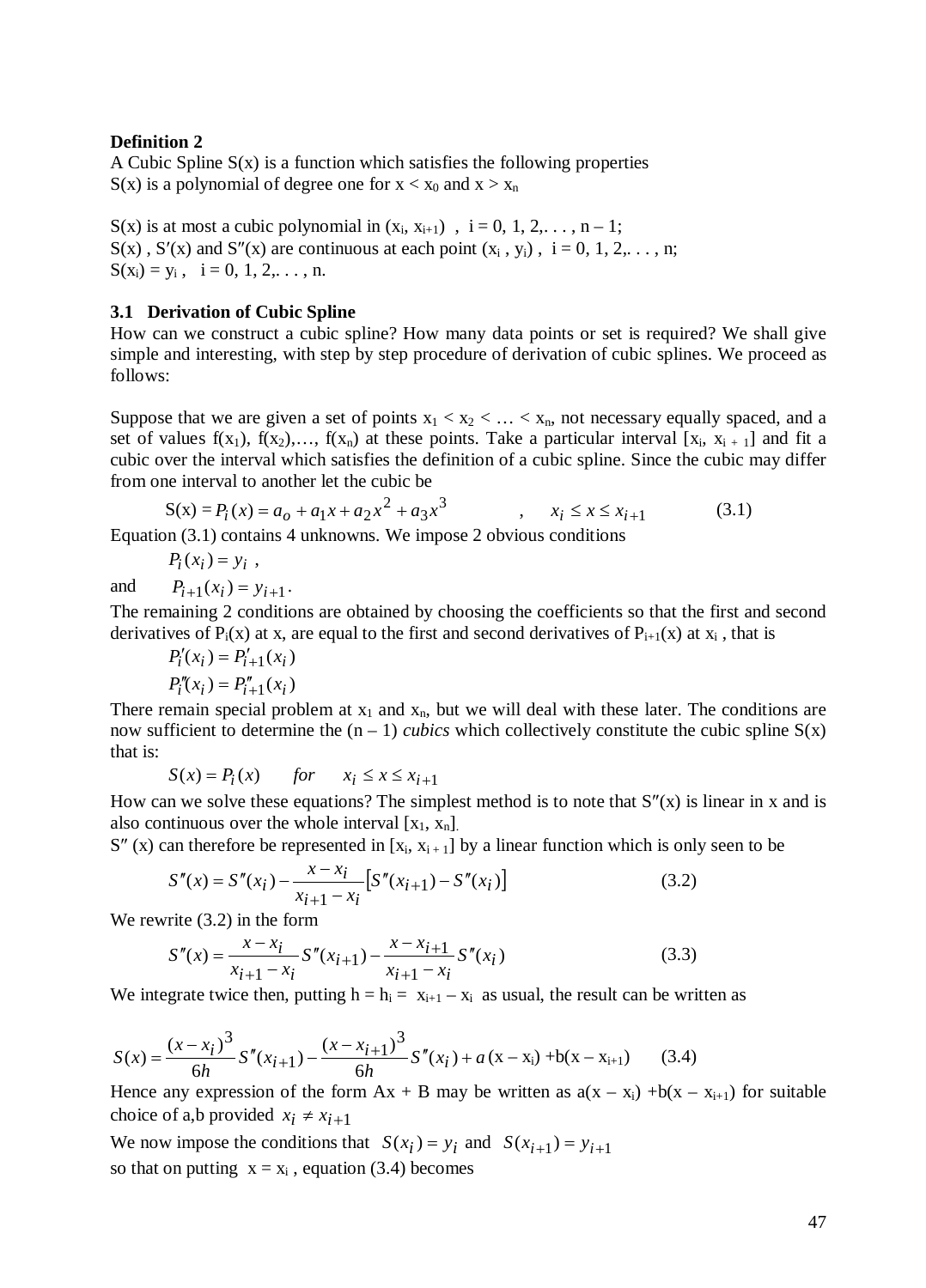**Definition 2**

A Cubic Spline S(x) is a function which satisfies the following properties
S(x) is a polynomial of degree one for $x < x_0$ and $x > x_n$

S(x) is at most a cubic polynomial in $(x_i, x_{i+1})$ , i = 0, 1, 2,. . . , n – 1;
S(x) , S′(x) and S″(x) are continuous at each point $(x_i , y_i)$ , i = 0, 1, 2,. . . , n;
$S(x_i) = y_i$ , i = 0, 1, 2,. . . , n.

### 3.1 Derivation of Cubic Spline

How can we construct a cubic spline? How many data points or set is required? We shall give simple and interesting, with step by step procedure of derivation of cubic splines. We proceed as follows:

Suppose that we are given a set of points $x_1 < x_2 < \ldots < x_n$, not necessary equally spaced, and a set of values $f(x_1)$, $f(x_2)$,…, $f(x_n)$ at these points. Take a particular interval $[x_i, x_{i+1}]$ and fit a cubic over the interval which satisfies the definition of a cubic spline. Since the cubic may differ from one interval to another let the cubic be

$$S(x) = P_i(x) = a_o + a_1x + a_2x^2 + a_3x^3 \qquad , \quad x_i \le x \le x_{i+1} \tag{3.1}$$

Equation (3.1) contains 4 unknowns. We impose 2 obvious conditions

$$P_i(x_i) = y_i \ ,$$

and $\quad P_{i+1}(x_i) = y_{i+1}.$

The remaining 2 conditions are obtained by choosing the coefficients so that the first and second derivatives of $P_i(x)$ at x, are equal to the first and second derivatives of $P_{i+1}(x)$ at $x_i$ , that is

$$P_i'(x_i) = P_{i+1}'(x_i)$$

$$P_i''(x_i) = P_{i+1}''(x_i)$$

There remain special problem at $x_1$ and $x_n$, but we will deal with these later. The conditions are now sufficient to determine the (n – 1) *cubics* which collectively constitute the cubic spline S(x) that is:

$$S(x) = P_i(x) \qquad for \qquad x_i \le x \le x_{i+1}$$

How can we solve these equations? The simplest method is to note that S″(x) is linear in x and is also continuous over the whole interval $[x_1, x_n]$.

S″ (x) can therefore be represented in $[x_i, x_{i+1}]$ by a linear function which is only seen to be

$$S''(x) = S''(x_i) - \frac{x - x_i}{x_{i+1} - x_i}\left[S''(x_{i+1}) - S''(x_i)\right] \tag{3.2}$$

We rewrite (3.2) in the form

$$S''(x) = \frac{x - x_i}{x_{i+1} - x_i} S''(x_{i+1}) - \frac{x - x_{i+1}}{x_{i+1} - x_i} S''(x_i) \tag{3.3}$$

We integrate twice then, putting $h = h_i = x_{i+1} - x_i$ as usual, the result can be written as

$$S(x) = \frac{(x - x_i)^3}{6h} S''(x_{i+1}) - \frac{(x - x_{i+1})^3}{6h} S''(x_i) + a\,(x - x_i) + b(x - x_{i+1}) \tag{3.4}$$

Hence any expression of the form Ax + B may be written as $a(x - x_i) + b(x - x_{i+1})$ for suitable choice of a,b provided $x_i \ne x_{i+1}$

We now impose the conditions that $S(x_i) = y_i$ and $S(x_{i+1}) = y_{i+1}$

so that on putting $x = x_i$ , equation (3.4) becomes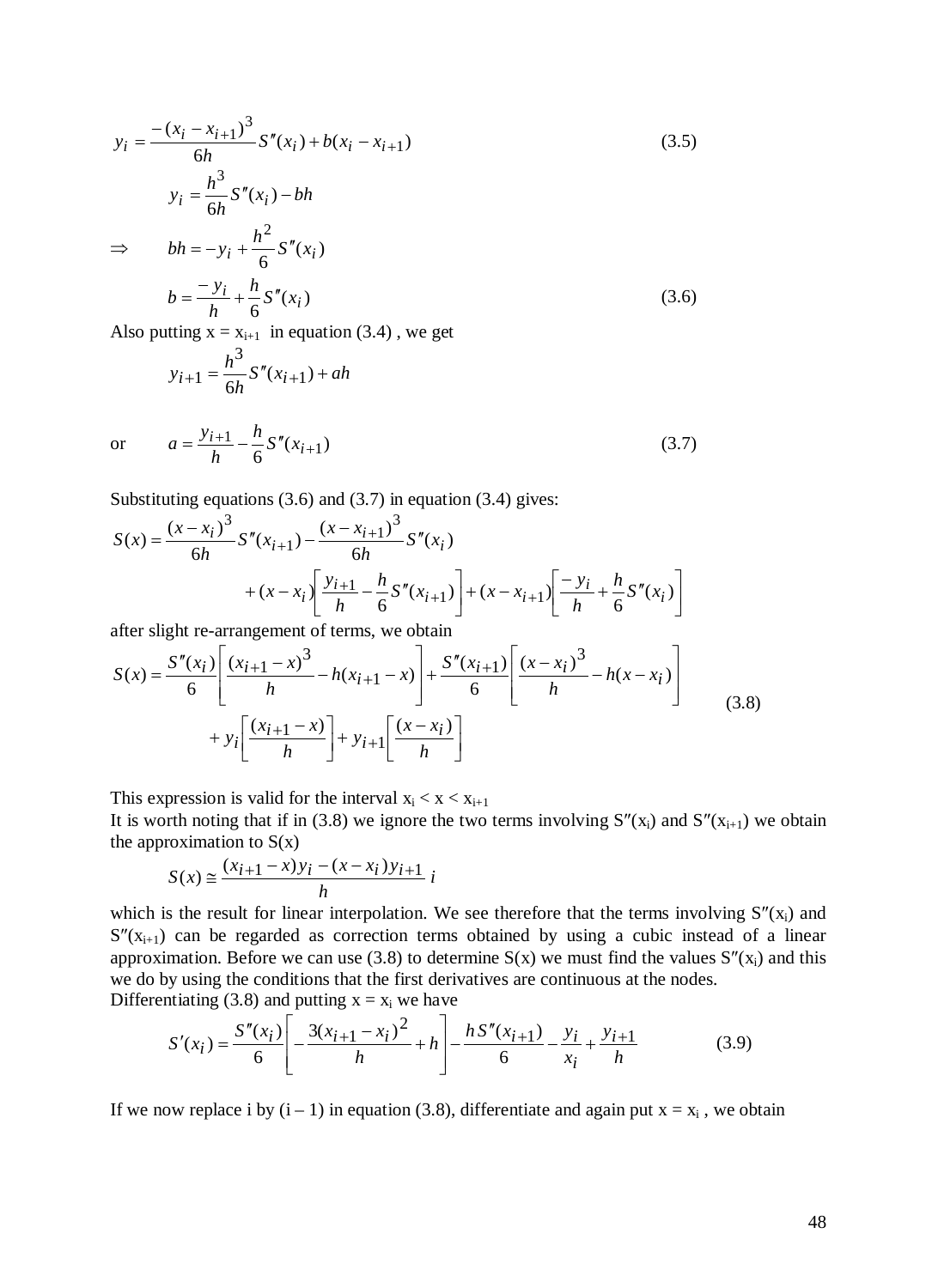$$y_i = \frac{-(x_i - x_{i+1})^3}{6h} S''(x_i) + b(x_i - x_{i+1}) \tag{3.5}$$

$$y_i = \frac{h^3}{6h} S''(x_i) - bh$$

$$\Rightarrow \qquad bh = -y_i + \frac{h^2}{6} S''(x_i)$$

$$b = \frac{-y_i}{h} + \frac{h}{6} S''(x_i) \tag{3.6}$$

Also putting $x = x_{i+1}$ in equation (3.4) , we get

$$y_{i+1} = \frac{h^3}{6h} S''(x_{i+1}) + ah$$

or

$$a = \frac{y_{i+1}}{h} - \frac{h}{6} S''(x_{i+1}) \tag{3.7}$$

Substituting equations (3.6) and (3.7) in equation (3.4) gives:

$$S(x) = \frac{(x - x_i)^3}{6h} S''(x_{i+1}) - \frac{(x - x_{i+1})^3}{6h} S''(x_i)$$
$$+ (x - x_i)\left[\frac{y_{i+1}}{h} - \frac{h}{6} S''(x_{i+1})\right] + (x - x_{i+1})\left[\frac{-y_i}{h} + \frac{h}{6} S''(x_i)\right]$$

after slight re-arrangement of terms, we obtain

$$S(x) = \frac{S''(x_i)}{6}\left[\frac{(x_{i+1} - x)^3}{h} - h(x_{i+1} - x)\right] + \frac{S''(x_{i+1})}{6}\left[\frac{(x - x_i)^3}{h} - h(x - x_i)\right]$$
$$+ y_i\left[\frac{(x_{i+1} - x)}{h}\right] + y_{i+1}\left[\frac{(x - x_i)}{h}\right] \tag{3.8}$$

This expression is valid for the interval $x_i < x < x_{i+1}$

It is worth noting that if in (3.8) we ignore the two terms involving $S''(x_i)$ and $S''(x_{i+1})$ we obtain the approximation to $S(x)$

$$S(x) \cong \frac{(x_{i+1} - x)y_i - (x - x_i)y_{i+1}}{h} \; i$$

which is the result for linear interpolation. We see therefore that the terms involving $S''(x_i)$ and $S''(x_{i+1})$ can be regarded as correction terms obtained by using a cubic instead of a linear approximation. Before we can use (3.8) to determine $S(x)$ we must find the values $S''(x_i)$ and this we do by using the conditions that the first derivatives are continuous at the nodes.

Differentiating (3.8) and putting $x = x_i$ we have

$$S'(x_i) = \frac{S''(x_i)}{6}\left[-\frac{3(x_{i+1} - x_i)^2}{h} + h\right] - \frac{hS''(x_{i+1})}{6} - \frac{y_i}{x_i} + \frac{y_{i+1}}{h} \tag{3.9}$$

If we now replace i by $(i - 1)$ in equation (3.8), differentiate and again put $x = x_i$ , we obtain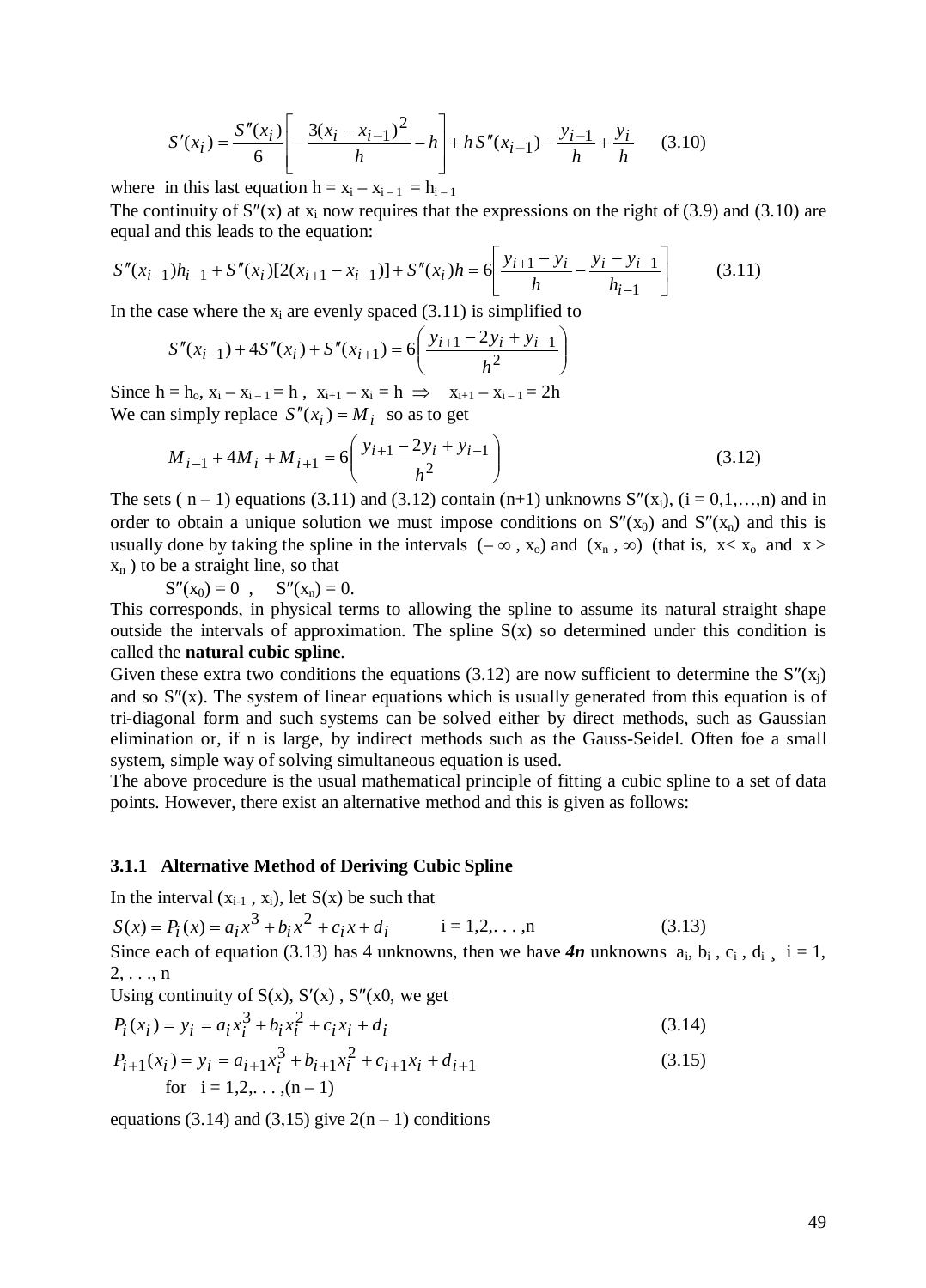$$S'(x_i) = \frac{S''(x_i)}{6}\left[-\frac{3(x_i - x_{i-1})^2}{h} - h\right] + h\,S''(x_{i-1}) - \frac{y_{i-1}}{h} + \frac{y_i}{h} \qquad (3.10)$$

where in this last equation h = $x_i - x_{i-1} = h_{i-1}$

The continuity of $S''(x)$ at $x_i$ now requires that the expressions on the right of (3.9) and (3.10) are equal and this leads to the equation:

$$S''(x_{i-1})h_{i-1} + S''(x_i)[2(x_{i+1} - x_{i-1})] + S''(x_i)h = 6\left[\frac{y_{i+1} - y_i}{h} - \frac{y_i - y_{i-1}}{h_{i-1}}\right] \qquad (3.11)$$

In the case where the $x_i$ are evenly spaced (3.11) is simplified to

$$S''(x_{i-1}) + 4S''(x_i) + S''(x_{i+1}) = 6\left(\frac{y_{i+1} - 2y_i + y_{i-1}}{h^2}\right)$$

Since $h = h_o$, $x_i - x_{i-1} = h$ , $x_{i+1} - x_i = h \Rightarrow x_{i+1} - x_{i-1} = 2h$

We can simply replace $S''(x_i) = M_i$ so as to get

$$M_{i-1} + 4M_i + M_{i+1} = 6\left(\frac{y_{i+1} - 2y_i + y_{i-1}}{h^2}\right) \qquad (3.12)$$

The sets ( n – 1) equations (3.11) and (3.12) contain (n+1) unknowns $S''(x_i)$, (i = 0,1,…,n) and in order to obtain a unique solution we must impose conditions on $S''(x_0)$ and $S''(x_n)$ and this is usually done by taking the spline in the intervals $(-\infty, x_o)$ and $(x_n, \infty)$ (that is, $x < x_o$ and $x > x_n$ ) to be a straight line, so that

$S''(x_0) = 0$ , $S''(x_n) = 0$.

This corresponds, in physical terms to allowing the spline to assume its natural straight shape outside the intervals of approximation. The spline S(x) so determined under this condition is called the **natural cubic spline**.

Given these extra two conditions the equations (3.12) are now sufficient to determine the $S''(x_j)$ and so $S''(x)$. The system of linear equations which is usually generated from this equation is of tri-diagonal form and such systems can be solved either by direct methods, such as Gaussian elimination or, if n is large, by indirect methods such as the Gauss-Seidel. Often foe a small system, simple way of solving simultaneous equation is used.

The above procedure is the usual mathematical principle of fitting a cubic spline to a set of data points. However, there exist an alternative method and this is given as follows:

### 3.1.1 Alternative Method of Deriving Cubic Spline

In the interval $(x_{i-1}, x_i)$, let S(x) be such that

$$S(x) = P_i(x) = a_i x^3 + b_i x^2 + c_i x + d_i \qquad i = 1,2,\ldots,n \qquad (3.13)$$

Since each of equation (3.13) has 4 unknowns, then we have ***4n*** unknowns $a_i$, $b_i$ , $c_i$ , $d_i$ , i = 1, 2, . . ., n

Using continuity of S(x), S′(x) , S″(x0, we get

$$P_i(x_i) = y_i = a_i x_i^3 + b_i x_i^2 + c_i x_i + d_i \qquad (3.14)$$

$$P_{i+1}(x_i) = y_i = a_{i+1}x_i^3 + b_{i+1}x_i^2 + c_{i+1}x_i + d_{i+1} \qquad (3.15)$$

for i = 1,2,. . . ,(n – 1)

equations (3.14) and (3,15) give 2(n – 1) conditions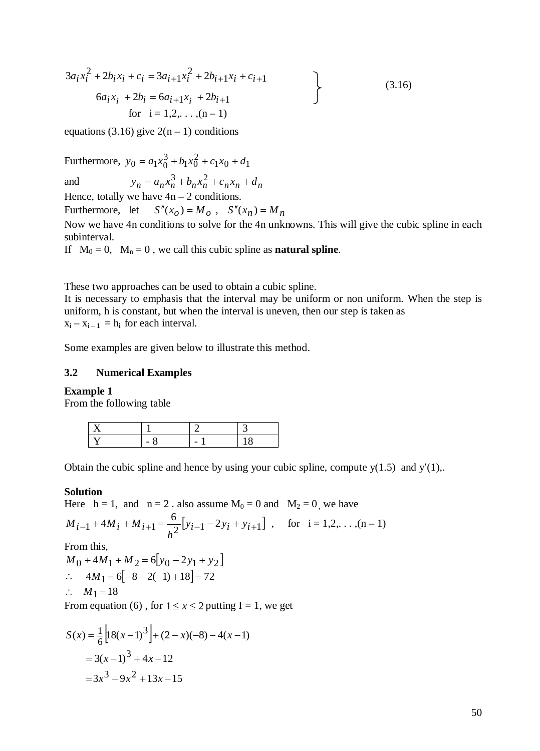$$\left.\begin{aligned} 3a_i x_i^2 + 2b_i x_i + c_i &= 3a_{i+1} x_i^2 + 2b_{i+1} x_i + c_{i+1} \\ 6a_i x_i + 2b_i &= 6a_{i+1} x_i + 2b_{i+1} \\ \text{for} \quad i &= 1,2,\ldots,(n-1) \end{aligned}\right\} \tag{3.16}$$

equations (3.16) give $2(n – 1)$ conditions

Furthermore, $y_0 = a_1 x_0^3 + b_1 x_0^2 + c_1 x_0 + d_1$

and $\quad y_n = a_n x_n^3 + b_n x_n^2 + c_n x_n + d_n$

Hence, totally we have $4n – 2$ conditions.

Furthermore, let $S''(x_o) = M_o$ , $S''(x_n) = M_n$

Now we have 4n conditions to solve for the 4n unknowns. This will give the cubic spline in each subinterval.

If $M_0 = 0$, $M_n = 0$ , we call this cubic spline as **natural spline**.

These two approaches can be used to obtain a cubic spline.

It is necessary to emphasis that the interval may be uniform or non uniform. When the step is uniform, h is constant, but when the interval is uneven, then our step is taken as

$x_i – x_{i-1} = h_i$ for each interval.

Some examples are given below to illustrate this method.

### 3.2 Numerical Examples

**Example 1**

From the following table

| X | 1 | 2 | 3 |
|---|---|---|---|
| Y | - 8 | - 1 | 18 |

Obtain the cubic spline and hence by using your cubic spline, compute y(1.5) and y′(1),.

**Solution**

Here h = 1, and n = 2 . also assume $M_0 = 0$ and $M_2 = 0$ , we have

$$M_{i-1} + 4M_i + M_{i+1} = \frac{6}{h^2}\left[y_{i-1} - 2y_i + y_{i+1}\right] , \quad \text{for} \quad i = 1,2,\ldots,(n-1)$$

From this,

$$M_0 + 4M_1 + M_2 = 6\left[y_0 - 2y_1 + y_2\right]$$

$$\therefore \quad 4M_1 = 6\left[-8 - 2(-1) + 18\right] = 72$$

$$\therefore \quad M_1 = 18$$

From equation (6) , for $1 \le x \le 2$ putting I = 1, we get

$$S(x) = \frac{1}{6}\left[18(x-1)^3\right] + (2-x)(-8) - 4(x-1)$$

$$= 3(x-1)^3 + 4x - 12$$

$$= 3x^3 - 9x^2 + 13x - 15$$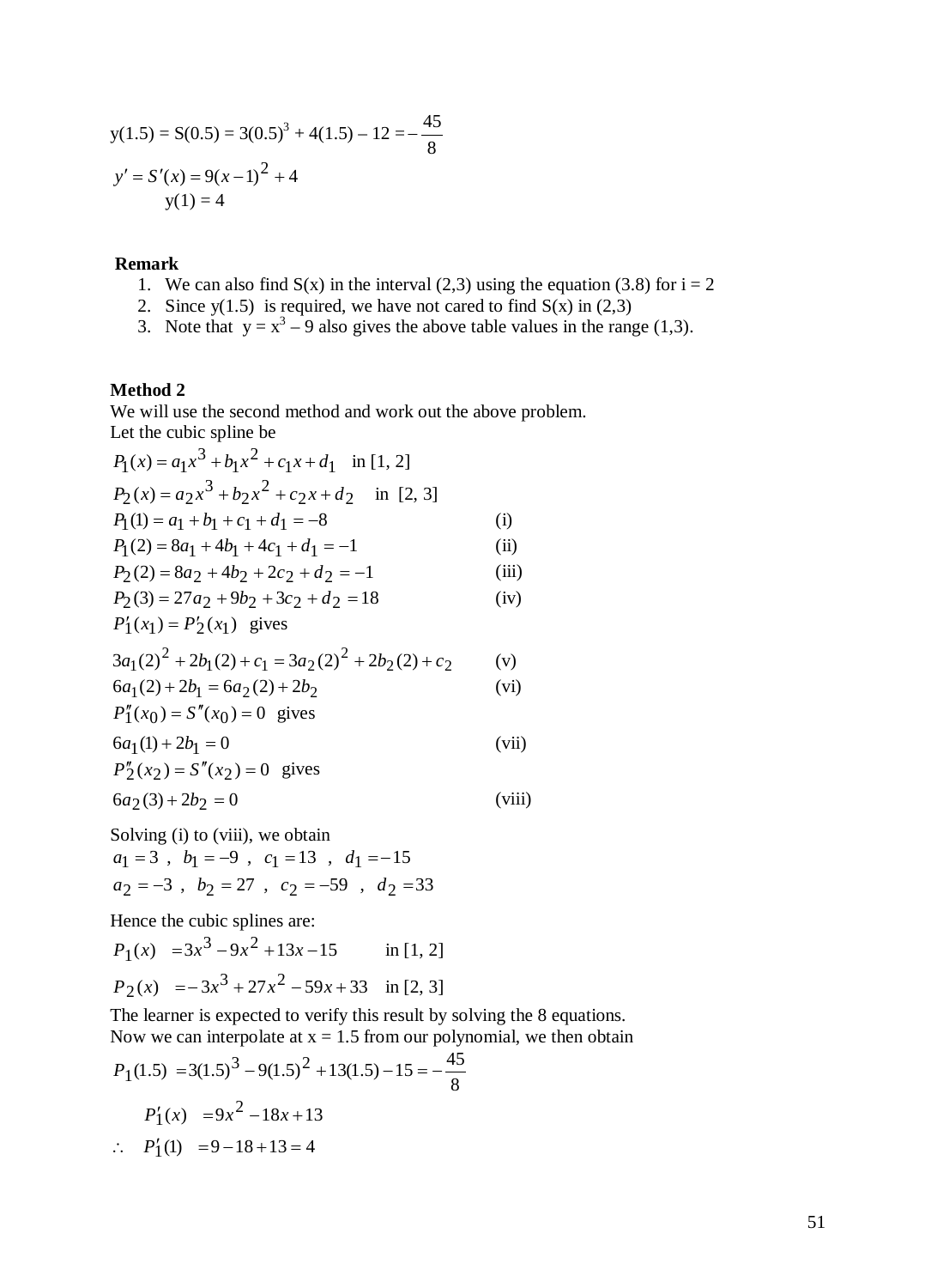$$y(1.5) = S(0.5) = 3(0.5)^3 + 4(1.5) - 12 = -\frac{45}{8}$$

$$y' = S'(x) = 9(x-1)^2 + 4$$

$$y(1) = 4$$

**Remark**

1. We can also find S(x) in the interval (2,3) using the equation (3.8) for i = 2
2. Since y(1.5) is required, we have not cared to find S(x) in (2,3)
3. Note that $y = x^3 - 9$ also gives the above table values in the range (1,3).

**Method 2**

We will use the second method and work out the above problem.
Let the cubic spline be

$$P_1(x) = a_1x^3 + b_1x^2 + c_1x + d_1 \quad \text{in } [1, 2]$$

$$P_2(x) = a_2x^3 + b_2x^2 + c_2x + d_2 \quad \text{in } [2, 3]$$

$$P_1(1) = a_1 + b_1 + c_1 + d_1 = -8 \qquad \text{(i)}$$

$$P_1(2) = 8a_1 + 4b_1 + 4c_1 + d_1 = -1 \qquad \text{(ii)}$$

$$P_2(2) = 8a_2 + 4b_2 + 2c_2 + d_2 = -1 \qquad \text{(iii)}$$

$$P_2(3) = 27a_2 + 9b_2 + 3c_2 + d_2 = 18 \qquad \text{(iv)}$$

$P_1'(x_1) = P_2'(x_1)$ gives

$$3a_1(2)^2 + 2b_1(2) + c_1 = 3a_2(2)^2 + 2b_2(2) + c_2 \qquad \text{(v)}$$

$$6a_1(2) + 2b_1 = 6a_2(2) + 2b_2 \qquad \text{(vi)}$$

$P_1''(x_0) = S''(x_0) = 0$ gives

$$6a_1(1) + 2b_1 = 0 \qquad \text{(vii)}$$

$P_2''(x_2) = S''(x_2) = 0$ gives

$$6a_2(3) + 2b_2 = 0 \qquad \text{(viii)}$$

Solving (i) to (viii), we obtain

$a_1 = 3$ , $b_1 = -9$ , $c_1 = 13$ , $d_1 = -15$

$a_2 = -3$ , $b_2 = 27$ , $c_2 = -59$ , $d_2 = 33$

Hence the cubic splines are:

$$P_1(x) = 3x^3 - 9x^2 + 13x - 15 \qquad \text{in } [1, 2]$$

$$P_2(x) = -3x^3 + 27x^2 - 59x + 33 \qquad \text{in } [2, 3]$$

The learner is expected to verify this result by solving the 8 equations.
Now we can interpolate at x = 1.5 from our polynomial, we then obtain

$$P_1(1.5) = 3(1.5)^3 - 9(1.5)^2 + 13(1.5) - 15 = -\frac{45}{8}$$

$$P_1'(x) = 9x^2 - 18x + 13$$

$$\therefore \quad P_1'(1) = 9 - 18 + 13 = 4$$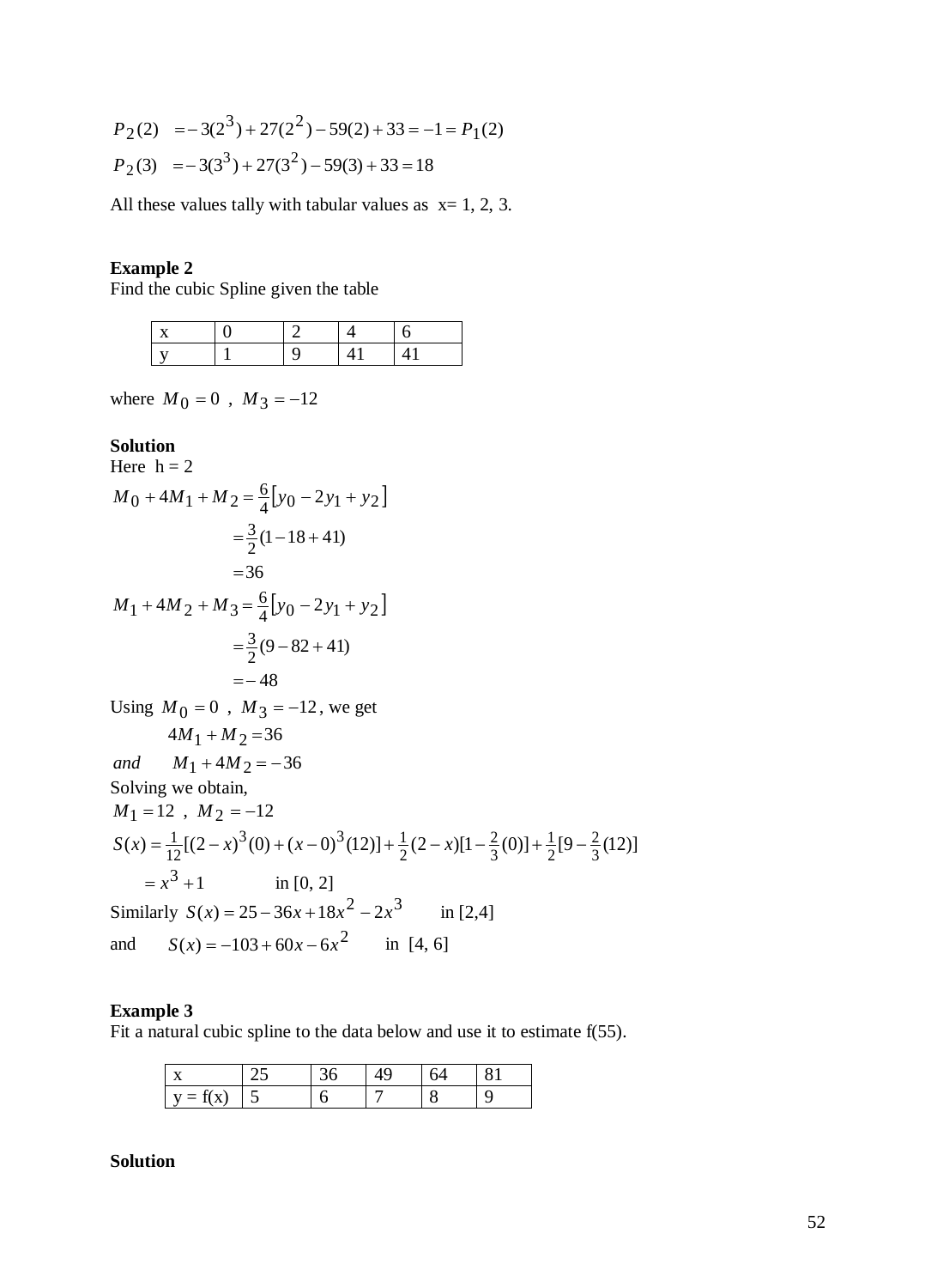$$P_2(2) \quad = -3(2^3) + 27(2^2) - 59(2) + 33 = -1 = P_1(2)$$

$$P_2(3) \quad = -3(3^3) + 27(3^2) - 59(3) + 33 = 18$$

All these values tally with tabular values as x= 1, 2, 3.

**Example 2**

Find the cubic Spline given the table

| x | 0 | 2 | 4 | 6 |
|---|---|---|---|---|
| y | 1 | 9 | 41 | 41 |

where $M_0 = 0$ , $M_3 = -12$

**Solution**

Here h = 2

$$M_0 + 4M_1 + M_2 = \frac{6}{4}\left[y_0 - 2y_1 + y_2\right]$$

$$= \frac{3}{2}(1 - 18 + 41)$$

$$= 36$$

$$M_1 + 4M_2 + M_3 = \frac{6}{4}\left[y_0 - 2y_1 + y_2\right]$$

$$= \frac{3}{2}(9 - 82 + 41)$$

$$= -48$$

Using $M_0 = 0$ , $M_3 = -12$, we get

$$4M_1 + M_2 = 36$$

$$\textit{and} \qquad M_1 + 4M_2 = -36$$

Solving we obtain,

$M_1 = 12$ , $M_2 = -12$

$$S(x) = \tfrac{1}{12}[(2-x)^3(0) + (x-0)^3(12)] + \tfrac{1}{2}(2-x)[1 - \tfrac{2}{3}(0)] + \tfrac{1}{2}[9 - \tfrac{2}{3}(12)]$$

$$= x^3 + 1 \qquad \text{in } [0, 2]$$

Similarly $S(x) = 25 - 36x + 18x^2 - 2x^3$ in [2,4]

and $S(x) = -103 + 60x - 6x^2$ in [4, 6]

**Example 3**

Fit a natural cubic spline to the data below and use it to estimate f(55).

| x | 25 | 36 | 49 | 64 | 81 |
|---|---|---|---|---|---|
| y = f(x) | 5 | 6 | 7 | 8 | 9 |

**Solution**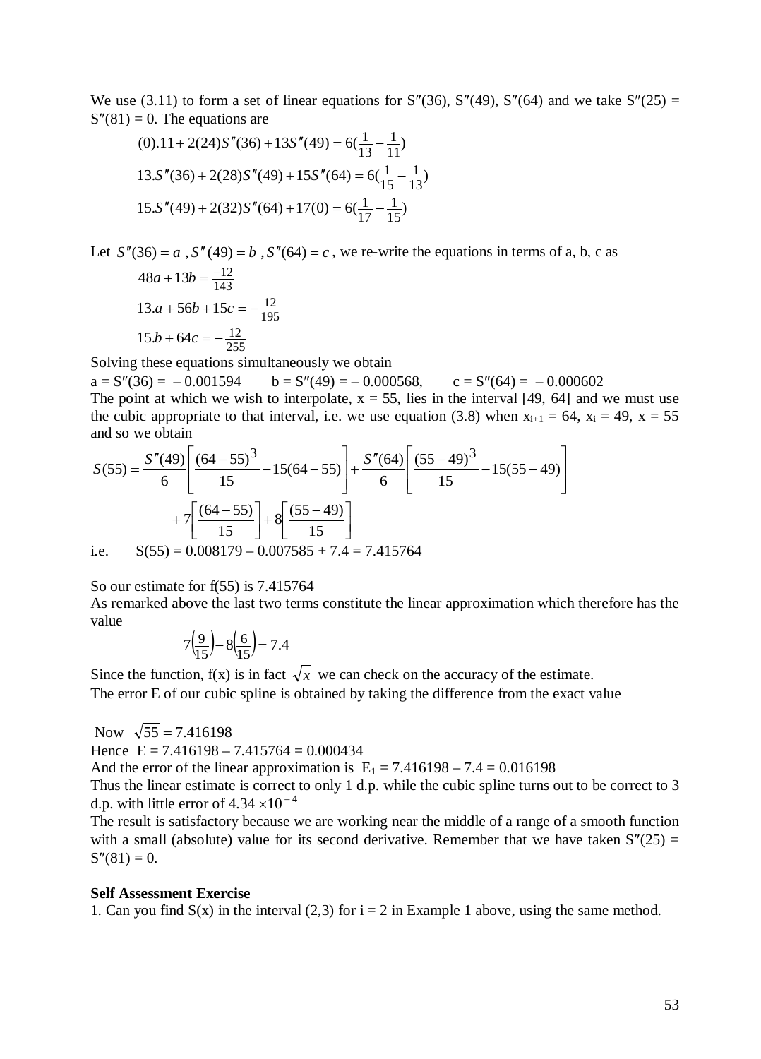We use (3.11) to form a set of linear equations for $S''(36)$, $S''(49)$, $S''(64)$ and we take $S''(25) = S''(81) = 0$. The equations are

$$(0).11 + 2(24)S''(36) + 13S''(49) = 6(\tfrac{1}{13} - \tfrac{1}{11})$$

$$13.S''(36) + 2(28)S''(49) + 15S''(64) = 6(\tfrac{1}{15} - \tfrac{1}{13})$$

$$15.S''(49) + 2(32)S''(64) + 17(0) = 6(\tfrac{1}{17} - \tfrac{1}{15})$$

Let $S''(36) = a$ , $S''(49) = b$ , $S''(64) = c$ , we re-write the equations in terms of a, b, c as

$$48a + 13b = \tfrac{-12}{143}$$

$$13.a + 56b + 15c = -\tfrac{12}{195}$$

$$15.b + 64c = -\tfrac{12}{255}$$

Solving these equations simultaneously we obtain

$a = S''(36) = -0.001594$ $\quad$ $b = S''(49) = -0.000568$, $\quad$ $c = S''(64) = -0.000602$

The point at which we wish to interpolate, $x = 55$, lies in the interval [49, 64] and we must use the cubic appropriate to that interval, i.e. we use equation (3.8) when $x_{i+1} = 64$, $x_i = 49$, $x = 55$ and so we obtain

$$S(55) = \frac{S''(49)}{6}\left[\frac{(64-55)^3}{15} - 15(64-55)\right] + \frac{S''(64)}{6}\left[\frac{(55-49)^3}{15} - 15(55-49)\right]$$
$$+ 7\left[\frac{(64-55)}{15}\right] + 8\left[\frac{(55-49)}{15}\right]$$

i.e. $\quad S(55) = 0.008179 - 0.007585 + 7.4 = 7.415764$

So our estimate for f(55) is 7.415764

As remarked above the last two terms constitute the linear approximation which therefore has the value

$$7\left(\tfrac{9}{15}\right) - 8\left(\tfrac{6}{15}\right) = 7.4$$

Since the function, f(x) is in fact $\sqrt{x}$ we can check on the accuracy of the estimate.

The error E of our cubic spline is obtained by taking the difference from the exact value

Now $\sqrt{55} = 7.416198$

Hence $E = 7.416198 - 7.415764 = 0.000434$

And the error of the linear approximation is $E_1 = 7.416198 - 7.4 = 0.016198$

Thus the linear estimate is correct to only 1 d.p. while the cubic spline turns out to be correct to 3 d.p. with little error of $4.34 \times 10^{-4}$

The result is satisfactory because we are working near the middle of a range of a smooth function with a small (absolute) value for its second derivative. Remember that we have taken $S''(25) = S''(81) = 0$.

**Self Assessment Exercise**

1. Can you find S(x) in the interval (2,3) for i = 2 in Example 1 above, using the same method.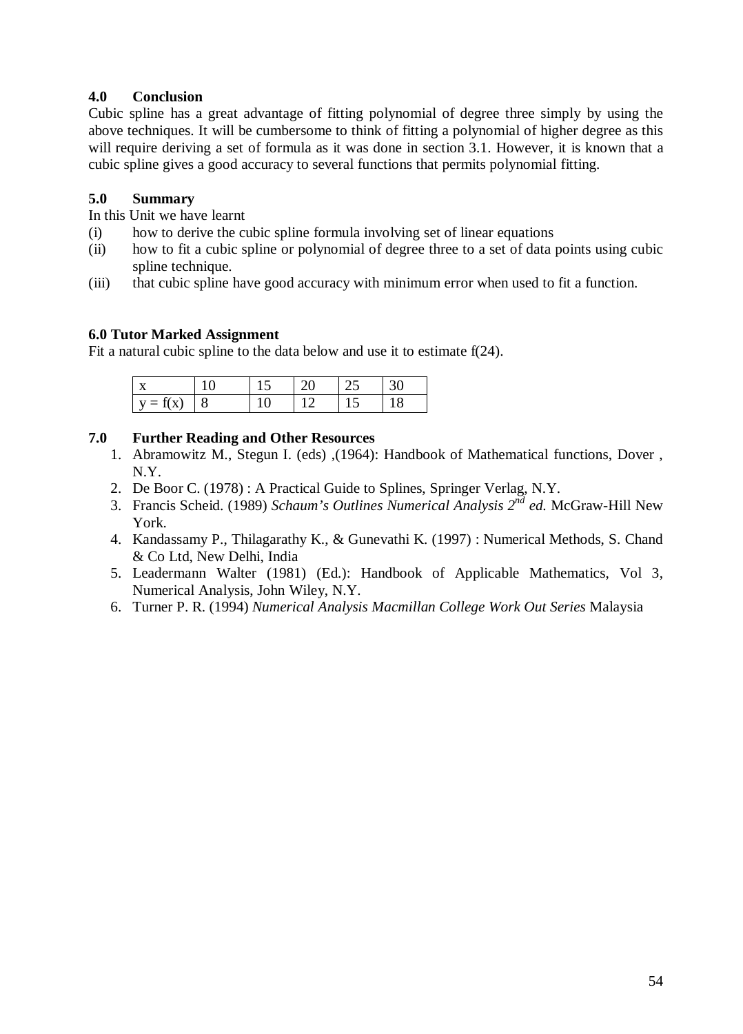## 4.0 Conclusion

Cubic spline has a great advantage of fitting polynomial of degree three simply by using the above techniques. It will be cumbersome to think of fitting a polynomial of higher degree as this will require deriving a set of formula as it was done in section 3.1. However, it is known that a cubic spline gives a good accuracy to several functions that permits polynomial fitting.

## 5.0 Summary

In this Unit we have learnt

(i) how to derive the cubic spline formula involving set of linear equations

(ii) how to fit a cubic spline or polynomial of degree three to a set of data points using cubic spline technique.

(iii) that cubic spline have good accuracy with minimum error when used to fit a function.

## 6.0 Tutor Marked Assignment

Fit a natural cubic spline to the data below and use it to estimate f(24).

| | | | | | |
|---|---|---|---|---|---|
| x | 10 | 15 | 20 | 25 | 30 |
| y = f(x) | 8 | 10 | 12 | 15 | 18 |

## 7.0 Further Reading and Other Resources

1. Abramowitz M., Stegun I. (eds) ,(1964): Handbook of Mathematical functions, Dover , N.Y.
2. De Boor C. (1978) : A Practical Guide to Splines, Springer Verlag, N.Y.
3. Francis Scheid. (1989) *Schaum's Outlines Numerical Analysis 2nd ed.* McGraw-Hill New York.
4. Kandassamy P., Thilagarathy K., & Gunevathi K. (1997) : Numerical Methods, S. Chand & Co Ltd, New Delhi, India
5. Leadermann Walter (1981) (Ed.): Handbook of Applicable Mathematics, Vol 3, Numerical Analysis, John Wiley, N.Y.
6. Turner P. R. (1994) *Numerical Analysis Macmillan College Work Out Series* Malaysia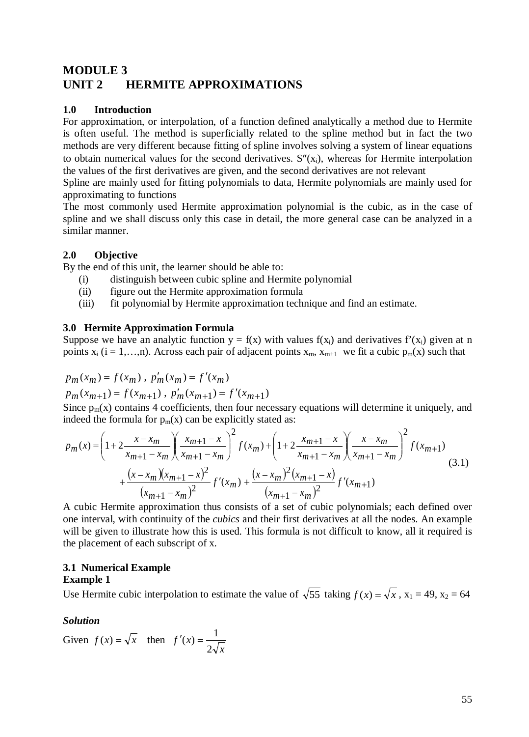# MODULE 3
# UNIT 2 HERMITE APPROXIMATIONS

## 1.0 Introduction

For approximation, or interpolation, of a function defined analytically a method due to Hermite is often useful. The method is superficially related to the spline method but in fact the two methods are very different because fitting of spline involves solving a system of linear equations to obtain numerical values for the second derivatives. $S''(x_i)$, whereas for Hermite interpolation the values of the first derivatives are given, and the second derivatives are not relevant

Spline are mainly used for fitting polynomials to data, Hermite polynomials are mainly used for approximating to functions

The most commonly used Hermite approximation polynomial is the cubic, as in the case of spline and we shall discuss only this case in detail, the more general case can be analyzed in a similar manner.

## 2.0 Objective

By the end of this unit, the learner should be able to:

(i) distinguish between cubic spline and Hermite polynomial
(ii) figure out the Hermite approximation formula
(iii) fit polynomial by Hermite approximation technique and find an estimate.

## 3.0 Hermite Approximation Formula

Suppose we have an analytic function $y = f(x)$ with values $f(x_i)$ and derivatives $f'(x_i)$ given at n points $x_i$ ($i = 1,\ldots,n$). Across each pair of adjacent points $x_m$, $x_{m+1}$ we fit a cubic $p_m(x)$ such that

$$p_m(x_m) = f(x_m)\ ,\ p'_m(x_m) = f'(x_m)$$

$$p_m(x_{m+1}) = f(x_{m+1})\ ,\ p'_m(x_{m+1}) = f'(x_{m+1})$$

Since $p_m(x)$ contains 4 coefficients, then four necessary equations will determine it uniquely, and indeed the formula for $p_m(x)$ can be explicitly stated as:

$$\begin{aligned} p_m(x) = {} & \left(1 + 2\frac{x - x_m}{x_{m+1} - x_m}\right)\left(\frac{x_{m+1} - x}{x_{m+1} - x_m}\right)^2 f(x_m) + \left(1 + 2\frac{x_{m+1} - x}{x_{m+1} - x_m}\right)\left(\frac{x - x_m}{x_{m+1} - x_m}\right)^2 f(x_{m+1}) \\ & + \frac{(x - x_m)(x_{m+1} - x)^2}{(x_{m+1} - x_m)^2} f'(x_m) + \frac{(x - x_m)^2(x_{m+1} - x)}{(x_{m+1} - x_m)^2} f'(x_{m+1}) \end{aligned} \quad (3.1)$$

A cubic Hermite approximation thus consists of a set of cubic polynomials; each defined over one interval, with continuity of the *cubics* and their first derivatives at all the nodes. An example will be given to illustrate how this is used. This formula is not difficult to know, all it required is the placement of each subscript of x.

### 3.1 Numerical Example

**Example 1**

Use Hermite cubic interpolation to estimate the value of $\sqrt{55}$ taking $f(x) = \sqrt{x}$, $x_1 = 49$, $x_2 = 64$

***Solution***

Given $f(x) = \sqrt{x}$ then $f'(x) = \dfrac{1}{2\sqrt{x}}$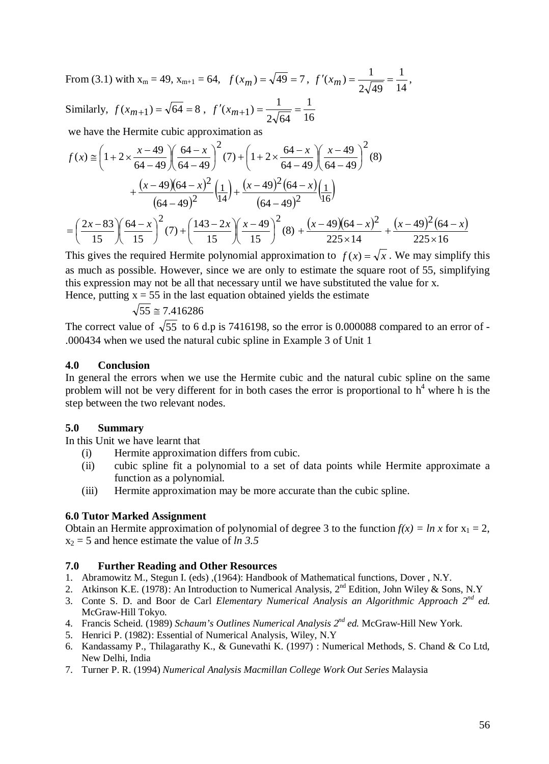From (3.1) with $x_m = 49$, $x_{m+1} = 64$, $f(x_m) = \sqrt{49} = 7$, $f'(x_m) = \dfrac{1}{2\sqrt{49}} = \dfrac{1}{14}$,

Similarly, $f(x_{m+1}) = \sqrt{64} = 8$, $f'(x_{m+1}) = \dfrac{1}{2\sqrt{64}} = \dfrac{1}{16}$

we have the Hermite cubic approximation as

$$f(x) \cong \left(1 + 2\times\frac{x-49}{64-49}\right)\left(\frac{64-x}{64-49}\right)^2(7) + \left(1 + 2\times\frac{64-x}{64-49}\right)\left(\frac{x-49}{64-49}\right)^2(8)$$

$$+\frac{(x-49)(64-x)^2}{(64-49)^2}\left(\tfrac{1}{14}\right) + \frac{(x-49)^2(64-x)}{(64-49)^2}\left(\tfrac{1}{16}\right)$$

$$= \left(\frac{2x-83}{15}\right)\left(\frac{64-x}{15}\right)^2(7) + \left(\frac{143-2x}{15}\right)\left(\frac{x-49}{15}\right)^2(8) + \frac{(x-49)(64-x)^2}{225\times 14} + \frac{(x-49)^2(64-x)}{225\times 16}$$

This gives the required Hermite polynomial approximation to $f(x) = \sqrt{x}$. We may simplify this as much as possible. However, since we are only to estimate the square root of 55, simplifying this expression may not be all that necessary until we have substituted the value for x.
Hence, putting $x = 55$ in the last equation obtained yields the estimate

$$\sqrt{55} \cong 7.416286$$

The correct value of $\sqrt{55}$ to 6 d.p is 7416198, so the error is 0.000088 compared to an error of -.000434 when we used the natural cubic spline in Example 3 of Unit 1

## 4.0 Conclusion

In general the errors when we use the Hermite cubic and the natural cubic spline on the same problem will not be very different for in both cases the error is proportional to $h^4$ where h is the step between the two relevant nodes.

## 5.0 Summary

In this Unit we have learnt that

(i) Hermite approximation differs from cubic.

(ii) cubic spline fit a polynomial to a set of data points while Hermite approximate a function as a polynomial.

(iii) Hermite approximation may be more accurate than the cubic spline.

## 6.0 Tutor Marked Assignment

Obtain an Hermite approximation of polynomial of degree 3 to the function $f(x) = \ln x$ for $x_1 = 2$, $x_2 = 5$ and hence estimate the value of $\ln 3.5$

## 7.0 Further Reading and Other Resources

1. Abramowitz M., Stegun I. (eds) ,(1964): Handbook of Mathematical functions, Dover , N.Y.
2. Atkinson K.E. (1978): An Introduction to Numerical Analysis, 2nd Edition, John Wiley & Sons, N.Y
3. Conte S. D. and Boor de Carl *Elementary Numerical Analysis an Algorithmic Approach 2nd ed.* McGraw-Hill Tokyo.
4. Francis Scheid. (1989) *Schaum's Outlines Numerical Analysis 2nd ed.* McGraw-Hill New York.
5. Henrici P. (1982): Essential of Numerical Analysis, Wiley, N.Y
6. Kandassamy P., Thilagarathy K., & Gunevathi K. (1997) : Numerical Methods, S. Chand & Co Ltd, New Delhi, India
7. Turner P. R. (1994) *Numerical Analysis Macmillan College Work Out Series* Malaysia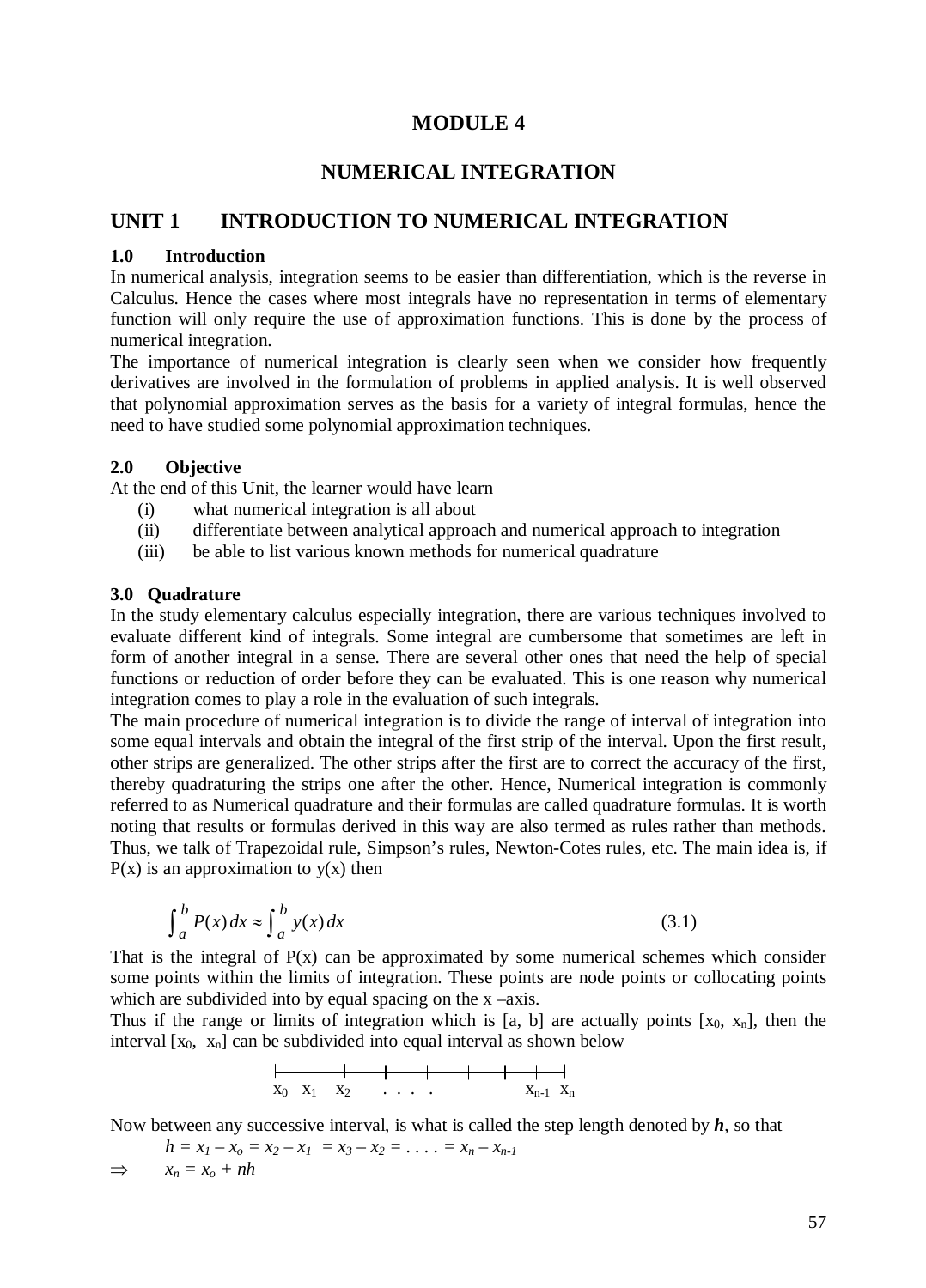# MODULE 4

## NUMERICAL INTEGRATION

## UNIT 1 INTRODUCTION TO NUMERICAL INTEGRATION

### 1.0 Introduction

In numerical analysis, integration seems to be easier than differentiation, which is the reverse in Calculus. Hence the cases where most integrals have no representation in terms of elementary function will only require the use of approximation functions. This is done by the process of numerical integration.

The importance of numerical integration is clearly seen when we consider how frequently derivatives are involved in the formulation of problems in applied analysis. It is well observed that polynomial approximation serves as the basis for a variety of integral formulas, hence the need to have studied some polynomial approximation techniques.

### 2.0 Objective

At the end of this Unit, the learner would have learn

(i) what numerical integration is all about
(ii) differentiate between analytical approach and numerical approach to integration
(iii) be able to list various known methods for numerical quadrature

### 3.0 Quadrature

In the study elementary calculus especially integration, there are various techniques involved to evaluate different kind of integrals. Some integral are cumbersome that sometimes are left in form of another integral in a sense. There are several other ones that need the help of special functions or reduction of order before they can be evaluated. This is one reason why numerical integration comes to play a role in the evaluation of such integrals.

The main procedure of numerical integration is to divide the range of interval of integration into some equal intervals and obtain the integral of the first strip of the interval. Upon the first result, other strips are generalized. The other strips after the first are to correct the accuracy of the first, thereby quadraturing the strips one after the other. Hence, Numerical integration is commonly referred to as Numerical quadrature and their formulas are called quadrature formulas. It is worth noting that results or formulas derived in this way are also termed as rules rather than methods. Thus, we talk of Trapezoidal rule, Simpson's rules, Newton-Cotes rules, etc. The main idea is, if $P(x)$ is an approximation to $y(x)$ then

$$\int_a^b P(x)\,dx \approx \int_a^b y(x)\,dx \qquad (3.1)$$

That is the integral of $P(x)$ can be approximated by some numerical schemes which consider some points within the limits of integration. These points are node points or collocating points which are subdivided into by equal spacing on the x –axis.

Thus if the range or limits of integration which is $[a, b]$ are actually points $[x_0, x_n]$, then the interval $[x_0, x_n]$ can be subdivided into equal interval as shown below

$x_0$ $x_1$ $x_2$ . . . . $x_{n-1}$ $x_n$

Now between any successive interval, is what is called the step length denoted by ***h***, so that

$$h = x_1 - x_o = x_2 - x_1 = x_3 - x_2 = \ldots = x_n - x_{n-1}$$

$$\Rightarrow \quad x_n = x_o + nh$$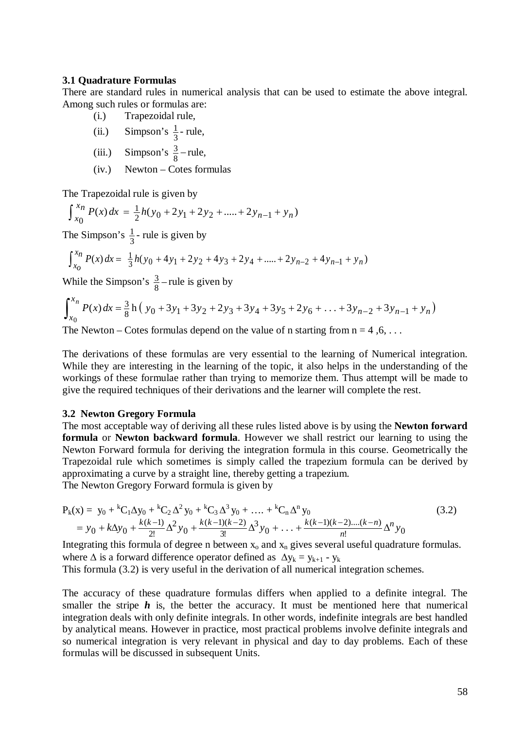### 3.1 Quadrature Formulas

There are standard rules in numerical analysis that can be used to estimate the above integral. Among such rules or formulas are:

(i.) Trapezoidal rule,

(ii.) Simpson's $\frac{1}{3}$- rule,

(iii.) Simpson's $\frac{3}{8}$ – rule,

(iv.) Newton – Cotes formulas

The Trapezoidal rule is given by

$$\int_{x_0}^{x_n} P(x)\,dx = \tfrac{1}{2}h(y_0 + 2y_1 + 2y_2 + \ldots + 2y_{n-1} + y_n)$$

The Simpson's $\frac{1}{3}$- rule is given by

$$\int_{x_o}^{x_n} P(x)\,dx = \tfrac{1}{3}h(y_0 + 4y_1 + 2y_2 + 4y_3 + 2y_4 + \ldots + 2y_{n-2} + 4y_{n-1} + y_n)$$

While the Simpson's $\frac{3}{8}$ – rule is given by

$$\int_{x_0}^{x_n} P(x)\,dx = \tfrac{3}{8}\,\mathrm{h}\left( y_0 + 3y_1 + 3y_2 + 2y_3 + 3y_4 + 3y_5 + 2y_6 + \ldots + 3y_{n-2} + 3y_{n-1} + y_n \right)$$

The Newton – Cotes formulas depend on the value of n starting from n = 4 ,6, . . .

The derivations of these formulas are very essential to the learning of Numerical integration. While they are interesting in the learning of the topic, it also helps in the understanding of the workings of these formulae rather than trying to memorize them. Thus attempt will be made to give the required techniques of their derivations and the learner will complete the rest.

### 3.2 Newton Gregory Formula

The most acceptable way of deriving all these rules listed above is by using the **Newton forward formula** or **Newton backward formula**. However we shall restrict our learning to using the Newton Forward formula for deriving the integration formula in this course. Geometrically the Trapezoidal rule which sometimes is simply called the trapezium formula can be derived by approximating a curve by a straight line, thereby getting a trapezium.

The Newton Gregory Forward formula is given by

$$\begin{aligned} P_k(x) &= y_0 + {}^kC_1\Delta y_0 + {}^kC_2\,\Delta^2 y_0 + {}^kC_3\,\Delta^3 y_0 + \ldots + {}^kC_n\,\Delta^n y_0 \qquad (3.2) \\ &= y_0 + k\Delta y_0 + \tfrac{k(k-1)}{2!}\Delta^2 y_0 + \tfrac{k(k-1)(k-2)}{3!}\Delta^3 y_0 + \ldots + \tfrac{k(k-1)(k-2)\ldots(k-n)}{n!}\Delta^n y_0 \end{aligned}$$

Integrating this formula of degree n between $x_o$ and $x_n$ gives several useful quadrature formulas. where $\Delta$ is a forward difference operator defined as $\Delta y_k = y_{k+1} - y_k$

This formula (3.2) is very useful in the derivation of all numerical integration schemes.

The accuracy of these quadrature formulas differs when applied to a definite integral. The smaller the stripe ***h*** is, the better the accuracy. It must be mentioned here that numerical integration deals with only definite integrals. In other words, indefinite integrals are best handled by analytical means. However in practice, most practical problems involve definite integrals and so numerical integration is very relevant in physical and day to day problems. Each of these formulas will be discussed in subsequent Units.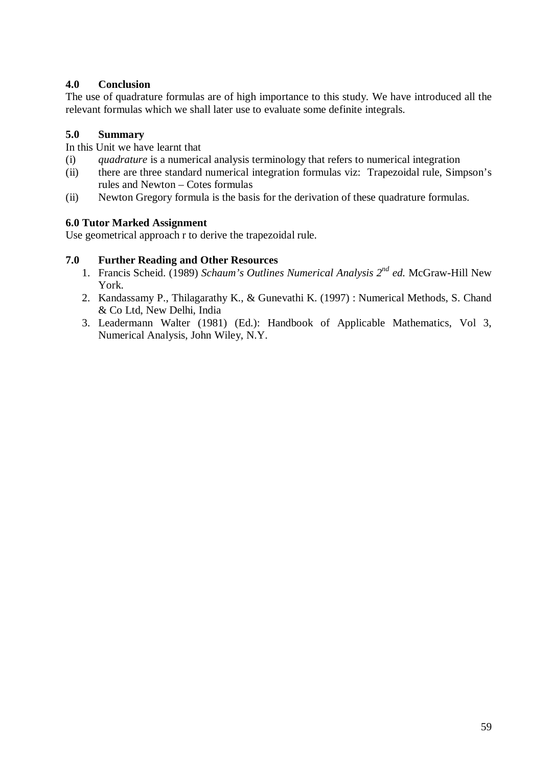## 4.0 Conclusion

The use of quadrature formulas are of high importance to this study. We have introduced all the relevant formulas which we shall later use to evaluate some definite integrals.

## 5.0 Summary

In this Unit we have learnt that

(i) *quadrature* is a numerical analysis terminology that refers to numerical integration

(ii) there are three standard numerical integration formulas viz: Trapezoidal rule, Simpson's rules and Newton – Cotes formulas

(ii) Newton Gregory formula is the basis for the derivation of these quadrature formulas.

## 6.0 Tutor Marked Assignment

Use geometrical approach r to derive the trapezoidal rule.

## 7.0 Further Reading and Other Resources

1. Francis Scheid. (1989) *Schaum's Outlines Numerical Analysis 2nd ed.* McGraw-Hill New York.
2. Kandassamy P., Thilagarathy K., & Gunevathi K. (1997) : Numerical Methods, S. Chand & Co Ltd, New Delhi, India
3. Leadermann Walter (1981) (Ed.): Handbook of Applicable Mathematics, Vol 3, Numerical Analysis, John Wiley, N.Y.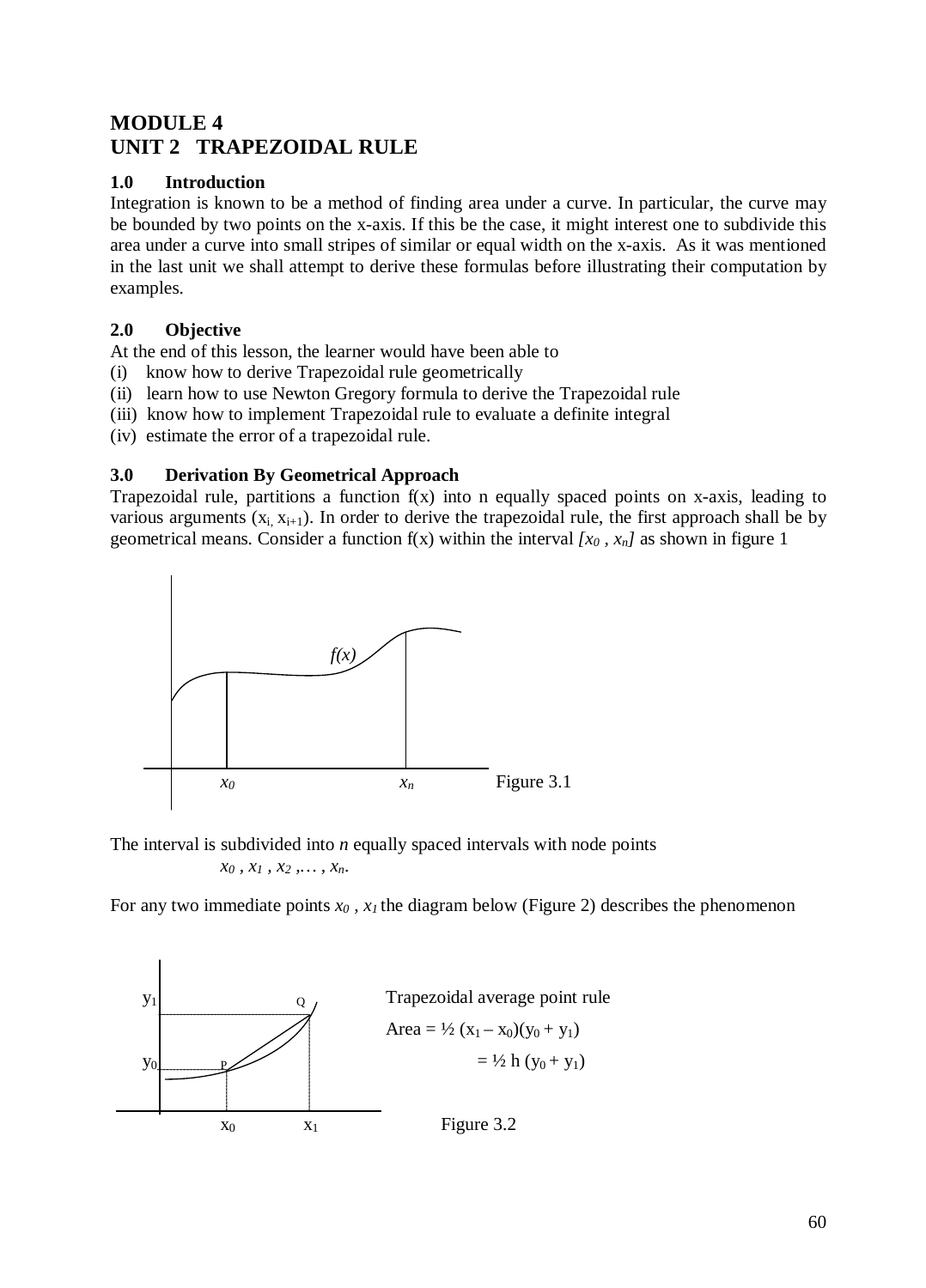# MODULE 4
# UNIT 2 TRAPEZOIDAL RULE

## 1.0 Introduction

Integration is known to be a method of finding area under a curve. In particular, the curve may be bounded by two points on the x-axis. If this be the case, it might interest one to subdivide this area under a curve into small stripes of similar or equal width on the x-axis. As it was mentioned in the last unit we shall attempt to derive these formulas before illustrating their computation by examples.

## 2.0 Objective

At the end of this lesson, the learner would have been able to

(i) know how to derive Trapezoidal rule geometrically
(ii) learn how to use Newton Gregory formula to derive the Trapezoidal rule
(iii) know how to implement Trapezoidal rule to evaluate a definite integral
(iv) estimate the error of a trapezoidal rule.

## 3.0 Derivation By Geometrical Approach

Trapezoidal rule, partitions a function f(x) into n equally spaced points on x-axis, leading to various arguments $(x_i, x_{i+1})$. In order to derive the trapezoidal rule, the first approach shall be by geometrical means. Consider a function f(x) within the interval $[x_0, x_n]$ as shown in figure 1

*f(x)*

$x_0$ $x_n$

Figure 3.1

The interval is subdivided into *n* equally spaced intervals with node points

$x_0, x_1, x_2, \dots, x_n$.

For any two immediate points $x_0, x_1$ the diagram below (Figure 2) describes the phenomenon

$y_1$ Q

$y_0$ P

$x_0$ $x_1$

Trapezoidal average point rule

$$\text{Area} = \tfrac{1}{2}(x_1 - x_0)(y_0 + y_1)$$
$$= \tfrac{1}{2}h(y_0 + y_1)$$

Figure 3.2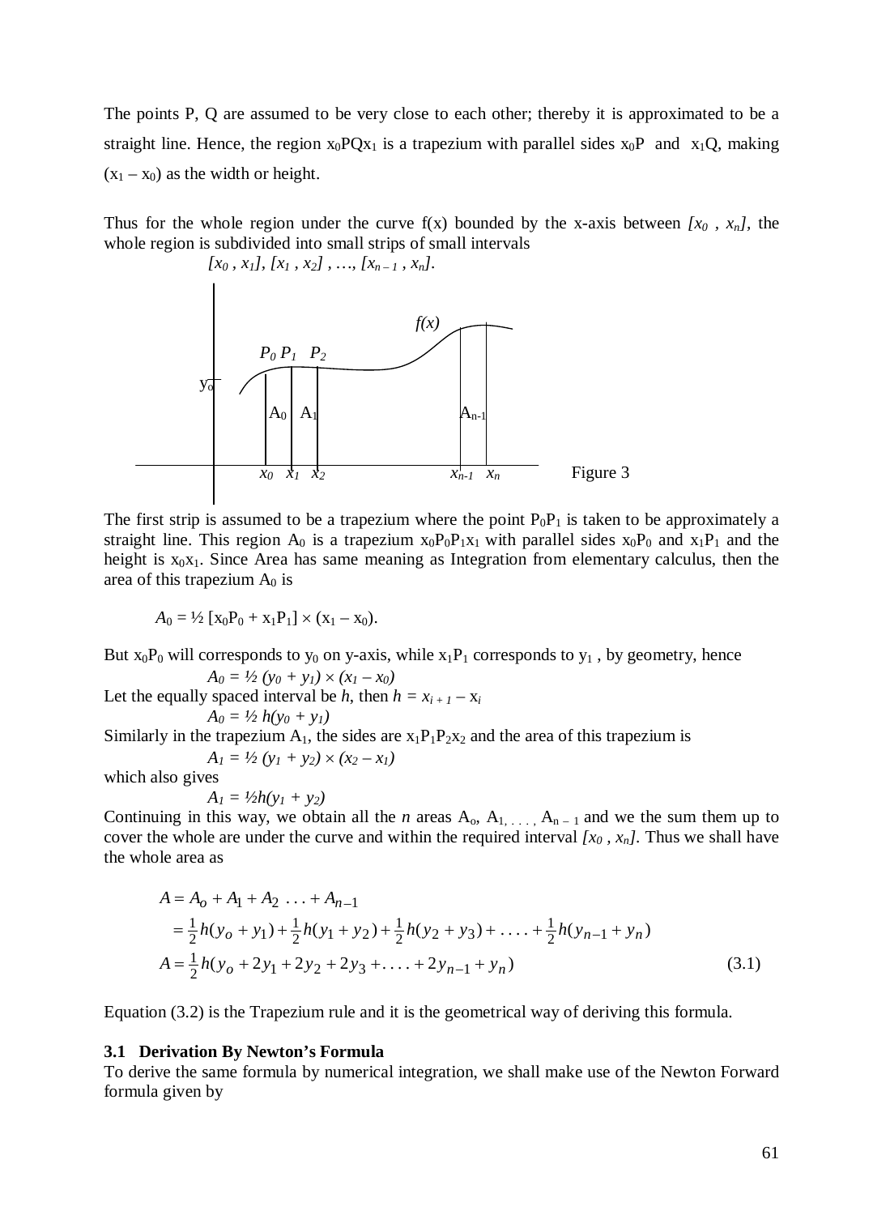The points P, Q are assumed to be very close to each other; thereby it is approximated to be a straight line. Hence, the region $x_0PQx_1$ is a trapezium with parallel sides $x_0P$ and $x_1Q$, making $(x_1 - x_0)$ as the width or height.

Thus for the whole region under the curve f(x) bounded by the x-axis between $[x_0 , x_n]$, the whole region is subdivided into small strips of small intervals

$[x_0 , x_1], [x_1 , x_2] , \ldots, [x_{n-1} , x_n]$.

f(x)

$P_0$ $P_1$ $P_2$

$y_o$

$A_0$ $A_1$ $A_{n-1}$

$x_0$ $x_1$ $x_2$ $x_{n-1}$ $x_n$

Figure 3

The first strip is assumed to be a trapezium where the point $P_0P_1$ is taken to be approximately a straight line. This region $A_0$ is a trapezium $x_0P_0P_1x_1$ with parallel sides $x_0P_0$ and $x_1P_1$ and the height is $x_0x_1$. Since Area has same meaning as Integration from elementary calculus, then the area of this trapezium $A_0$ is

$$A_0 = \tfrac{1}{2} [x_0P_0 + x_1P_1] \times (x_1 - x_0).$$

But $x_0P_0$ will corresponds to $y_0$ on y-axis, while $x_1P_1$ corresponds to $y_1$ , by geometry, hence

$$A_0 = \tfrac{1}{2} (y_0 + y_1) \times (x_1 - x_0)$$

Let the equally spaced interval be $h$, then $h = x_{i+1} - x_i$

$$A_0 = \tfrac{1}{2} h(y_0 + y_1)$$

Similarly in the trapezium $A_1$, the sides are $x_1P_1P_2x_2$ and the area of this trapezium is

$$A_1 = \tfrac{1}{2} (y_1 + y_2) \times (x_2 - x_1)$$

which also gives

$$A_1 = \tfrac{1}{2}h(y_1 + y_2)$$

Continuing in this way, we obtain all the $n$ areas $A_o$, $A_1, \ldots, A_{n-1}$ and we the sum them up to cover the whole are under the curve and within the required interval $[x_0 , x_n]$. Thus we shall have the whole area as

$$\begin{aligned} A &= A_o + A_1 + A_2 \ \ldots + A_{n-1} \\ &= \tfrac{1}{2}h(y_o + y_1) + \tfrac{1}{2}h(y_1 + y_2) + \tfrac{1}{2}h(y_2 + y_3) + \ldots + \tfrac{1}{2}h(y_{n-1} + y_n) \\ A &= \tfrac{1}{2}h(y_o + 2y_1 + 2y_2 + 2y_3 + \ldots + 2y_{n-1} + y_n) \end{aligned} \qquad (3.1)$$

Equation (3.2) is the Trapezium rule and it is the geometrical way of deriving this formula.

### 3.1 Derivation By Newton's Formula

To derive the same formula by numerical integration, we shall make use of the Newton Forward formula given by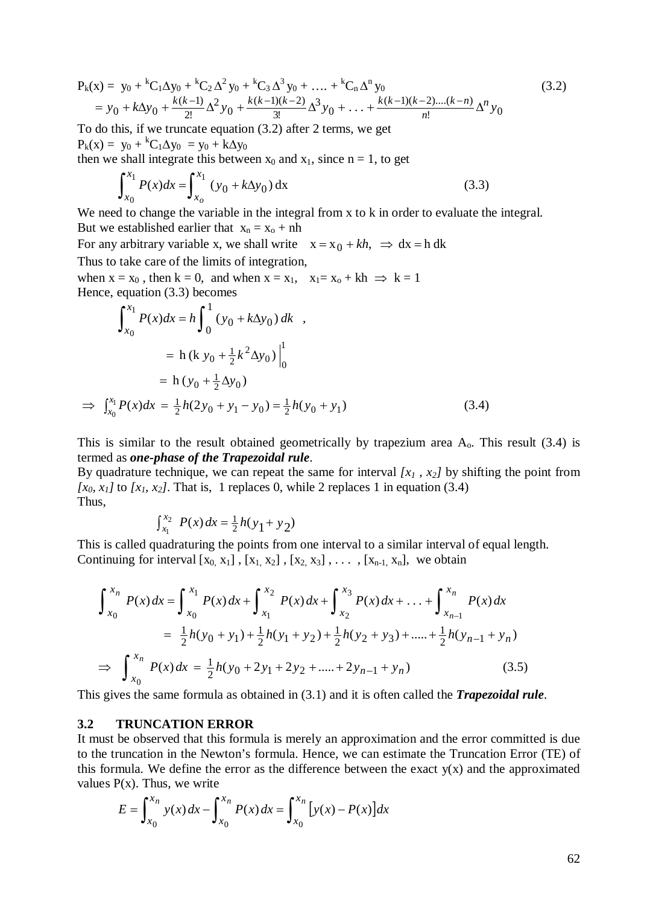$$P_k(x) = y_0 + {}^kC_1\Delta y_0 + {}^kC_2\,\Delta^2 y_0 + {}^kC_3\,\Delta^3 y_0 + \ldots + {}^kC_n\,\Delta^n y_0 \tag{3.2}$$

$$= y_0 + k\Delta y_0 + \frac{k(k-1)}{2!}\Delta^2 y_0 + \frac{k(k-1)(k-2)}{3!}\Delta^3 y_0 + \ldots + \frac{k(k-1)(k-2)\ldots.(k-n)}{n!}\Delta^n y_0$$

To do this, if we truncate equation (3.2) after 2 terms, we get

$P_k(x) = y_0 + {}^kC_1\Delta y_0 = y_0 + k\Delta y_0$

then we shall integrate this between $x_0$ and $x_1$, since n = 1, to get

$$\int_{x_0}^{x_1} P(x)dx = \int_{x_o}^{x_1} (y_0 + k\Delta y_0)\,\mathrm{dx} \tag{3.3}$$

We need to change the variable in the integral from x to k in order to evaluate the integral.

But we established earlier that $x_n = x_o + nh$

For any arbitrary variable x, we shall write $\quad x = x_0 + kh, \;\Rightarrow\; dx = h\,dk$

Thus to take care of the limits of integration,

when $x = x_0$ , then $k = 0$, and when $x = x_1$, $\quad x_1 = x_o + kh \;\Rightarrow\; k = 1$

Hence, equation (3.3) becomes

$$\int_{x_0}^{x_1} P(x)dx = h\int_0^1 (y_0 + k\Delta y_0)\,dk \quad ,$$

$$= h\,(k\,y_0 + \tfrac{1}{2}k^2\Delta y_0)\Big|_0^1$$

$$= h\,(y_0 + \tfrac{1}{2}\Delta y_0)$$

$$\Rightarrow\; \int_{x_0}^{x_1} P(x)dx \;=\; \tfrac{1}{2}h(2y_0 + y_1 - y_0) = \tfrac{1}{2}h(y_0 + y_1) \tag{3.4}$$

This is similar to the result obtained geometrically by trapezium area $A_o$. This result (3.4) is termed as ***one-phase of the Trapezoidal rule***.

By quadrature technique, we can repeat the same for interval *$[x_1 , x_2]$* by shifting the point from *$[x_0, x_1]$* to *$[x_1, x_2]$*. That is, 1 replaces 0, while 2 replaces 1 in equation (3.4)

Thus,

$$\int_{x_1}^{x_2} P(x)\,dx = \tfrac{1}{2}h(y_1 + y_2)$$

This is called quadraturing the points from one interval to a similar interval of equal length.

Continuing for interval $[x_0, x_1]$ , $[x_1, x_2]$ , $[x_2, x_3]$ , . . . , $[x_{n-1}, x_n]$, we obtain

$$\int_{x_0}^{x_n} P(x)\,dx = \int_{x_0}^{x_1} P(x)\,dx + \int_{x_1}^{x_2} P(x)\,dx + \int_{x_2}^{x_3} P(x)\,dx + \ldots + \int_{x_{n-1}}^{x_n} P(x)\,dx$$

$$= \tfrac{1}{2}h(y_0 + y_1) + \tfrac{1}{2}h(y_1 + y_2) + \tfrac{1}{2}h(y_2 + y_3) + \ldots.. + \tfrac{1}{2}h(y_{n-1} + y_n)$$

$$\Rightarrow\; \int_{x_0}^{x_n} P(x)\,dx \;=\; \tfrac{1}{2}h(y_0 + 2y_1 + 2y_2 + \ldots.. + 2y_{n-1} + y_n) \tag{3.5}$$

This gives the same formula as obtained in (3.1) and it is often called the ***Trapezoidal rule***.

### 3.2 TRUNCATION ERROR

It must be observed that this formula is merely an approximation and the error committed is due to the truncation in the Newton's formula. Hence, we can estimate the Truncation Error (TE) of this formula. We define the error as the difference between the exact y(x) and the approximated values P(x). Thus, we write

$$E = \int_{x_0}^{x_n} y(x)\,dx - \int_{x_0}^{x_n} P(x)\,dx = \int_{x_0}^{x_n} \left[y(x) - P(x)\right]dx$$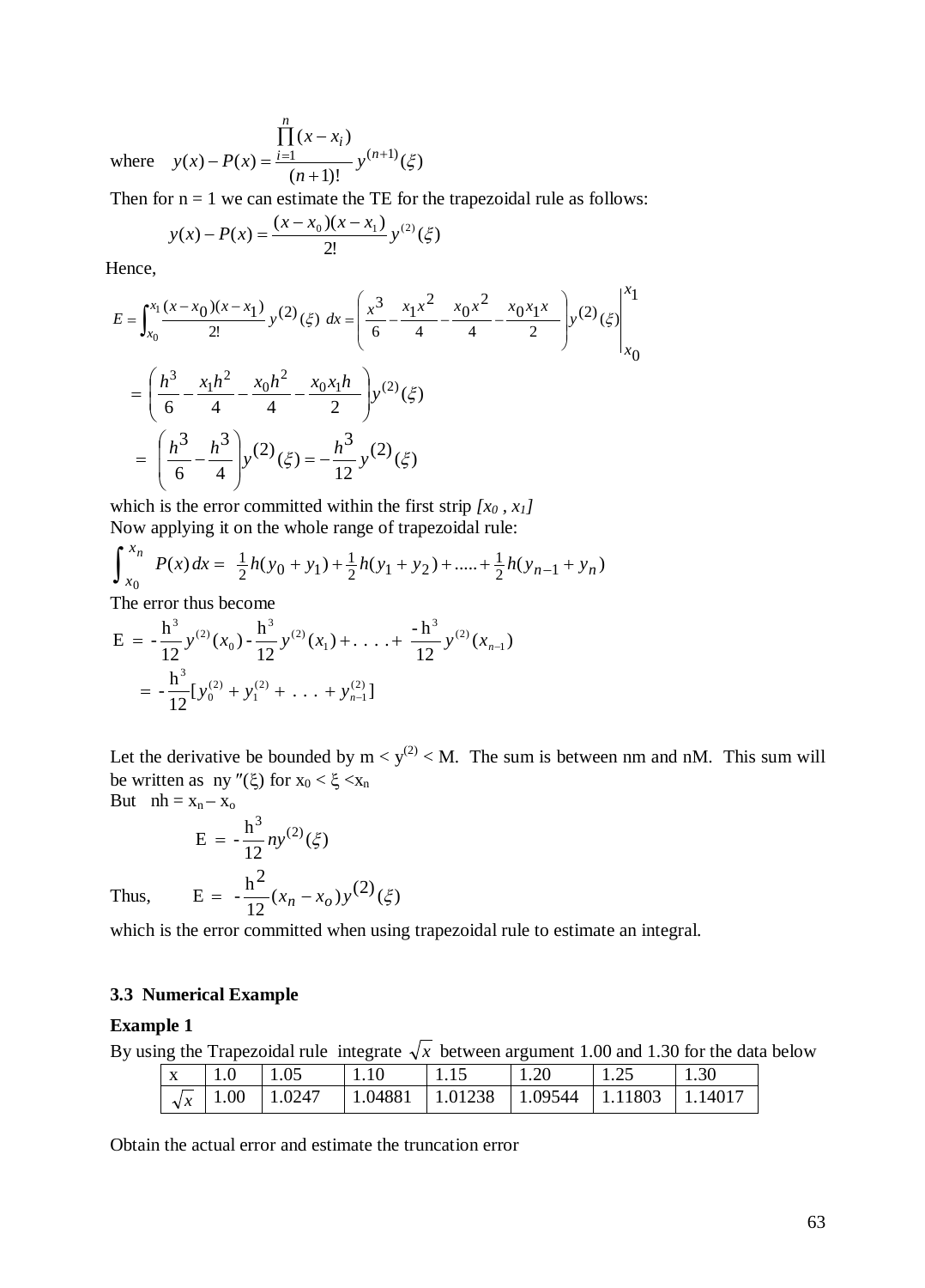where $\quad y(x) - P(x) = \dfrac{\prod_{i=1}^{n}(x - x_i)}{(n+1)!} y^{(n+1)}(\xi)$

Then for n = 1 we can estimate the TE for the trapezoidal rule as follows:

$$y(x) - P(x) = \frac{(x - x_0)(x - x_1)}{2!} y^{(2)}(\xi)$$

Hence,

$$E = \int_{x_0}^{x_1} \frac{(x - x_0)(x - x_1)}{2!} y^{(2)}(\xi)\, dx = \left( \frac{x^3}{6} - \frac{x_1 x^2}{4} - \frac{x_0 x^2}{4} - \frac{x_0 x_1 x}{2} \right) y^{(2)}(\xi) \Bigg|_{x_0}^{x_1}$$

$$= \left( \frac{h^3}{6} - \frac{x_1 h^2}{4} - \frac{x_0 h^2}{4} - \frac{x_0 x_1 h}{2} \right) y^{(2)}(\xi)$$

$$= \left( \frac{h^3}{6} - \frac{h^3}{4} \right) y^{(2)}(\xi) = -\frac{h^3}{12} y^{(2)}(\xi)$$

which is the error committed within the first strip *[x₀ , x₁]*

Now applying it on the whole range of trapezoidal rule:

$$\int_{x_0}^{x_n} P(x)\, dx = \tfrac{1}{2}h(y_0 + y_1) + \tfrac{1}{2}h(y_1 + y_2) + \ldots.. + \tfrac{1}{2}h(y_{n-1} + y_n)$$

The error thus become

$$E = -\frac{h^3}{12} y^{(2)}(x_0) - \frac{h^3}{12} y^{(2)}(x_1) + \ldots. + \frac{-h^3}{12} y^{(2)}(x_{n-1})$$

$$= -\frac{h^3}{12}[y_0^{(2)} + y_1^{(2)} + \ldots + y_{n-1}^{(2)}]$$

Let the derivative be bounded by $m < y^{(2)} < M$. The sum is between nm and nM. This sum will be written as $ny''(\xi)$ for $x_0 < \xi < x_n$

But $\quad nh = x_n - x_o$

$$E = -\frac{h^3}{12} n y^{(2)}(\xi)$$

Thus, $\qquad E = -\dfrac{h^2}{12}(x_n - x_o) y^{(2)}(\xi)$

which is the error committed when using trapezoidal rule to estimate an integral.

### 3.3 Numerical Example

**Example 1**

By using the Trapezoidal rule integrate $\sqrt{x}$ between argument 1.00 and 1.30 for the data below

| x | 1.0 | 1.05 | 1.10 | 1.15 | 1.20 | 1.25 | 1.30 |
|---|---|---|---|---|---|---|---|
| $\sqrt{x}$ | 1.00 | 1.0247 | 1.04881 | 1.01238 | 1.09544 | 1.11803 | 1.14017 |

Obtain the actual error and estimate the truncation error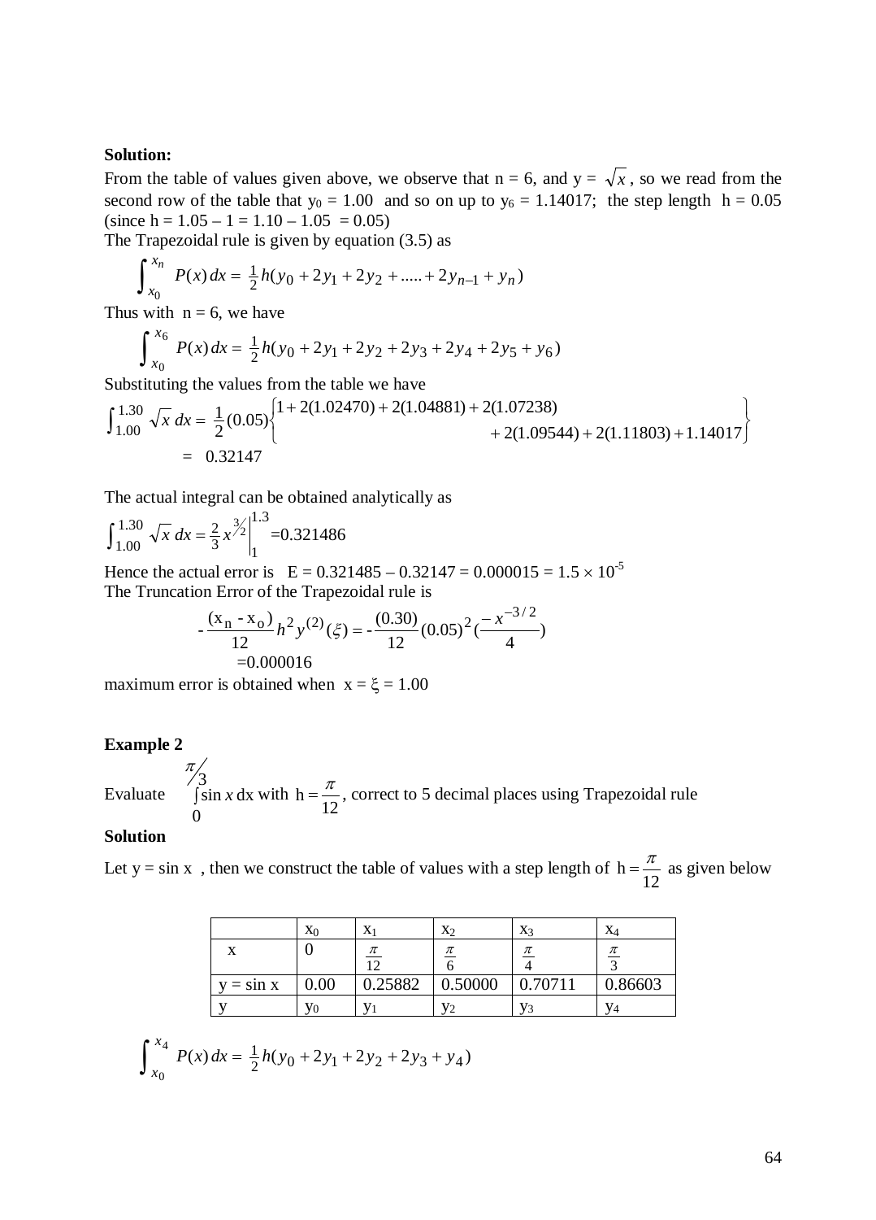**Solution:**

From the table of values given above, we observe that n = 6, and y = $\sqrt{x}$, so we read from the second row of the table that $y_0$ = 1.00 and so on up to $y_6$ = 1.14017; the step length h = 0.05 (since h = 1.05 – 1 = 1.10 – 1.05 = 0.05)

The Trapezoidal rule is given by equation (3.5) as

$$\int_{x_0}^{x_n} P(x)\,dx = \tfrac{1}{2}h(y_0 + 2y_1 + 2y_2 + \ldots + 2y_{n-1} + y_n)$$

Thus with n = 6, we have

$$\int_{x_0}^{x_6} P(x)\,dx = \tfrac{1}{2}h(y_0 + 2y_1 + 2y_2 + 2y_3 + 2y_4 + 2y_5 + y_6)$$

Substituting the values from the table we have

$$\int_{1.00}^{1.30} \sqrt{x}\,dx = \frac{1}{2}(0.05)\left\{\begin{matrix}1 + 2(1.02470) + 2(1.04881) + 2(1.07238) \\ + 2(1.09544) + 2(1.11803) + 1.14017\end{matrix}\right\}$$

$$= 0.32147$$

The actual integral can be obtained analytically as

$$\int_{1.00}^{1.30} \sqrt{x}\,dx = \tfrac{2}{3}x^{3/2}\Big|_{1}^{1.3} = 0.321486$$

Hence the actual error is E = 0.321485 – 0.32147 = 0.000015 = 1.5 × $10^{-5}$

The Truncation Error of the Trapezoidal rule is

$$-\frac{(x_n - x_o)}{12}h^2 y^{(2)}(\xi) = -\frac{(0.30)}{12}(0.05)^2\left(\frac{-x^{-3/2}}{4}\right)$$

$$= 0.000016$$

maximum error is obtained when x = ξ = 1.00

**Example 2**

Evaluate $\int_0^{\pi/3} \sin x \, dx$ with $h = \frac{\pi}{12}$, correct to 5 decimal places using Trapezoidal rule

**Solution**

Let y = sin x , then we construct the table of values with a step length of $h = \frac{\pi}{12}$ as given below

| | $x_0$ | $x_1$ | $x_2$ | $x_3$ | $x_4$ |
|---|---|---|---|---|---|
| x | 0 | $\frac{\pi}{12}$ | $\frac{\pi}{6}$ | $\frac{\pi}{4}$ | $\frac{\pi}{3}$ |
| y = sin x | 0.00 | 0.25882 | 0.50000 | 0.70711 | 0.86603 |
| y | $y_0$ | $y_1$ | $y_2$ | $y_3$ | $y_4$ |

$$\int_{x_0}^{x_4} P(x)\,dx = \tfrac{1}{2}h(y_0 + 2y_1 + 2y_2 + 2y_3 + y_4)$$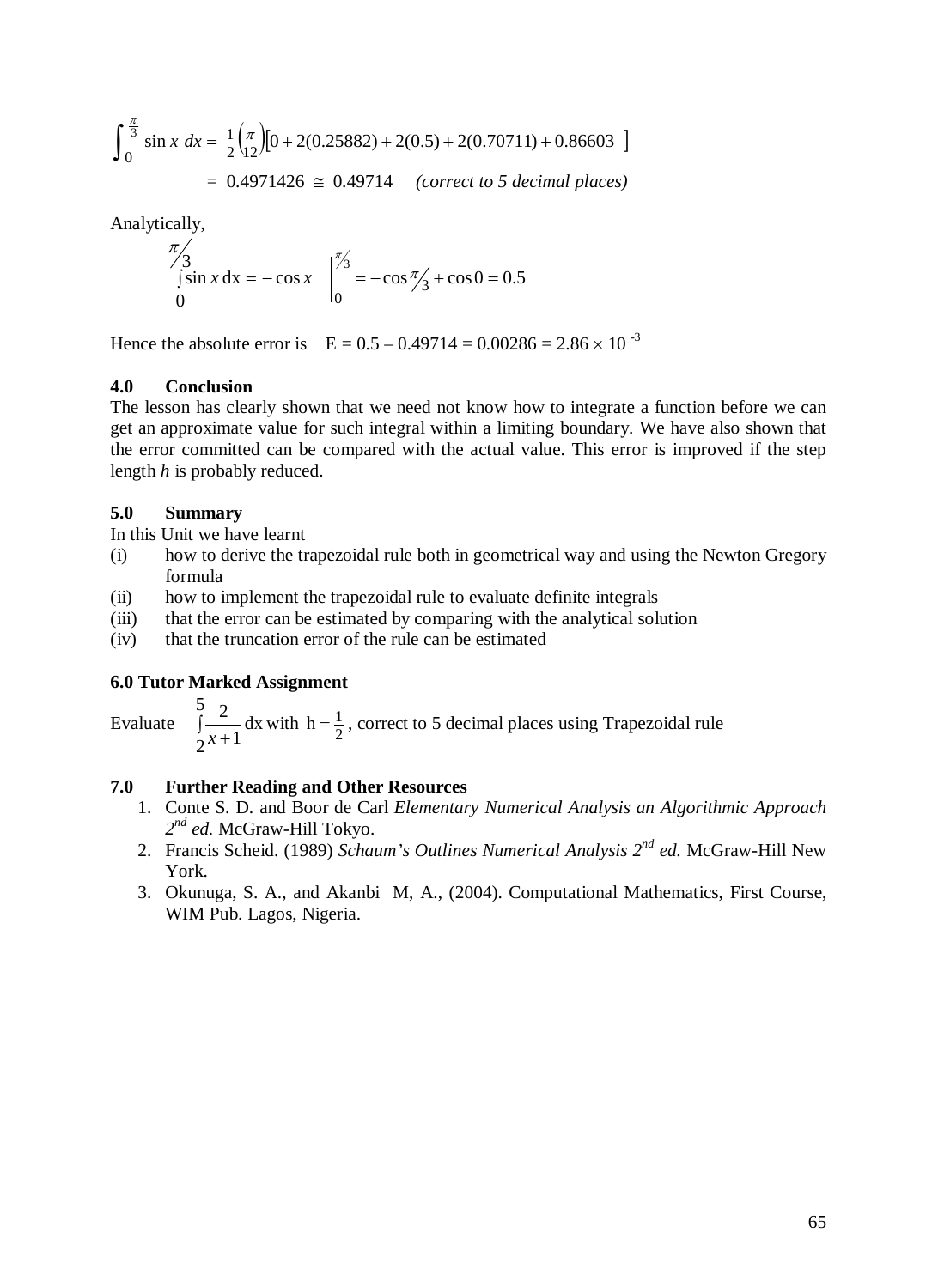$$\int_0^{\frac{\pi}{3}} \sin x \; dx = \tfrac{1}{2}\left(\tfrac{\pi}{12}\right)\left[0 + 2(0.25882) + 2(0.5) + 2(0.70711) + 0.86603 \;\right]$$

$$= \; 0.4971426 \;\cong\; 0.49714 \quad \textit{(correct to 5 decimal places)}$$

Analytically,

$$\int_0^{\pi/3} \sin x \, \mathrm{dx} = -\cos x \;\Big|_0^{\pi/3} = -\cos \pi/3 + \cos 0 = 0.5$$

Hence the absolute error is $E = 0.5 - 0.49714 = 0.00286 = 2.86 \times 10^{-3}$

## 4.0 Conclusion

The lesson has clearly shown that we need not know how to integrate a function before we can get an approximate value for such integral within a limiting boundary. We have also shown that the error committed can be compared with the actual value. This error is improved if the step length *h* is probably reduced.

## 5.0 Summary

In this Unit we have learnt

(i) how to derive the trapezoidal rule both in geometrical way and using the Newton Gregory formula

(ii) how to implement the trapezoidal rule to evaluate definite integrals

(iii) that the error can be estimated by comparing with the analytical solution

(iv) that the truncation error of the rule can be estimated

## 6.0 Tutor Marked Assignment

Evaluate $\int_2^5 \frac{2}{x+1} \mathrm{dx}$ with $\mathrm{h} = \frac{1}{2}$, correct to 5 decimal places using Trapezoidal rule

## 7.0 Further Reading and Other Resources

1. Conte S. D. and Boor de Carl *Elementary Numerical Analysis an Algorithmic Approach 2nd ed.* McGraw-Hill Tokyo.
2. Francis Scheid. (1989) *Schaum's Outlines Numerical Analysis 2nd ed.* McGraw-Hill New York.
3. Okunuga, S. A., and Akanbi M, A., (2004). Computational Mathematics, First Course, WIM Pub. Lagos, Nigeria.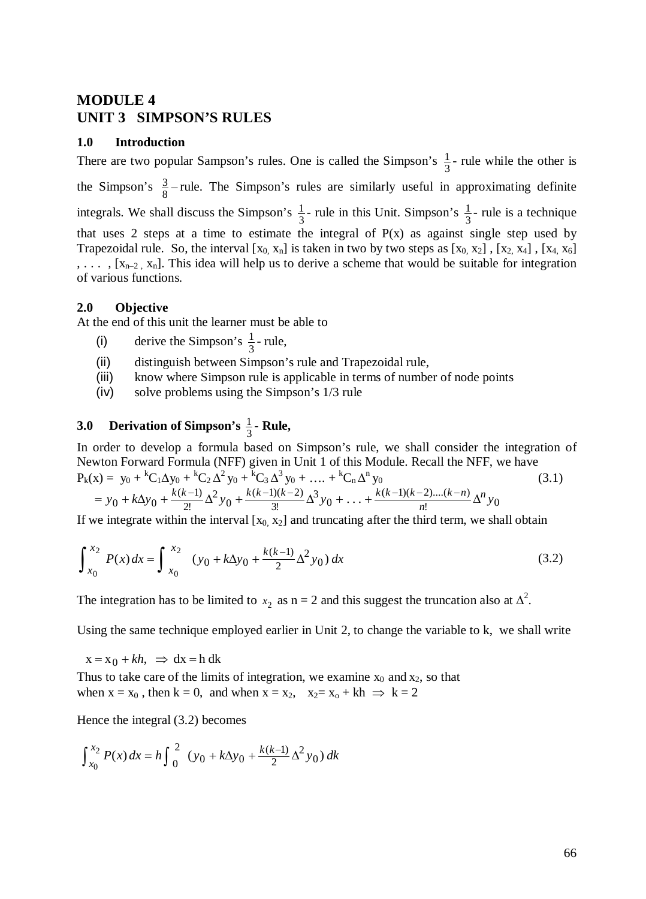# MODULE 4
## UNIT 3 SIMPSON'S RULES

### 1.0 Introduction

There are two popular Sampson's rules. One is called the Simpson's $\frac{1}{3}$- rule while the other is the Simpson's $\frac{3}{8}$ – rule. The Simpson's rules are similarly useful in approximating definite integrals. We shall discuss the Simpson's $\frac{1}{3}$- rule in this Unit. Simpson's $\frac{1}{3}$- rule is a technique that uses 2 steps at a time to estimate the integral of P(x) as against single step used by Trapezoidal rule. So, the interval $[x_0, x_n]$ is taken in two by two steps as $[x_0, x_2]$ , $[x_2, x_4]$ , $[x_4, x_6]$ , . . . , $[x_{n-2}, x_n]$. This idea will help us to derive a scheme that would be suitable for integration of various functions.

### 2.0 Objective

At the end of this unit the learner must be able to

(i) derive the Simpson's $\frac{1}{3}$- rule,

(ii) distinguish between Simpson's rule and Trapezoidal rule,

(iii) know where Simpson rule is applicable in terms of number of node points

(iv) solve problems using the Simpson's 1/3 rule

### 3.0 Derivation of Simpson's $\frac{1}{3}$- Rule,

In order to develop a formula based on Simpson's rule, we shall consider the integration of Newton Forward Formula (NFF) given in Unit 1 of this Module. Recall the NFF, we have

$$P_k(x) = y_0 + {}^kC_1\Delta y_0 + {}^kC_2\,\Delta^2 y_0 + {}^kC_3\,\Delta^3 y_0 + \ldots + {}^kC_n\,\Delta^n y_0 \tag{3.1}$$

$$= y_0 + k\Delta y_0 + \frac{k(k-1)}{2!}\Delta^2 y_0 + \frac{k(k-1)(k-2)}{3!}\Delta^3 y_0 + \ldots + \frac{k(k-1)(k-2)....(k-n)}{n!}\Delta^n y_0$$

If we integrate within the interval $[x_0, x_2]$ and truncating after the third term, we shall obtain

$$\int_{x_0}^{x_2} P(x)\,dx = \int_{x_0}^{x_2} \left(y_0 + k\Delta y_0 + \frac{k(k-1)}{2}\Delta^2 y_0\right) dx \tag{3.2}$$

The integration has to be limited to $x_2$ as n = 2 and this suggest the truncation also at $\Delta^2$.

Using the same technique employed earlier in Unit 2, to change the variable to k, we shall write

$$x = x_0 + kh, \;\Rightarrow\; dx = h\,dk$$

Thus to take care of the limits of integration, we examine $x_0$ and $x_2$, so that
when $x = x_0$ , then $k = 0$, and when $x = x_2$, $x_2 = x_o + kh \Rightarrow k = 2$

Hence the integral (3.2) becomes

$$\int_{x_0}^{x_2} P(x)\,dx = h\int_0^2 \left(y_0 + k\Delta y_0 + \frac{k(k-1)}{2}\Delta^2 y_0\right) dk$$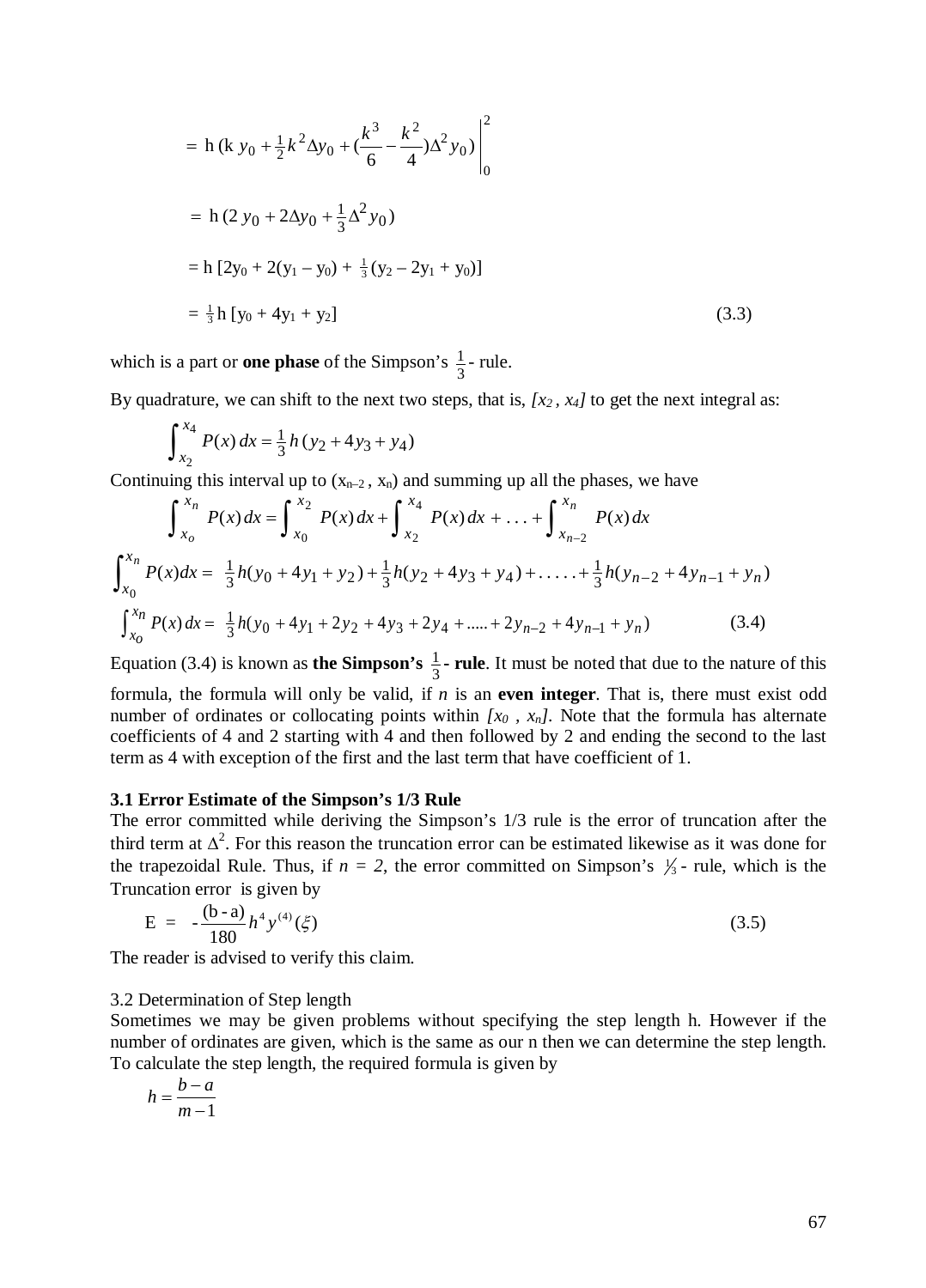$$= \text{h}\left(k\,y_0 + \tfrac{1}{2}k^2\Delta y_0 + \left(\frac{k^3}{6} - \frac{k^2}{4}\right)\Delta^2 y_0\right)\Bigg|_0^2$$

$$= \text{h}\,(2\,y_0 + 2\Delta y_0 + \tfrac{1}{3}\Delta^2 y_0)$$

$$= \text{h}\,[2y_0 + 2(y_1 - y_0) + \tfrac{1}{3}(y_2 - 2y_1 + y_0)]$$

$$= \tfrac{1}{3}\text{h}\,[y_0 + 4y_1 + y_2] \qquad (3.3)$$

which is a part or **one phase** of the Simpson's $\frac{1}{3}$- rule.

By quadrature, we can shift to the next two steps, that is, *$[x_2 , x_4]$* to get the next integral as:

$$\int_{x_2}^{x_4} P(x)\,dx = \tfrac{1}{3}h\,(y_2 + 4y_3 + y_4)$$

Continuing this interval up to $(x_{n-2} , x_n)$ and summing up all the phases, we have

$$\int_{x_o}^{x_n} P(x)\,dx = \int_{x_0}^{x_2} P(x)\,dx + \int_{x_2}^{x_4} P(x)\,dx + \ldots + \int_{x_{n-2}}^{x_n} P(x)\,dx$$

$$\int_{x_0}^{x_n} P(x)dx = \tfrac{1}{3}h(y_0 + 4y_1 + y_2) + \tfrac{1}{3}h(y_2 + 4y_3 + y_4) + \ldots\ldots + \tfrac{1}{3}h(y_{n-2} + 4y_{n-1} + y_n)$$

$$\int_{x_o}^{x_n} P(x)\,dx = \tfrac{1}{3}h(y_0 + 4y_1 + 2y_2 + 4y_3 + 2y_4 + \ldots.. + 2y_{n-2} + 4y_{n-1} + y_n) \qquad (3.4)$$

Equation (3.4) is known as **the Simpson's $\frac{1}{3}$- rule**. It must be noted that due to the nature of this formula, the formula will only be valid, if *n* is an **even integer**. That is, there must exist odd number of ordinates or collocating points within *$[x_0 , x_n]$*. Note that the formula has alternate coefficients of 4 and 2 starting with 4 and then followed by 2 and ending the second to the last term as 4 with exception of the first and the last term that have coefficient of 1.

### 3.1 Error Estimate of the Simpson's 1/3 Rule

The error committed while deriving the Simpson's 1/3 rule is the error of truncation after the third term at $\Delta^2$. For this reason the truncation error can be estimated likewise as it was done for the trapezoidal Rule. Thus, if *$n = 2$*, the error committed on Simpson's $\frac{1}{3}$- rule, which is the Truncation error is given by

$$\text{E} = -\frac{(\text{b - a})}{180}h^4 y^{(4)}(\xi) \qquad (3.5)$$

The reader is advised to verify this claim.

3.2 Determination of Step length

Sometimes we may be given problems without specifying the step length h. However if the number of ordinates are given, which is the same as our n then we can determine the step length. To calculate the step length, the required formula is given by

$$h = \frac{b - a}{m - 1}$$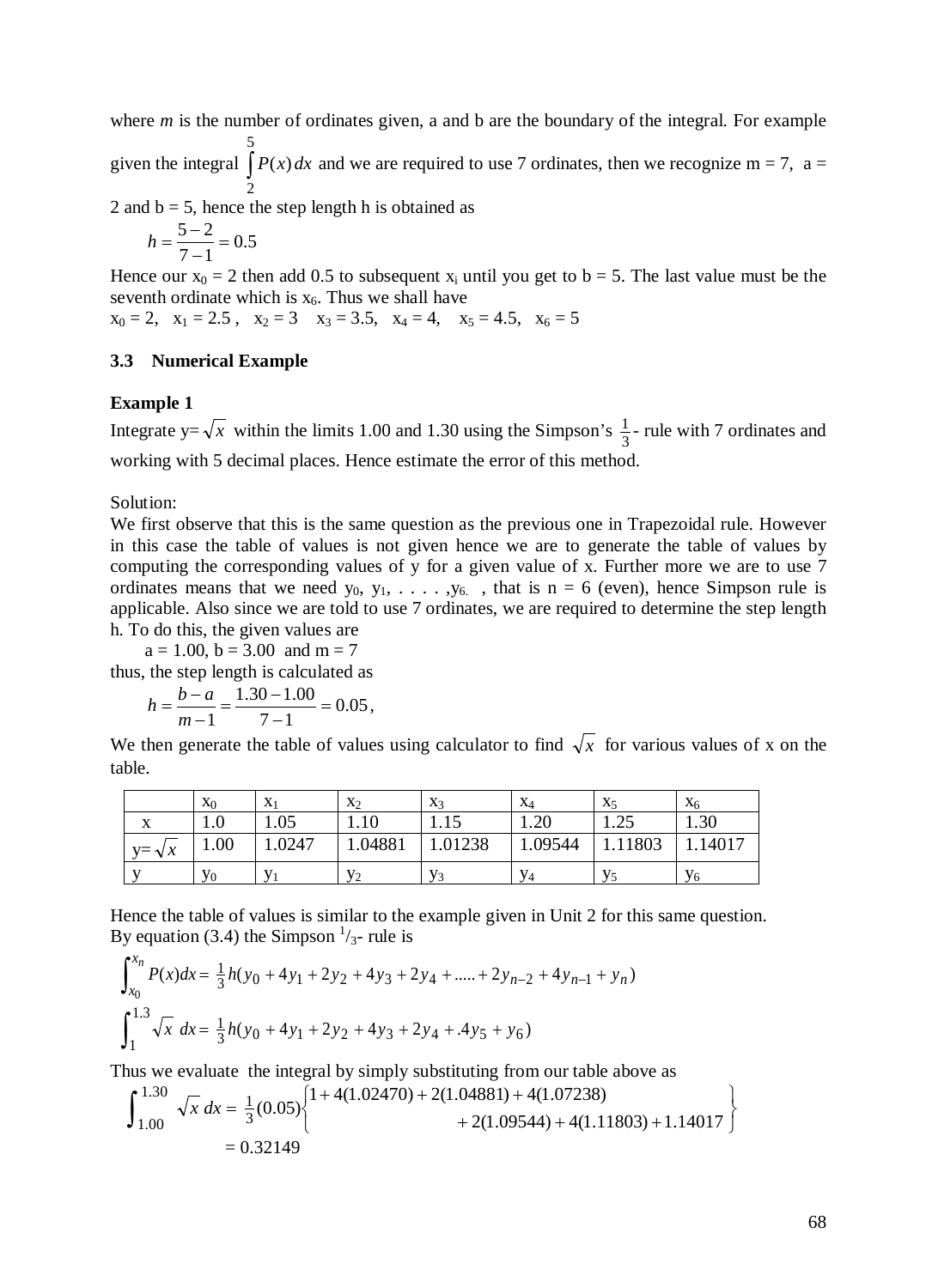where $m$ is the number of ordinates given, a and b are the boundary of the integral. For example given the integral $\int_2^5 P(x)\,dx$ and we are required to use 7 ordinates, then we recognize m = 7, a = 2 and b = 5, hence the step length h is obtained as

$$h = \frac{5-2}{7-1} = 0.5$$

Hence our $x_0 = 2$ then add 0.5 to subsequent $x_i$ until you get to b = 5. The last value must be the seventh ordinate which is $x_6$. Thus we shall have

$x_0 = 2$, $x_1 = 2.5$ , $x_2 = 3$ $x_3 = 3.5$, $x_4 = 4$, $x_5 = 4.5$, $x_6 = 5$

### 3.3 Numerical Example

**Example 1**

Integrate y= $\sqrt{x}$ within the limits 1.00 and 1.30 using the Simpson's $\frac{1}{3}$- rule with 7 ordinates and working with 5 decimal places. Hence estimate the error of this method.

Solution:

We first observe that this is the same question as the previous one in Trapezoidal rule. However in this case the table of values is not given hence we are to generate the table of values by computing the corresponding values of y for a given value of x. Further more we are to use 7 ordinates means that we need $y_0, y_1, \ldots, y_6$ , that is n = 6 (even), hence Simpson rule is applicable. Also since we are told to use 7 ordinates, we are required to determine the step length h. To do this, the given values are

a = 1.00, b = 3.00 and m = 7

thus, the step length is calculated as

$$h = \frac{b-a}{m-1} = \frac{1.30-1.00}{7-1} = 0.05,$$

We then generate the table of values using calculator to find $\sqrt{x}$ for various values of x on the table.

| | $x_0$ | $x_1$ | $x_2$ | $x_3$ | $x_4$ | $x_5$ | $x_6$ |
|---|---|---|---|---|---|---|---|
| x | 1.0 | 1.05 | 1.10 | 1.15 | 1.20 | 1.25 | 1.30 |
| y= $\sqrt{x}$ | 1.00 | 1.0247 | 1.04881 | 1.01238 | 1.09544 | 1.11803 | 1.14017 |
| y | $y_0$ | $y_1$ | $y_2$ | $y_3$ | $y_4$ | $y_5$ | $y_6$ |

Hence the table of values is similar to the example given in Unit 2 for this same question. By equation (3.4) the Simpson $^1/_3$- rule is

$$\int_{x_0}^{x_n} P(x)dx = \tfrac{1}{3}h(y_0 + 4y_1 + 2y_2 + 4y_3 + 2y_4 + \ldots.. + 2y_{n-2} + 4y_{n-1} + y_n)$$

$$\int_1^{1.3} \sqrt{x}\ dx = \tfrac{1}{3}h(y_0 + 4y_1 + 2y_2 + 4y_3 + 2y_4 + .4y_5 + y_6)$$

Thus we evaluate the integral by simply substituting from our table above as

$$\int_{1.00}^{1.30} \sqrt{x}\,dx = \tfrac{1}{3}(0.05)\begin{Bmatrix} 1 + 4(1.02470) + 2(1.04881) + 4(1.07238) \\ + 2(1.09544) + 4(1.11803) + 1.14017 \end{Bmatrix}$$

$$= 0.32149$$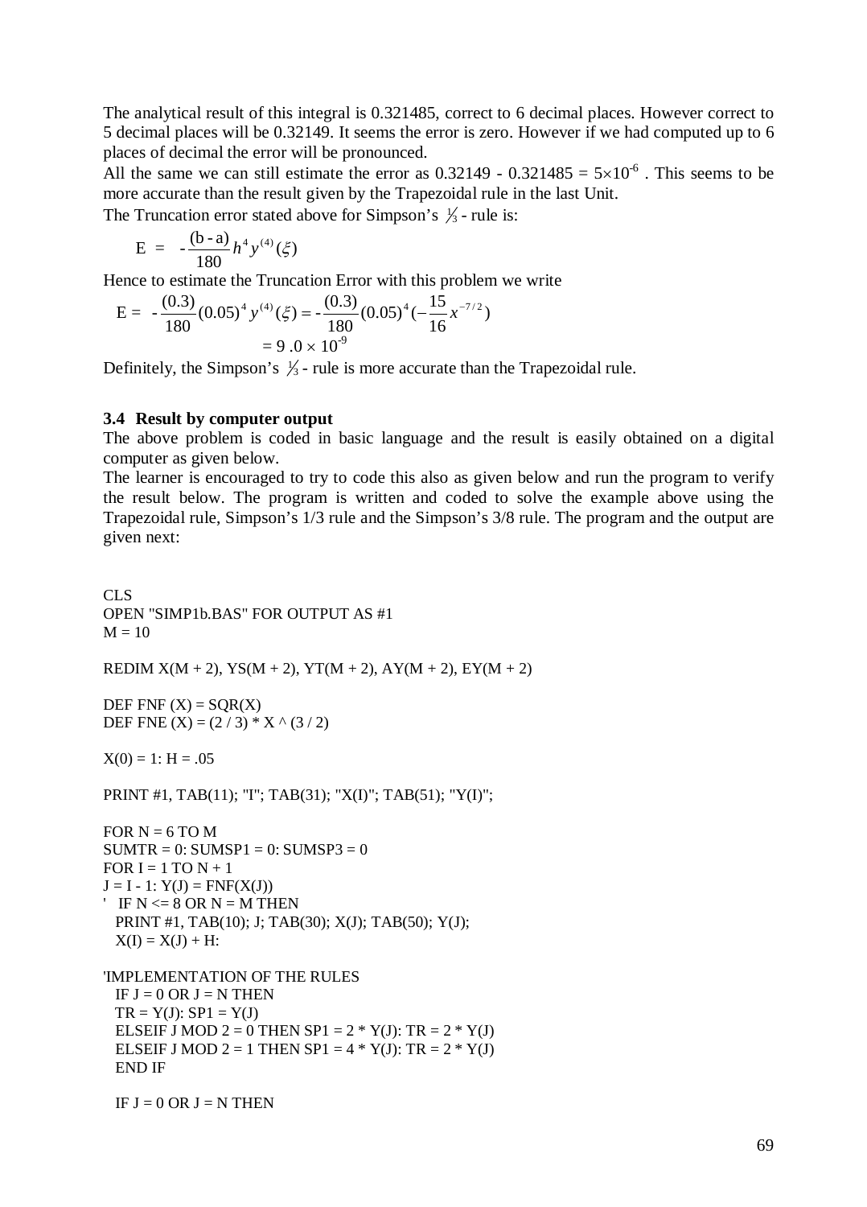The analytical result of this integral is 0.321485, correct to 6 decimal places. However correct to 5 decimal places will be 0.32149. It seems the error is zero. However if we had computed up to 6 places of decimal the error will be pronounced.

All the same we can still estimate the error as $0.32149 - 0.321485 = 5\times10^{-6}$ . This seems to be more accurate than the result given by the Trapezoidal rule in the last Unit.

The Truncation error stated above for Simpson's $\frac{1}{3}$ - rule is:

$$E = -\frac{(b-a)}{180}h^4 y^{(4)}(\xi)$$

Hence to estimate the Truncation Error with this problem we write

$$E = -\frac{(0.3)}{180}(0.05)^4 y^{(4)}(\xi) = -\frac{(0.3)}{180}(0.05)^4(-\frac{15}{16}x^{-7/2})$$
$$= 9.0 \times 10^{-9}$$

Definitely, the Simpson's $\frac{1}{3}$ - rule is more accurate than the Trapezoidal rule.

### 3.4 Result by computer output

The above problem is coded in basic language and the result is easily obtained on a digital computer as given below.

The learner is encouraged to try to code this also as given below and run the program to verify the result below. The program is written and coded to solve the example above using the Trapezoidal rule, Simpson's 1/3 rule and the Simpson's 3/8 rule. The program and the output are given next:

```
CLS
OPEN "SIMP1b.BAS" FOR OUTPUT AS #1
M = 10

REDIM X(M + 2), YS(M + 2), YT(M + 2), AY(M + 2), EY(M + 2)

DEF FNF (X) = SQR(X)
DEF FNE (X) = (2 / 3) * X ^ (3 / 2)

X(0) = 1: H = .05

PRINT #1, TAB(11); "I"; TAB(31); "X(I)"; TAB(51); "Y(I)";

FOR N = 6 TO M
SUMTR = 0: SUMSP1 = 0: SUMSP3 = 0
FOR I = 1 TO N + 1
J = I - 1: Y(J) = FNF(X(J))
'  IF N <= 8 OR N = M THEN
  PRINT #1, TAB(10); J; TAB(30); X(J); TAB(50); Y(J);
  X(I) = X(J) + H:

'IMPLEMENTATION OF THE RULES
  IF J = 0 OR J = N THEN
  TR = Y(J): SP1 = Y(J)
  ELSEIF J MOD 2 = 0 THEN SP1 = 2 * Y(J): TR = 2 * Y(J)
  ELSEIF J MOD 2 = 1 THEN SP1 = 4 * Y(J): TR = 2 * Y(J)
  END IF

  IF J = 0 OR J = N THEN
```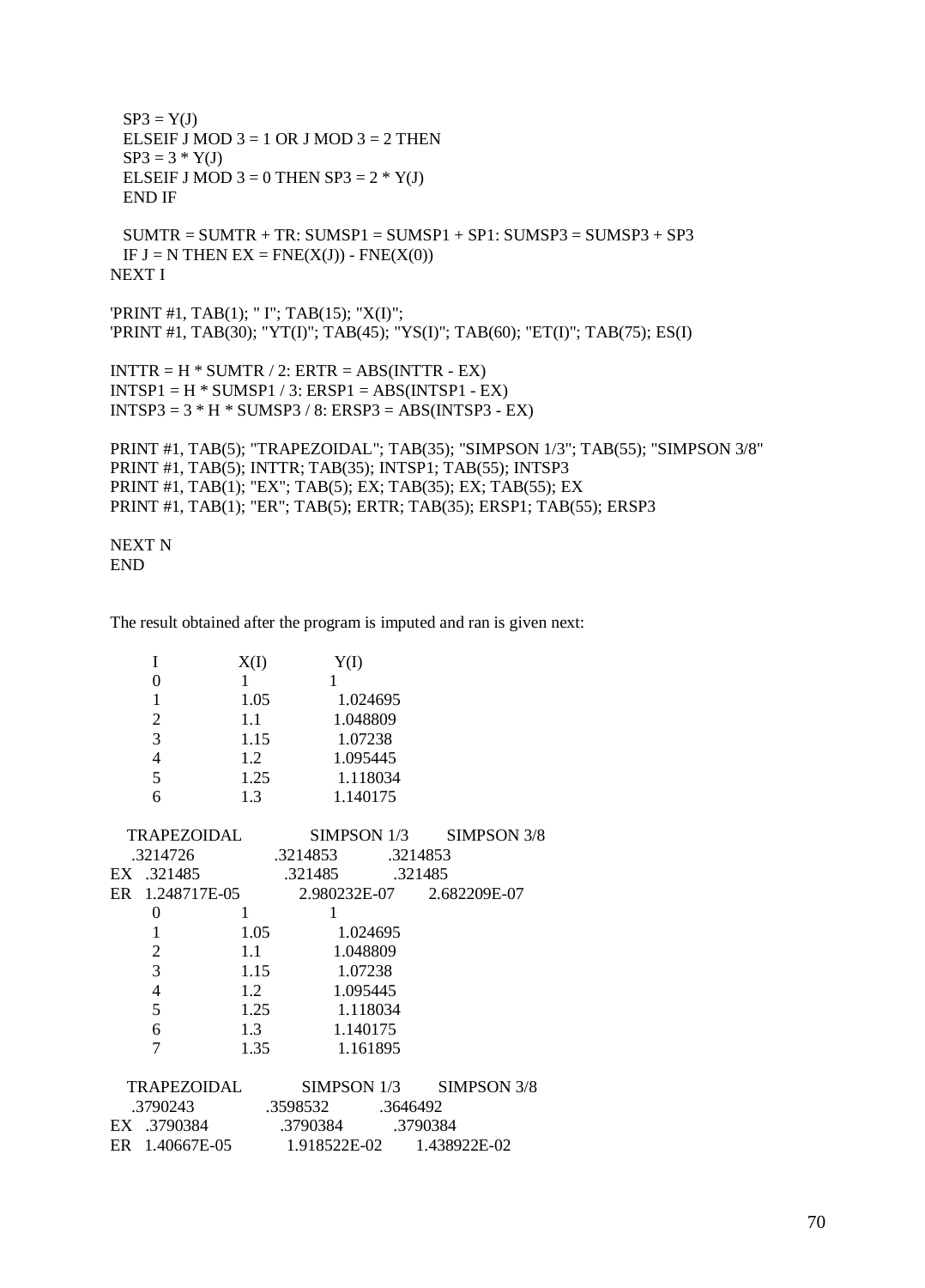```
  SP3 = Y(J)
  ELSEIF J MOD 3 = 1 OR J MOD 3 = 2 THEN
  SP3 = 3 * Y(J)
  ELSEIF J MOD 3 = 0 THEN SP3 = 2 * Y(J)
  END IF

  SUMTR = SUMTR + TR: SUMSP1 = SUMSP1 + SP1: SUMSP3 = SUMSP3 + SP3
  IF J = N THEN EX = FNE(X(J)) - FNE(X(0))
NEXT I

'PRINT #1, TAB(1); " I"; TAB(15); "X(I)";
'PRINT #1, TAB(30); "YT(I)"; TAB(45); "YS(I)"; TAB(60); "ET(I)"; TAB(75); ES(I)

INTTR = H * SUMTR / 2: ERTR = ABS(INTTR - EX)
INTSP1 = H * SUMSP1 / 3: ERSP1 = ABS(INTSP1 - EX)
INTSP3 = 3 * H * SUMSP3 / 8: ERSP3 = ABS(INTSP3 - EX)

PRINT #1, TAB(5); "TRAPEZOIDAL"; TAB(35); "SIMPSON 1/3"; TAB(55); "SIMPSON 3/8"
PRINT #1, TAB(5); INTTR; TAB(35); INTSP1; TAB(55); INTSP3
PRINT #1, TAB(1); "EX"; TAB(5); EX; TAB(35); EX; TAB(55); EX
PRINT #1, TAB(1); "ER"; TAB(5); ERTR; TAB(35); ERSP1; TAB(55); ERSP3

NEXT N
END
```

The result obtained after the program is imputed and ran is given next:

```
     I          X(I)        Y(I)
     0          1           1
     1          1.05        1.024695
     2          1.1         1.048809
     3          1.15        1.07238
     4          1.2         1.095445
     5          1.25        1.118034
     6          1.3         1.140175

   TRAPEZOIDAL          SIMPSON 1/3      SIMPSON 3/8
   .3214726            .3214853         .3214853
EX  .321485              .321485          .321485
ER  1.248717E-05         2.980232E-07     2.682209E-07
     0          1           1
     1          1.05        1.024695
     2          1.1         1.048809
     3          1.15        1.07238
     4          1.2         1.095445
     5          1.25        1.118034
     6          1.3         1.140175
     7          1.35        1.161895

   TRAPEZOIDAL          SIMPSON 1/3      SIMPSON 3/8
   .3790243            .3598532         .3646492
EX  .3790384             .3790384         .3790384
ER  1.40667E-05          1.918522E-02     1.438922E-02
```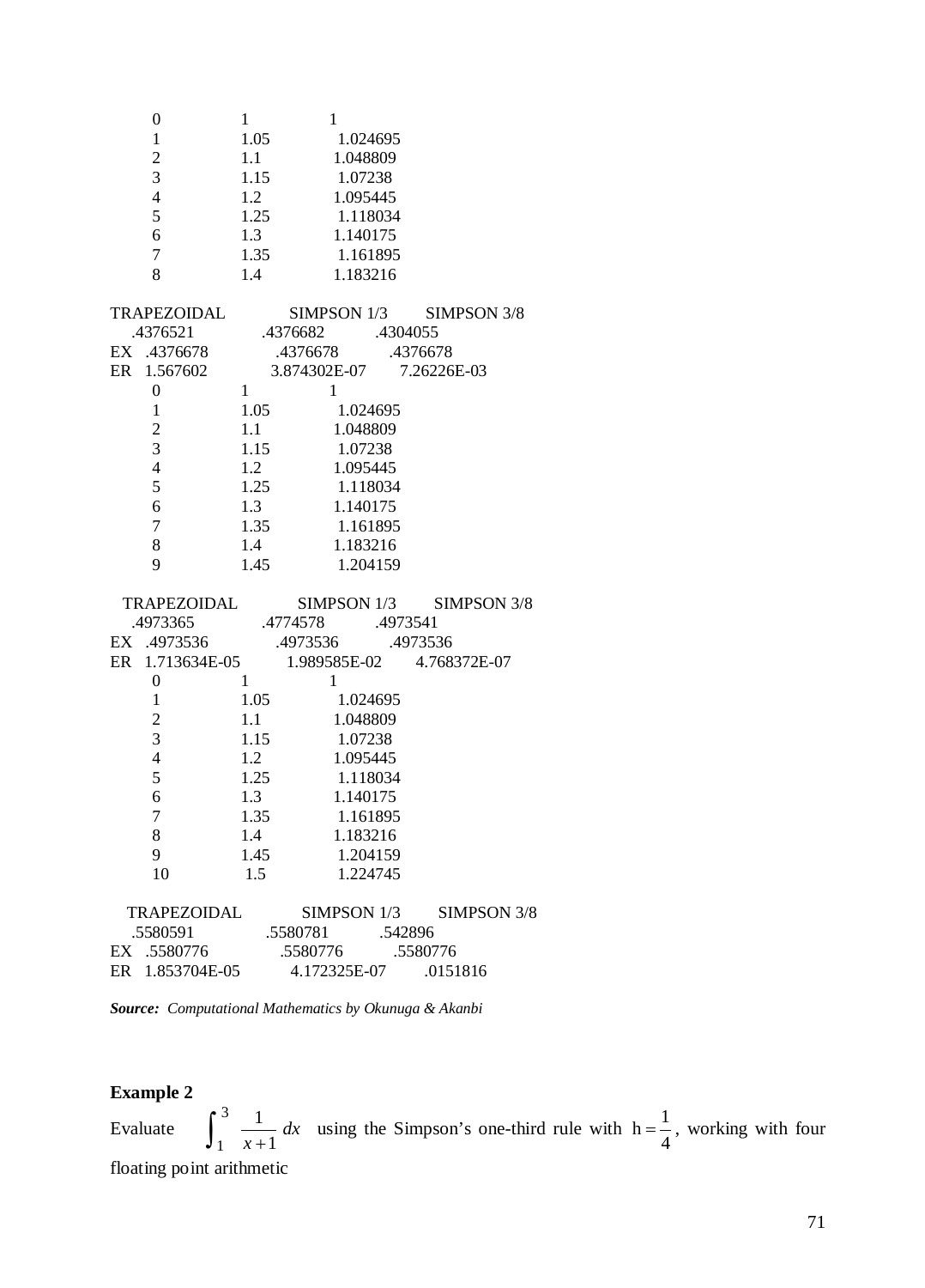| | | |
|---|---|---|
| 0 | 1 | 1 |
| 1 | 1.05 | 1.024695 |
| 2 | 1.1 | 1.048809 |
| 3 | 1.15 | 1.07238 |
| 4 | 1.2 | 1.095445 |
| 5 | 1.25 | 1.118034 |
| 6 | 1.3 | 1.140175 |
| 7 | 1.35 | 1.161895 |
| 8 | 1.4 | 1.183216 |

| | TRAPEZOIDAL | SIMPSON 1/3 | SIMPSON 3/8 |
|---|---|---|---|
| | .4376521 | .4376682 | .4304055 |
| EX | .4376678 | .4376678 | .4376678 |
| ER | 1.567602 | 3.874302E-07 | 7.26226E-03 |

| | | |
|---|---|---|
| 0 | 1 | 1 |
| 1 | 1.05 | 1.024695 |
| 2 | 1.1 | 1.048809 |
| 3 | 1.15 | 1.07238 |
| 4 | 1.2 | 1.095445 |
| 5 | 1.25 | 1.118034 |
| 6 | 1.3 | 1.140175 |
| 7 | 1.35 | 1.161895 |
| 8 | 1.4 | 1.183216 |
| 9 | 1.45 | 1.204159 |

| | TRAPEZOIDAL | SIMPSON 1/3 | SIMPSON 3/8 |
|---|---|---|---|
| | .4973365 | .4774578 | .4973541 |
| EX | .4973536 | .4973536 | .4973536 |
| ER | 1.713634E-05 | 1.989585E-02 | 4.768372E-07 |

| | | |
|---|---|---|
| 0 | 1 | 1 |
| 1 | 1.05 | 1.024695 |
| 2 | 1.1 | 1.048809 |
| 3 | 1.15 | 1.07238 |
| 4 | 1.2 | 1.095445 |
| 5 | 1.25 | 1.118034 |
| 6 | 1.3 | 1.140175 |
| 7 | 1.35 | 1.161895 |
| 8 | 1.4 | 1.183216 |
| 9 | 1.45 | 1.204159 |
| 10 | 1.5 | 1.224745 |

| | TRAPEZOIDAL | SIMPSON 1/3 | SIMPSON 3/8 |
|---|---|---|---|
| | .5580591 | .5580781 | .542896 |
| EX | .5580776 | .5580776 | .5580776 |
| ER | 1.853704E-05 | 4.172325E-07 | .0151816 |

***Source:*** *Computational Mathematics by Okunuga & Akanbi*

**Example 2**

Evaluate $\int_1^3 \frac{1}{x+1}\,dx$ using the Simpson's one-third rule with $h = \frac{1}{4}$, working with four floating point arithmetic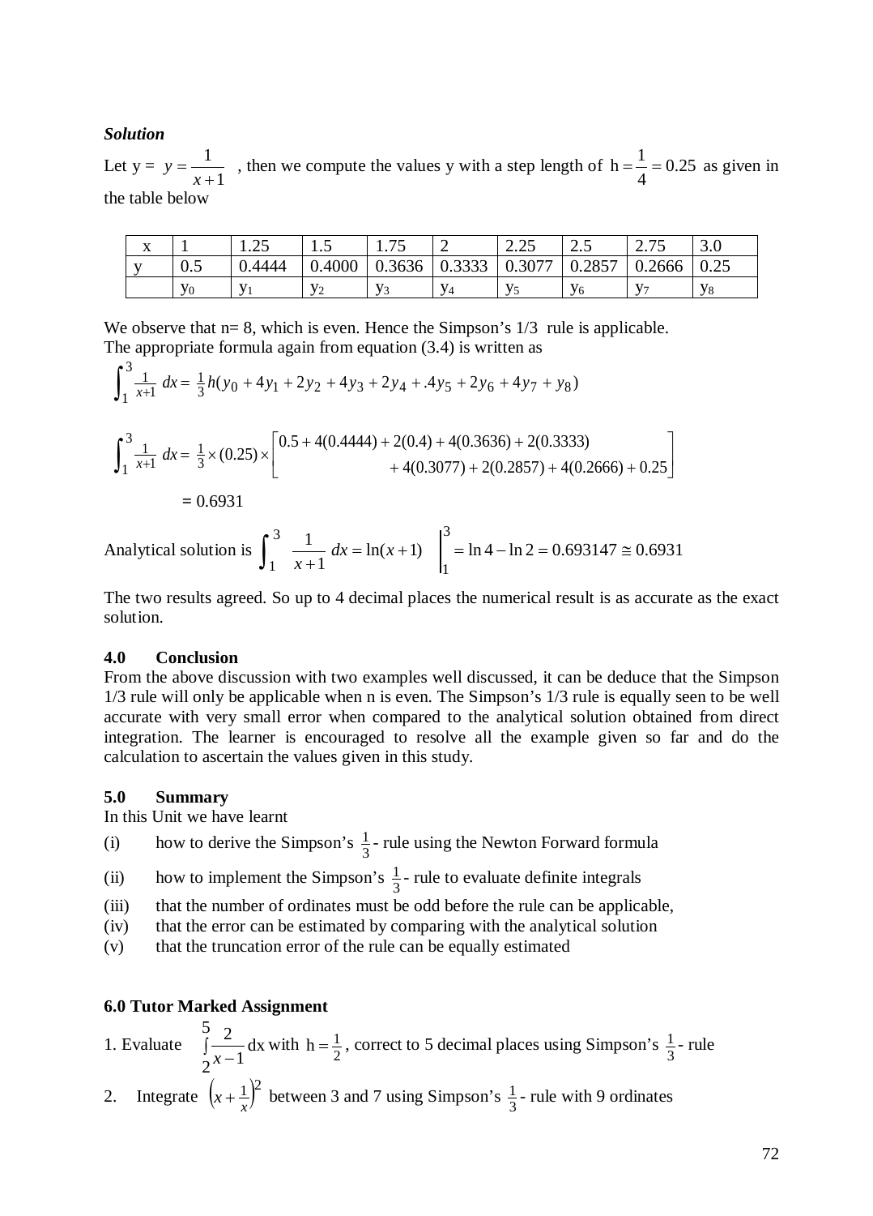***Solution***

Let y = $y = \dfrac{1}{x+1}$ , then we compute the values y with a step length of $h = \dfrac{1}{4} = 0.25$ as given in the table below

| | | | | | | | | | |
|---|---|---|---|---|---|---|---|---|---|
| x | 1 | 1.25 | 1.5 | 1.75 | 2 | 2.25 | 2.5 | 2.75 | 3.0 |
| y | 0.5 | 0.4444 | 0.4000 | 0.3636 | 0.3333 | 0.3077 | 0.2857 | 0.2666 | 0.25 |
| | $y_0$ | $y_1$ | $y_2$ | $y_3$ | $y_4$ | $y_5$ | $y_6$ | $y_7$ | $y_8$ |

We observe that n= 8, which is even. Hence the Simpson's 1/3 rule is applicable.
The appropriate formula again from equation (3.4) is written as

$$\int_1^3 \tfrac{1}{x+1}\,dx = \tfrac{1}{3}h(y_0 + 4y_1 + 2y_2 + 4y_3 + 2y_4 + .4y_5 + 2y_6 + 4y_7 + y_8)$$

$$\int_1^3 \tfrac{1}{x+1}\,dx = \tfrac{1}{3}\times(0.25)\times\left[\begin{aligned}0.5 + 4(0.4444) + 2(0.4) + 4(0.3636) + 2(0.3333)\\ + 4(0.3077) + 2(0.2857) + 4(0.2666) + 0.25\end{aligned}\right]$$

$$= 0.6931$$

Analytical solution is $\displaystyle\int_1^3 \frac{1}{x+1}\,dx = \ln(x+1)\ \Big|_1^3 = \ln 4 - \ln 2 = 0.693147 \cong 0.6931$

The two results agreed. So up to 4 decimal places the numerical result is as accurate as the exact solution.

## 4.0 Conclusion

From the above discussion with two examples well discussed, it can be deduce that the Simpson 1/3 rule will only be applicable when n is even. The Simpson's 1/3 rule is equally seen to be well accurate with very small error when compared to the analytical solution obtained from direct integration. The learner is encouraged to resolve all the example given so far and do the calculation to ascertain the values given in this study.

## 5.0 Summary

In this Unit we have learnt

(i) how to derive the Simpson's $\frac{1}{3}$- rule using the Newton Forward formula

(ii) how to implement the Simpson's $\frac{1}{3}$- rule to evaluate definite integrals

(iii) that the number of ordinates must be odd before the rule can be applicable,

(iv) that the error can be estimated by comparing with the analytical solution

(v) that the truncation error of the rule can be equally estimated

## 6.0 Tutor Marked Assignment

1. Evaluate $\displaystyle\int_2^5 \frac{2}{x-1}\,dx$ with $h = \frac{1}{2}$, correct to 5 decimal places using Simpson's $\frac{1}{3}$- rule

2. Integrate $\left(x + \frac{1}{x}\right)^2$ between 3 and 7 using Simpson's $\frac{1}{3}$- rule with 9 ordinates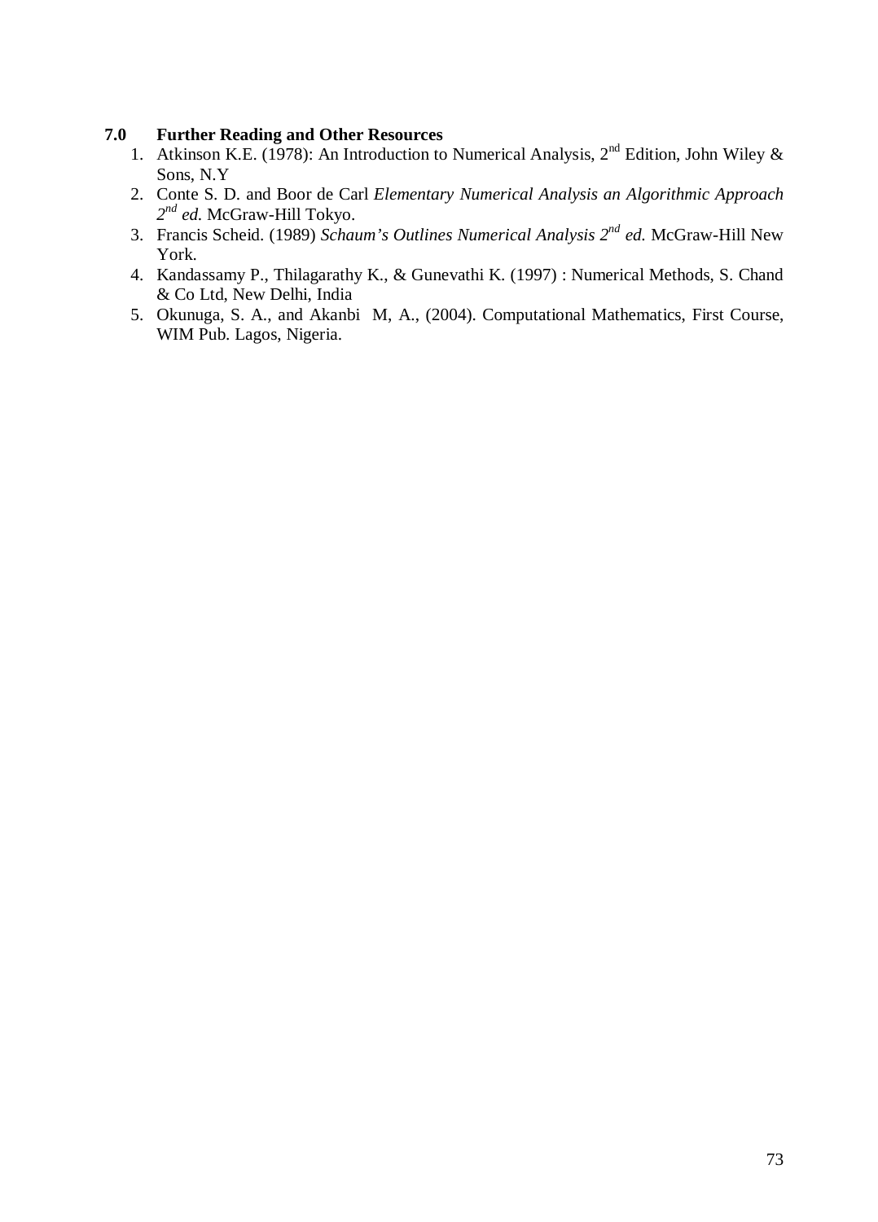## 7.0 Further Reading and Other Resources

1. Atkinson K.E. (1978): An Introduction to Numerical Analysis, 2nd Edition, John Wiley & Sons, N.Y
2. Conte S. D. and Boor de Carl *Elementary Numerical Analysis an Algorithmic Approach 2nd ed.* McGraw-Hill Tokyo.
3. Francis Scheid. (1989) *Schaum's Outlines Numerical Analysis 2nd ed.* McGraw-Hill New York.
4. Kandassamy P., Thilagarathy K., & Gunevathi K. (1997) : Numerical Methods, S. Chand & Co Ltd, New Delhi, India
5. Okunuga, S. A., and Akanbi M, A., (2004). Computational Mathematics, First Course, WIM Pub. Lagos, Nigeria.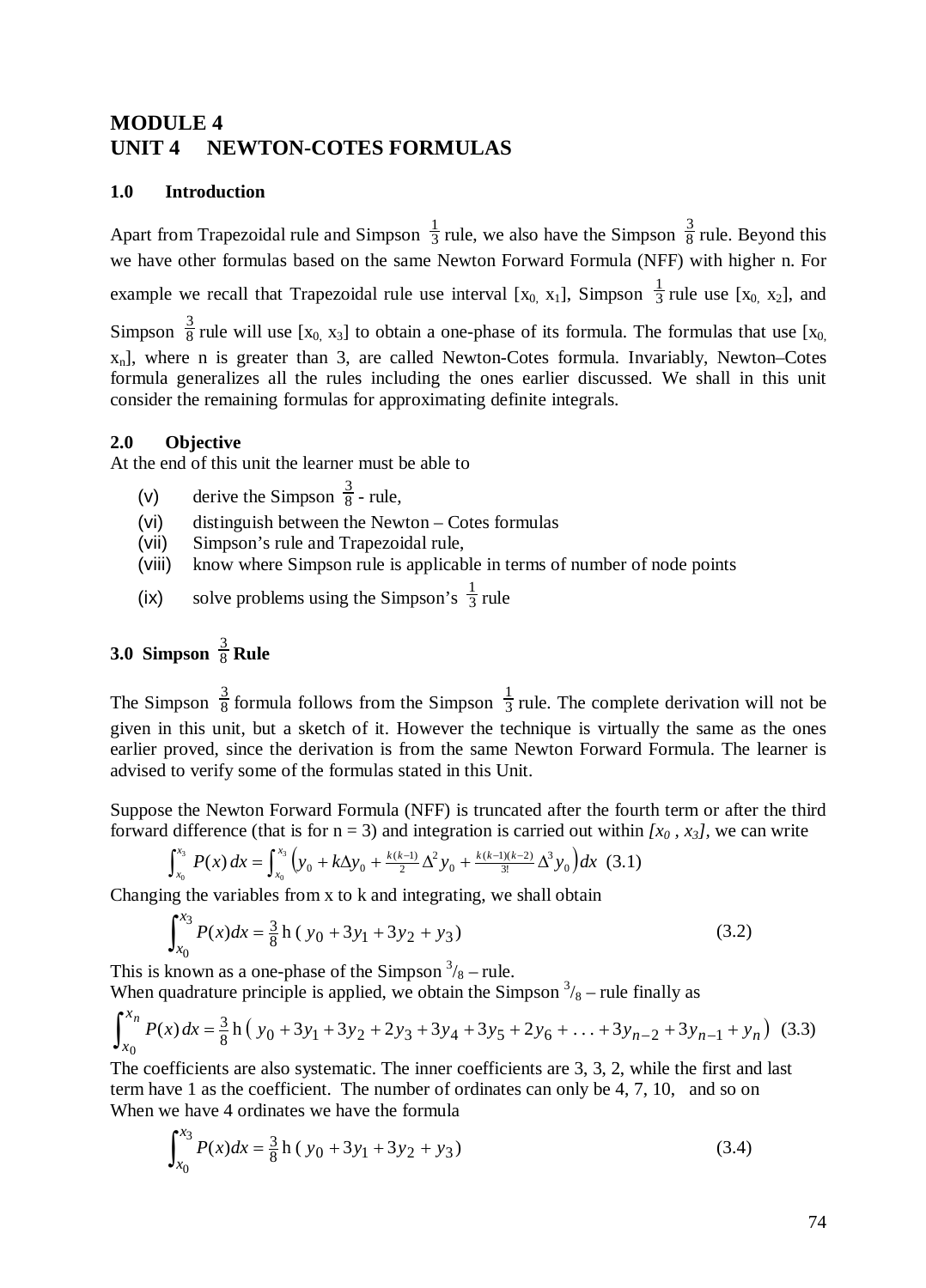# MODULE 4
# UNIT 4 NEWTON-COTES FORMULAS

## 1.0 Introduction

Apart from Trapezoidal rule and Simpson $\frac{1}{3}$ rule, we also have the Simpson $\frac{3}{8}$ rule. Beyond this we have other formulas based on the same Newton Forward Formula (NFF) with higher n. For example we recall that Trapezoidal rule use interval $[x_0, x_1]$, Simpson $\frac{1}{3}$ rule use $[x_0, x_2]$, and Simpson $\frac{3}{8}$ rule will use $[x_0, x_3]$ to obtain a one-phase of its formula. The formulas that use $[x_0, x_n]$, where n is greater than 3, are called Newton-Cotes formula. Invariably, Newton–Cotes formula generalizes all the rules including the ones earlier discussed. We shall in this unit consider the remaining formulas for approximating definite integrals.

## 2.0 Objective

At the end of this unit the learner must be able to

(v) derive the Simpson $\frac{3}{8}$ - rule,

(vi) distinguish between the Newton – Cotes formulas

(vii) Simpson's rule and Trapezoidal rule,

(viii) know where Simpson rule is applicable in terms of number of node points

(ix) solve problems using the Simpson's $\frac{1}{3}$ rule

## 3.0 Simpson $\frac{3}{8}$ Rule

The Simpson $\frac{3}{8}$ formula follows from the Simpson $\frac{1}{3}$ rule. The complete derivation will not be given in this unit, but a sketch of it. However the technique is virtually the same as the ones earlier proved, since the derivation is from the same Newton Forward Formula. The learner is advised to verify some of the formulas stated in this Unit.

Suppose the Newton Forward Formula (NFF) is truncated after the fourth term or after the third forward difference (that is for n = 3) and integration is carried out within *$[x_0 , x_3]$*, we can write

$$\int_{x_0}^{x_3} P(x)\,dx = \int_{x_0}^{x_3} \left( y_0 + k\Delta y_0 + \tfrac{k(k-1)}{2}\Delta^2 y_0 + \tfrac{k(k-1)(k-2)}{3!}\Delta^3 y_0 \right) dx \quad (3.1)$$

Changing the variables from x to k and integrating, we shall obtain

$$\int_{x_0}^{x_3} P(x)dx = \tfrac{3}{8}\,\text{h}\,(\,y_0 + 3y_1 + 3y_2 + y_3) \quad (3.2)$$

This is known as a one-phase of the Simpson $^3/_8$ – rule.

When quadrature principle is applied, we obtain the Simpson $^3/_8$ – rule finally as

$$\int_{x_0}^{x_n} P(x)\,dx = \tfrac{3}{8}\,\text{h}\left(\,y_0 + 3y_1 + 3y_2 + 2y_3 + 3y_4 + 3y_5 + 2y_6 + \ldots + 3y_{n-2} + 3y_{n-1} + y_n \right) \quad (3.3)$$

The coefficients are also systematic. The inner coefficients are 3, 3, 2, while the first and last term have 1 as the coefficient. The number of ordinates can only be 4, 7, 10, and so on

When we have 4 ordinates we have the formula

$$\int_{x_0}^{x_3} P(x)dx = \tfrac{3}{8}\,\text{h}\,(\,y_0 + 3y_1 + 3y_2 + y_3) \quad (3.4)$$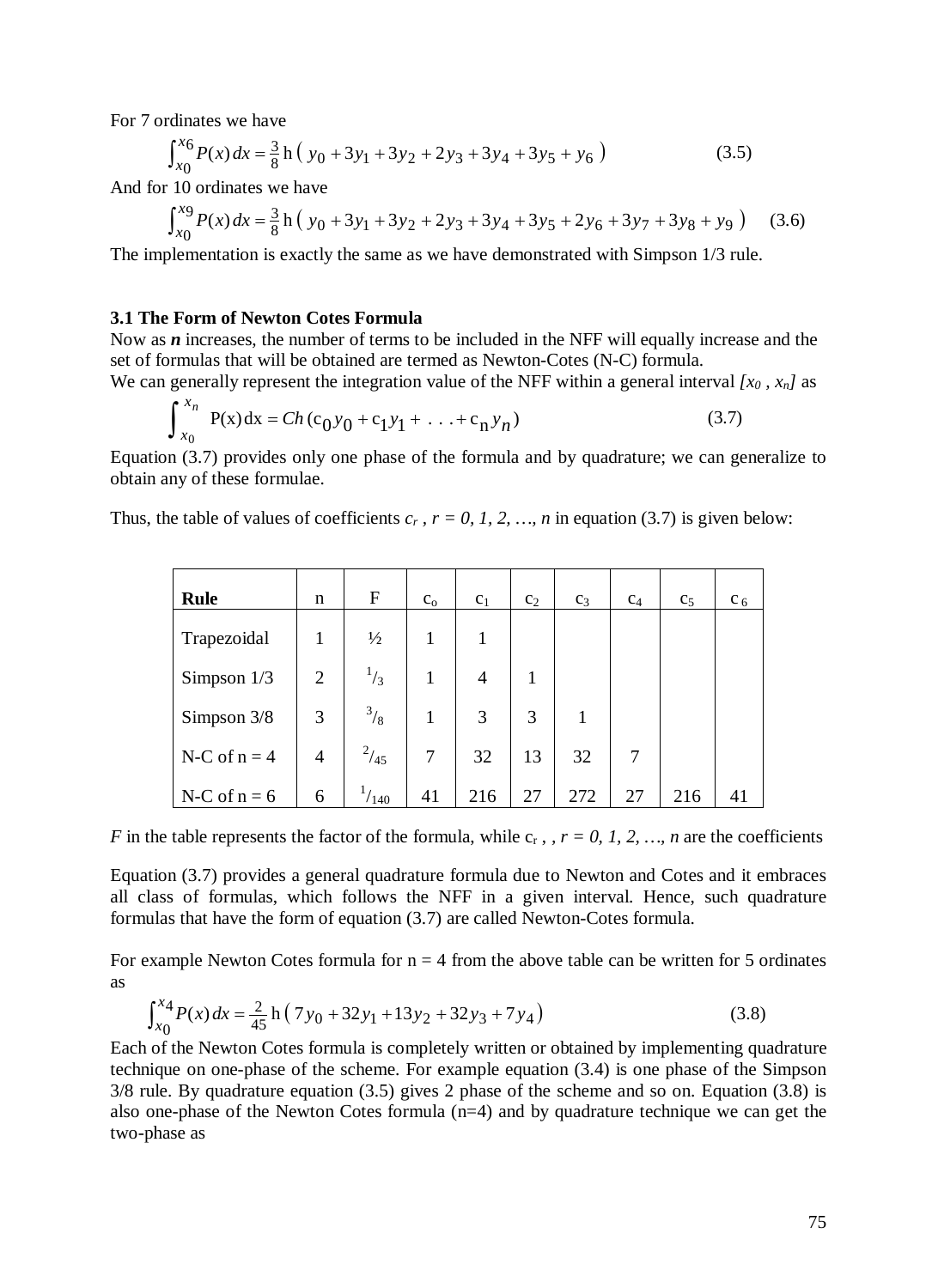For 7 ordinates we have

$$\int_{x_0}^{x_6} P(x)\,dx = \tfrac{3}{8}\,\mathrm{h}\left( y_0 + 3y_1 + 3y_2 + 2y_3 + 3y_4 + 3y_5 + y_6 \right) \tag{3.5}$$

And for 10 ordinates we have

$$\int_{x_0}^{x_9} P(x)\,dx = \tfrac{3}{8}\,\mathrm{h}\left( y_0 + 3y_1 + 3y_2 + 2y_3 + 3y_4 + 3y_5 + 2y_6 + 3y_7 + 3y_8 + y_9 \right) \tag{3.6}$$

The implementation is exactly the same as we have demonstrated with Simpson 1/3 rule.

### 3.1 The Form of Newton Cotes Formula

Now as ***n*** increases, the number of terms to be included in the NFF will equally increase and the set of formulas that will be obtained are termed as Newton-Cotes (N-C) formula.

We can generally represent the integration value of the NFF within a general interval $[x_0 , x_n]$ as

$$\int_{x_0}^{x_n} \mathrm{P(x)\,dx} = Ch\,(\mathrm{c}_0 y_0 + \mathrm{c}_1 y_1 + \ . \ . \ . + \mathrm{c_n} y_n) \tag{3.7}$$

Equation (3.7) provides only one phase of the formula and by quadrature; we can generalize to obtain any of these formulae.

Thus, the table of values of coefficients $c_r$ , $r = 0, 1, 2, \ldots, n$ in equation (3.7) is given below:

| **Rule** | n | F | $c_o$ | $c_1$ | $c_2$ | $c_3$ | $c_4$ | $c_5$ | $c_6$ |
|---|---|---|---|---|---|---|---|---|---|
| Trapezoidal | 1 | ½ | 1 | 1 | | | | | |
| Simpson 1/3 | 2 | $^1/_3$ | 1 | 4 | 1 | | | | |
| Simpson 3/8 | 3 | $^3/_8$ | 1 | 3 | 3 | 1 | | | |
| N-C of n = 4 | 4 | $^2/_{45}$ | 7 | 32 | 13 | 32 | 7 | | |
| N-C of n = 6 | 6 | $^1/_{140}$ | 41 | 216 | 27 | 272 | 27 | 216 | 41 |

*F* in the table represents the factor of the formula, while $c_r$ , , $r = 0, 1, 2, \ldots, n$ are the coefficients

Equation (3.7) provides a general quadrature formula due to Newton and Cotes and it embraces all class of formulas, which follows the NFF in a given interval. Hence, such quadrature formulas that have the form of equation (3.7) are called Newton-Cotes formula.

For example Newton Cotes formula for n = 4 from the above table can be written for 5 ordinates as

$$\int_{x_0}^{x_4} P(x)\,dx = \tfrac{2}{45}\,\mathrm{h}\left( 7y_0 + 32y_1 + 13y_2 + 32y_3 + 7y_4 \right) \tag{3.8}$$

Each of the Newton Cotes formula is completely written or obtained by implementing quadrature technique on one-phase of the scheme. For example equation (3.4) is one phase of the Simpson 3/8 rule. By quadrature equation (3.5) gives 2 phase of the scheme and so on. Equation (3.8) is also one-phase of the Newton Cotes formula (n=4) and by quadrature technique we can get the two-phase as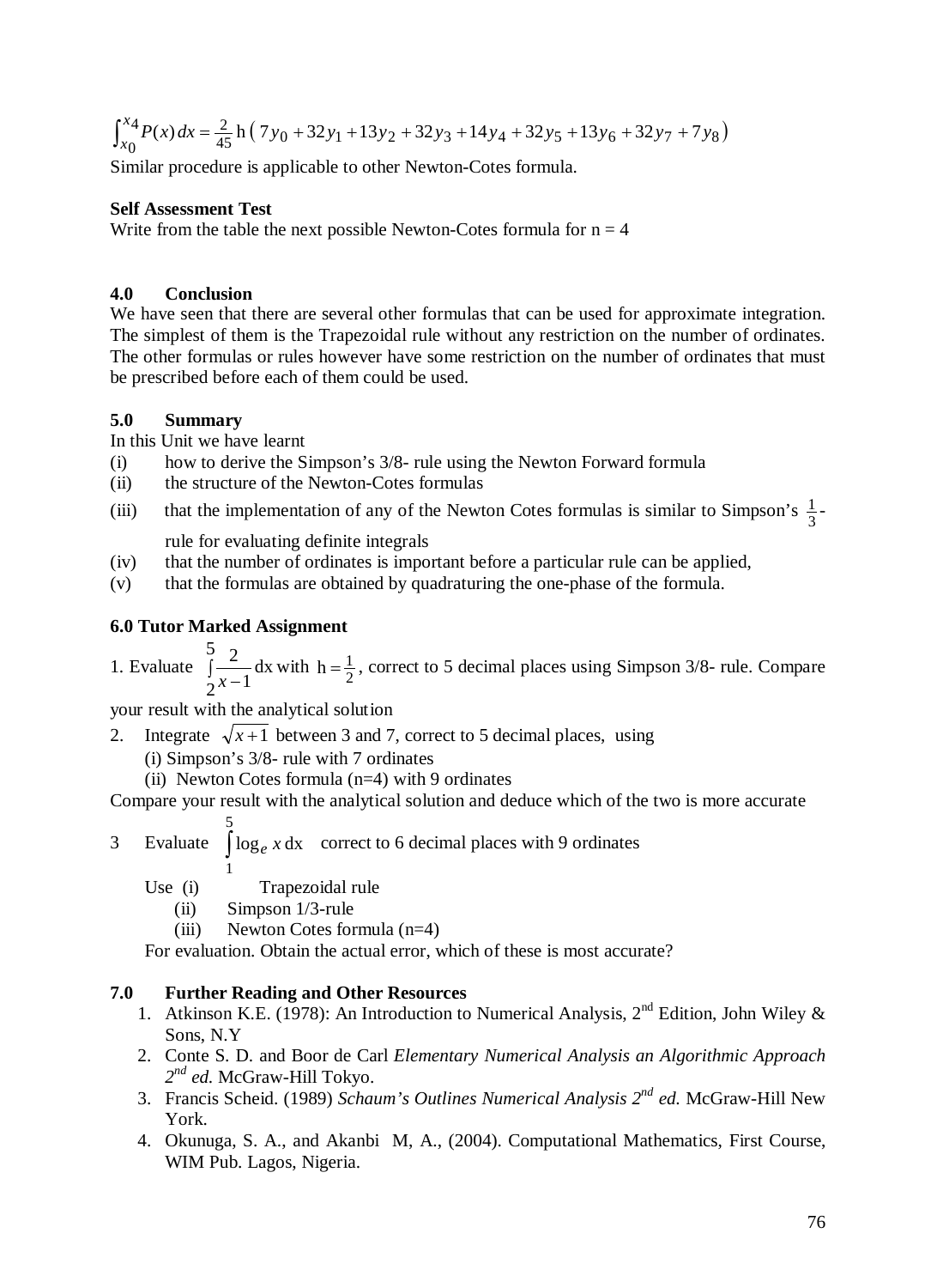$$\int_{x_0}^{x_4} P(x)\,dx = \frac{2}{45}\,h\left(7y_0 + 32y_1 + 13y_2 + 32y_3 + 14y_4 + 32y_5 + 13y_6 + 32y_7 + 7y_8\right)$$

Similar procedure is applicable to other Newton-Cotes formula.

**Self Assessment Test**

Write from the table the next possible Newton-Cotes formula for n = 4

## 4.0 Conclusion

We have seen that there are several other formulas that can be used for approximate integration. The simplest of them is the Trapezoidal rule without any restriction on the number of ordinates. The other formulas or rules however have some restriction on the number of ordinates that must be prescribed before each of them could be used.

## 5.0 Summary

In this Unit we have learnt

(i) how to derive the Simpson's 3/8- rule using the Newton Forward formula
(ii) the structure of the Newton-Cotes formulas
(iii) that the implementation of any of the Newton Cotes formulas is similar to Simpson's $\frac{1}{3}$-rule for evaluating definite integrals
(iv) that the number of ordinates is important before a particular rule can be applied,
(v) that the formulas are obtained by quadraturing the one-phase of the formula.

## 6.0 Tutor Marked Assignment

1. Evaluate $\int_2^5 \frac{2}{x-1}\,dx$ with $h = \frac{1}{2}$, correct to 5 decimal places using Simpson 3/8- rule. Compare your result with the analytical solution

2. Integrate $\sqrt{x+1}$ between 3 and 7, correct to 5 decimal places, using
   (i) Simpson's 3/8- rule with 7 ordinates
   (ii) Newton Cotes formula (n=4) with 9 ordinates

Compare your result with the analytical solution and deduce which of the two is more accurate

3 Evaluate $\int_1^5 \log_e x\,dx$ correct to 6 decimal places with 9 ordinates

   Use (i) Trapezoidal rule
   (ii) Simpson 1/3-rule
   (iii) Newton Cotes formula (n=4)

   For evaluation. Obtain the actual error, which of these is most accurate?

## 7.0 Further Reading and Other Resources

1. Atkinson K.E. (1978): An Introduction to Numerical Analysis, 2nd Edition, John Wiley & Sons, N.Y
2. Conte S. D. and Boor de Carl *Elementary Numerical Analysis an Algorithmic Approach 2nd ed.* McGraw-Hill Tokyo.
3. Francis Scheid. (1989) *Schaum's Outlines Numerical Analysis 2nd ed.* McGraw-Hill New York.
4. Okunuga, S. A., and Akanbi M, A., (2004). Computational Mathematics, First Course, WIM Pub. Lagos, Nigeria.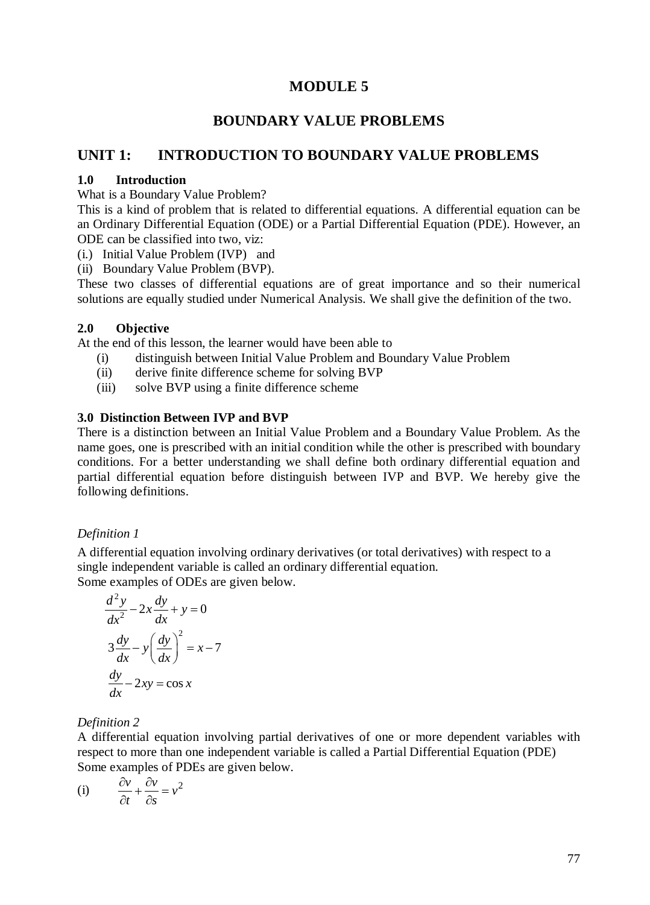# MODULE 5

# BOUNDARY VALUE PROBLEMS

## UNIT 1: INTRODUCTION TO BOUNDARY VALUE PROBLEMS

### 1.0 Introduction

What is a Boundary Value Problem?

This is a kind of problem that is related to differential equations. A differential equation can be an Ordinary Differential Equation (ODE) or a Partial Differential Equation (PDE). However, an ODE can be classified into two, viz:

(i.) Initial Value Problem (IVP) and

(ii) Boundary Value Problem (BVP).

These two classes of differential equations are of great importance and so their numerical solutions are equally studied under Numerical Analysis. We shall give the definition of the two.

### 2.0 Objective

At the end of this lesson, the learner would have been able to

- (i) distinguish between Initial Value Problem and Boundary Value Problem
- (ii) derive finite difference scheme for solving BVP
- (iii) solve BVP using a finite difference scheme

### 3.0 Distinction Between IVP and BVP

There is a distinction between an Initial Value Problem and a Boundary Value Problem. As the name goes, one is prescribed with an initial condition while the other is prescribed with boundary conditions. For a better understanding we shall define both ordinary differential equation and partial differential equation before distinguish between IVP and BVP. We hereby give the following definitions.

*Definition 1*

A differential equation involving ordinary derivatives (or total derivatives) with respect to a single independent variable is called an ordinary differential equation.

Some examples of ODEs are given below.

$$\frac{d^2y}{dx^2} - 2x\frac{dy}{dx} + y = 0$$

$$3\frac{dy}{dx} - y\left(\frac{dy}{dx}\right)^2 = x - 7$$

$$\frac{dy}{dx} - 2xy = \cos x$$

*Definition 2*

A differential equation involving partial derivatives of one or more dependent variables with respect to more than one independent variable is called a Partial Differential Equation (PDE)

Some examples of PDEs are given below.

(i) $$\frac{\partial v}{\partial t} + \frac{\partial v}{\partial s} = v^2$$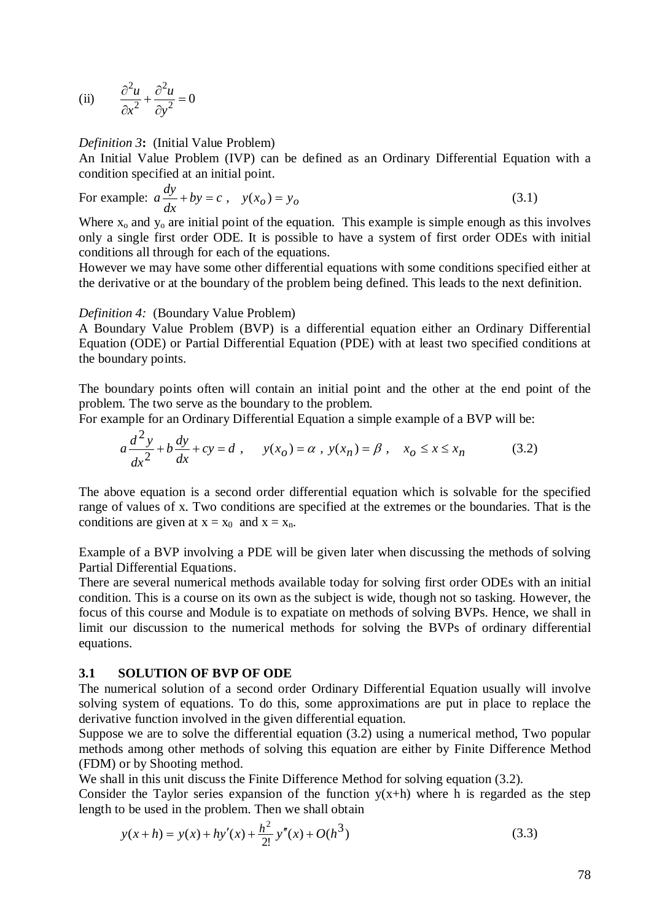(ii) $$\frac{\partial^2 u}{\partial x^2} + \frac{\partial^2 u}{\partial y^2} = 0$$

*Definition 3***:** (Initial Value Problem)
An Initial Value Problem (IVP) can be defined as an Ordinary Differential Equation with a condition specified at an initial point.

For example: $$a\frac{dy}{dx} + by = c\ , \quad y(x_o) = y_o \qquad (3.1)$$

Where $x_o$ and $y_o$ are initial point of the equation. This example is simple enough as this involves only a single first order ODE. It is possible to have a system of first order ODEs with initial conditions all through for each of the equations.
However we may have some other differential equations with some conditions specified either at the derivative or at the boundary of the problem being defined. This leads to the next definition.

*Definition 4:* (Boundary Value Problem)
A Boundary Value Problem (BVP) is a differential equation either an Ordinary Differential Equation (ODE) or Partial Differential Equation (PDE) with at least two specified conditions at the boundary points.

The boundary points often will contain an initial point and the other at the end point of the problem. The two serve as the boundary to the problem.
For example for an Ordinary Differential Equation a simple example of a BVP will be:

$$a\frac{d^2 y}{dx^2} + b\frac{dy}{dx} + cy = d\ , \quad y(x_o) = \alpha\ ,\ y(x_n) = \beta\ , \quad x_o \le x \le x_n \qquad (3.2)$$

The above equation is a second order differential equation which is solvable for the specified range of values of x. Two conditions are specified at the extremes or the boundaries. That is the conditions are given at $x = x_0$ and $x = x_n$.

Example of a BVP involving a PDE will be given later when discussing the methods of solving Partial Differential Equations.
There are several numerical methods available today for solving first order ODEs with an initial condition. This is a course on its own as the subject is wide, though not so tasking. However, the focus of this course and Module is to expatiate on methods of solving BVPs. Hence, we shall in limit our discussion to the numerical methods for solving the BVPs of ordinary differential equations.

## 3.1 SOLUTION OF BVP OF ODE

The numerical solution of a second order Ordinary Differential Equation usually will involve solving system of equations. To do this, some approximations are put in place to replace the derivative function involved in the given differential equation.
Suppose we are to solve the differential equation (3.2) using a numerical method, Two popular methods among other methods of solving this equation are either by Finite Difference Method (FDM) or by Shooting method.
We shall in this unit discuss the Finite Difference Method for solving equation (3.2).
Consider the Taylor series expansion of the function $y(x+h)$ where h is regarded as the step length to be used in the problem. Then we shall obtain

$$y(x+h) = y(x) + hy'(x) + \frac{h^2}{2!}y''(x) + O(h^3) \qquad (3.3)$$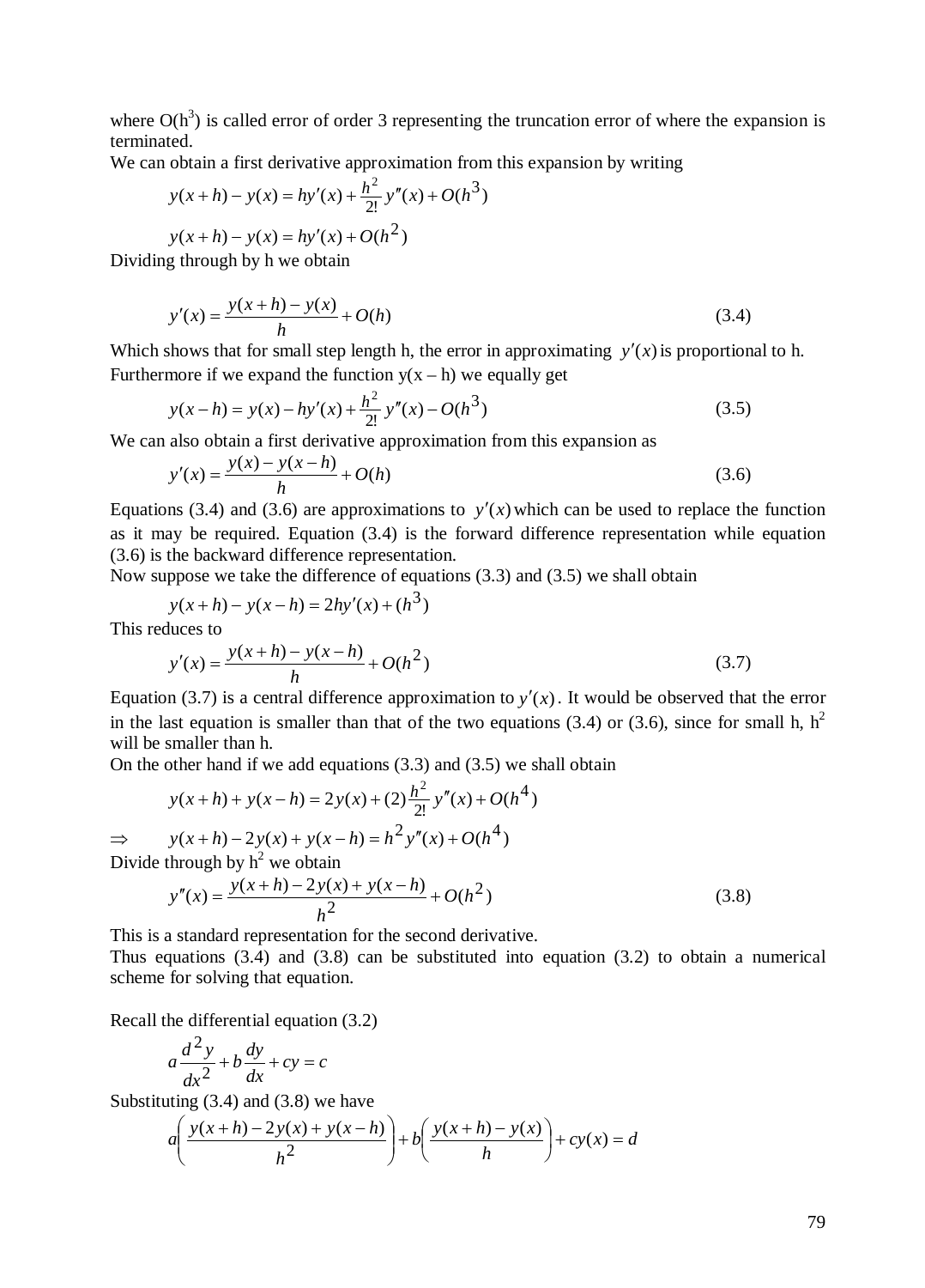where $O(h^3)$ is called error of order 3 representing the truncation error of where the expansion is terminated.

We can obtain a first derivative approximation from this expansion by writing

$$y(x+h) - y(x) = hy'(x) + \frac{h^2}{2!} y''(x) + O(h^3)$$

$$y(x+h) - y(x) = hy'(x) + O(h^2)$$

Dividing through by h we obtain

$$y'(x) = \frac{y(x+h) - y(x)}{h} + O(h) \tag{3.4}$$

Which shows that for small step length h, the error in approximating $y'(x)$ is proportional to h.

Furthermore if we expand the function $y(x - h)$ we equally get

$$y(x-h) = y(x) - hy'(x) + \frac{h^2}{2!} y''(x) - O(h^3) \tag{3.5}$$

We can also obtain a first derivative approximation from this expansion as

$$y'(x) = \frac{y(x) - y(x-h)}{h} + O(h) \tag{3.6}$$

Equations (3.4) and (3.6) are approximations to $y'(x)$ which can be used to replace the function as it may be required. Equation (3.4) is the forward difference representation while equation (3.6) is the backward difference representation.

Now suppose we take the difference of equations (3.3) and (3.5) we shall obtain

$$y(x+h) - y(x-h) = 2hy'(x) + (h^3)$$

This reduces to

$$y'(x) = \frac{y(x+h) - y(x-h)}{h} + O(h^2) \tag{3.7}$$

Equation (3.7) is a central difference approximation to $y'(x)$. It would be observed that the error in the last equation is smaller than that of the two equations (3.4) or (3.6), since for small h, $h^2$ will be smaller than h.

On the other hand if we add equations (3.3) and (3.5) we shall obtain

$$y(x+h) + y(x-h) = 2y(x) + (2)\frac{h^2}{2!} y''(x) + O(h^4)$$

$$\Rightarrow \qquad y(x+h) - 2y(x) + y(x-h) = h^2 y''(x) + O(h^4)$$

Divide through by $h^2$ we obtain

$$y''(x) = \frac{y(x+h) - 2y(x) + y(x-h)}{h^2} + O(h^2) \tag{3.8}$$

This is a standard representation for the second derivative.

Thus equations (3.4) and (3.8) can be substituted into equation (3.2) to obtain a numerical scheme for solving that equation.

Recall the differential equation (3.2)

$$a\frac{d^2y}{dx^2} + b\frac{dy}{dx} + cy = c$$

Substituting (3.4) and (3.8) we have

$$a\left(\frac{y(x+h) - 2y(x) + y(x-h)}{h^2}\right) + b\left(\frac{y(x+h) - y(x)}{h}\right) + cy(x) = d$$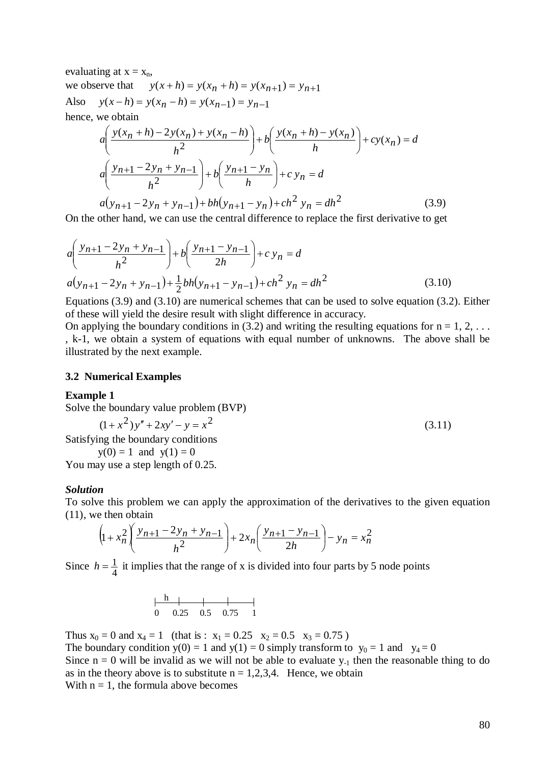evaluating at $x = x_n$,

we observe that $\quad y(x+h) = y(x_n + h) = y(x_{n+1}) = y_{n+1}$

Also $\quad y(x-h) = y(x_n - h) = y(x_{n-1}) = y_{n-1}$

hence, we obtain

$$a\left(\frac{y(x_n+h) - 2y(x_n) + y(x_n - h)}{h^2}\right) + b\left(\frac{y(x_n+h) - y(x_n)}{h}\right) + cy(x_n) = d$$

$$a\left(\frac{y_{n+1} - 2y_n + y_{n-1}}{h^2}\right) + b\left(\frac{y_{n+1} - y_n}{h}\right) + c\,y_n = d$$

$$a\left(y_{n+1} - 2y_n + y_{n-1}\right) + bh\left(y_{n+1} - y_n\right) + ch^2\,y_n = dh^2 \qquad (3.9)$$

On the other hand, we can use the central difference to replace the first derivative to get

$$a\left(\frac{y_{n+1} - 2y_n + y_{n-1}}{h^2}\right) + b\left(\frac{y_{n+1} - y_{n-1}}{2h}\right) + c\,y_n = d$$

$$a\left(y_{n+1} - 2y_n + y_{n-1}\right) + \tfrac{1}{2}bh\left(y_{n+1} - y_{n-1}\right) + ch^2\,y_n = dh^2 \qquad (3.10)$$

Equations (3.9) and (3.10) are numerical schemes that can be used to solve equation (3.2). Either of these will yield the desire result with slight difference in accuracy.

On applying the boundary conditions in (3.2) and writing the resulting equations for n = 1, 2, . . . , k-1, we obtain a system of equations with equal number of unknowns. The above shall be illustrated by the next example.

### 3.2 Numerical Examples

**Example 1**

Solve the boundary value problem (BVP)

$$(1 + x^2)y'' + 2xy' - y = x^2 \qquad (3.11)$$

Satisfying the boundary conditions

$y(0) = 1$ and $y(1) = 0$

You may use a step length of 0.25.

***Solution***

To solve this problem we can apply the approximation of the derivatives to the given equation (11), we then obtain

$$\left(1 + x_n^2\right)\left(\frac{y_{n+1} - 2y_n + y_{n-1}}{h^2}\right) + 2x_n\left(\frac{y_{n+1} - y_{n-1}}{2h}\right) - y_n = x_n^2$$

Since $h = \frac{1}{4}$ it implies that the range of x is divided into four parts by 5 node points

```
|-h-|----|----|----|
0  0.25 0.5 0.75  1
```

Thus $x_0 = 0$ and $x_4 = 1$ (that is : $x_1 = 0.25 \quad x_2 = 0.5 \quad x_3 = 0.75$ )

The boundary condition $y(0) = 1$ and $y(1) = 0$ simply transform to $y_0 = 1$ and $y_4 = 0$

Since n = 0 will be invalid as we will not be able to evaluate $y_{-1}$ then the reasonable thing to do as in the theory above is to substitute n = 1,2,3,4. Hence, we obtain

With n = 1, the formula above becomes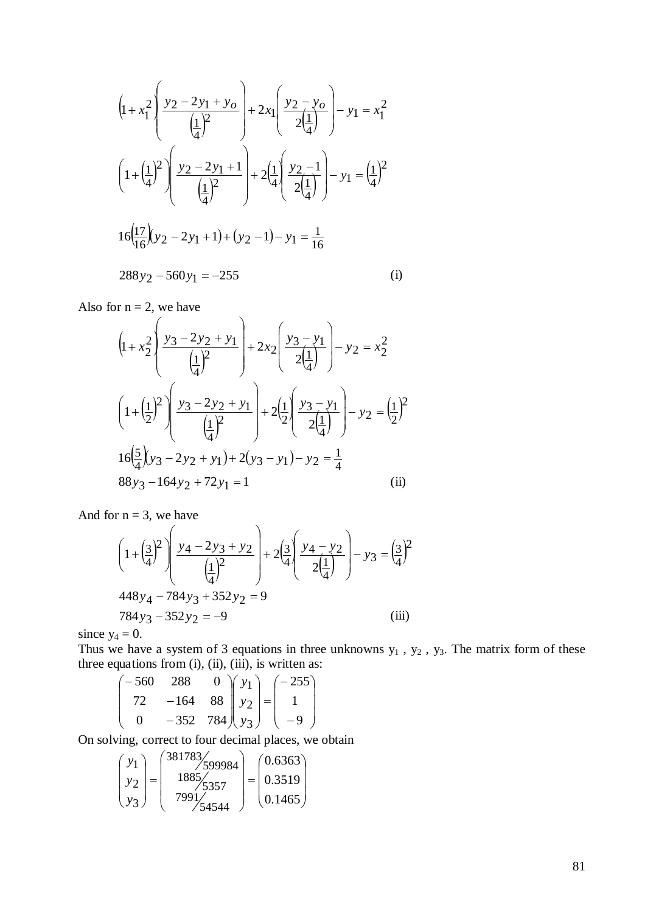$$\left(1+x_1^2\right)\left(\frac{y_2-2y_1+y_o}{\left(\frac{1}{4}\right)^2}\right)+2x_1\left(\frac{y_2-y_o}{2\left(\frac{1}{4}\right)}\right)-y_1=x_1^2$$

$$\left(1+\left(\frac{1}{4}\right)^2\right)\left(\frac{y_2-2y_1+1}{\left(\frac{1}{4}\right)^2}\right)+2\left(\frac{1}{4}\right)\left(\frac{y_2-1}{2\left(\frac{1}{4}\right)}\right)-y_1=\left(\frac{1}{4}\right)^2$$

$$16\left(\frac{17}{16}\right)\left(y_2-2y_1+1\right)+\left(y_2-1\right)-y_1=\frac{1}{16}$$

$$288y_2-560y_1=-255 \qquad \text{(i)}$$

Also for n = 2, we have

$$\left(1+x_2^2\right)\left(\frac{y_3-2y_2+y_1}{\left(\frac{1}{4}\right)^2}\right)+2x_2\left(\frac{y_3-y_1}{2\left(\frac{1}{4}\right)}\right)-y_2=x_2^2$$

$$\left(1+\left(\frac{1}{2}\right)^2\right)\left(\frac{y_3-2y_2+y_1}{\left(\frac{1}{4}\right)^2}\right)+2\left(\frac{1}{2}\right)\left(\frac{y_3-y_1}{2\left(\frac{1}{4}\right)}\right)-y_2=\left(\frac{1}{2}\right)^2$$

$$16\left(\frac{5}{4}\right)\left(y_3-2y_2+y_1\right)+2\left(y_3-y_1\right)-y_2=\frac{1}{4}$$

$$88y_3-164y_2+72y_1=1 \qquad \text{(ii)}$$

And for n = 3, we have

$$\left(1+\left(\frac{3}{4}\right)^2\right)\left(\frac{y_4-2y_3+y_2}{\left(\frac{1}{4}\right)^2}\right)+2\left(\frac{3}{4}\right)\left(\frac{y_4-y_2}{2\left(\frac{1}{4}\right)}\right)-y_3=\left(\frac{3}{4}\right)^2$$

$$448y_4-784y_3+352y_2=9$$

$$784y_3-352y_2=-9 \qquad \text{(iii)}$$

since $y_4 = 0$.

Thus we have a system of 3 equations in three unknowns $y_1$, $y_2$, $y_3$. The matrix form of these three equations from (i), (ii), (iii), is written as:

$$\begin{pmatrix} -560 & 288 & 0 \\ 72 & -164 & 88 \\ 0 & -352 & 784 \end{pmatrix}\begin{pmatrix} y_1 \\ y_2 \\ y_3 \end{pmatrix}=\begin{pmatrix} -255 \\ 1 \\ -9 \end{pmatrix}$$

On solving, correct to four decimal places, we obtain

$$\begin{pmatrix} y_1 \\ y_2 \\ y_3 \end{pmatrix}=\begin{pmatrix} 381783/599984 \\ 1885/5357 \\ 7991/54544 \end{pmatrix}=\begin{pmatrix} 0.6363 \\ 0.3519 \\ 0.1465 \end{pmatrix}$$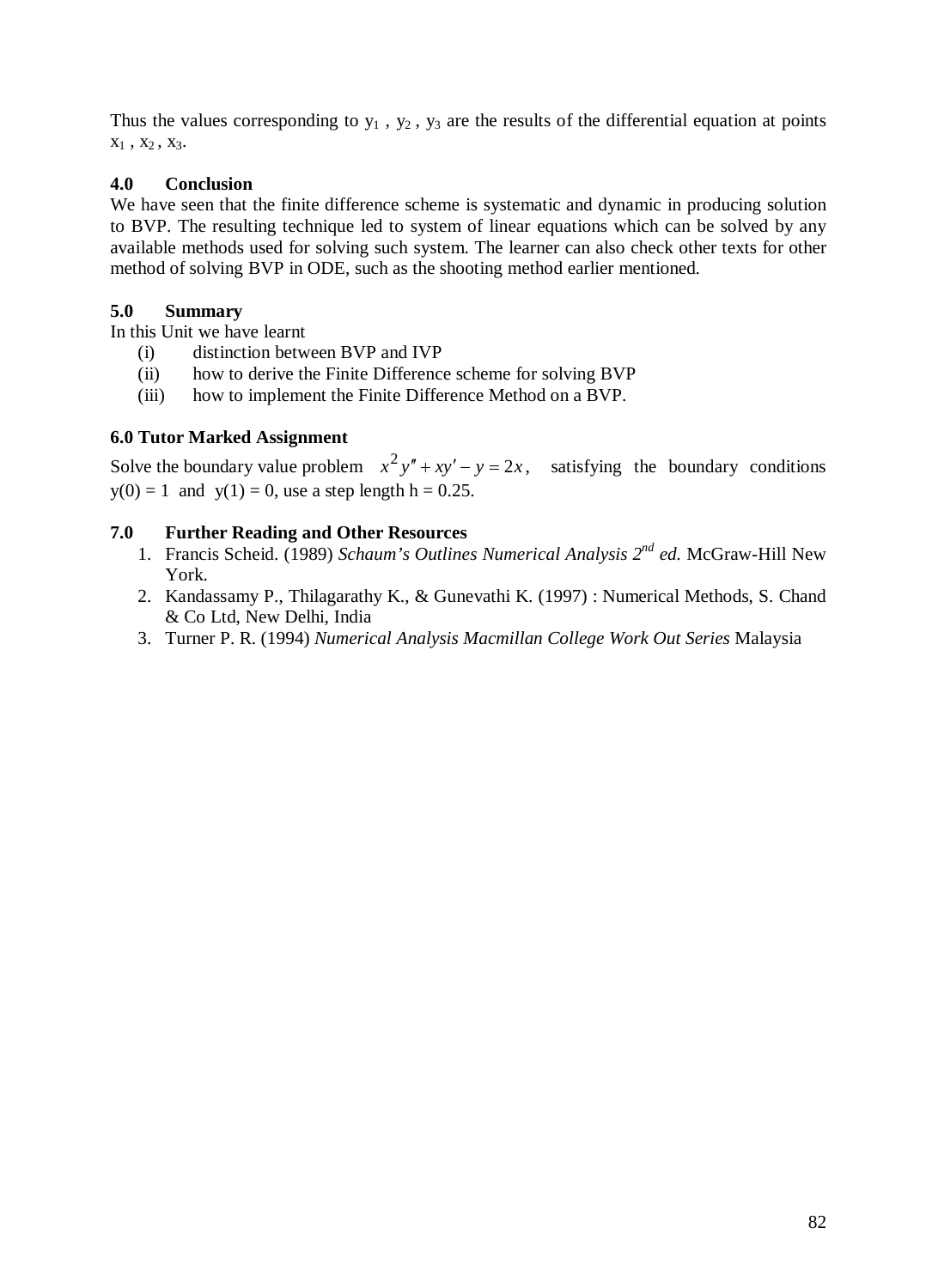Thus the values corresponding to $y_1$ , $y_2$ , $y_3$ are the results of the differential equation at points $x_1$ , $x_2$ , $x_3$.

## 4.0 Conclusion

We have seen that the finite difference scheme is systematic and dynamic in producing solution to BVP. The resulting technique led to system of linear equations which can be solved by any available methods used for solving such system. The learner can also check other texts for other method of solving BVP in ODE, such as the shooting method earlier mentioned.

## 5.0 Summary

In this Unit we have learnt

(i) distinction between BVP and IVP
(ii) how to derive the Finite Difference scheme for solving BVP
(iii) how to implement the Finite Difference Method on a BVP.

## 6.0 Tutor Marked Assignment

Solve the boundary value problem $x^2 y'' + xy' - y = 2x$, satisfying the boundary conditions $y(0) = 1$ and $y(1) = 0$, use a step length $h = 0.25$.

## 7.0 Further Reading and Other Resources

1. Francis Scheid. (1989) *Schaum's Outlines Numerical Analysis 2nd ed.* McGraw-Hill New York.
2. Kandassamy P., Thilagarathy K., & Gunevathi K. (1997) : Numerical Methods, S. Chand & Co Ltd, New Delhi, India
3. Turner P. R. (1994) *Numerical Analysis Macmillan College Work Out Series* Malaysia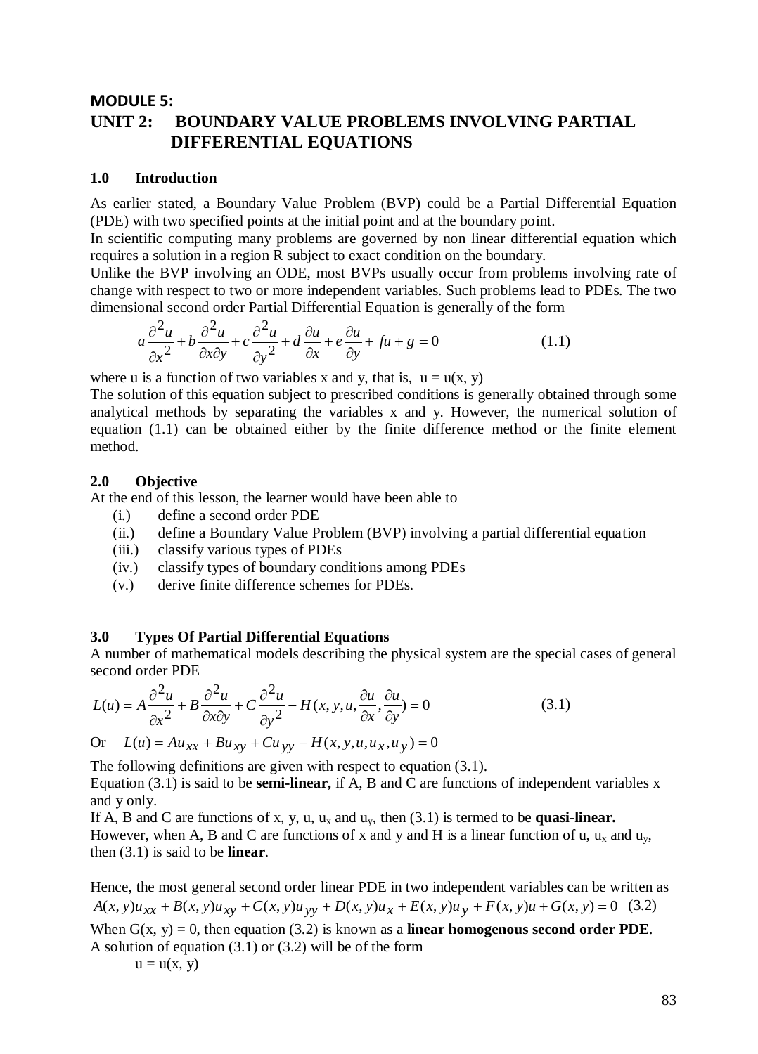# MODULE 5:

## UNIT 2: BOUNDARY VALUE PROBLEMS INVOLVING PARTIAL DIFFERENTIAL EQUATIONS

### 1.0 Introduction

As earlier stated, a Boundary Value Problem (BVP) could be a Partial Differential Equation (PDE) with two specified points at the initial point and at the boundary point.

In scientific computing many problems are governed by non linear differential equation which requires a solution in a region R subject to exact condition on the boundary.

Unlike the BVP involving an ODE, most BVPs usually occur from problems involving rate of change with respect to two or more independent variables. Such problems lead to PDEs. The two dimensional second order Partial Differential Equation is generally of the form

$$a\frac{\partial^2 u}{\partial x^2} + b\frac{\partial^2 u}{\partial x \partial y} + c\frac{\partial^2 u}{\partial y^2} + d\frac{\partial u}{\partial x} + e\frac{\partial u}{\partial y} + fu + g = 0 \qquad (1.1)$$

where u is a function of two variables x and y, that is, $u = u(x, y)$

The solution of this equation subject to prescribed conditions is generally obtained through some analytical methods by separating the variables x and y. However, the numerical solution of equation (1.1) can be obtained either by the finite difference method or the finite element method.

### 2.0 Objective

At the end of this lesson, the learner would have been able to

(i.) define a second order PDE
(ii.) define a Boundary Value Problem (BVP) involving a partial differential equation
(iii.) classify various types of PDEs
(iv.) classify types of boundary conditions among PDEs
(v.) derive finite difference schemes for PDEs.

### 3.0 Types Of Partial Differential Equations

A number of mathematical models describing the physical system are the special cases of general second order PDE

$$L(u) = A\frac{\partial^2 u}{\partial x^2} + B\frac{\partial^2 u}{\partial x \partial y} + C\frac{\partial^2 u}{\partial y^2} - H(x, y, u, \frac{\partial u}{\partial x}, \frac{\partial u}{\partial y}) = 0 \qquad (3.1)$$

Or $\quad L(u) = Au_{xx} + Bu_{xy} + Cu_{yy} - H(x, y, u, u_x, u_y) = 0$

The following definitions are given with respect to equation (3.1).

Equation (3.1) is said to be **semi-linear,** if A, B and C are functions of independent variables x and y only.

If A, B and C are functions of x, y, u, $u_x$ and $u_y$, then (3.1) is termed to be **quasi-linear.**

However, when A, B and C are functions of x and y and H is a linear function of u, $u_x$ and $u_y$, then (3.1) is said to be **linear**.

Hence, the most general second order linear PDE in two independent variables can be written as

$$A(x, y)u_{xx} + B(x, y)u_{xy} + C(x, y)u_{yy} + D(x, y)u_x + E(x, y)u_y + F(x, y)u + G(x, y) = 0 \quad (3.2)$$

When $G(x, y) = 0$, then equation (3.2) is known as a **linear homogenous second order PDE**.

A solution of equation (3.1) or (3.2) will be of the form

$u = u(x, y)$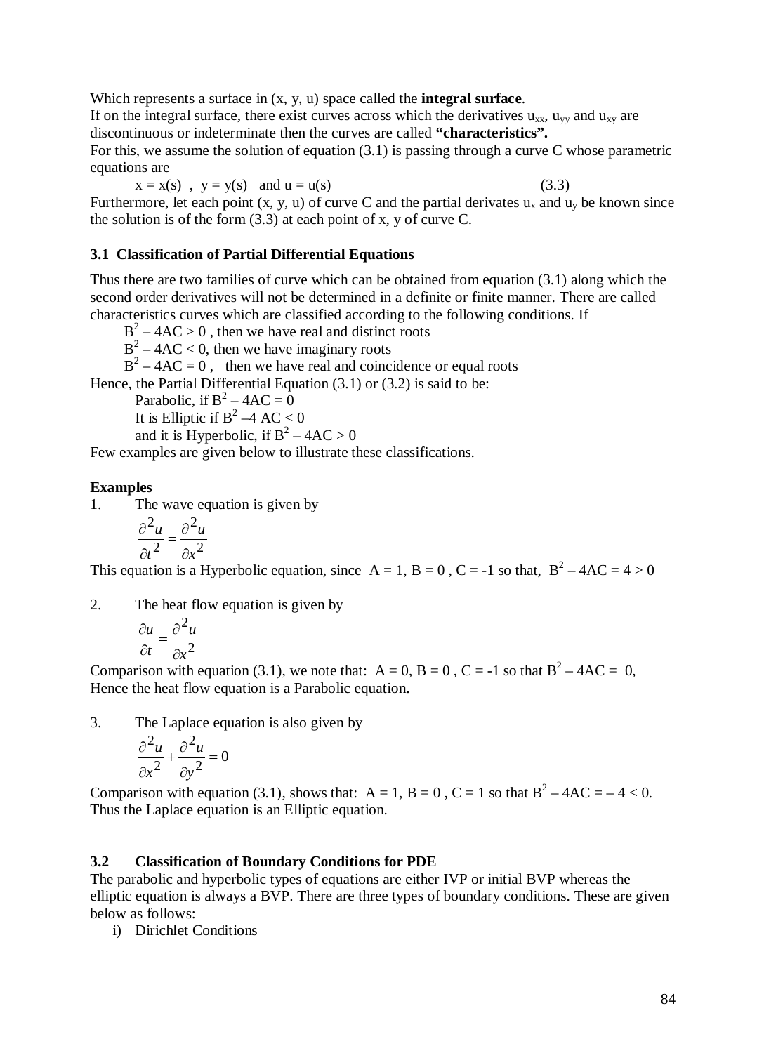Which represents a surface in (x, y, u) space called the **integral surface**.
If on the integral surface, there exist curves across which the derivatives $u_{xx}$, $u_{yy}$ and $u_{xy}$ are discontinuous or indeterminate then the curves are called **"characteristics".**
For this, we assume the solution of equation (3.1) is passing through a curve C whose parametric equations are

$$x = x(s) \ , \ y = y(s) \ \text{ and } u = u(s) \qquad (3.3)$$

Furthermore, let each point (x, y, u) of curve C and the partial derivates $u_x$ and $u_y$ be known since the solution is of the form (3.3) at each point of x, y of curve C.

### 3.1 Classification of Partial Differential Equations

Thus there are two families of curve which can be obtained from equation (3.1) along which the second order derivatives will not be determined in a definite or finite manner. There are called characteristics curves which are classified according to the following conditions. If

$B^2 – 4AC > 0$ , then we have real and distinct roots
$B^2 – 4AC < 0$, then we have imaginary roots
$B^2 – 4AC = 0$ , then we have real and coincidence or equal roots

Hence, the Partial Differential Equation (3.1) or (3.2) is said to be:

Parabolic, if $B^2 – 4AC = 0$
It is Elliptic if $B^2 –4 AC < 0$
and it is Hyperbolic, if $B^2 – 4AC > 0$

Few examples are given below to illustrate these classifications.

**Examples**

1. The wave equation is given by

$$\frac{\partial^2 u}{\partial t^2} = \frac{\partial^2 u}{\partial x^2}$$

This equation is a Hyperbolic equation, since A = 1, B = 0 , C = -1 so that, $B^2 – 4AC = 4 > 0$

2. The heat flow equation is given by

$$\frac{\partial u}{\partial t} = \frac{\partial^2 u}{\partial x^2}$$

Comparison with equation (3.1), we note that: A = 0, B = 0 , C = -1 so that $B^2 – 4AC = 0$,
Hence the heat flow equation is a Parabolic equation.

3. The Laplace equation is also given by

$$\frac{\partial^2 u}{\partial x^2} + \frac{\partial^2 u}{\partial y^2} = 0$$

Comparison with equation (3.1), shows that: A = 1, B = 0 , C = 1 so that $B^2 – 4AC = – 4 < 0$.
Thus the Laplace equation is an Elliptic equation.

### 3.2 Classification of Boundary Conditions for PDE

The parabolic and hyperbolic types of equations are either IVP or initial BVP whereas the elliptic equation is always a BVP. There are three types of boundary conditions. These are given below as follows:

i) Dirichlet Conditions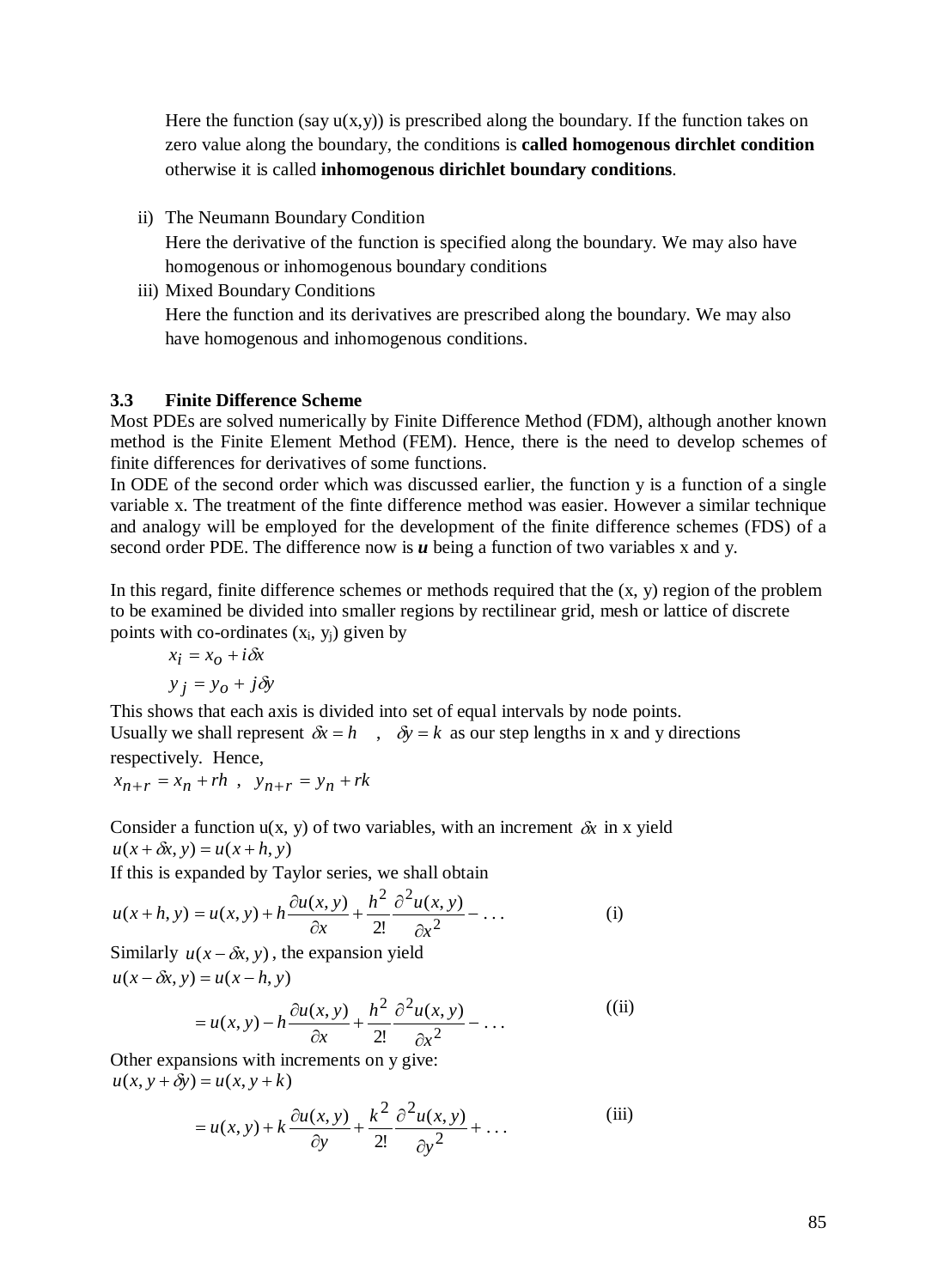Here the function (say u(x,y)) is prescribed along the boundary. If the function takes on zero value along the boundary, the conditions is **called homogenous dirchlet condition** otherwise it is called **inhomogenous dirichlet boundary conditions**.

ii) The Neumann Boundary Condition

Here the derivative of the function is specified along the boundary. We may also have homogenous or inhomogenous boundary conditions

iii) Mixed Boundary Conditions

Here the function and its derivatives are prescribed along the boundary. We may also have homogenous and inhomogenous conditions.

### 3.3 Finite Difference Scheme

Most PDEs are solved numerically by Finite Difference Method (FDM), although another known method is the Finite Element Method (FEM). Hence, there is the need to develop schemes of finite differences for derivatives of some functions.

In ODE of the second order which was discussed earlier, the function y is a function of a single variable x. The treatment of the finte difference method was easier. However a similar technique and analogy will be employed for the development of the finite difference schemes (FDS) of a second order PDE. The difference now is ***u*** being a function of two variables x and y.

In this regard, finite difference schemes or methods required that the (x, y) region of the problem to be examined be divided into smaller regions by rectilinear grid, mesh or lattice of discrete points with co-ordinates $(x_i, y_j)$ given by

$$x_i = x_o + i\delta x$$

$$y_j = y_o + j\delta y$$

This shows that each axis is divided into set of equal intervals by node points.

Usually we shall represent $\delta x = h \quad , \quad \delta y = k$ as our step lengths in x and y directions respectively. Hence,

$$x_{n+r} = x_n + rh \;\; , \;\; y_{n+r} = y_n + rk$$

Consider a function u(x, y) of two variables, with an increment $\delta x$ in x yield

$u(x+\delta x, y) = u(x+h, y)$

If this is expanded by Taylor series, we shall obtain

$$u(x+h, y) = u(x, y) + h\frac{\partial u(x, y)}{\partial x} + \frac{h^2}{2!}\frac{\partial^2 u(x, y)}{\partial x^2} - \ldots \qquad \text{(i)}$$

Similarly $u(x-\delta x, y)$, the expansion yield

$$u(x-\delta x, y) = u(x-h, y)$$

$$= u(x, y) - h\frac{\partial u(x, y)}{\partial x} + \frac{h^2}{2!}\frac{\partial^2 u(x, y)}{\partial x^2} - \ldots \qquad \text{((ii)}$$

Other expansions with increments on y give:

$$u(x, y+\delta y) = u(x, y+k)$$

$$= u(x, y) + k\frac{\partial u(x, y)}{\partial y} + \frac{k^2}{2!}\frac{\partial^2 u(x, y)}{\partial y^2} + \ldots \qquad \text{(iii)}$$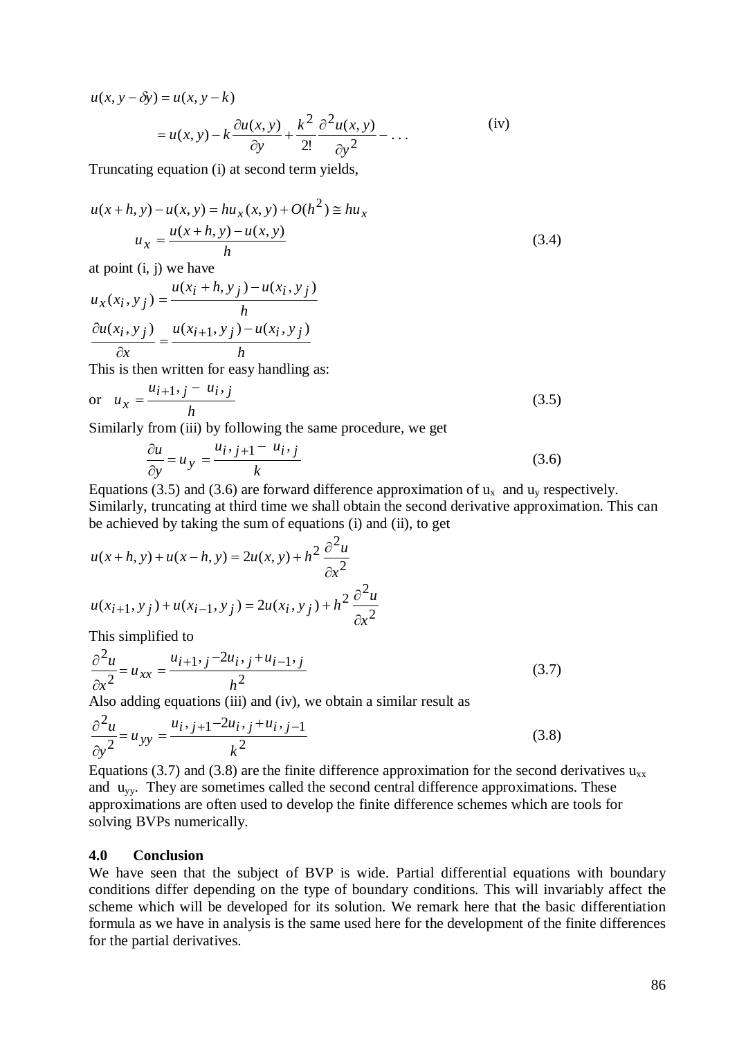$$u(x, y - \delta y) = u(x, y - k)$$

$$= u(x, y) - k\frac{\partial u(x, y)}{\partial y} + \frac{k^2}{2!}\frac{\partial^2 u(x, y)}{\partial y^2} - \ldots \qquad \text{(iv)}$$

Truncating equation (i) at second term yields,

$$u(x + h, y) - u(x, y) = hu_x(x, y) + O(h^2) \cong hu_x$$

$$u_x = \frac{u(x + h, y) - u(x, y)}{h} \qquad (3.4)$$

at point (i, j) we have

$$u_x(x_i, y_j) = \frac{u(x_i + h, y_j) - u(x_i, y_j)}{h}$$

$$\frac{\partial u(x_i, y_j)}{\partial x} = \frac{u(x_{i+1}, y_j) - u(x_i, y_j)}{h}$$

This is then written for easy handling as:

$$\text{or} \quad u_x = \frac{u_{i+1,\,j} - u_{i,\,j}}{h} \qquad (3.5)$$

Similarly from (iii) by following the same procedure, we get

$$\frac{\partial u}{\partial y} = u_y = \frac{u_{i,\,j+1} - u_{i,\,j}}{k} \qquad (3.6)$$

Equations (3.5) and (3.6) are forward difference approximation of $u_x$ and $u_y$ respectively. Similarly, truncating at third time we shall obtain the second derivative approximation. This can be achieved by taking the sum of equations (i) and (ii), to get

$$u(x + h, y) + u(x - h, y) = 2u(x, y) + h^2\frac{\partial^2 u}{\partial x^2}$$

$$u(x_{i+1}, y_j) + u(x_{i-1}, y_j) = 2u(x_i, y_j) + h^2\frac{\partial^2 u}{\partial x^2}$$

This simplified to

$$\frac{\partial^2 u}{\partial x^2} = u_{xx} = \frac{u_{i+1,\,j} - 2u_{i,\,j} + u_{i-1,\,j}}{h^2} \qquad (3.7)$$

Also adding equations (iii) and (iv), we obtain a similar result as

$$\frac{\partial^2 u}{\partial y^2} = u_{yy} = \frac{u_{i,\,j+1} - 2u_{i,\,j} + u_{i,\,j-1}}{k^2} \qquad (3.8)$$

Equations (3.7) and (3.8) are the finite difference approximation for the second derivatives $u_{xx}$ and $u_{yy}$. They are sometimes called the second central difference approximations. These approximations are often used to develop the finite difference schemes which are tools for solving BVPs numerically.

## 4.0 Conclusion

We have seen that the subject of BVP is wide. Partial differential equations with boundary conditions differ depending on the type of boundary conditions. This will invariably affect the scheme which will be developed for its solution. We remark here that the basic differentiation formula as we have in analysis is the same used here for the development of the finite differences for the partial derivatives.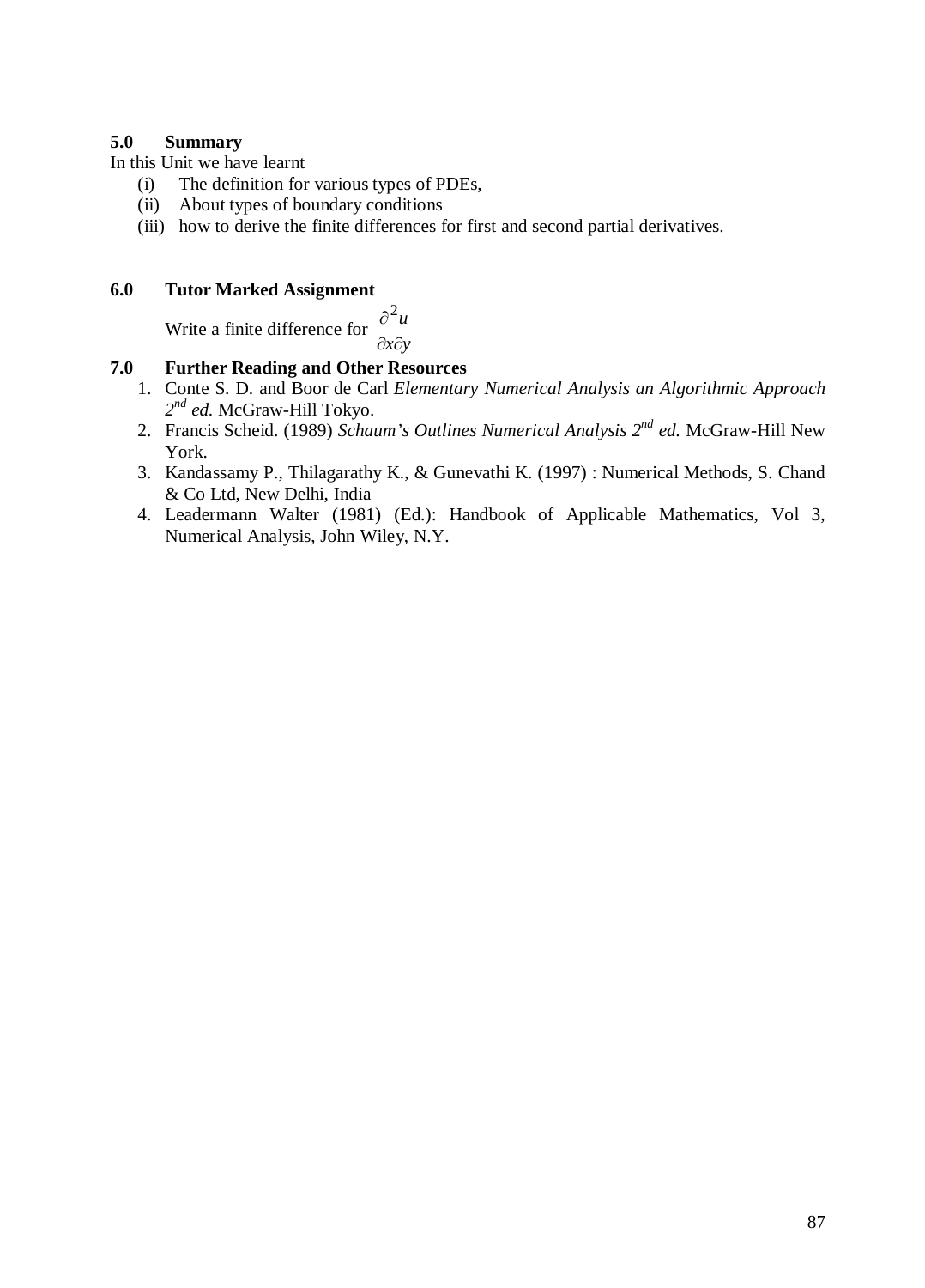## 5.0 Summary

In this Unit we have learnt

(i) The definition for various types of PDEs,
(ii) About types of boundary conditions
(iii) how to derive the finite differences for first and second partial derivatives.

## 6.0 Tutor Marked Assignment

Write a finite difference for $\frac{\partial^2 u}{\partial x \partial y}$

## 7.0 Further Reading and Other Resources

1. Conte S. D. and Boor de Carl *Elementary Numerical Analysis an Algorithmic Approach 2nd ed.* McGraw-Hill Tokyo.
2. Francis Scheid. (1989) *Schaum's Outlines Numerical Analysis 2nd ed.* McGraw-Hill New York.
3. Kandassamy P., Thilagarathy K., & Gunevathi K. (1997) : Numerical Methods, S. Chand & Co Ltd, New Delhi, India
4. Leadermann Walter (1981) (Ed.): Handbook of Applicable Mathematics, Vol 3, Numerical Analysis, John Wiley, N.Y.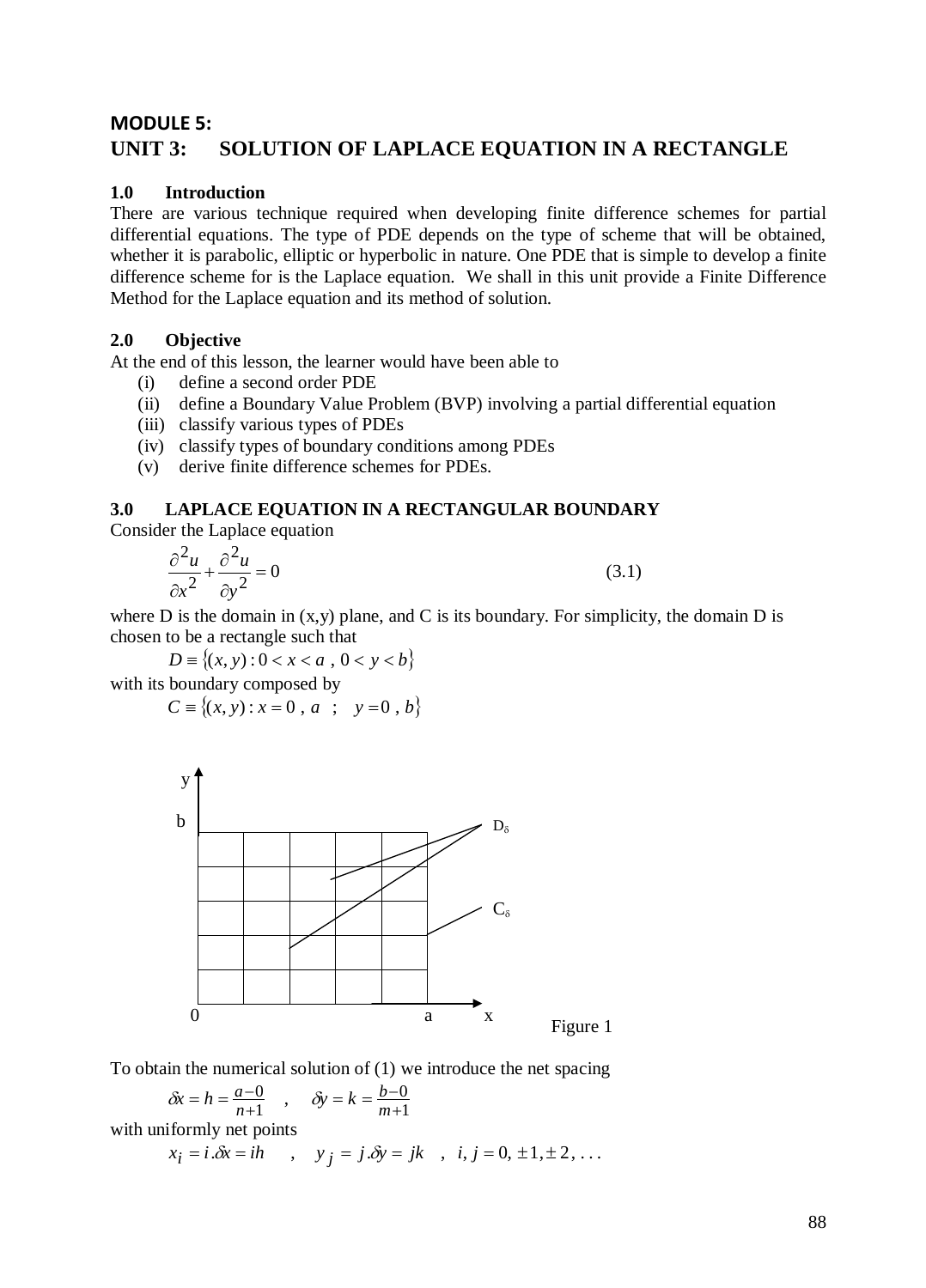## MODULE 5:

## UNIT 3: SOLUTION OF LAPLACE EQUATION IN A RECTANGLE

### 1.0 Introduction

There are various technique required when developing finite difference schemes for partial differential equations. The type of PDE depends on the type of scheme that will be obtained, whether it is parabolic, elliptic or hyperbolic in nature. One PDE that is simple to develop a finite difference scheme for is the Laplace equation. We shall in this unit provide a Finite Difference Method for the Laplace equation and its method of solution.

### 2.0 Objective

At the end of this lesson, the learner would have been able to

- (i) define a second order PDE
- (ii) define a Boundary Value Problem (BVP) involving a partial differential equation
- (iii) classify various types of PDEs
- (iv) classify types of boundary conditions among PDEs
- (v) derive finite difference schemes for PDEs.

### 3.0 LAPLACE EQUATION IN A RECTANGULAR BOUNDARY

Consider the Laplace equation

$$\frac{\partial^2 u}{\partial x^2} + \frac{\partial^2 u}{\partial y^2} = 0 \tag{3.1}$$

where D is the domain in (x,y) plane, and C is its boundary. For simplicity, the domain D is chosen to be a rectangle such that

$$D \equiv \{(x, y) : 0 < x < a \ , \ 0 < y < b\}$$

with its boundary composed by

$$C \equiv \{(x, y) : x = 0 \ , \ a \quad ; \quad y = 0 \ , \ b\}$$

y

b

$D_\delta$

$C_\delta$

0

a

x

Figure 1

To obtain the numerical solution of (1) we introduce the net spacing

$$\delta x = h = \frac{a-0}{n+1} \quad , \quad \delta y = k = \frac{b-0}{m+1}$$

with uniformly net points

$$x_i = i.\delta x = ih \quad , \quad y_j = j.\delta y = jk \quad , \quad i, j = 0, \pm 1, \pm 2, \ldots$$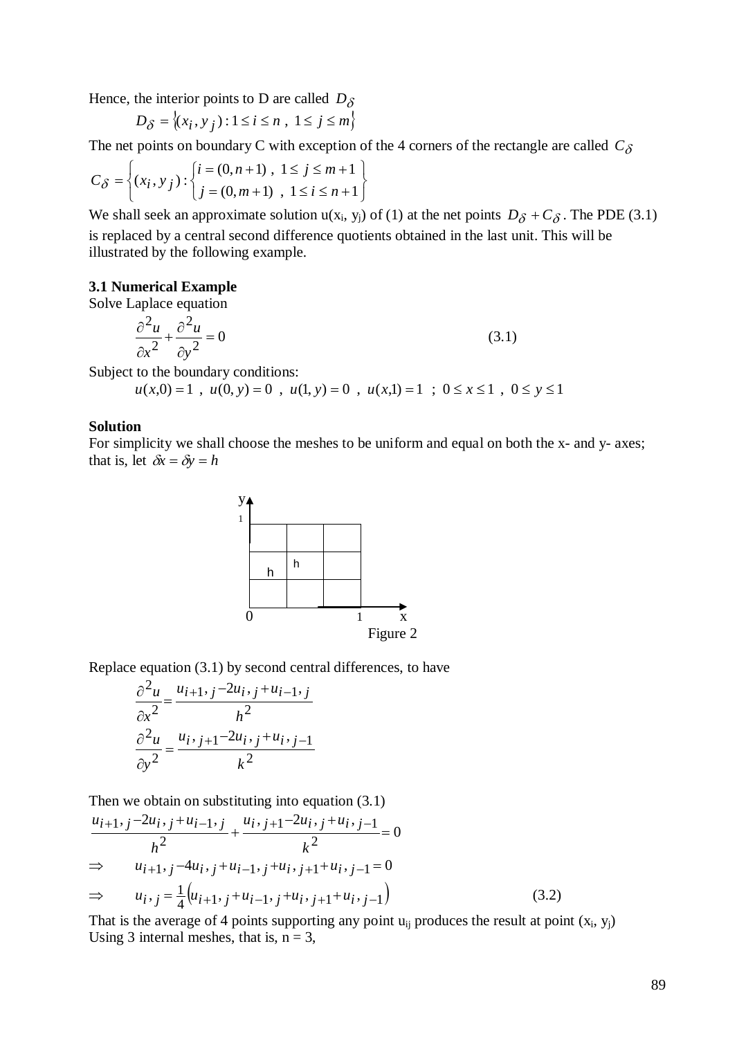Hence, the interior points to D are called $D_\delta$

$$D_\delta = \{(x_i, y_j) : 1 \le i \le n \ , \ 1 \le j \le m\}$$

The net points on boundary C with exception of the 4 corners of the rectangle are called $C_\delta$

$$C_\delta = \left\{ (x_i, y_j) : \begin{cases} i = (0, n+1) \ , \ 1 \le j \le m+1 \\ j = (0, m+1) \ , \ 1 \le i \le n+1 \end{cases} \right\}$$

We shall seek an approximate solution u($x_i$, $y_j$) of (1) at the net points $D_\delta + C_\delta$. The PDE (3.1) is replaced by a central second difference quotients obtained in the last unit. This will be illustrated by the following example.

**3.1 Numerical Example**

Solve Laplace equation

$$\frac{\partial^2 u}{\partial x^2} + \frac{\partial^2 u}{\partial y^2} = 0 \tag{3.1}$$

Subject to the boundary conditions:

$$u(x,0) = 1 \ , \ u(0,y) = 0 \ , \ u(1,y) = 0 \ , \ u(x,1) = 1 \ ; \ 0 \le x \le 1 \ , \ 0 \le y \le 1$$

**Solution**

For simplicity we shall choose the meshes to be uniform and equal on both the x- and y- axes; that is, let $\delta x = \delta y = h$

y
1
h
h
0
1
x

Figure 2

Replace equation (3.1) by second central differences, to have

$$\frac{\partial^2 u}{\partial x^2} = \frac{u_{i+1,j} - 2u_{i,j} + u_{i-1,j}}{h^2}$$

$$\frac{\partial^2 u}{\partial y^2} = \frac{u_{i,j+1} - 2u_{i,j} + u_{i,j-1}}{k^2}$$

Then we obtain on substituting into equation (3.1)

$$\frac{u_{i+1,j} - 2u_{i,j} + u_{i-1,j}}{h^2} + \frac{u_{i,j+1} - 2u_{i,j} + u_{i,j-1}}{k^2} = 0$$

$$\Rightarrow \quad u_{i+1,j} - 4u_{i,j} + u_{i-1,j} + u_{i,j+1} + u_{i,j-1} = 0$$

$$\Rightarrow \quad u_{i,j} = \frac{1}{4}\left(u_{i+1,j} + u_{i-1,j} + u_{i,j+1} + u_{i,j-1}\right) \tag{3.2}$$

That is the average of 4 points supporting any point $u_{ij}$ produces the result at point ($x_i$, $y_j$)
Using 3 internal meshes, that is, n = 3,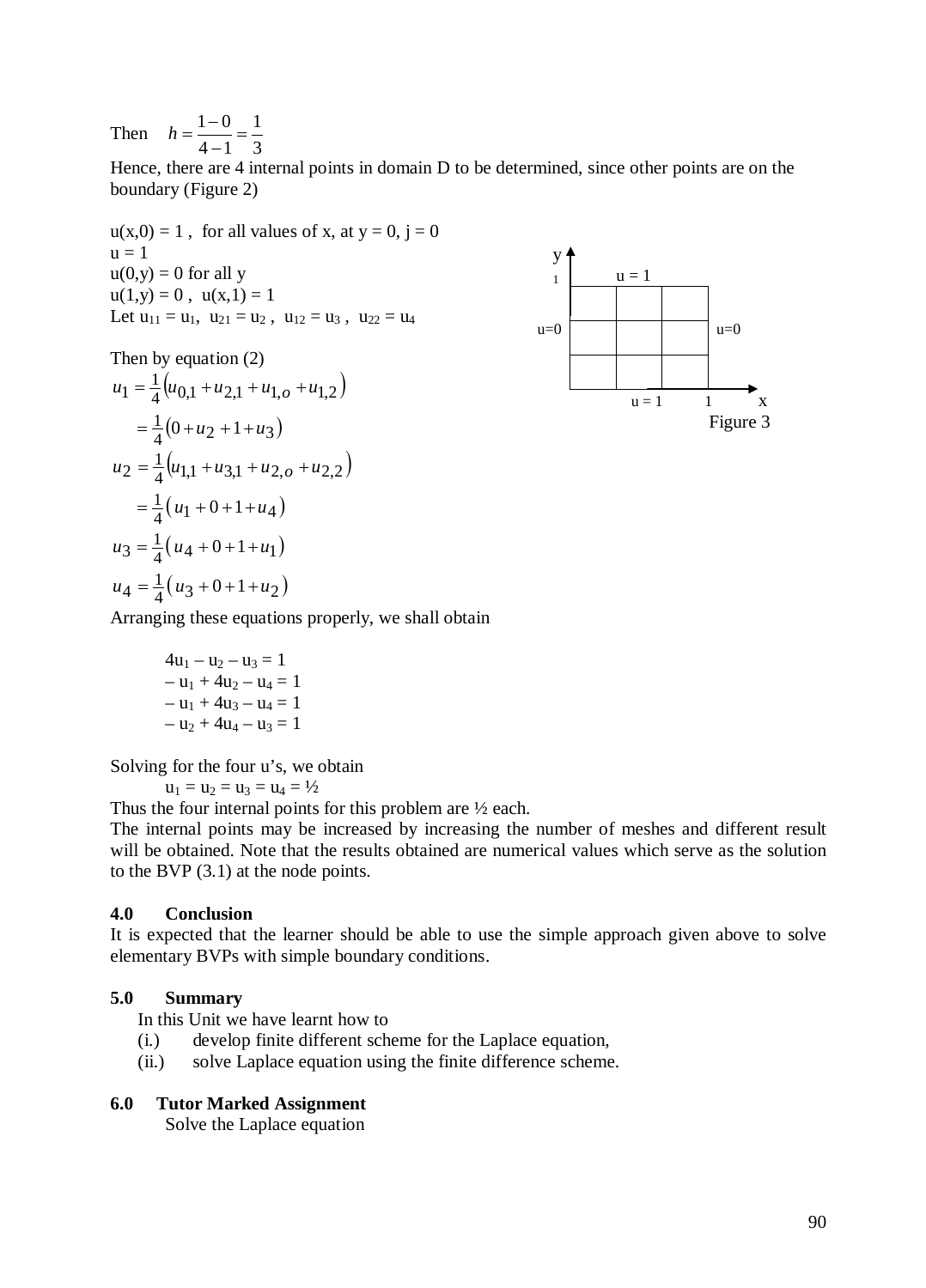Then $h = \frac{1-0}{4-1} = \frac{1}{3}$

Hence, there are 4 internal points in domain D to be determined, since other points are on the boundary (Figure 2)

$u(x,0) = 1$ , for all values of x, at y = 0, j = 0
u = 1
$u(0,y) = 0$ for all y
$u(1,y) = 0$ , $u(x,1) = 1$
Let $u_{11} = u_1$, $u_{21} = u_2$ , $u_{12} = u_3$ , $u_{22} = u_4$

y
1
u = 1
u=0
u=0
u = 1
1
x

Figure 3

Then by equation (2)

$$u_1 = \frac{1}{4}\left(u_{0,1} + u_{2,1} + u_{1,o} + u_{1,2}\right)$$

$$= \frac{1}{4}\left(0 + u_2 + 1 + u_3\right)$$

$$u_2 = \frac{1}{4}\left(u_{1,1} + u_{3,1} + u_{2,o} + u_{2,2}\right)$$

$$= \frac{1}{4}\left(u_1 + 0 + 1 + u_4\right)$$

$$u_3 = \frac{1}{4}\left(u_4 + 0 + 1 + u_1\right)$$

$$u_4 = \frac{1}{4}\left(u_3 + 0 + 1 + u_2\right)$$

Arranging these equations properly, we shall obtain

$$4u_1 - u_2 - u_3 = 1$$
$$-u_1 + 4u_2 - u_4 = 1$$
$$-u_1 + 4u_3 - u_4 = 1$$
$$-u_2 + 4u_4 - u_3 = 1$$

Solving for the four u's, we obtain

$u_1 = u_2 = u_3 = u_4 = ½$

Thus the four internal points for this problem are ½ each.

The internal points may be increased by increasing the number of meshes and different result will be obtained. Note that the results obtained are numerical values which serve as the solution to the BVP (3.1) at the node points.

## 4.0 Conclusion

It is expected that the learner should be able to use the simple approach given above to solve elementary BVPs with simple boundary conditions.

## 5.0 Summary

In this Unit we have learnt how to

(i.) develop finite different scheme for the Laplace equation,
(ii.) solve Laplace equation using the finite difference scheme.

## 6.0 Tutor Marked Assignment

Solve the Laplace equation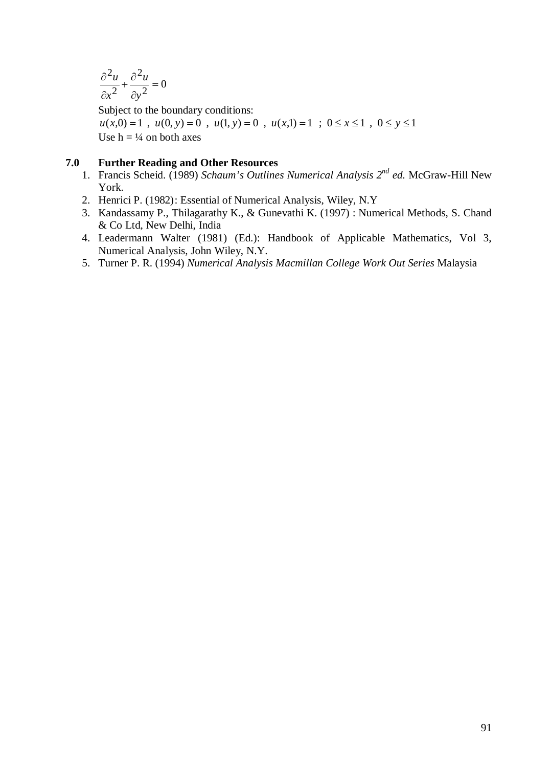$$\frac{\partial^2 u}{\partial x^2} + \frac{\partial^2 u}{\partial y^2} = 0$$

Subject to the boundary conditions:

$u(x,0) = 1$ , $u(0, y) = 0$ , $u(1, y) = 0$ , $u(x,1) = 1$ ; $0 \le x \le 1$ , $0 \le y \le 1$

Use h = ¼ on both axes

## 7.0 Further Reading and Other Resources

1. Francis Scheid. (1989) *Schaum's Outlines Numerical Analysis 2nd ed.* McGraw-Hill New York.
2. Henrici P. (1982): Essential of Numerical Analysis, Wiley, N.Y
3. Kandassamy P., Thilagarathy K., & Gunevathi K. (1997) : Numerical Methods, S. Chand & Co Ltd, New Delhi, India
4. Leadermann Walter (1981) (Ed.): Handbook of Applicable Mathematics, Vol 3, Numerical Analysis, John Wiley, N.Y.
5. Turner P. R. (1994) *Numerical Analysis Macmillan College Work Out Series* Malaysia